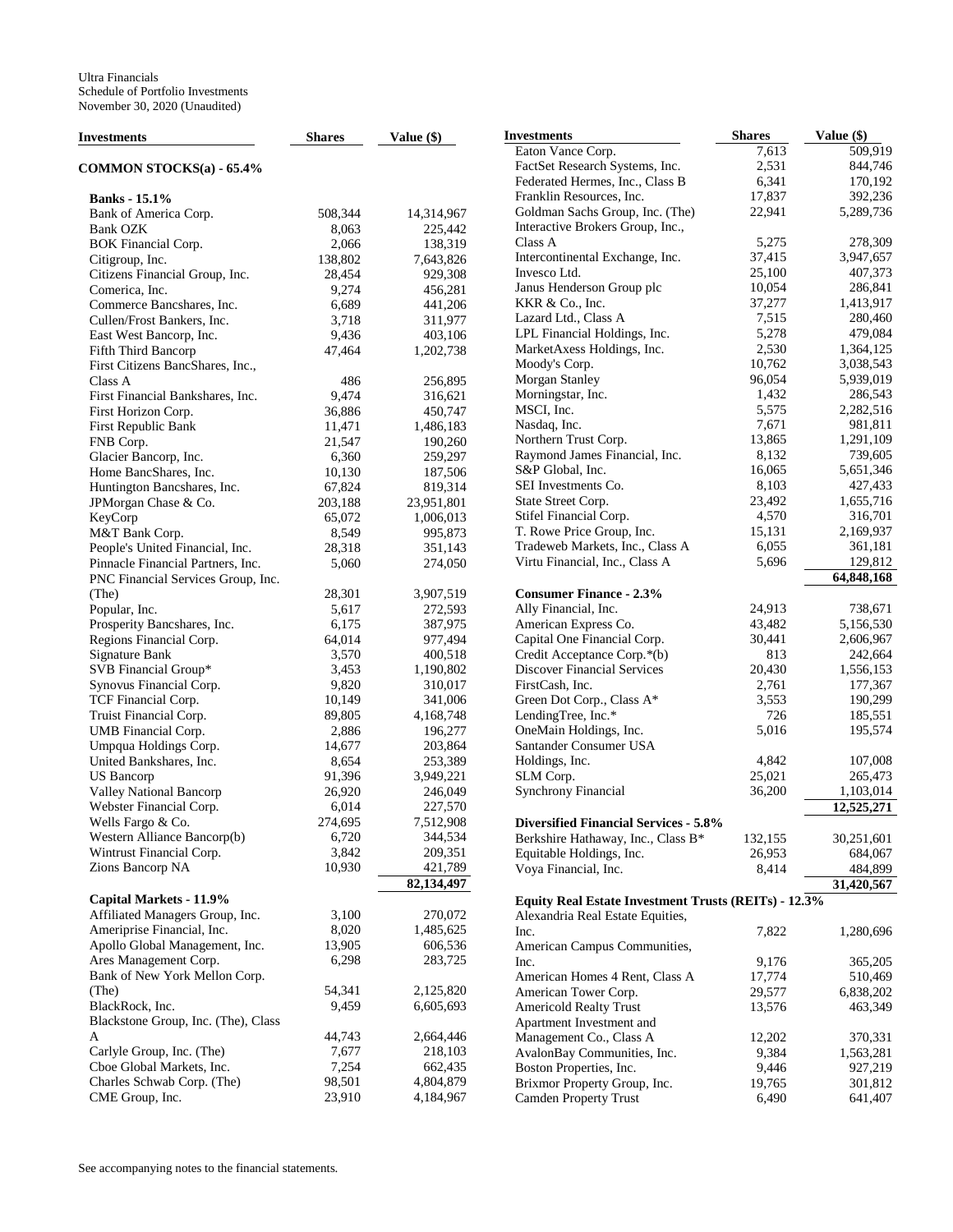Ultra Financials
Schedule of Portfolio Investments
November 30, 2020 (Unaudited)

| Investments | Shares | Value ($) |
|---|---|---|
| **COMMON STOCKS(a) - 65.4%** | | |
| **Banks - 15.1%** | | |
| Bank of America Corp. | 508,344 | 14,314,967 |
| Bank OZK | 8,063 | 225,442 |
| BOK Financial Corp. | 2,066 | 138,319 |
| Citigroup, Inc. | 138,802 | 7,643,826 |
| Citizens Financial Group, Inc. | 28,454 | 929,308 |
| Comerica, Inc. | 9,274 | 456,281 |
| Commerce Bancshares, Inc. | 6,689 | 441,206 |
| Cullen/Frost Bankers, Inc. | 3,718 | 311,977 |
| East West Bancorp, Inc. | 9,436 | 403,106 |
| Fifth Third Bancorp | 47,464 | 1,202,738 |
| First Citizens BancShares, Inc., Class A | 486 | 256,895 |
| First Financial Bankshares, Inc. | 9,474 | 316,621 |
| First Horizon Corp. | 36,886 | 450,747 |
| First Republic Bank | 11,471 | 1,486,183 |
| FNB Corp. | 21,547 | 190,260 |
| Glacier Bancorp, Inc. | 6,360 | 259,297 |
| Home BancShares, Inc. | 10,130 | 187,506 |
| Huntington Bancshares, Inc. | 67,824 | 819,314 |
| JPMorgan Chase & Co. | 203,188 | 23,951,801 |
| KeyCorp | 65,072 | 1,006,013 |
| M&T Bank Corp. | 8,549 | 995,873 |
| People's United Financial, Inc. | 28,318 | 351,143 |
| Pinnacle Financial Partners, Inc. | 5,060 | 274,050 |
| PNC Financial Services Group, Inc. (The) | 28,301 | 3,907,519 |
| Popular, Inc. | 5,617 | 272,593 |
| Prosperity Bancshares, Inc. | 6,175 | 387,975 |
| Regions Financial Corp. | 64,014 | 977,494 |
| Signature Bank | 3,570 | 400,518 |
| SVB Financial Group* | 3,453 | 1,190,802 |
| Synovus Financial Corp. | 9,820 | 310,017 |
| TCF Financial Corp. | 10,149 | 341,006 |
| Truist Financial Corp. | 89,805 | 4,168,748 |
| UMB Financial Corp. | 2,886 | 196,277 |
| Umpqua Holdings Corp. | 14,677 | 203,864 |
| United Bankshares, Inc. | 8,654 | 253,389 |
| US Bancorp | 91,396 | 3,949,221 |
| Valley National Bancorp | 26,920 | 246,049 |
| Webster Financial Corp. | 6,014 | 227,570 |
| Wells Fargo & Co. | 274,695 | 7,512,908 |
| Western Alliance Bancorp(b) | 6,720 | 344,534 |
| Wintrust Financial Corp. | 3,842 | 209,351 |
| Zions Bancorp NA | 10,930 | 421,789 |
| | | **82,134,497** |
| **Capital Markets - 11.9%** | | |
| Affiliated Managers Group, Inc. | 3,100 | 270,072 |
| Ameriprise Financial, Inc. | 8,020 | 1,485,625 |
| Apollo Global Management, Inc. | 13,905 | 606,536 |
| Ares Management Corp. | 6,298 | 283,725 |
| Bank of New York Mellon Corp. (The) | 54,341 | 2,125,820 |
| BlackRock, Inc. | 9,459 | 6,605,693 |
| Blackstone Group, Inc. (The), Class A | 44,743 | 2,664,446 |
| Carlyle Group, Inc. (The) | 7,677 | 218,103 |
| Cboe Global Markets, Inc. | 7,254 | 662,435 |
| Charles Schwab Corp. (The) | 98,501 | 4,804,879 |
| CME Group, Inc. | 23,910 | 4,184,967 |
| Eaton Vance Corp. | 7,613 | 509,919 |
| FactSet Research Systems, Inc. | 2,531 | 844,746 |
| Federated Hermes, Inc., Class B | 6,341 | 170,192 |
| Franklin Resources, Inc. | 17,837 | 392,236 |
| Goldman Sachs Group, Inc. (The) | 22,941 | 5,289,736 |
| Interactive Brokers Group, Inc., Class A | 5,275 | 278,309 |
| Intercontinental Exchange, Inc. | 37,415 | 3,947,657 |
| Invesco Ltd. | 25,100 | 407,373 |
| Janus Henderson Group plc | 10,054 | 286,841 |
| KKR & Co., Inc. | 37,277 | 1,413,917 |
| Lazard Ltd., Class A | 7,515 | 280,460 |
| LPL Financial Holdings, Inc. | 5,278 | 479,084 |
| MarketAxess Holdings, Inc. | 2,530 | 1,364,125 |
| Moody's Corp. | 10,762 | 3,038,543 |
| Morgan Stanley | 96,054 | 5,939,019 |
| Morningstar, Inc. | 1,432 | 286,543 |
| MSCI, Inc. | 5,575 | 2,282,516 |
| Nasdaq, Inc. | 7,671 | 981,811 |
| Northern Trust Corp. | 13,865 | 1,291,109 |
| Raymond James Financial, Inc. | 8,132 | 739,605 |
| S&P Global, Inc. | 16,065 | 5,651,346 |
| SEI Investments Co. | 8,103 | 427,433 |
| State Street Corp. | 23,492 | 1,655,716 |
| Stifel Financial Corp. | 4,570 | 316,701 |
| T. Rowe Price Group, Inc. | 15,131 | 2,169,937 |
| Tradeweb Markets, Inc., Class A | 6,055 | 361,181 |
| Virtu Financial, Inc., Class A | 5,696 | 129,812 |
| | | **64,848,168** |
| **Consumer Finance - 2.3%** | | |
| Ally Financial, Inc. | 24,913 | 738,671 |
| American Express Co. | 43,482 | 5,156,530 |
| Capital One Financial Corp. | 30,441 | 2,606,967 |
| Credit Acceptance Corp.*(b) | 813 | 242,664 |
| Discover Financial Services | 20,430 | 1,556,153 |
| FirstCash, Inc. | 2,761 | 177,367 |
| Green Dot Corp., Class A* | 3,553 | 190,299 |
| LendingTree, Inc.* | 726 | 185,551 |
| OneMain Holdings, Inc. | 5,016 | 195,574 |
| Santander Consumer USA Holdings, Inc. | 4,842 | 107,008 |
| SLM Corp. | 25,021 | 265,473 |
| Synchrony Financial | 36,200 | 1,103,014 |
| | | **12,525,271** |
| **Diversified Financial Services - 5.8%** | | |
| Berkshire Hathaway, Inc., Class B* | 132,155 | 30,251,601 |
| Equitable Holdings, Inc. | 26,953 | 684,067 |
| Voya Financial, Inc. | 8,414 | 484,899 |
| | | **31,420,567** |
| **Equity Real Estate Investment Trusts (REITs) - 12.3%** | | |
| Alexandria Real Estate Equities, Inc. | 7,822 | 1,280,696 |
| American Campus Communities, Inc. | 9,176 | 365,205 |
| American Homes 4 Rent, Class A | 17,774 | 510,469 |
| American Tower Corp. | 29,577 | 6,838,202 |
| Americold Realty Trust | 13,576 | 463,349 |
| Apartment Investment and Management Co., Class A | 12,202 | 370,331 |
| AvalonBay Communities, Inc. | 9,384 | 1,563,281 |
| Boston Properties, Inc. | 9,446 | 927,219 |
| Brixmor Property Group, Inc. | 19,765 | 301,812 |
| Camden Property Trust | 6,490 | 641,407 |

See accompanying notes to the financial statements.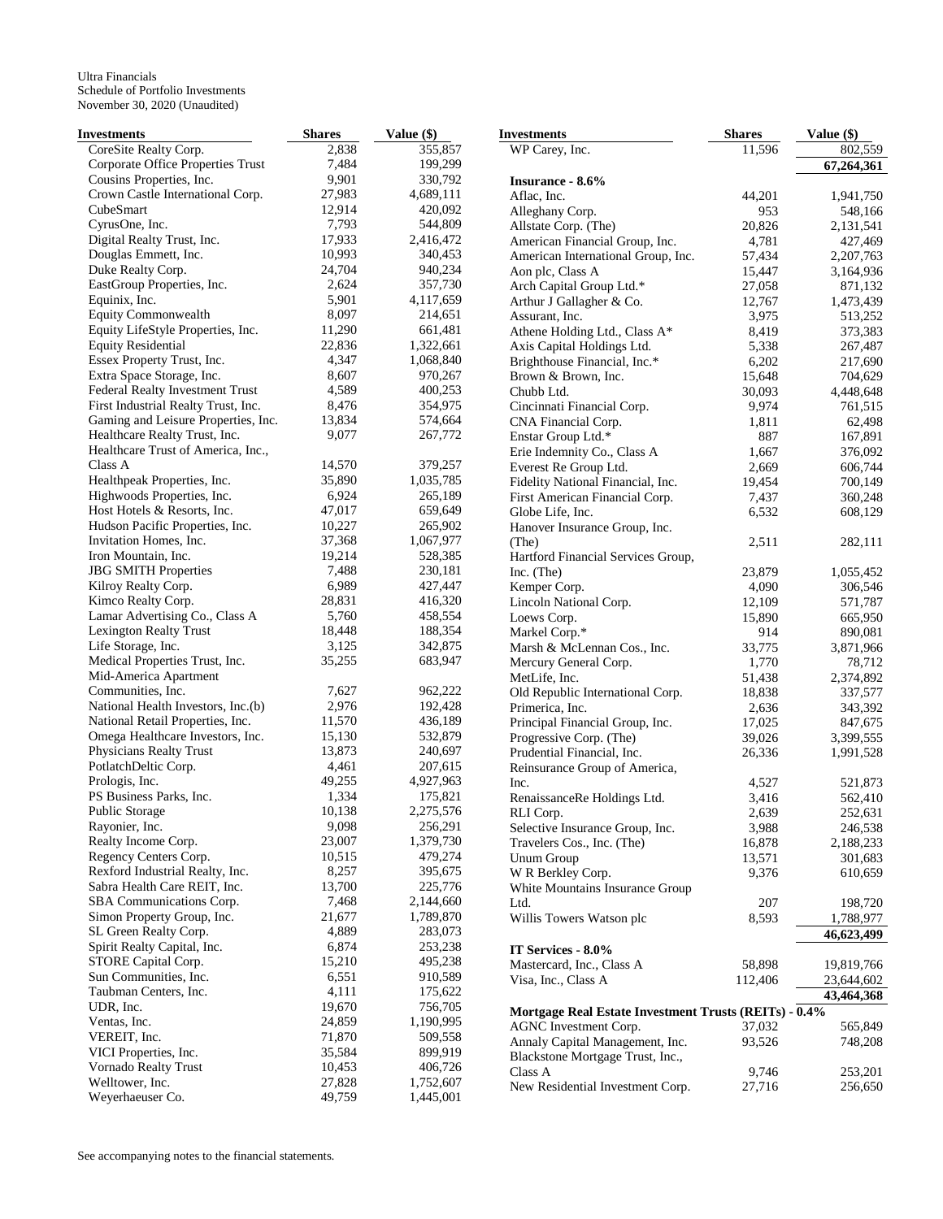Ultra Financials
Schedule of Portfolio Investments
November 30, 2020 (Unaudited)

| Investments | Shares | Value ($) |
|---|---|---|
| CoreSite Realty Corp. | 2,838 | 355,857 |
| Corporate Office Properties Trust | 7,484 | 199,299 |
| Cousins Properties, Inc. | 9,901 | 330,792 |
| Crown Castle International Corp. | 27,983 | 4,689,111 |
| CubeSmart | 12,914 | 420,092 |
| CyrusOne, Inc. | 7,793 | 544,809 |
| Digital Realty Trust, Inc. | 17,933 | 2,416,472 |
| Douglas Emmett, Inc. | 10,993 | 340,453 |
| Duke Realty Corp. | 24,704 | 940,234 |
| EastGroup Properties, Inc. | 2,624 | 357,730 |
| Equinix, Inc. | 5,901 | 4,117,659 |
| Equity Commonwealth | 8,097 | 214,651 |
| Equity LifeStyle Properties, Inc. | 11,290 | 661,481 |
| Equity Residential | 22,836 | 1,322,661 |
| Essex Property Trust, Inc. | 4,347 | 1,068,840 |
| Extra Space Storage, Inc. | 8,607 | 970,267 |
| Federal Realty Investment Trust | 4,589 | 400,253 |
| First Industrial Realty Trust, Inc. | 8,476 | 354,975 |
| Gaming and Leisure Properties, Inc. | 13,834 | 574,664 |
| Healthcare Realty Trust, Inc. | 9,077 | 267,772 |
| Healthcare Trust of America, Inc., Class A | 14,570 | 379,257 |
| Healthpeak Properties, Inc. | 35,890 | 1,035,785 |
| Highwoods Properties, Inc. | 6,924 | 265,189 |
| Host Hotels & Resorts, Inc. | 47,017 | 659,649 |
| Hudson Pacific Properties, Inc. | 10,227 | 265,902 |
| Invitation Homes, Inc. | 37,368 | 1,067,977 |
| Iron Mountain, Inc. | 19,214 | 528,385 |
| JBG SMITH Properties | 7,488 | 230,181 |
| Kilroy Realty Corp. | 6,989 | 427,447 |
| Kimco Realty Corp. | 28,831 | 416,320 |
| Lamar Advertising Co., Class A | 5,760 | 458,554 |
| Lexington Realty Trust | 18,448 | 188,354 |
| Life Storage, Inc. | 3,125 | 342,875 |
| Medical Properties Trust, Inc. | 35,255 | 683,947 |
| Mid-America Apartment Communities, Inc. | 7,627 | 962,222 |
| National Health Investors, Inc.(b) | 2,976 | 192,428 |
| National Retail Properties, Inc. | 11,570 | 436,189 |
| Omega Healthcare Investors, Inc. | 15,130 | 532,879 |
| Physicians Realty Trust | 13,873 | 240,697 |
| PotlatchDeltic Corp. | 4,461 | 207,615 |
| Prologis, Inc. | 49,255 | 4,927,963 |
| PS Business Parks, Inc. | 1,334 | 175,821 |
| Public Storage | 10,138 | 2,275,576 |
| Rayonier, Inc. | 9,098 | 256,291 |
| Realty Income Corp. | 23,007 | 1,379,730 |
| Regency Centers Corp. | 10,515 | 479,274 |
| Rexford Industrial Realty, Inc. | 8,257 | 395,675 |
| Sabra Health Care REIT, Inc. | 13,700 | 225,776 |
| SBA Communications Corp. | 7,468 | 2,144,660 |
| Simon Property Group, Inc. | 21,677 | 1,789,870 |
| SL Green Realty Corp. | 4,889 | 283,073 |
| Spirit Realty Capital, Inc. | 6,874 | 253,238 |
| STORE Capital Corp. | 15,210 | 495,238 |
| Sun Communities, Inc. | 6,551 | 910,589 |
| Taubman Centers, Inc. | 4,111 | 175,622 |
| UDR, Inc. | 19,670 | 756,705 |
| Ventas, Inc. | 24,859 | 1,190,995 |
| VEREIT, Inc. | 71,870 | 509,558 |
| VICI Properties, Inc. | 35,584 | 899,919 |
| Vornado Realty Trust | 10,453 | 406,726 |
| Welltower, Inc. | 27,828 | 1,752,607 |
| Weyerhaeuser Co. | 49,759 | 1,445,001 |
| WP Carey, Inc. | 11,596 | 802,559 |
| | | **67,264,361** |
| **Insurance - 8.6%** | | |
| Aflac, Inc. | 44,201 | 1,941,750 |
| Alleghany Corp. | 953 | 548,166 |
| Allstate Corp. (The) | 20,826 | 2,131,541 |
| American Financial Group, Inc. | 4,781 | 427,469 |
| American International Group, Inc. | 57,434 | 2,207,763 |
| Aon plc, Class A | 15,447 | 3,164,936 |
| Arch Capital Group Ltd.* | 27,058 | 871,132 |
| Arthur J Gallagher & Co. | 12,767 | 1,473,439 |
| Assurant, Inc. | 3,975 | 513,252 |
| Athene Holding Ltd., Class A* | 8,419 | 373,383 |
| Axis Capital Holdings Ltd. | 5,338 | 267,487 |
| Brighthouse Financial, Inc.* | 6,202 | 217,690 |
| Brown & Brown, Inc. | 15,648 | 704,629 |
| Chubb Ltd. | 30,093 | 4,448,648 |
| Cincinnati Financial Corp. | 9,974 | 761,515 |
| CNA Financial Corp. | 1,811 | 62,498 |
| Enstar Group Ltd.* | 887 | 167,891 |
| Erie Indemnity Co., Class A | 1,667 | 376,092 |
| Everest Re Group Ltd. | 2,669 | 606,744 |
| Fidelity National Financial, Inc. | 19,454 | 700,149 |
| First American Financial Corp. | 7,437 | 360,248 |
| Globe Life, Inc. | 6,532 | 608,129 |
| Hanover Insurance Group, Inc. (The) | 2,511 | 282,111 |
| Hartford Financial Services Group, Inc. (The) | 23,879 | 1,055,452 |
| Kemper Corp. | 4,090 | 306,546 |
| Lincoln National Corp. | 12,109 | 571,787 |
| Loews Corp. | 15,890 | 665,950 |
| Markel Corp.* | 914 | 890,081 |
| Marsh & McLennan Cos., Inc. | 33,775 | 3,871,966 |
| Mercury General Corp. | 1,770 | 78,712 |
| MetLife, Inc. | 51,438 | 2,374,892 |
| Old Republic International Corp. | 18,838 | 337,577 |
| Primerica, Inc. | 2,636 | 343,392 |
| Principal Financial Group, Inc. | 17,025 | 847,675 |
| Progressive Corp. (The) | 39,026 | 3,399,555 |
| Prudential Financial, Inc. | 26,336 | 1,991,528 |
| Reinsurance Group of America, Inc. | 4,527 | 521,873 |
| RenaissanceRe Holdings Ltd. | 3,416 | 562,410 |
| RLI Corp. | 2,639 | 252,631 |
| Selective Insurance Group, Inc. | 3,988 | 246,538 |
| Travelers Cos., Inc. (The) | 16,878 | 2,188,233 |
| Unum Group | 13,571 | 301,683 |
| W R Berkley Corp. | 9,376 | 610,659 |
| White Mountains Insurance Group Ltd. | 207 | 198,720 |
| Willis Towers Watson plc | 8,593 | 1,788,977 |
| | | **46,623,499** |
| **IT Services - 8.0%** | | |
| Mastercard, Inc., Class A | 58,898 | 19,819,766 |
| Visa, Inc., Class A | 112,406 | 23,644,602 |
| | | **43,464,368** |
| **Mortgage Real Estate Investment Trusts (REITs) - 0.4%** | | |
| AGNC Investment Corp. | 37,032 | 565,849 |
| Annaly Capital Management, Inc. | 93,526 | 748,208 |
| Blackstone Mortgage Trust, Inc., Class A | 9,746 | 253,201 |
| New Residential Investment Corp. | 27,716 | 256,650 |

See accompanying notes to the financial statements.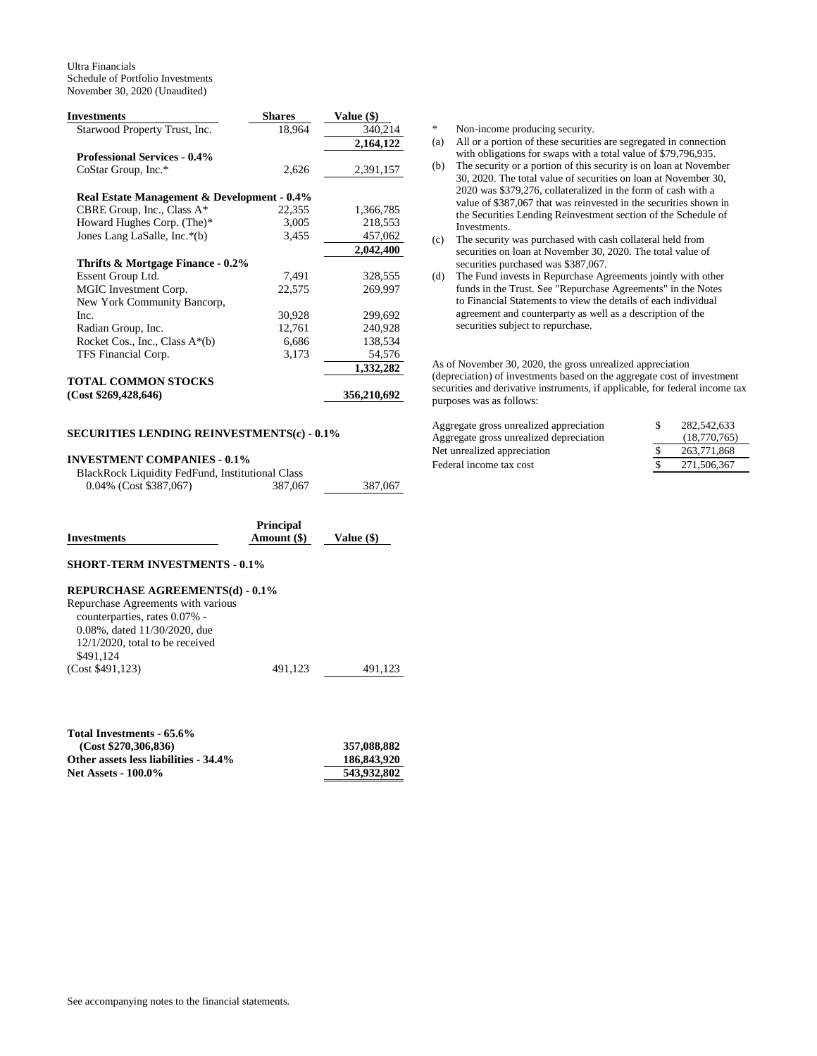Ultra Financials
Schedule of Portfolio Investments
November 30, 2020 (Unaudited)

| Investments | Shares | Value ($) |
|---|---|---|
| Starwood Property Trust, Inc. | 18,964 | 340,214 |
| | | **2,164,122** |
| **Professional Services - 0.4%** | | |
| CoStar Group, Inc.* | 2,626 | 2,391,157 |
| **Real Estate Management & Development - 0.4%** | | |
| CBRE Group, Inc., Class A* | 22,355 | 1,366,785 |
| Howard Hughes Corp. (The)* | 3,005 | 218,553 |
| Jones Lang LaSalle, Inc.*(b) | 3,455 | 457,062 |
| | | **2,042,400** |
| **Thrifts & Mortgage Finance - 0.2%** | | |
| Essent Group Ltd. | 7,491 | 328,555 |
| MGIC Investment Corp. | 22,575 | 269,997 |
| New York Community Bancorp, Inc. | 30,928 | 299,692 |
| Radian Group, Inc. | 12,761 | 240,928 |
| Rocket Cos., Inc., Class A*(b) | 6,686 | 138,534 |
| TFS Financial Corp. | 3,173 | 54,576 |
| | | **1,332,282** |
| **TOTAL COMMON STOCKS (Cost $269,428,646)** | | **356,210,692** |

**SECURITIES LENDING REINVESTMENTS(c) - 0.1%**

**INVESTMENT COMPANIES - 0.1%**

| Investments | Shares | Value ($) |
|---|---|---|
| BlackRock Liquidity FedFund, Institutional Class 0.04% (Cost $387,067) | 387,067 | 387,067 |

| Investments | Principal Amount ($) | Value ($) |
|---|---|---|
| **SHORT-TERM INVESTMENTS - 0.1%** | | |
| **REPURCHASE AGREEMENTS(d) - 0.1%** | | |
| Repurchase Agreements with various counterparties, rates 0.07% - 0.08%, dated 11/30/2020, due 12/1/2020, total to be received $491,124 (Cost $491,123) | 491,123 | 491,123 |

| | |
|---|---|
| **Total Investments - 65.6% (Cost $270,306,836)** | **357,088,882** |
| **Other assets less liabilities - 34.4%** | **186,843,920** |
| **Net Assets - 100.0%** | **543,932,802** |

\* Non-income producing security.

(a) All or a portion of these securities are segregated in connection with obligations for swaps with a total value of $79,796,935.

(b) The security or a portion of this security is on loan at November 30, 2020. The total value of securities on loan at November 30, 2020 was $379,276, collateralized in the form of cash with a value of $387,067 that was reinvested in the securities shown in the Securities Lending Reinvestment section of the Schedule of Investments.

(c) The security was purchased with cash collateral held from securities on loan at November 30, 2020. The total value of securities purchased was $387,067.

(d) The Fund invests in Repurchase Agreements jointly with other funds in the Trust. See "Repurchase Agreements" in the Notes to Financial Statements to view the details of each individual agreement and counterparty as well as a description of the securities subject to repurchase.

As of November 30, 2020, the gross unrealized appreciation (depreciation) of investments based on the aggregate cost of investment securities and derivative instruments, if applicable, for federal income tax purposes was as follows:

| | | |
|---|---|---|
| Aggregate gross unrealized appreciation | $ | 282,542,633 |
| Aggregate gross unrealized depreciation | | (18,770,765) |
| Net unrealized appreciation | $ | 263,771,868 |
| Federal income tax cost | $ | 271,506,367 |

See accompanying notes to the financial statements.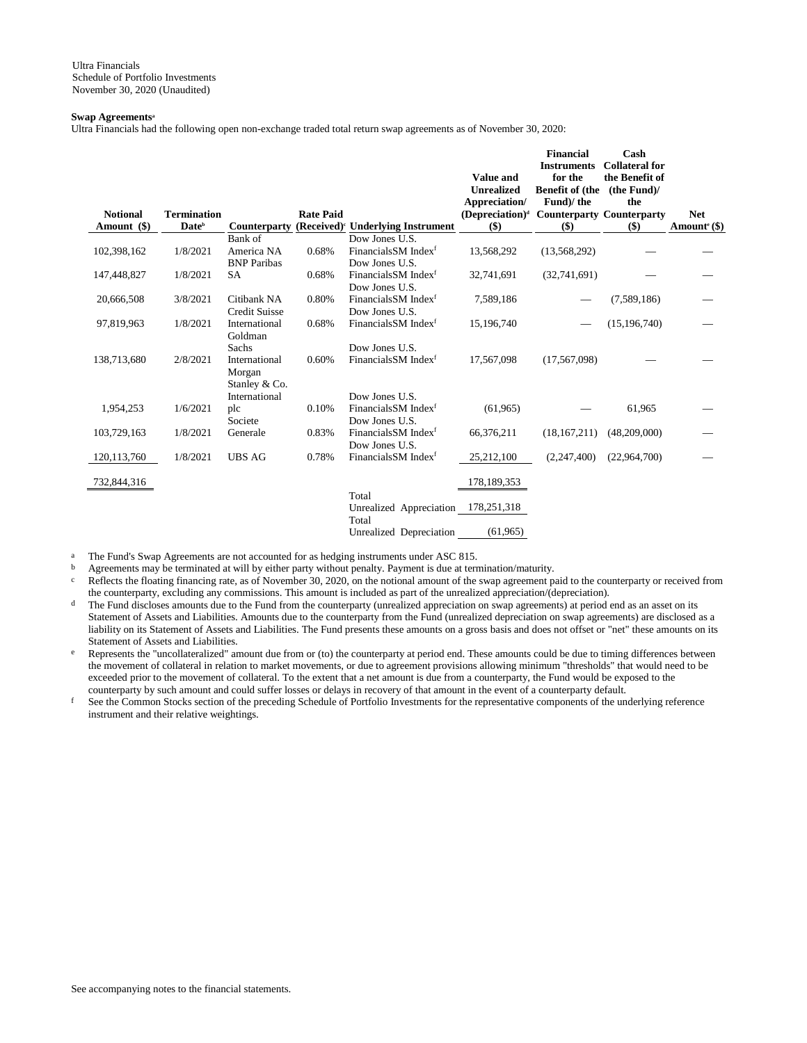Ultra Financials
Schedule of Portfolio Investments
November 30, 2020 (Unaudited)

**Swap Agreements[a]**

Ultra Financials had the following open non-exchange traded total return swap agreements as of November 30, 2020:

| Notional Amount ($) | Termination Date[b] | Counterparty | Rate Paid (Received)[c] | Underlying Instrument | Value and Unrealized Appreciation/ (Depreciation)[d] ($) | Financial Instruments for the Benefit of (the Fund)/ the Counterparty ($) | Cash Collateral for the Benefit of (the Fund)/ the Counterparty ($) | Net Amount[e] ($) |
|---|---|---|---|---|---|---|---|---|
| 102,398,162 | 1/8/2021 | Bank of America NA | 0.68% | Dow Jones U.S. FinancialsSM Index[f] | 13,568,292 | (13,568,292) | — | — |
| 147,448,827 | 1/8/2021 | BNP Paribas SA | 0.68% | Dow Jones U.S. FinancialsSM Index[f] | 32,741,691 | (32,741,691) | — | — |
| 20,666,508 | 3/8/2021 | Citibank NA | 0.80% | Dow Jones U.S. FinancialsSM Index[f] | 7,589,186 | — | (7,589,186) | — |
| 97,819,963 | 1/8/2021 | Credit Suisse International | 0.68% | Dow Jones U.S. FinancialsSM Index[f] | 15,196,740 | — | (15,196,740) | — |
| 138,713,680 | 2/8/2021 | Goldman Sachs International | 0.60% | Dow Jones U.S. FinancialsSM Index[f] | 17,567,098 | (17,567,098) | — | — |
| 1,954,253 | 1/6/2021 | Morgan Stanley & Co. International plc | 0.10% | Dow Jones U.S. FinancialsSM Index[f] | (61,965) | — | 61,965 | — |
| 103,729,163 | 1/8/2021 | Societe Generale | 0.83% | Dow Jones U.S. FinancialsSM Index[f] | 66,376,211 | (18,167,211) | (48,209,000) | — |
| 120,113,760 | 1/8/2021 | UBS AG | 0.78% | Dow Jones U.S. FinancialsSM Index[f] | 25,212,100 | (2,247,400) | (22,964,700) | — |
| 732,844,316 | | | | | 178,189,353 | | | |
| | | | | Total Unrealized Appreciation | 178,251,318 | | | |
| | | | | Total Unrealized Depreciation | (61,965) | | | |

a The Fund's Swap Agreements are not accounted for as hedging instruments under ASC 815.

b Agreements may be terminated at will by either party without penalty. Payment is due at termination/maturity.

c Reflects the floating financing rate, as of November 30, 2020, on the notional amount of the swap agreement paid to the counterparty or received from the counterparty, excluding any commissions. This amount is included as part of the unrealized appreciation/(depreciation).

d The Fund discloses amounts due to the Fund from the counterparty (unrealized appreciation on swap agreements) at period end as an asset on its Statement of Assets and Liabilities. Amounts due to the counterparty from the Fund (unrealized depreciation on swap agreements) are disclosed as a liability on its Statement of Assets and Liabilities. The Fund presents these amounts on a gross basis and does not offset or "net" these amounts on its Statement of Assets and Liabilities.

e Represents the "uncollateralized" amount due from or (to) the counterparty at period end. These amounts could be due to timing differences between the movement of collateral in relation to market movements, or due to agreement provisions allowing minimum "thresholds" that would need to be exceeded prior to the movement of collateral. To the extent that a net amount is due from a counterparty, the Fund would be exposed to the counterparty by such amount and could suffer losses or delays in recovery of that amount in the event of a counterparty default.

f See the Common Stocks section of the preceding Schedule of Portfolio Investments for the representative components of the underlying reference instrument and their relative weightings.

See accompanying notes to the financial statements.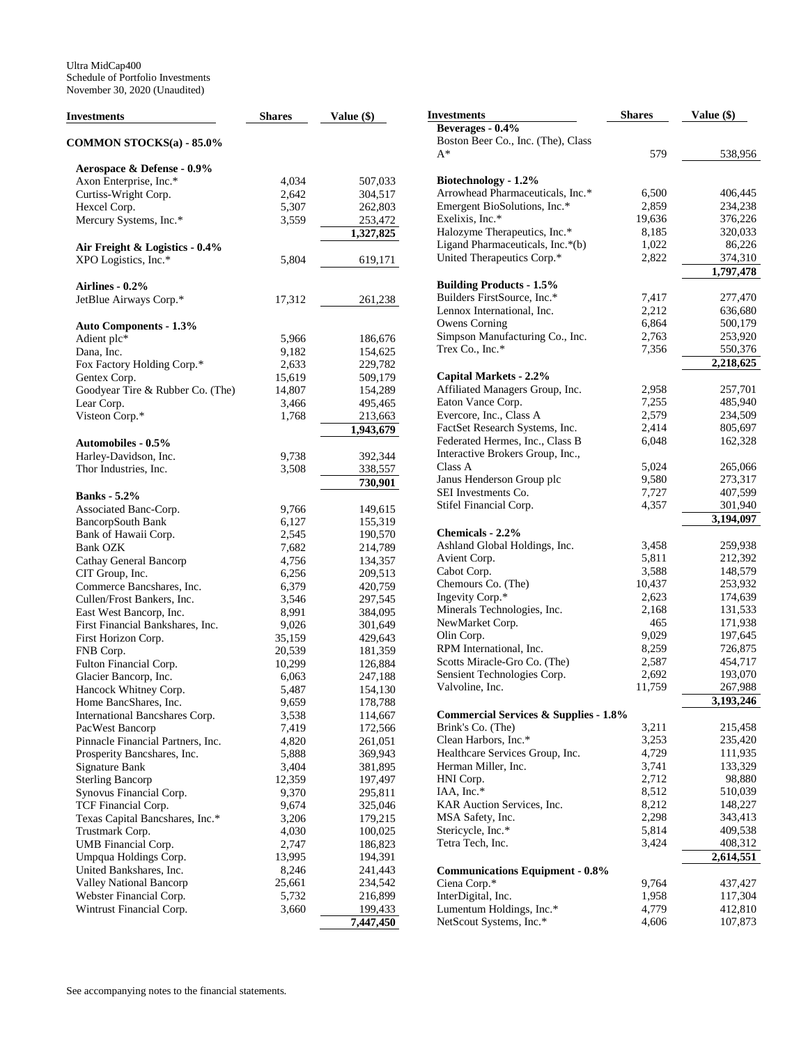Ultra MidCap400
Schedule of Portfolio Investments
November 30, 2020 (Unaudited)

| Investments | Shares | Value ($) |
|---|---|---|
| **COMMON STOCKS(a) - 85.0%** | | |
| **Aerospace & Defense - 0.9%** | | |
| Axon Enterprise, Inc.* | 4,034 | 507,033 |
| Curtiss-Wright Corp. | 2,642 | 304,517 |
| Hexcel Corp. | 5,307 | 262,803 |
| Mercury Systems, Inc.* | 3,559 | 253,472 |
| | | **1,327,825** |
| **Air Freight & Logistics - 0.4%** | | |
| XPO Logistics, Inc.* | 5,804 | 619,171 |
| **Airlines - 0.2%** | | |
| JetBlue Airways Corp.* | 17,312 | 261,238 |
| **Auto Components - 1.3%** | | |
| Adient plc* | 5,966 | 186,676 |
| Dana, Inc. | 9,182 | 154,625 |
| Fox Factory Holding Corp.* | 2,633 | 229,782 |
| Gentex Corp. | 15,619 | 509,179 |
| Goodyear Tire & Rubber Co. (The) | 14,807 | 154,289 |
| Lear Corp. | 3,466 | 495,465 |
| Visteon Corp.* | 1,768 | 213,663 |
| | | **1,943,679** |
| **Automobiles - 0.5%** | | |
| Harley-Davidson, Inc. | 9,738 | 392,344 |
| Thor Industries, Inc. | 3,508 | 338,557 |
| | | **730,901** |
| **Banks - 5.2%** | | |
| Associated Banc-Corp. | 9,766 | 149,615 |
| BancorpSouth Bank | 6,127 | 155,319 |
| Bank of Hawaii Corp. | 2,545 | 190,570 |
| Bank OZK | 7,682 | 214,789 |
| Cathay General Bancorp | 4,756 | 134,357 |
| CIT Group, Inc. | 6,256 | 209,513 |
| Commerce Bancshares, Inc. | 6,379 | 420,759 |
| Cullen/Frost Bankers, Inc. | 3,546 | 297,545 |
| East West Bancorp, Inc. | 8,991 | 384,095 |
| First Financial Bankshares, Inc. | 9,026 | 301,649 |
| First Horizon Corp. | 35,159 | 429,643 |
| FNB Corp. | 20,539 | 181,359 |
| Fulton Financial Corp. | 10,299 | 126,884 |
| Glacier Bancorp, Inc. | 6,063 | 247,188 |
| Hancock Whitney Corp. | 5,487 | 154,130 |
| Home BancShares, Inc. | 9,659 | 178,788 |
| International Bancshares Corp. | 3,538 | 114,667 |
| PacWest Bancorp | 7,419 | 172,566 |
| Pinnacle Financial Partners, Inc. | 4,820 | 261,051 |
| Prosperity Bancshares, Inc. | 5,888 | 369,943 |
| Signature Bank | 3,404 | 381,895 |
| Sterling Bancorp | 12,359 | 197,497 |
| Synovus Financial Corp. | 9,370 | 295,811 |
| TCF Financial Corp. | 9,674 | 325,046 |
| Texas Capital Bancshares, Inc.* | 3,206 | 179,215 |
| Trustmark Corp. | 4,030 | 100,025 |
| UMB Financial Corp. | 2,747 | 186,823 |
| Umpqua Holdings Corp. | 13,995 | 194,391 |
| United Bankshares, Inc. | 8,246 | 241,443 |
| Valley National Bancorp | 25,661 | 234,542 |
| Webster Financial Corp. | 5,732 | 216,899 |
| Wintrust Financial Corp. | 3,660 | 199,433 |
| | | **7,447,450** |
| **Beverages - 0.4%** | | |
| Boston Beer Co., Inc. (The), Class A* | 579 | 538,956 |
| **Biotechnology - 1.2%** | | |
| Arrowhead Pharmaceuticals, Inc.* | 6,500 | 406,445 |
| Emergent BioSolutions, Inc.* | 2,859 | 234,238 |
| Exelixis, Inc.* | 19,636 | 376,226 |
| Halozyme Therapeutics, Inc.* | 8,185 | 320,033 |
| Ligand Pharmaceuticals, Inc.*(b) | 1,022 | 86,226 |
| United Therapeutics Corp.* | 2,822 | 374,310 |
| | | **1,797,478** |
| **Building Products - 1.5%** | | |
| Builders FirstSource, Inc.* | 7,417 | 277,470 |
| Lennox International, Inc. | 2,212 | 636,680 |
| Owens Corning | 6,864 | 500,179 |
| Simpson Manufacturing Co., Inc. | 2,763 | 253,920 |
| Trex Co., Inc.* | 7,356 | 550,376 |
| | | **2,218,625** |
| **Capital Markets - 2.2%** | | |
| Affiliated Managers Group, Inc. | 2,958 | 257,701 |
| Eaton Vance Corp. | 7,255 | 485,940 |
| Evercore, Inc., Class A | 2,579 | 234,509 |
| FactSet Research Systems, Inc. | 2,414 | 805,697 |
| Federated Hermes, Inc., Class B | 6,048 | 162,328 |
| Interactive Brokers Group, Inc., Class A | 5,024 | 265,066 |
| Janus Henderson Group plc | 9,580 | 273,317 |
| SEI Investments Co. | 7,727 | 407,599 |
| Stifel Financial Corp. | 4,357 | 301,940 |
| | | **3,194,097** |
| **Chemicals - 2.2%** | | |
| Ashland Global Holdings, Inc. | 3,458 | 259,938 |
| Avient Corp. | 5,811 | 212,392 |
| Cabot Corp. | 3,588 | 148,579 |
| Chemours Co. (The) | 10,437 | 253,932 |
| Ingevity Corp.* | 2,623 | 174,639 |
| Minerals Technologies, Inc. | 2,168 | 131,533 |
| NewMarket Corp. | 465 | 171,938 |
| Olin Corp. | 9,029 | 197,645 |
| RPM International, Inc. | 8,259 | 726,875 |
| Scotts Miracle-Gro Co. (The) | 2,587 | 454,717 |
| Sensient Technologies Corp. | 2,692 | 193,070 |
| Valvoline, Inc. | 11,759 | 267,988 |
| | | **3,193,246** |
| **Commercial Services & Supplies - 1.8%** | | |
| Brink's Co. (The) | 3,211 | 215,458 |
| Clean Harbors, Inc.* | 3,253 | 235,420 |
| Healthcare Services Group, Inc. | 4,729 | 111,935 |
| Herman Miller, Inc. | 3,741 | 133,329 |
| HNI Corp. | 2,712 | 98,880 |
| IAA, Inc.* | 8,512 | 510,039 |
| KAR Auction Services, Inc. | 8,212 | 148,227 |
| MSA Safety, Inc. | 2,298 | 343,413 |
| Stericycle, Inc.* | 5,814 | 409,538 |
| Tetra Tech, Inc. | 3,424 | 408,312 |
| | | **2,614,551** |
| **Communications Equipment - 0.8%** | | |
| Ciena Corp.* | 9,764 | 437,427 |
| InterDigital, Inc. | 1,958 | 117,304 |
| Lumentum Holdings, Inc.* | 4,779 | 412,810 |
| NetScout Systems, Inc.* | 4,606 | 107,873 |

See accompanying notes to the financial statements.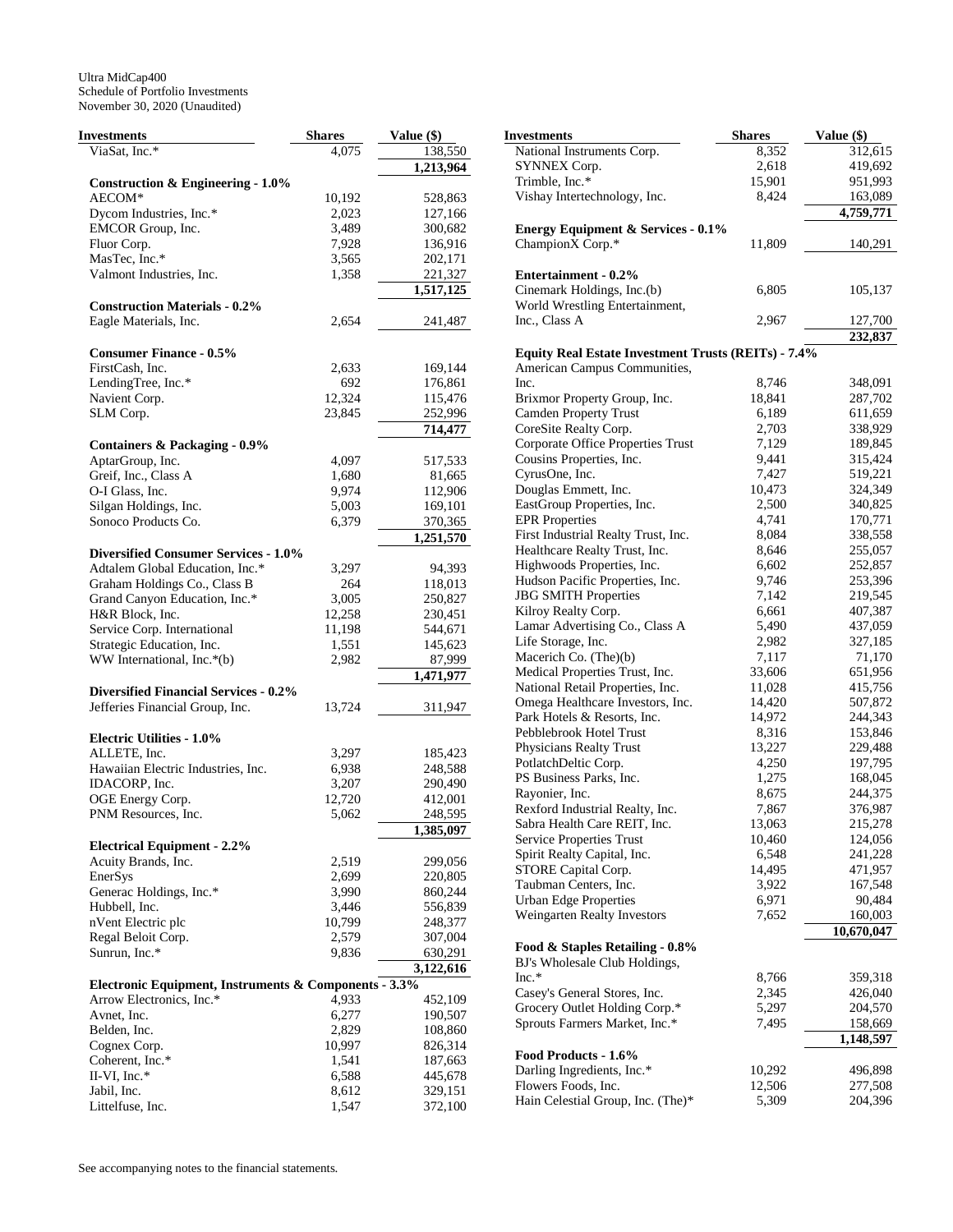Ultra MidCap400
Schedule of Portfolio Investments
November 30, 2020 (Unaudited)

| Investments | Shares | Value ($) |
|---|---|---|
| ViaSat, Inc.* | 4,075 | 138,550 |
| | | 1,213,964 |
| **Construction & Engineering - 1.0%** | | |
| AECOM* | 10,192 | 528,863 |
| Dycom Industries, Inc.* | 2,023 | 127,166 |
| EMCOR Group, Inc. | 3,489 | 300,682 |
| Fluor Corp. | 7,928 | 136,916 |
| MasTec, Inc.* | 3,565 | 202,171 |
| Valmont Industries, Inc. | 1,358 | 221,327 |
| | | 1,517,125 |
| **Construction Materials - 0.2%** | | |
| Eagle Materials, Inc. | 2,654 | 241,487 |
| **Consumer Finance - 0.5%** | | |
| FirstCash, Inc. | 2,633 | 169,144 |
| LendingTree, Inc.* | 692 | 176,861 |
| Navient Corp. | 12,324 | 115,476 |
| SLM Corp. | 23,845 | 252,996 |
| | | 714,477 |
| **Containers & Packaging - 0.9%** | | |
| AptarGroup, Inc. | 4,097 | 517,533 |
| Greif, Inc., Class A | 1,680 | 81,665 |
| O-I Glass, Inc. | 9,974 | 112,906 |
| Silgan Holdings, Inc. | 5,003 | 169,101 |
| Sonoco Products Co. | 6,379 | 370,365 |
| | | 1,251,570 |
| **Diversified Consumer Services - 1.0%** | | |
| Adtalem Global Education, Inc.* | 3,297 | 94,393 |
| Graham Holdings Co., Class B | 264 | 118,013 |
| Grand Canyon Education, Inc.* | 3,005 | 250,827 |
| H&R Block, Inc. | 12,258 | 230,451 |
| Service Corp. International | 11,198 | 544,671 |
| Strategic Education, Inc. | 1,551 | 145,623 |
| WW International, Inc.*(b) | 2,982 | 87,999 |
| | | 1,471,977 |
| **Diversified Financial Services - 0.2%** | | |
| Jefferies Financial Group, Inc. | 13,724 | 311,947 |
| **Electric Utilities - 1.0%** | | |
| ALLETE, Inc. | 3,297 | 185,423 |
| Hawaiian Electric Industries, Inc. | 6,938 | 248,588 |
| IDACORP, Inc. | 3,207 | 290,490 |
| OGE Energy Corp. | 12,720 | 412,001 |
| PNM Resources, Inc. | 5,062 | 248,595 |
| | | 1,385,097 |
| **Electrical Equipment - 2.2%** | | |
| Acuity Brands, Inc. | 2,519 | 299,056 |
| EnerSys | 2,699 | 220,805 |
| Generac Holdings, Inc.* | 3,990 | 860,244 |
| Hubbell, Inc. | 3,446 | 556,839 |
| nVent Electric plc | 10,799 | 248,377 |
| Regal Beloit Corp. | 2,579 | 307,004 |
| Sunrun, Inc.* | 9,836 | 630,291 |
| | | 3,122,616 |
| **Electronic Equipment, Instruments & Components - 3.3%** | | |
| Arrow Electronics, Inc.* | 4,933 | 452,109 |
| Avnet, Inc. | 6,277 | 190,507 |
| Belden, Inc. | 2,829 | 108,860 |
| Cognex Corp. | 10,997 | 826,314 |
| Coherent, Inc.* | 1,541 | 187,663 |
| II-VI, Inc.* | 6,588 | 445,678 |
| Jabil, Inc. | 8,612 | 329,151 |
| Littelfuse, Inc. | 1,547 | 372,100 |
| National Instruments Corp. | 8,352 | 312,615 |
| SYNNEX Corp. | 2,618 | 419,692 |
| Trimble, Inc.* | 15,901 | 951,993 |
| Vishay Intertechnology, Inc. | 8,424 | 163,089 |
| | | 4,759,771 |
| **Energy Equipment & Services - 0.1%** | | |
| ChampionX Corp.* | 11,809 | 140,291 |
| **Entertainment - 0.2%** | | |
| Cinemark Holdings, Inc.(b) | 6,805 | 105,137 |
| World Wrestling Entertainment, Inc., Class A | 2,967 | 127,700 |
| | | 232,837 |
| **Equity Real Estate Investment Trusts (REITs) - 7.4%** | | |
| American Campus Communities, Inc. | 8,746 | 348,091 |
| Brixmor Property Group, Inc. | 18,841 | 287,702 |
| Camden Property Trust | 6,189 | 611,659 |
| CoreSite Realty Corp. | 2,703 | 338,929 |
| Corporate Office Properties Trust | 7,129 | 189,845 |
| Cousins Properties, Inc. | 9,441 | 315,424 |
| CyrusOne, Inc. | 7,427 | 519,221 |
| Douglas Emmett, Inc. | 10,473 | 324,349 |
| EastGroup Properties, Inc. | 2,500 | 340,825 |
| EPR Properties | 4,741 | 170,771 |
| First Industrial Realty Trust, Inc. | 8,084 | 338,558 |
| Healthcare Realty Trust, Inc. | 8,646 | 255,057 |
| Highwoods Properties, Inc. | 6,602 | 252,857 |
| Hudson Pacific Properties, Inc. | 9,746 | 253,396 |
| JBG SMITH Properties | 7,142 | 219,545 |
| Kilroy Realty Corp. | 6,661 | 407,387 |
| Lamar Advertising Co., Class A | 5,490 | 437,059 |
| Life Storage, Inc. | 2,982 | 327,185 |
| Macerich Co. (The)(b) | 7,117 | 71,170 |
| Medical Properties Trust, Inc. | 33,606 | 651,956 |
| National Retail Properties, Inc. | 11,028 | 415,756 |
| Omega Healthcare Investors, Inc. | 14,420 | 507,872 |
| Park Hotels & Resorts, Inc. | 14,972 | 244,343 |
| Pebblebrook Hotel Trust | 8,316 | 153,846 |
| Physicians Realty Trust | 13,227 | 229,488 |
| PotlatchDeltic Corp. | 4,250 | 197,795 |
| PS Business Parks, Inc. | 1,275 | 168,045 |
| Rayonier, Inc. | 8,675 | 244,375 |
| Rexford Industrial Realty, Inc. | 7,867 | 376,987 |
| Sabra Health Care REIT, Inc. | 13,063 | 215,278 |
| Service Properties Trust | 10,460 | 124,056 |
| Spirit Realty Capital, Inc. | 6,548 | 241,228 |
| STORE Capital Corp. | 14,495 | 471,957 |
| Taubman Centers, Inc. | 3,922 | 167,548 |
| Urban Edge Properties | 6,971 | 90,484 |
| Weingarten Realty Investors | 7,652 | 160,003 |
| | | 10,670,047 |
| **Food & Staples Retailing - 0.8%** | | |
| BJ's Wholesale Club Holdings, Inc.* | 8,766 | 359,318 |
| Casey's General Stores, Inc. | 2,345 | 426,040 |
| Grocery Outlet Holding Corp.* | 5,297 | 204,570 |
| Sprouts Farmers Market, Inc.* | 7,495 | 158,669 |
| | | 1,148,597 |
| **Food Products - 1.6%** | | |
| Darling Ingredients, Inc.* | 10,292 | 496,898 |
| Flowers Foods, Inc. | 12,506 | 277,508 |
| Hain Celestial Group, Inc. (The)* | 5,309 | 204,396 |

See accompanying notes to the financial statements.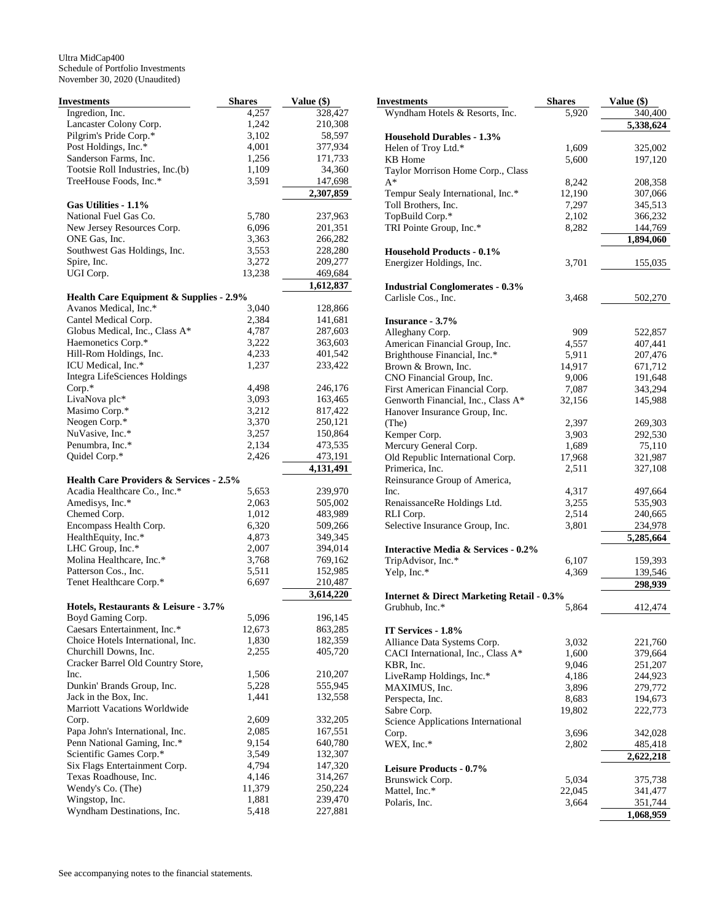Ultra MidCap400
Schedule of Portfolio Investments
November 30, 2020 (Unaudited)

| Investments | Shares | Value ($) |
|---|---|---|
| Ingredion, Inc. | 4,257 | 328,427 |
| Lancaster Colony Corp. | 1,242 | 210,308 |
| Pilgrim's Pride Corp.* | 3,102 | 58,597 |
| Post Holdings, Inc.* | 4,001 | 377,934 |
| Sanderson Farms, Inc. | 1,256 | 171,733 |
| Tootsie Roll Industries, Inc.(b) | 1,109 | 34,360 |
| TreeHouse Foods, Inc.* | 3,591 | 147,698 |
| | | **2,307,859** |
| **Gas Utilities - 1.1%** | | |
| National Fuel Gas Co. | 5,780 | 237,963 |
| New Jersey Resources Corp. | 6,096 | 201,351 |
| ONE Gas, Inc. | 3,363 | 266,282 |
| Southwest Gas Holdings, Inc. | 3,553 | 228,280 |
| Spire, Inc. | 3,272 | 209,277 |
| UGI Corp. | 13,238 | 469,684 |
| | | **1,612,837** |
| **Health Care Equipment & Supplies - 2.9%** | | |
| Avanos Medical, Inc.* | 3,040 | 128,866 |
| Cantel Medical Corp. | 2,384 | 141,681 |
| Globus Medical, Inc., Class A* | 4,787 | 287,603 |
| Haemonetics Corp.* | 3,222 | 363,603 |
| Hill-Rom Holdings, Inc. | 4,233 | 401,542 |
| ICU Medical, Inc.* | 1,237 | 233,422 |
| Integra LifeSciences Holdings Corp.* | 4,498 | 246,176 |
| LivaNova plc* | 3,093 | 163,465 |
| Masimo Corp.* | 3,212 | 817,422 |
| Neogen Corp.* | 3,370 | 250,121 |
| NuVasive, Inc.* | 3,257 | 150,864 |
| Penumbra, Inc.* | 2,134 | 473,535 |
| Quidel Corp.* | 2,426 | 473,191 |
| | | **4,131,491** |
| **Health Care Providers & Services - 2.5%** | | |
| Acadia Healthcare Co., Inc.* | 5,653 | 239,970 |
| Amedisys, Inc.* | 2,063 | 505,002 |
| Chemed Corp. | 1,012 | 483,989 |
| Encompass Health Corp. | 6,320 | 509,266 |
| HealthEquity, Inc.* | 4,873 | 349,345 |
| LHC Group, Inc.* | 2,007 | 394,014 |
| Molina Healthcare, Inc.* | 3,768 | 769,162 |
| Patterson Cos., Inc. | 5,511 | 152,985 |
| Tenet Healthcare Corp.* | 6,697 | 210,487 |
| | | **3,614,220** |
| **Hotels, Restaurants & Leisure - 3.7%** | | |
| Boyd Gaming Corp. | 5,096 | 196,145 |
| Caesars Entertainment, Inc.* | 12,673 | 863,285 |
| Choice Hotels International, Inc. | 1,830 | 182,359 |
| Churchill Downs, Inc. | 2,255 | 405,720 |
| Cracker Barrel Old Country Store, Inc. | 1,506 | 210,207 |
| Dunkin' Brands Group, Inc. | 5,228 | 555,945 |
| Jack in the Box, Inc. | 1,441 | 132,558 |
| Marriott Vacations Worldwide Corp. | 2,609 | 332,205 |
| Papa John's International, Inc. | 2,085 | 167,551 |
| Penn National Gaming, Inc.* | 9,154 | 640,780 |
| Scientific Games Corp.* | 3,549 | 132,307 |
| Six Flags Entertainment Corp. | 4,794 | 147,320 |
| Texas Roadhouse, Inc. | 4,146 | 314,267 |
| Wendy's Co. (The) | 11,379 | 250,224 |
| Wingstop, Inc. | 1,881 | 239,470 |
| Wyndham Destinations, Inc. | 5,418 | 227,881 |
| Wyndham Hotels & Resorts, Inc. | 5,920 | 340,400 |
| | | **5,338,624** |
| **Household Durables - 1.3%** | | |
| Helen of Troy Ltd.* | 1,609 | 325,002 |
| KB Home | 5,600 | 197,120 |
| Taylor Morrison Home Corp., Class A* | 8,242 | 208,358 |
| Tempur Sealy International, Inc.* | 12,190 | 307,066 |
| Toll Brothers, Inc. | 7,297 | 345,513 |
| TopBuild Corp.* | 2,102 | 366,232 |
| TRI Pointe Group, Inc.* | 8,282 | 144,769 |
| | | **1,894,060** |
| **Household Products - 0.1%** | | |
| Energizer Holdings, Inc. | 3,701 | 155,035 |
| **Industrial Conglomerates - 0.3%** | | |
| Carlisle Cos., Inc. | 3,468 | 502,270 |
| **Insurance - 3.7%** | | |
| Alleghany Corp. | 909 | 522,857 |
| American Financial Group, Inc. | 4,557 | 407,441 |
| Brighthouse Financial, Inc.* | 5,911 | 207,476 |
| Brown & Brown, Inc. | 14,917 | 671,712 |
| CNO Financial Group, Inc. | 9,006 | 191,648 |
| First American Financial Corp. | 7,087 | 343,294 |
| Genworth Financial, Inc., Class A* | 32,156 | 145,988 |
| Hanover Insurance Group, Inc. (The) | 2,397 | 269,303 |
| Kemper Corp. | 3,903 | 292,530 |
| Mercury General Corp. | 1,689 | 75,110 |
| Old Republic International Corp. | 17,968 | 321,987 |
| Primerica, Inc. | 2,511 | 327,108 |
| Reinsurance Group of America, Inc. | 4,317 | 497,664 |
| RenaissanceRe Holdings Ltd. | 3,255 | 535,903 |
| RLI Corp. | 2,514 | 240,665 |
| Selective Insurance Group, Inc. | 3,801 | 234,978 |
| | | **5,285,664** |
| **Interactive Media & Services - 0.2%** | | |
| TripAdvisor, Inc.* | 6,107 | 159,393 |
| Yelp, Inc.* | 4,369 | 139,546 |
| | | **298,939** |
| **Internet & Direct Marketing Retail - 0.3%** | | |
| Grubhub, Inc.* | 5,864 | 412,474 |
| **IT Services - 1.8%** | | |
| Alliance Data Systems Corp. | 3,032 | 221,760 |
| CACI International, Inc., Class A* | 1,600 | 379,664 |
| KBR, Inc. | 9,046 | 251,207 |
| LiveRamp Holdings, Inc.* | 4,186 | 244,923 |
| MAXIMUS, Inc. | 3,896 | 279,772 |
| Perspecta, Inc. | 8,683 | 194,673 |
| Sabre Corp. | 19,802 | 222,773 |
| Science Applications International Corp. | 3,696 | 342,028 |
| WEX, Inc.* | 2,802 | 485,418 |
| | | **2,622,218** |
| **Leisure Products - 0.7%** | | |
| Brunswick Corp. | 5,034 | 375,738 |
| Mattel, Inc.* | 22,045 | 341,477 |
| Polaris, Inc. | 3,664 | 351,744 |
| | | **1,068,959** |

See accompanying notes to the financial statements.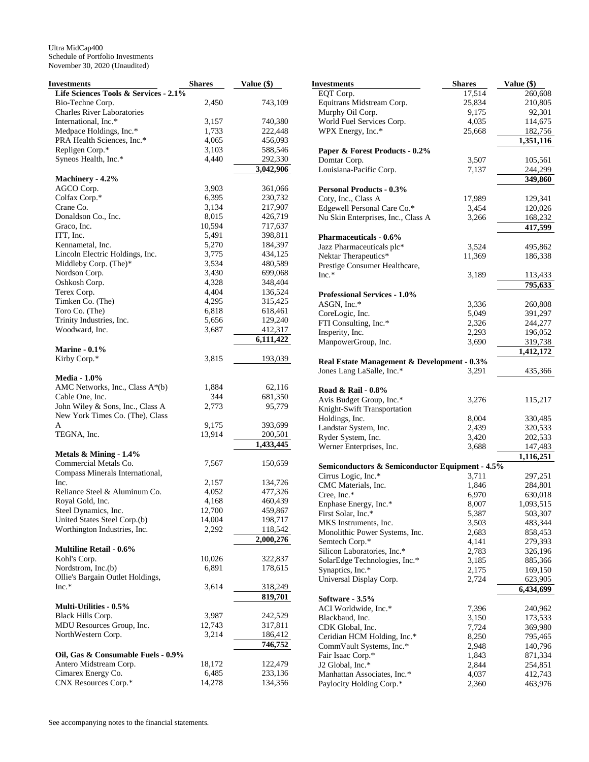Ultra MidCap400
Schedule of Portfolio Investments
November 30, 2020 (Unaudited)

| Investments | Shares | Value ($) |
|---|---|---|
| **Life Sciences Tools & Services - 2.1%** | | |
| Bio-Techne Corp. | 2,450 | 743,109 |
| Charles River Laboratories International, Inc.* | 3,157 | 740,380 |
| Medpace Holdings, Inc.* | 1,733 | 222,448 |
| PRA Health Sciences, Inc.* | 4,065 | 456,093 |
| Repligen Corp.* | 3,103 | 588,546 |
| Syneos Health, Inc.* | 4,440 | 292,330 |
| | | **3,042,906** |
| **Machinery - 4.2%** | | |
| AGCO Corp. | 3,903 | 361,066 |
| Colfax Corp.* | 6,395 | 230,732 |
| Crane Co. | 3,134 | 217,907 |
| Donaldson Co., Inc. | 8,015 | 426,719 |
| Graco, Inc. | 10,594 | 717,637 |
| ITT, Inc. | 5,491 | 398,811 |
| Kennametal, Inc. | 5,270 | 184,397 |
| Lincoln Electric Holdings, Inc. | 3,775 | 434,125 |
| Middleby Corp. (The)* | 3,534 | 480,589 |
| Nordson Corp. | 3,430 | 699,068 |
| Oshkosh Corp. | 4,328 | 348,404 |
| Terex Corp. | 4,404 | 136,524 |
| Timken Co. (The) | 4,295 | 315,425 |
| Toro Co. (The) | 6,818 | 618,461 |
| Trinity Industries, Inc. | 5,656 | 129,240 |
| Woodward, Inc. | 3,687 | 412,317 |
| | | **6,111,422** |
| **Marine - 0.1%** | | |
| Kirby Corp.* | 3,815 | 193,039 |
| **Media - 1.0%** | | |
| AMC Networks, Inc., Class A*(b) | 1,884 | 62,116 |
| Cable One, Inc. | 344 | 681,350 |
| John Wiley & Sons, Inc., Class A | 2,773 | 95,779 |
| New York Times Co. (The), Class A | 9,175 | 393,699 |
| TEGNA, Inc. | 13,914 | 200,501 |
| | | **1,433,445** |
| **Metals & Mining - 1.4%** | | |
| Commercial Metals Co. | 7,567 | 150,659 |
| Compass Minerals International, Inc. | 2,157 | 134,726 |
| Reliance Steel & Aluminum Co. | 4,052 | 477,326 |
| Royal Gold, Inc. | 4,168 | 460,439 |
| Steel Dynamics, Inc. | 12,700 | 459,867 |
| United States Steel Corp.(b) | 14,004 | 198,717 |
| Worthington Industries, Inc. | 2,292 | 118,542 |
| | | **2,000,276** |
| **Multiline Retail - 0.6%** | | |
| Kohl's Corp. | 10,026 | 322,837 |
| Nordstrom, Inc.(b) | 6,891 | 178,615 |
| Ollie's Bargain Outlet Holdings, Inc.* | 3,614 | 318,249 |
| | | **819,701** |
| **Multi-Utilities - 0.5%** | | |
| Black Hills Corp. | 3,987 | 242,529 |
| MDU Resources Group, Inc. | 12,743 | 317,811 |
| NorthWestern Corp. | 3,214 | 186,412 |
| | | **746,752** |
| **Oil, Gas & Consumable Fuels - 0.9%** | | |
| Antero Midstream Corp. | 18,172 | 122,479 |
| Cimarex Energy Co. | 6,485 | 233,136 |
| CNX Resources Corp.* | 14,278 | 134,356 |
| EQT Corp. | 17,514 | 260,608 |
| Equitrans Midstream Corp. | 25,834 | 210,805 |
| Murphy Oil Corp. | 9,175 | 92,301 |
| World Fuel Services Corp. | 4,035 | 114,675 |
| WPX Energy, Inc.* | 25,668 | 182,756 |
| | | **1,351,116** |
| **Paper & Forest Products - 0.2%** | | |
| Domtar Corp. | 3,507 | 105,561 |
| Louisiana-Pacific Corp. | 7,137 | 244,299 |
| | | **349,860** |
| **Personal Products - 0.3%** | | |
| Coty, Inc., Class A | 17,989 | 129,341 |
| Edgewell Personal Care Co.* | 3,454 | 120,026 |
| Nu Skin Enterprises, Inc., Class A | 3,266 | 168,232 |
| | | **417,599** |
| **Pharmaceuticals - 0.6%** | | |
| Jazz Pharmaceuticals plc* | 3,524 | 495,862 |
| Nektar Therapeutics* | 11,369 | 186,338 |
| Prestige Consumer Healthcare, Inc.* | 3,189 | 113,433 |
| | | **795,633** |
| **Professional Services - 1.0%** | | |
| ASGN, Inc.* | 3,336 | 260,808 |
| CoreLogic, Inc. | 5,049 | 391,297 |
| FTI Consulting, Inc.* | 2,326 | 244,277 |
| Insperity, Inc. | 2,293 | 196,052 |
| ManpowerGroup, Inc. | 3,690 | 319,738 |
| | | **1,412,172** |
| **Real Estate Management & Development - 0.3%** | | |
| Jones Lang LaSalle, Inc.* | 3,291 | 435,366 |
| **Road & Rail - 0.8%** | | |
| Avis Budget Group, Inc.* | 3,276 | 115,217 |
| Knight-Swift Transportation Holdings, Inc. | 8,004 | 330,485 |
| Landstar System, Inc. | 2,439 | 320,533 |
| Ryder System, Inc. | 3,420 | 202,533 |
| Werner Enterprises, Inc. | 3,688 | 147,483 |
| | | **1,116,251** |
| **Semiconductors & Semiconductor Equipment - 4.5%** | | |
| Cirrus Logic, Inc.* | 3,711 | 297,251 |
| CMC Materials, Inc. | 1,846 | 284,801 |
| Cree, Inc.* | 6,970 | 630,018 |
| Enphase Energy, Inc.* | 8,007 | 1,093,515 |
| First Solar, Inc.* | 5,387 | 503,307 |
| MKS Instruments, Inc. | 3,503 | 483,344 |
| Monolithic Power Systems, Inc. | 2,683 | 858,453 |
| Semtech Corp.* | 4,141 | 279,393 |
| Silicon Laboratories, Inc.* | 2,783 | 326,196 |
| SolarEdge Technologies, Inc.* | 3,185 | 885,366 |
| Synaptics, Inc.* | 2,175 | 169,150 |
| Universal Display Corp. | 2,724 | 623,905 |
| | | **6,434,699** |
| **Software - 3.5%** | | |
| ACI Worldwide, Inc.* | 7,396 | 240,962 |
| Blackbaud, Inc. | 3,150 | 173,533 |
| CDK Global, Inc. | 7,724 | 369,980 |
| Ceridian HCM Holding, Inc.* | 8,250 | 795,465 |
| CommVault Systems, Inc.* | 2,948 | 140,796 |
| Fair Isaac Corp.* | 1,843 | 871,334 |
| J2 Global, Inc.* | 2,844 | 254,851 |
| Manhattan Associates, Inc.* | 4,037 | 412,743 |
| Paylocity Holding Corp.* | 2,360 | 463,976 |

See accompanying notes to the financial statements.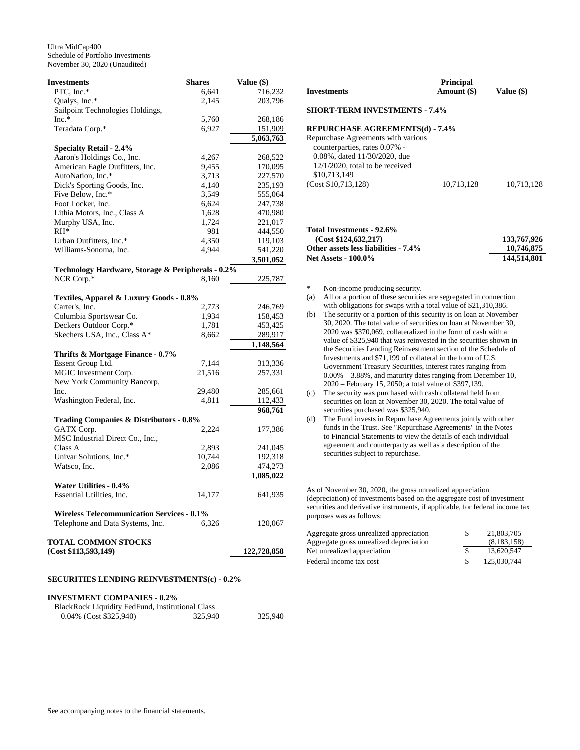Ultra MidCap400
Schedule of Portfolio Investments
November 30, 2020 (Unaudited)

| Investments | Shares | Value ($) |
|---|---|---|
| PTC, Inc.* | 6,641 | 716,232 |
| Qualys, Inc.* | 2,145 | 203,796 |
| Sailpoint Technologies Holdings, Inc.* | 5,760 | 268,186 |
| Teradata Corp.* | 6,927 | 151,909 |
| | | **5,063,763** |
| **Specialty Retail - 2.4%** | | |
| Aaron's Holdings Co., Inc. | 4,267 | 268,522 |
| American Eagle Outfitters, Inc. | 9,455 | 170,095 |
| AutoNation, Inc.* | 3,713 | 227,570 |
| Dick's Sporting Goods, Inc. | 4,140 | 235,193 |
| Five Below, Inc.* | 3,549 | 555,064 |
| Foot Locker, Inc. | 6,624 | 247,738 |
| Lithia Motors, Inc., Class A | 1,628 | 470,980 |
| Murphy USA, Inc. | 1,724 | 221,017 |
| RH* | 981 | 444,550 |
| Urban Outfitters, Inc.* | 4,350 | 119,103 |
| Williams-Sonoma, Inc. | 4,944 | 541,220 |
| | | **3,501,052** |
| **Technology Hardware, Storage & Peripherals - 0.2%** | | |
| NCR Corp.* | 8,160 | 225,787 |
| **Textiles, Apparel & Luxury Goods - 0.8%** | | |
| Carter's, Inc. | 2,773 | 246,769 |
| Columbia Sportswear Co. | 1,934 | 158,453 |
| Deckers Outdoor Corp.* | 1,781 | 453,425 |
| Skechers USA, Inc., Class A* | 8,662 | 289,917 |
| | | **1,148,564** |
| **Thrifts & Mortgage Finance - 0.7%** | | |
| Essent Group Ltd. | 7,144 | 313,336 |
| MGIC Investment Corp. | 21,516 | 257,331 |
| New York Community Bancorp, Inc. | 29,480 | 285,661 |
| Washington Federal, Inc. | 4,811 | 112,433 |
| | | **968,761** |
| **Trading Companies & Distributors - 0.8%** | | |
| GATX Corp. | 2,224 | 177,386 |
| MSC Industrial Direct Co., Inc., Class A | 2,893 | 241,045 |
| Univar Solutions, Inc.* | 10,744 | 192,318 |
| Watsco, Inc. | 2,086 | 474,273 |
| | | **1,085,022** |
| **Water Utilities - 0.4%** | | |
| Essential Utilities, Inc. | 14,177 | 641,935 |
| **Wireless Telecommunication Services - 0.1%** | | |
| Telephone and Data Systems, Inc. | 6,326 | 120,067 |
| **TOTAL COMMON STOCKS (Cost $113,593,149)** | | **122,728,858** |

**SECURITIES LENDING REINVESTMENTS(c) - 0.2%**

**INVESTMENT COMPANIES - 0.2%**

| Investments | Shares | Value ($) |
|---|---|---|
| BlackRock Liquidity FedFund, Institutional Class 0.04% (Cost $325,940) | 325,940 | 325,940 |

| Investments | Principal Amount ($) | Value ($) |
|---|---|---|
| **SHORT-TERM INVESTMENTS - 7.4%** | | |
| **REPURCHASE AGREEMENTS(d) - 7.4%** | | |
| Repurchase Agreements with various counterparties, rates 0.07% - 0.08%, dated 11/30/2020, due 12/1/2020, total to be received $10,713,149 (Cost $10,713,128) | 10,713,128 | 10,713,128 |

| | |
|---|---|
| **Total Investments - 92.6% (Cost $124,632,217)** | **133,767,926** |
| **Other assets less liabilities - 7.4%** | **10,746,875** |
| **Net Assets - 100.0%** | **144,514,801** |

\* Non-income producing security.

(a) All or a portion of these securities are segregated in connection with obligations for swaps with a total value of $21,310,386.

(b) The security or a portion of this security is on loan at November 30, 2020. The total value of securities on loan at November 30, 2020 was $370,069, collateralized in the form of cash with a value of $325,940 that was reinvested in the securities shown in the Securities Lending Reinvestment section of the Schedule of Investments and $71,199 of collateral in the form of U.S. Government Treasury Securities, interest rates ranging from 0.00% – 3.88%, and maturity dates ranging from December 10, 2020 – February 15, 2050; a total value of $397,139.

(c) The security was purchased with cash collateral held from securities on loan at November 30, 2020. The total value of securities purchased was $325,940.

(d) The Fund invests in Repurchase Agreements jointly with other funds in the Trust. See "Repurchase Agreements" in the Notes to Financial Statements to view the details of each individual agreement and counterparty as well as a description of the securities subject to repurchase.

As of November 30, 2020, the gross unrealized appreciation (depreciation) of investments based on the aggregate cost of investment securities and derivative instruments, if applicable, for federal income tax purposes was as follows:

| | |
|---|---|
| Aggregate gross unrealized appreciation | $ 21,803,705 |
| Aggregate gross unrealized depreciation | (8,183,158) |
| Net unrealized appreciation | $ 13,620,547 |
| Federal income tax cost | $ 125,030,744 |

See accompanying notes to the financial statements.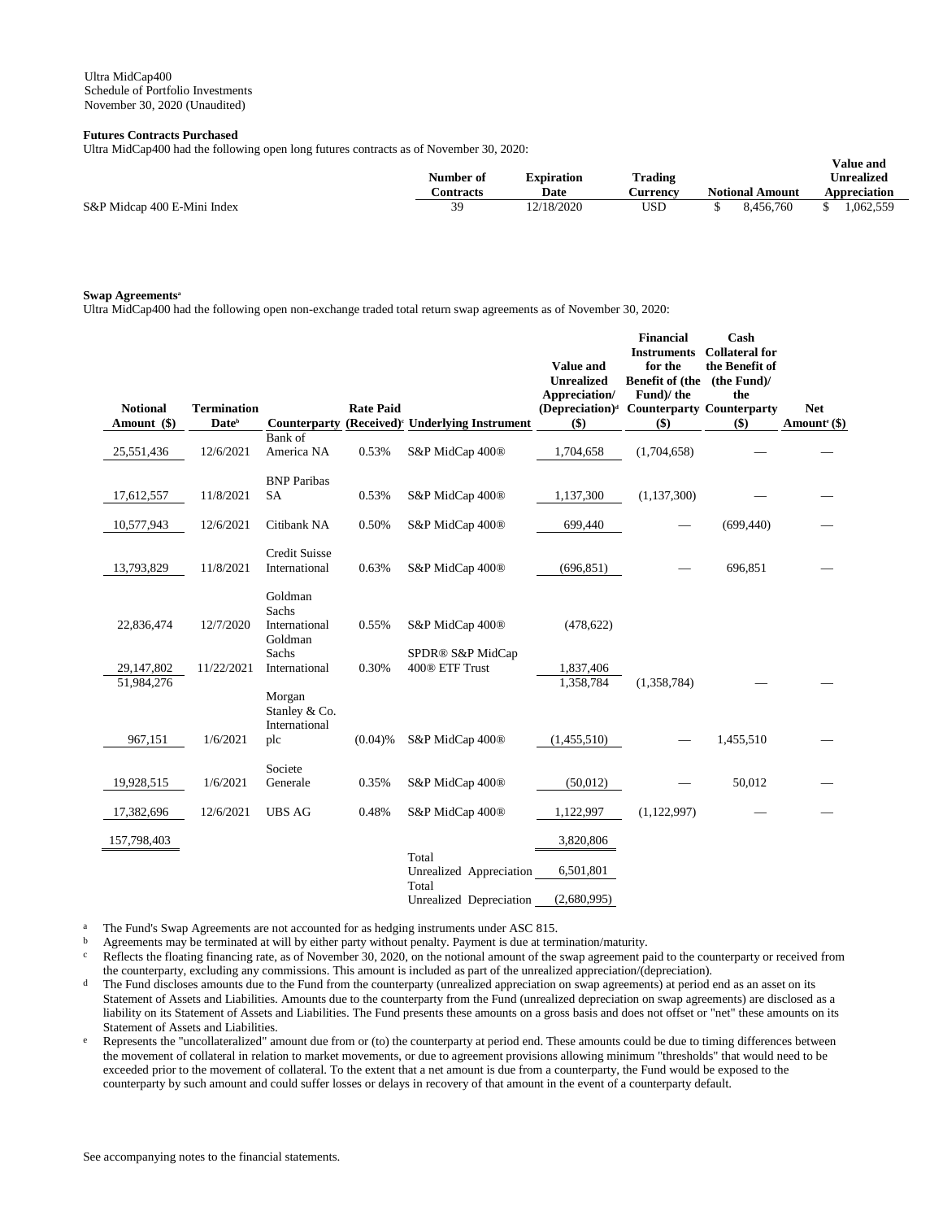Ultra MidCap400
Schedule of Portfolio Investments
November 30, 2020 (Unaudited)

**Futures Contracts Purchased**

Ultra MidCap400 had the following open long futures contracts as of November 30, 2020:

| | Number of Contracts | Expiration Date | Trading Currency | Notional Amount | Value and Unrealized Appreciation |
|---|---|---|---|---|---|
| S&P Midcap 400 E-Mini Index | 39 | 12/18/2020 | USD | $ 8,456,760 | $ 1,062,559 |

**Swap Agreements[a]**

Ultra MidCap400 had the following open non-exchange traded total return swap agreements as of November 30, 2020:

| Notional Amount ($) | Termination Date[b] | Counterparty | Rate Paid (Received)[c] | Underlying Instrument | Value and Unrealized Appreciation/ (Depreciation)[d] ($) | Financial Instruments for the Benefit of (the Fund)/ the Counterparty ($) | Cash Collateral for the Benefit of (the Fund)/ the Counterparty ($) | Net Amount[e] ($) |
|---|---|---|---|---|---|---|---|---|
| 25,551,436 | 12/6/2021 | Bank of America NA | 0.53% | S&P MidCap 400® | 1,704,658 | (1,704,658) | — | — |
| 17,612,557 | 11/8/2021 | BNP Paribas SA | 0.53% | S&P MidCap 400® | 1,137,300 | (1,137,300) | — | — |
| 10,577,943 | 12/6/2021 | Citibank NA | 0.50% | S&P MidCap 400® | 699,440 | — | (699,440) | — |
| 13,793,829 | 11/8/2021 | Credit Suisse International | 0.63% | S&P MidCap 400® | (696,851) | — | 696,851 | — |
| 22,836,474 | 12/7/2020 | Goldman Sachs International | 0.55% | S&P MidCap 400® | (478,622) | | | |
| 29,147,802 | 11/22/2021 | Goldman Sachs International | 0.30% | SPDR® S&P MidCap 400® ETF Trust | 1,837,406 | | | |
| 51,984,276 | | | | | 1,358,784 | (1,358,784) | — | — |
| 967,151 | 1/6/2021 | Morgan Stanley & Co. International plc | (0.04)% | S&P MidCap 400® | (1,455,510) | — | 1,455,510 | — |
| 19,928,515 | 1/6/2021 | Societe Generale | 0.35% | S&P MidCap 400® | (50,012) | — | 50,012 | — |
| 17,382,696 | 12/6/2021 | UBS AG | 0.48% | S&P MidCap 400® | 1,122,997 | (1,122,997) | — | — |
| 157,798,403 | | | | | 3,820,806 | | | |
| | | | | Total Unrealized Appreciation | 6,501,801 | | | |
| | | | | Total Unrealized Depreciation | (2,680,995) | | | |

[a] The Fund's Swap Agreements are not accounted for as hedging instruments under ASC 815.

[b] Agreements may be terminated at will by either party without penalty. Payment is due at termination/maturity.

[c] Reflects the floating financing rate, as of November 30, 2020, on the notional amount of the swap agreement paid to the counterparty or received from the counterparty, excluding any commissions. This amount is included as part of the unrealized appreciation/(depreciation).

[d] The Fund discloses amounts due to the Fund from the counterparty (unrealized appreciation on swap agreements) at period end as an asset on its Statement of Assets and Liabilities. Amounts due to the counterparty from the Fund (unrealized depreciation on swap agreements) are disclosed as a liability on its Statement of Assets and Liabilities. The Fund presents these amounts on a gross basis and does not offset or "net" these amounts on its Statement of Assets and Liabilities.

[e] Represents the "uncollateralized" amount due from or (to) the counterparty at period end. These amounts could be due to timing differences between the movement of collateral in relation to market movements, or due to agreement provisions allowing minimum "thresholds" that would need to be exceeded prior to the movement of collateral. To the extent that a net amount is due from a counterparty, the Fund would be exposed to the counterparty by such amount and could suffer losses or delays in recovery of that amount in the event of a counterparty default.

See accompanying notes to the financial statements.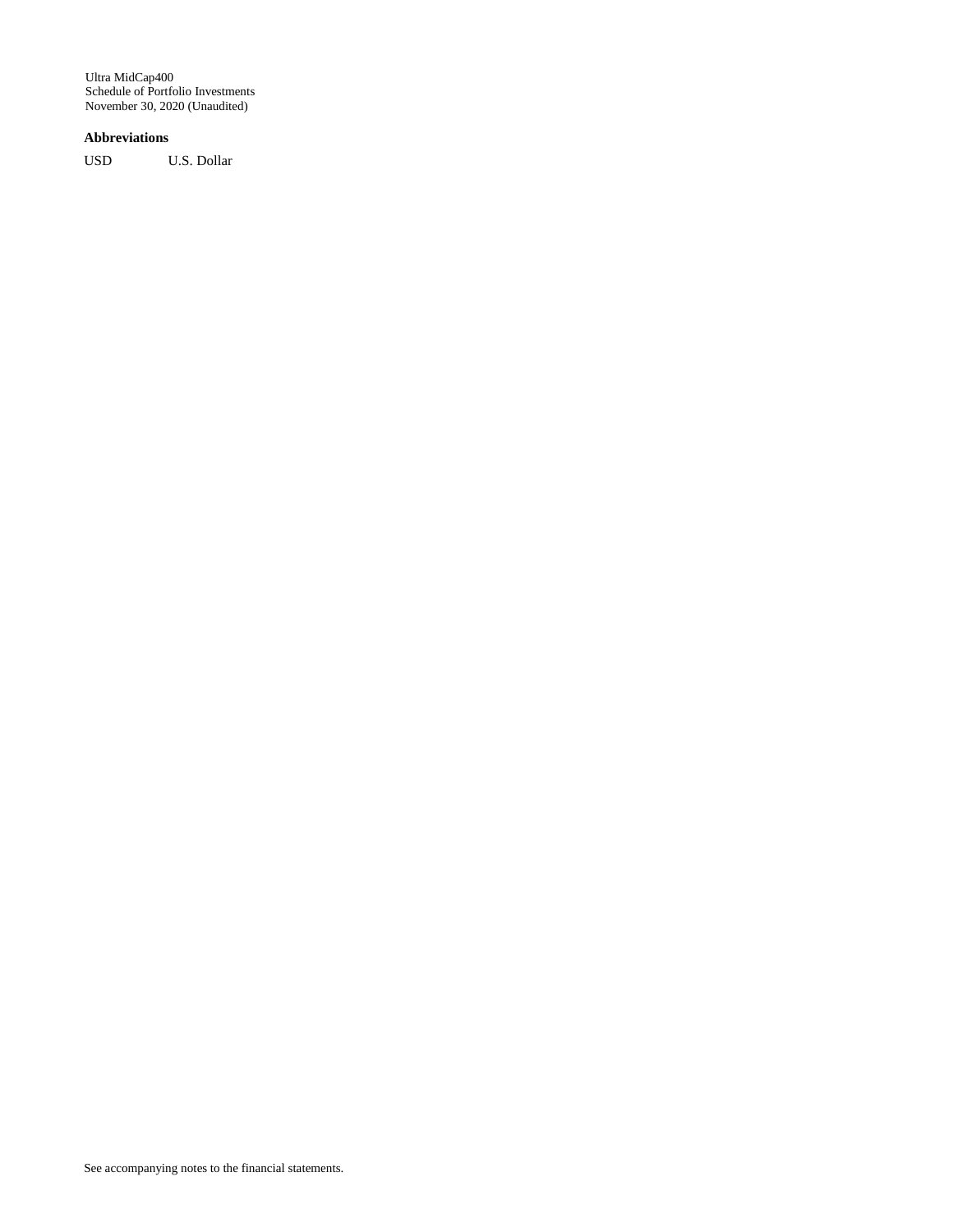**Abbreviations**

| | |
|---|---|
| USD | U.S. Dollar |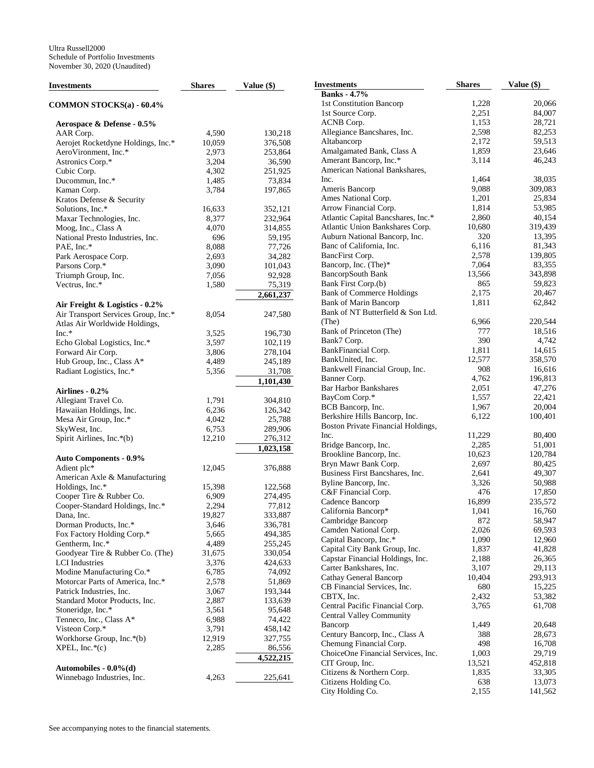Ultra Russell2000
Schedule of Portfolio Investments
November 30, 2020 (Unaudited)

| Investments | Shares | Value ($) |
|---|---|---|
| **COMMON STOCKS(a) - 60.4%** | | |
| **Aerospace & Defense - 0.5%** | | |
| AAR Corp. | 4,590 | 130,218 |
| Aerojet Rocketdyne Holdings, Inc.* | 10,059 | 376,508 |
| AeroVironment, Inc.* | 2,973 | 253,864 |
| Astronics Corp.* | 3,204 | 36,590 |
| Cubic Corp. | 4,302 | 251,925 |
| Ducommun, Inc.* | 1,485 | 73,834 |
| Kaman Corp. | 3,784 | 197,865 |
| Kratos Defense & Security Solutions, Inc.* | 16,633 | 352,121 |
| Maxar Technologies, Inc. | 8,377 | 232,964 |
| Moog, Inc., Class A | 4,070 | 314,855 |
| National Presto Industries, Inc. | 696 | 59,195 |
| PAE, Inc.* | 8,088 | 77,726 |
| Park Aerospace Corp. | 2,693 | 34,282 |
| Parsons Corp.* | 3,090 | 101,043 |
| Triumph Group, Inc. | 7,056 | 92,928 |
| Vectrus, Inc.* | 1,580 | 75,319 |
| | | **2,661,237** |
| **Air Freight & Logistics - 0.2%** | | |
| Air Transport Services Group, Inc.* | 8,054 | 247,580 |
| Atlas Air Worldwide Holdings, Inc.* | 3,525 | 196,730 |
| Echo Global Logistics, Inc.* | 3,597 | 102,119 |
| Forward Air Corp. | 3,806 | 278,104 |
| Hub Group, Inc., Class A* | 4,489 | 245,189 |
| Radiant Logistics, Inc.* | 5,356 | 31,708 |
| | | **1,101,430** |
| **Airlines - 0.2%** | | |
| Allegiant Travel Co. | 1,791 | 304,810 |
| Hawaiian Holdings, Inc. | 6,236 | 126,342 |
| Mesa Air Group, Inc.* | 4,042 | 25,788 |
| SkyWest, Inc. | 6,753 | 289,906 |
| Spirit Airlines, Inc.*(b) | 12,210 | 276,312 |
| | | **1,023,158** |
| **Auto Components - 0.9%** | | |
| Adient plc* | 12,045 | 376,888 |
| American Axle & Manufacturing Holdings, Inc.* | 15,398 | 122,568 |
| Cooper Tire & Rubber Co. | 6,909 | 274,495 |
| Cooper-Standard Holdings, Inc.* | 2,294 | 77,812 |
| Dana, Inc. | 19,827 | 333,887 |
| Dorman Products, Inc.* | 3,646 | 336,781 |
| Fox Factory Holding Corp.* | 5,665 | 494,385 |
| Gentherm, Inc.* | 4,489 | 255,245 |
| Goodyear Tire & Rubber Co. (The) | 31,675 | 330,054 |
| LCI Industries | 3,376 | 424,633 |
| Modine Manufacturing Co.* | 6,785 | 74,092 |
| Motorcar Parts of America, Inc.* | 2,578 | 51,869 |
| Patrick Industries, Inc. | 3,067 | 193,344 |
| Standard Motor Products, Inc. | 2,887 | 133,639 |
| Stoneridge, Inc.* | 3,561 | 95,648 |
| Tenneco, Inc., Class A* | 6,988 | 74,422 |
| Visteon Corp.* | 3,791 | 458,142 |
| Workhorse Group, Inc.*(b) | 12,919 | 327,755 |
| XPEL, Inc.*(c) | 2,285 | 86,556 |
| | | **4,522,215** |
| **Automobiles - 0.0%(d)** | | |
| Winnebago Industries, Inc. | 4,263 | 225,641 |
| **Banks - 4.7%** | | |
| 1st Constitution Bancorp | 1,228 | 20,066 |
| 1st Source Corp. | 2,251 | 84,007 |
| ACNB Corp. | 1,153 | 28,721 |
| Allegiance Bancshares, Inc. | 2,598 | 82,253 |
| Altabancorp | 2,172 | 59,513 |
| Amalgamated Bank, Class A | 1,859 | 23,646 |
| Amerant Bancorp, Inc.* | 3,114 | 46,243 |
| American National Bankshares, Inc. | 1,464 | 38,035 |
| Ameris Bancorp | 9,088 | 309,083 |
| Ames National Corp. | 1,201 | 25,834 |
| Arrow Financial Corp. | 1,814 | 53,985 |
| Atlantic Capital Bancshares, Inc.* | 2,860 | 40,154 |
| Atlantic Union Bankshares Corp. | 10,680 | 319,439 |
| Auburn National Bancorp, Inc. | 320 | 13,395 |
| Banc of California, Inc. | 6,116 | 81,343 |
| BancFirst Corp. | 2,578 | 139,805 |
| Bancorp, Inc. (The)* | 7,064 | 83,355 |
| BancorpSouth Bank | 13,566 | 343,898 |
| Bank First Corp.(b) | 865 | 59,823 |
| Bank of Commerce Holdings | 2,175 | 20,467 |
| Bank of Marin Bancorp | 1,811 | 62,842 |
| Bank of NT Butterfield & Son Ltd. (The) | 6,966 | 220,544 |
| Bank of Princeton (The) | 777 | 18,516 |
| Bank7 Corp. | 390 | 4,742 |
| BankFinancial Corp. | 1,811 | 14,615 |
| BankUnited, Inc. | 12,577 | 358,570 |
| Bankwell Financial Group, Inc. | 908 | 16,616 |
| Banner Corp. | 4,762 | 196,813 |
| Bar Harbor Bankshares | 2,051 | 47,276 |
| BayCom Corp.* | 1,557 | 22,421 |
| BCB Bancorp, Inc. | 1,967 | 20,004 |
| Berkshire Hills Bancorp, Inc. | 6,122 | 100,401 |
| Boston Private Financial Holdings, Inc. | 11,229 | 80,400 |
| Bridge Bancorp, Inc. | 2,285 | 51,001 |
| Brookline Bancorp, Inc. | 10,623 | 120,784 |
| Bryn Mawr Bank Corp. | 2,697 | 80,425 |
| Business First Bancshares, Inc. | 2,641 | 49,307 |
| Byline Bancorp, Inc. | 3,326 | 50,988 |
| C&F Financial Corp. | 476 | 17,850 |
| Cadence Bancorp | 16,899 | 235,572 |
| California Bancorp* | 1,041 | 16,760 |
| Cambridge Bancorp | 872 | 58,947 |
| Camden National Corp. | 2,026 | 69,593 |
| Capital Bancorp, Inc.* | 1,090 | 12,960 |
| Capital City Bank Group, Inc. | 1,837 | 41,828 |
| Capstar Financial Holdings, Inc. | 2,188 | 26,365 |
| Carter Bankshares, Inc. | 3,107 | 29,113 |
| Cathay General Bancorp | 10,404 | 293,913 |
| CB Financial Services, Inc. | 680 | 15,225 |
| CBTX, Inc. | 2,432 | 53,382 |
| Central Pacific Financial Corp. | 3,765 | 61,708 |
| Central Valley Community Bancorp | 1,449 | 20,648 |
| Century Bancorp, Inc., Class A | 388 | 28,673 |
| Chemung Financial Corp. | 498 | 16,708 |
| ChoiceOne Financial Services, Inc. | 1,003 | 29,719 |
| CIT Group, Inc. | 13,521 | 452,818 |
| Citizens & Northern Corp. | 1,835 | 33,305 |
| Citizens Holding Co. | 638 | 13,073 |
| City Holding Co. | 2,155 | 141,562 |

See accompanying notes to the financial statements.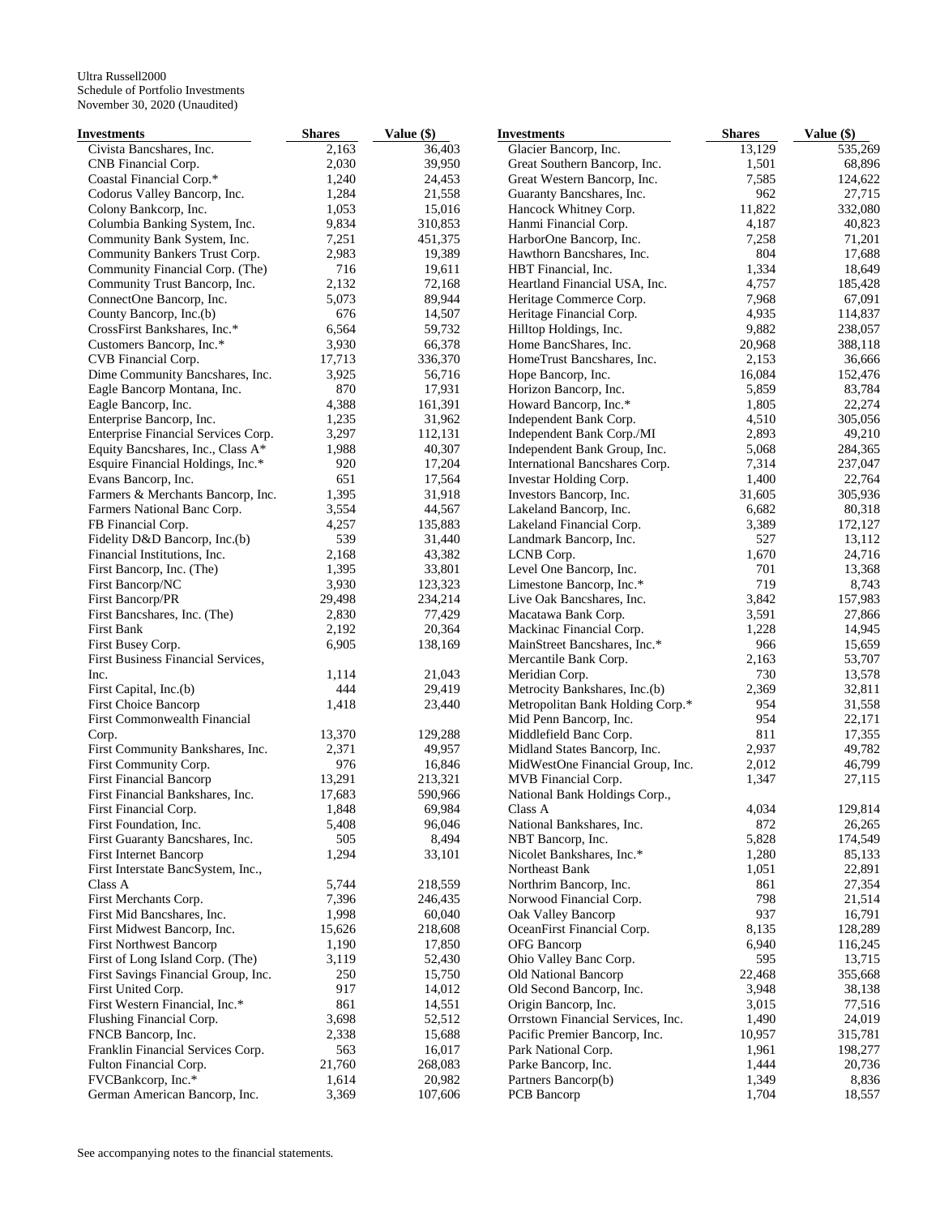Ultra Russell2000
Schedule of Portfolio Investments
November 30, 2020 (Unaudited)

| Investments | Shares | Value ($) |
|---|---|---|
| Civista Bancshares, Inc. | 2,163 | 36,403 |
| CNB Financial Corp. | 2,030 | 39,950 |
| Coastal Financial Corp.* | 1,240 | 24,453 |
| Codorus Valley Bancorp, Inc. | 1,284 | 21,558 |
| Colony Bankcorp, Inc. | 1,053 | 15,016 |
| Columbia Banking System, Inc. | 9,834 | 310,853 |
| Community Bank System, Inc. | 7,251 | 451,375 |
| Community Bankers Trust Corp. | 2,983 | 19,389 |
| Community Financial Corp. (The) | 716 | 19,611 |
| Community Trust Bancorp, Inc. | 2,132 | 72,168 |
| ConnectOne Bancorp, Inc. | 5,073 | 89,944 |
| County Bancorp, Inc.(b) | 676 | 14,507 |
| CrossFirst Bankshares, Inc.* | 6,564 | 59,732 |
| Customers Bancorp, Inc.* | 3,930 | 66,378 |
| CVB Financial Corp. | 17,713 | 336,370 |
| Dime Community Bancshares, Inc. | 3,925 | 56,716 |
| Eagle Bancorp Montana, Inc. | 870 | 17,931 |
| Eagle Bancorp, Inc. | 4,388 | 161,391 |
| Enterprise Bancorp, Inc. | 1,235 | 31,962 |
| Enterprise Financial Services Corp. | 3,297 | 112,131 |
| Equity Bancshares, Inc., Class A* | 1,988 | 40,307 |
| Esquire Financial Holdings, Inc.* | 920 | 17,204 |
| Evans Bancorp, Inc. | 651 | 17,564 |
| Farmers & Merchants Bancorp, Inc. | 1,395 | 31,918 |
| Farmers National Banc Corp. | 3,554 | 44,567 |
| FB Financial Corp. | 4,257 | 135,883 |
| Fidelity D&D Bancorp, Inc.(b) | 539 | 31,440 |
| Financial Institutions, Inc. | 2,168 | 43,382 |
| First Bancorp, Inc. (The) | 1,395 | 33,801 |
| First Bancorp/NC | 3,930 | 123,323 |
| First Bancorp/PR | 29,498 | 234,214 |
| First Bancshares, Inc. (The) | 2,830 | 77,429 |
| First Bank | 2,192 | 20,364 |
| First Busey Corp. | 6,905 | 138,169 |
| First Business Financial Services, Inc. | 1,114 | 21,043 |
| First Capital, Inc.(b) | 444 | 29,419 |
| First Choice Bancorp | 1,418 | 23,440 |
| First Commonwealth Financial Corp. | 13,370 | 129,288 |
| First Community Bankshares, Inc. | 2,371 | 49,957 |
| First Community Corp. | 976 | 16,846 |
| First Financial Bancorp | 13,291 | 213,321 |
| First Financial Bankshares, Inc. | 17,683 | 590,966 |
| First Financial Corp. | 1,848 | 69,984 |
| First Foundation, Inc. | 5,408 | 96,046 |
| First Guaranty Bancshares, Inc. | 505 | 8,494 |
| First Internet Bancorp | 1,294 | 33,101 |
| First Interstate BancSystem, Inc., Class A | 5,744 | 218,559 |
| First Merchants Corp. | 7,396 | 246,435 |
| First Mid Bancshares, Inc. | 1,998 | 60,040 |
| First Midwest Bancorp, Inc. | 15,626 | 218,608 |
| First Northwest Bancorp | 1,190 | 17,850 |
| First of Long Island Corp. (The) | 3,119 | 52,430 |
| First Savings Financial Group, Inc. | 250 | 15,750 |
| First United Corp. | 917 | 14,012 |
| First Western Financial, Inc.* | 861 | 14,551 |
| Flushing Financial Corp. | 3,698 | 52,512 |
| FNCB Bancorp, Inc. | 2,338 | 15,688 |
| Franklin Financial Services Corp. | 563 | 16,017 |
| Fulton Financial Corp. | 21,760 | 268,083 |
| FVCBankcorp, Inc.* | 1,614 | 20,982 |
| German American Bancorp, Inc. | 3,369 | 107,606 |
| Glacier Bancorp, Inc. | 13,129 | 535,269 |
| Great Southern Bancorp, Inc. | 1,501 | 68,896 |
| Great Western Bancorp, Inc. | 7,585 | 124,622 |
| Guaranty Bancshares, Inc. | 962 | 27,715 |
| Hancock Whitney Corp. | 11,822 | 332,080 |
| Hanmi Financial Corp. | 4,187 | 40,823 |
| HarborOne Bancorp, Inc. | 7,258 | 71,201 |
| Hawthorn Bancshares, Inc. | 804 | 17,688 |
| HBT Financial, Inc. | 1,334 | 18,649 |
| Heartland Financial USA, Inc. | 4,757 | 185,428 |
| Heritage Commerce Corp. | 7,968 | 67,091 |
| Heritage Financial Corp. | 4,935 | 114,837 |
| Hilltop Holdings, Inc. | 9,882 | 238,057 |
| Home BancShares, Inc. | 20,968 | 388,118 |
| HomeTrust Bancshares, Inc. | 2,153 | 36,666 |
| Hope Bancorp, Inc. | 16,084 | 152,476 |
| Horizon Bancorp, Inc. | 5,859 | 83,784 |
| Howard Bancorp, Inc.* | 1,805 | 22,274 |
| Independent Bank Corp. | 4,510 | 305,056 |
| Independent Bank Corp./MI | 2,893 | 49,210 |
| Independent Bank Group, Inc. | 5,068 | 284,365 |
| International Bancshares Corp. | 7,314 | 237,047 |
| Investar Holding Corp. | 1,400 | 22,764 |
| Investors Bancorp, Inc. | 31,605 | 305,936 |
| Lakeland Bancorp, Inc. | 6,682 | 80,318 |
| Lakeland Financial Corp. | 3,389 | 172,127 |
| Landmark Bancorp, Inc. | 527 | 13,112 |
| LCNB Corp. | 1,670 | 24,716 |
| Level One Bancorp, Inc. | 701 | 13,368 |
| Limestone Bancorp, Inc.* | 719 | 8,743 |
| Live Oak Bancshares, Inc. | 3,842 | 157,983 |
| Macatawa Bank Corp. | 3,591 | 27,866 |
| Mackinac Financial Corp. | 1,228 | 14,945 |
| MainStreet Bancshares, Inc.* | 966 | 15,659 |
| Mercantile Bank Corp. | 2,163 | 53,707 |
| Meridian Corp. | 730 | 13,578 |
| Metrocity Bankshares, Inc.(b) | 2,369 | 32,811 |
| Metropolitan Bank Holding Corp.* | 954 | 31,558 |
| Mid Penn Bancorp, Inc. | 954 | 22,171 |
| Middlefield Banc Corp. | 811 | 17,355 |
| Midland States Bancorp, Inc. | 2,937 | 49,782 |
| MidWestOne Financial Group, Inc. | 2,012 | 46,799 |
| MVB Financial Corp. | 1,347 | 27,115 |
| National Bank Holdings Corp., Class A | 4,034 | 129,814 |
| National Bankshares, Inc. | 872 | 26,265 |
| NBT Bancorp, Inc. | 5,828 | 174,549 |
| Nicolet Bankshares, Inc.* | 1,280 | 85,133 |
| Northeast Bank | 1,051 | 22,891 |
| Northrim Bancorp, Inc. | 861 | 27,354 |
| Norwood Financial Corp. | 798 | 21,514 |
| Oak Valley Bancorp | 937 | 16,791 |
| OceanFirst Financial Corp. | 8,135 | 128,289 |
| OFG Bancorp | 6,940 | 116,245 |
| Ohio Valley Banc Corp. | 595 | 13,715 |
| Old National Bancorp | 22,468 | 355,668 |
| Old Second Bancorp, Inc. | 3,948 | 38,138 |
| Origin Bancorp, Inc. | 3,015 | 77,516 |
| Orrstown Financial Services, Inc. | 1,490 | 24,019 |
| Pacific Premier Bancorp, Inc. | 10,957 | 315,781 |
| Park National Corp. | 1,961 | 198,277 |
| Parke Bancorp, Inc. | 1,444 | 20,736 |
| Partners Bancorp(b) | 1,349 | 8,836 |
| PCB Bancorp | 1,704 | 18,557 |

See accompanying notes to the financial statements.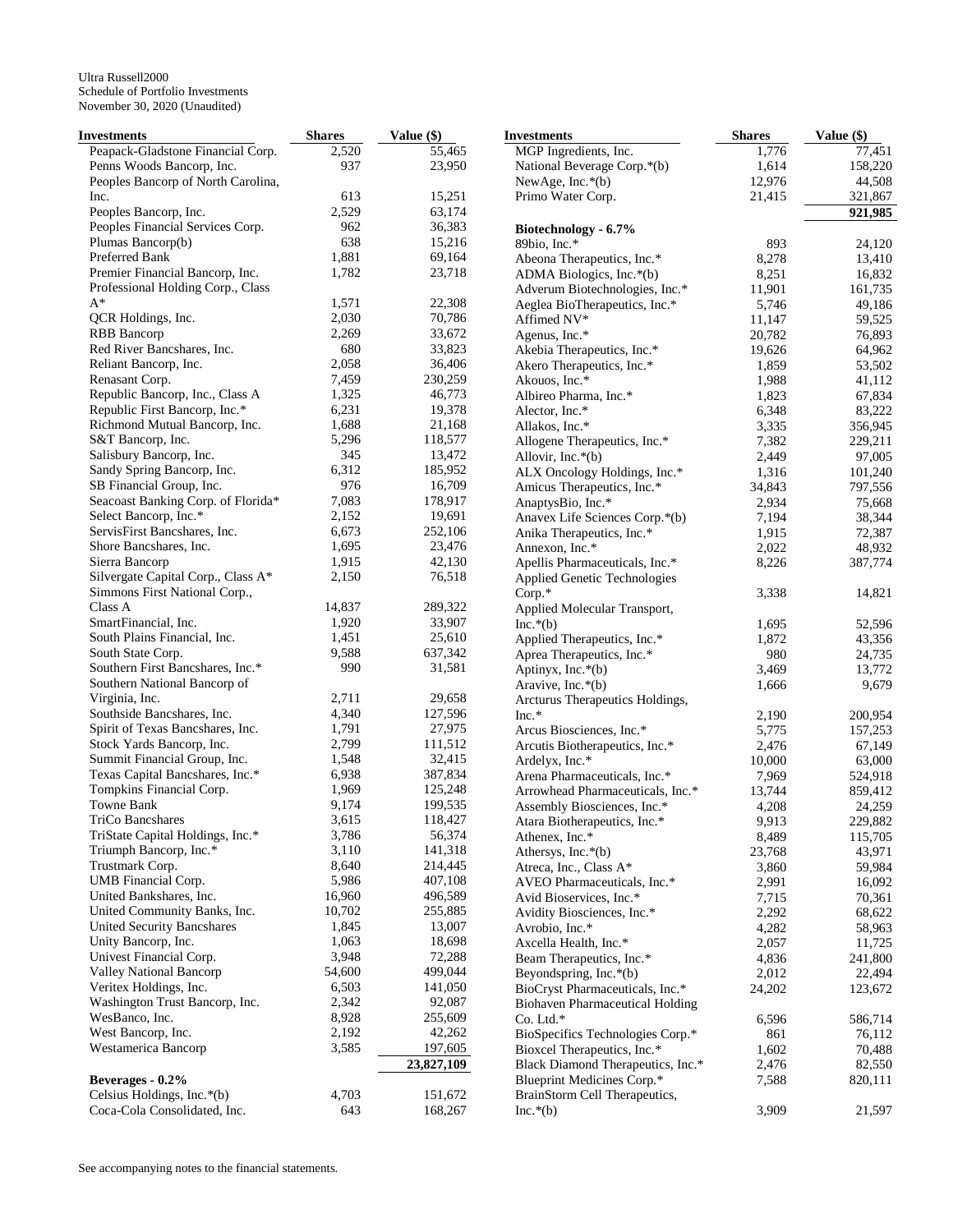Ultra Russell2000
Schedule of Portfolio Investments
November 30, 2020 (Unaudited)

| Investments | Shares | Value ($) |
|---|---|---|
| Peapack-Gladstone Financial Corp. | 2,520 | 55,465 |
| Penns Woods Bancorp, Inc. | 937 | 23,950 |
| Peoples Bancorp of North Carolina, Inc. | 613 | 15,251 |
| Peoples Bancorp, Inc. | 2,529 | 63,174 |
| Peoples Financial Services Corp. | 962 | 36,383 |
| Plumas Bancorp(b) | 638 | 15,216 |
| Preferred Bank | 1,881 | 69,164 |
| Premier Financial Bancorp, Inc. | 1,782 | 23,718 |
| Professional Holding Corp., Class A* | 1,571 | 22,308 |
| QCR Holdings, Inc. | 2,030 | 70,786 |
| RBB Bancorp | 2,269 | 33,672 |
| Red River Bancshares, Inc. | 680 | 33,823 |
| Reliant Bancorp, Inc. | 2,058 | 36,406 |
| Renasant Corp. | 7,459 | 230,259 |
| Republic Bancorp, Inc., Class A | 1,325 | 46,773 |
| Republic First Bancorp, Inc.* | 6,231 | 19,378 |
| Richmond Mutual Bancorp, Inc. | 1,688 | 21,168 |
| S&T Bancorp, Inc. | 5,296 | 118,577 |
| Salisbury Bancorp, Inc. | 345 | 13,472 |
| Sandy Spring Bancorp, Inc. | 6,312 | 185,952 |
| SB Financial Group, Inc. | 976 | 16,709 |
| Seacoast Banking Corp. of Florida* | 7,083 | 178,917 |
| Select Bancorp, Inc.* | 2,152 | 19,691 |
| ServisFirst Bancshares, Inc. | 6,673 | 252,106 |
| Shore Bancshares, Inc. | 1,695 | 23,476 |
| Sierra Bancorp | 1,915 | 42,130 |
| Silvergate Capital Corp., Class A* | 2,150 | 76,518 |
| Simmons First National Corp., Class A | 14,837 | 289,322 |
| SmartFinancial, Inc. | 1,920 | 33,907 |
| South Plains Financial, Inc. | 1,451 | 25,610 |
| South State Corp. | 9,588 | 637,342 |
| Southern First Bancshares, Inc.* | 990 | 31,581 |
| Southern National Bancorp of Virginia, Inc. | 2,711 | 29,658 |
| Southside Bancshares, Inc. | 4,340 | 127,596 |
| Spirit of Texas Bancshares, Inc. | 1,791 | 27,975 |
| Stock Yards Bancorp, Inc. | 2,799 | 111,512 |
| Summit Financial Group, Inc. | 1,548 | 32,415 |
| Texas Capital Bancshares, Inc.* | 6,938 | 387,834 |
| Tompkins Financial Corp. | 1,969 | 125,248 |
| Towne Bank | 9,174 | 199,535 |
| TriCo Bancshares | 3,615 | 118,427 |
| TriState Capital Holdings, Inc.* | 3,786 | 56,374 |
| Triumph Bancorp, Inc.* | 3,110 | 141,318 |
| Trustmark Corp. | 8,640 | 214,445 |
| UMB Financial Corp. | 5,986 | 407,108 |
| United Bankshares, Inc. | 16,960 | 496,589 |
| United Community Banks, Inc. | 10,702 | 255,885 |
| United Security Bancshares | 1,845 | 13,007 |
| Unity Bancorp, Inc. | 1,063 | 18,698 |
| Univest Financial Corp. | 3,948 | 72,288 |
| Valley National Bancorp | 54,600 | 499,044 |
| Veritex Holdings, Inc. | 6,503 | 141,050 |
| Washington Trust Bancorp, Inc. | 2,342 | 92,087 |
| WesBanco, Inc. | 8,928 | 255,609 |
| West Bancorp, Inc. | 2,192 | 42,262 |
| Westamerica Bancorp | 3,585 | 197,605 |
| | | **23,827,109** |
| **Beverages - 0.2%** | | |
| Celsius Holdings, Inc.*(b) | 4,703 | 151,672 |
| Coca-Cola Consolidated, Inc. | 643 | 168,267 |
| MGP Ingredients, Inc. | 1,776 | 77,451 |
| National Beverage Corp.*(b) | 1,614 | 158,220 |
| NewAge, Inc.*(b) | 12,976 | 44,508 |
| Primo Water Corp. | 21,415 | 321,867 |
| | | **921,985** |
| **Biotechnology - 6.7%** | | |
| 89bio, Inc.* | 893 | 24,120 |
| Abeona Therapeutics, Inc.* | 8,278 | 13,410 |
| ADMA Biologics, Inc.*(b) | 8,251 | 16,832 |
| Adverum Biotechnologies, Inc.* | 11,901 | 161,735 |
| Aeglea BioTherapeutics, Inc.* | 5,746 | 49,186 |
| Affimed NV* | 11,147 | 59,525 |
| Agenus, Inc.* | 20,782 | 76,893 |
| Akebia Therapeutics, Inc.* | 19,626 | 64,962 |
| Akero Therapeutics, Inc.* | 1,859 | 53,502 |
| Akouos, Inc.* | 1,988 | 41,112 |
| Albireo Pharma, Inc.* | 1,823 | 67,834 |
| Alector, Inc.* | 6,348 | 83,222 |
| Allakos, Inc.* | 3,335 | 356,945 |
| Allogene Therapeutics, Inc.* | 7,382 | 229,211 |
| Allovir, Inc.*(b) | 2,449 | 97,005 |
| ALX Oncology Holdings, Inc.* | 1,316 | 101,240 |
| Amicus Therapeutics, Inc.* | 34,843 | 797,556 |
| AnaptysBio, Inc.* | 2,934 | 75,668 |
| Anavex Life Sciences Corp.*(b) | 7,194 | 38,344 |
| Anika Therapeutics, Inc.* | 1,915 | 72,387 |
| Annexon, Inc.* | 2,022 | 48,932 |
| Apellis Pharmaceuticals, Inc.* | 8,226 | 387,774 |
| Applied Genetic Technologies Corp.* | 3,338 | 14,821 |
| Applied Molecular Transport, Inc.*(b) | 1,695 | 52,596 |
| Applied Therapeutics, Inc.* | 1,872 | 43,356 |
| Aprea Therapeutics, Inc.* | 980 | 24,735 |
| Aptinyx, Inc.*(b) | 3,469 | 13,772 |
| Aravive, Inc.*(b) | 1,666 | 9,679 |
| Arcturus Therapeutics Holdings, Inc.* | 2,190 | 200,954 |
| Arcus Biosciences, Inc.* | 5,775 | 157,253 |
| Arcutis Biotherapeutics, Inc.* | 2,476 | 67,149 |
| Ardelyx, Inc.* | 10,000 | 63,000 |
| Arena Pharmaceuticals, Inc.* | 7,969 | 524,918 |
| Arrowhead Pharmaceuticals, Inc.* | 13,744 | 859,412 |
| Assembly Biosciences, Inc.* | 4,208 | 24,259 |
| Atara Biotherapeutics, Inc.* | 9,913 | 229,882 |
| Athenex, Inc.* | 8,489 | 115,705 |
| Athersys, Inc.*(b) | 23,768 | 43,971 |
| Atreca, Inc., Class A* | 3,860 | 59,984 |
| AVEO Pharmaceuticals, Inc.* | 2,991 | 16,092 |
| Avid Bioservices, Inc.* | 7,715 | 70,361 |
| Avidity Biosciences, Inc.* | 2,292 | 68,622 |
| Avrobio, Inc.* | 4,282 | 58,963 |
| Axcella Health, Inc.* | 2,057 | 11,725 |
| Beam Therapeutics, Inc.* | 4,836 | 241,800 |
| Beyondspring, Inc.*(b) | 2,012 | 22,494 |
| BioCryst Pharmaceuticals, Inc.* | 24,202 | 123,672 |
| Biohaven Pharmaceutical Holding Co. Ltd.* | 6,596 | 586,714 |
| BioSpecifics Technologies Corp.* | 861 | 76,112 |
| Bioxcel Therapeutics, Inc.* | 1,602 | 70,488 |
| Black Diamond Therapeutics, Inc.* | 2,476 | 82,550 |
| Blueprint Medicines Corp.* | 7,588 | 820,111 |
| BrainStorm Cell Therapeutics, Inc.*(b) | 3,909 | 21,597 |

See accompanying notes to the financial statements.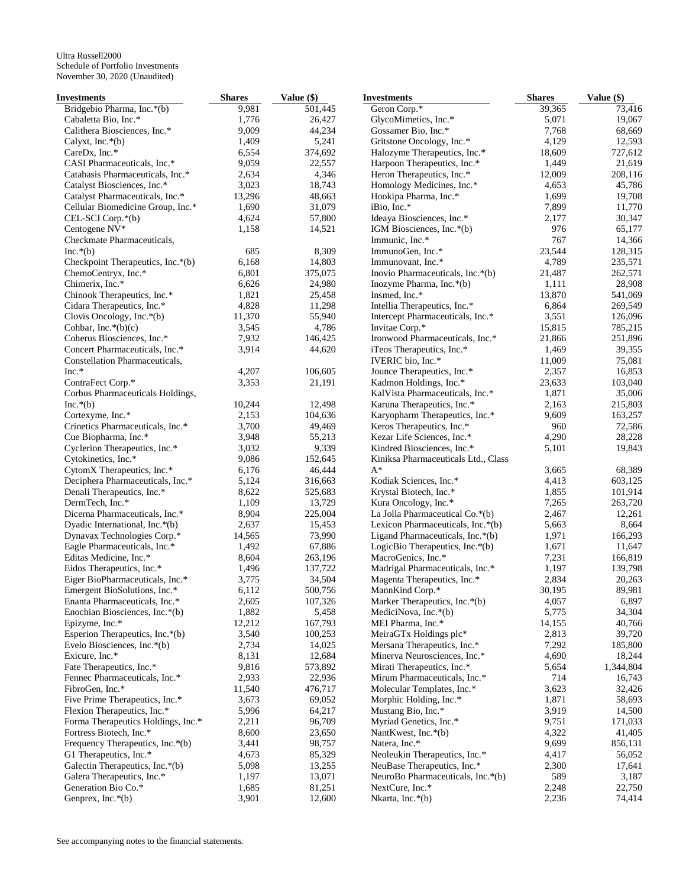Ultra Russell2000
Schedule of Portfolio Investments
November 30, 2020 (Unaudited)

| Investments | Shares | Value ($) |
|---|---|---|
| Bridgebio Pharma, Inc.*(b) | 9,981 | 501,445 |
| Cabaletta Bio, Inc.* | 1,776 | 26,427 |
| Calithera Biosciences, Inc.* | 9,009 | 44,234 |
| Calyxt, Inc.*(b) | 1,409 | 5,241 |
| CareDx, Inc.* | 6,554 | 374,692 |
| CASI Pharmaceuticals, Inc.* | 9,059 | 22,557 |
| Catabasis Pharmaceuticals, Inc.* | 2,634 | 4,346 |
| Catalyst Biosciences, Inc.* | 3,023 | 18,743 |
| Catalyst Pharmaceuticals, Inc.* | 13,296 | 48,663 |
| Cellular Biomedicine Group, Inc.* | 1,690 | 31,079 |
| CEL-SCI Corp.*(b) | 4,624 | 57,800 |
| Centogene NV* | 1,158 | 14,521 |
| Checkmate Pharmaceuticals, Inc.*(b) | 685 | 8,309 |
| Checkpoint Therapeutics, Inc.*(b) | 6,168 | 14,803 |
| ChemoCentryx, Inc.* | 6,801 | 375,075 |
| Chimerix, Inc.* | 6,626 | 24,980 |
| Chinook Therapeutics, Inc.* | 1,821 | 25,458 |
| Cidara Therapeutics, Inc.* | 4,828 | 11,298 |
| Clovis Oncology, Inc.*(b) | 11,370 | 55,940 |
| Cohbar, Inc.*(b)(c) | 3,545 | 4,786 |
| Coherus Biosciences, Inc.* | 7,932 | 146,425 |
| Concert Pharmaceuticals, Inc.* | 3,914 | 44,620 |
| Constellation Pharmaceuticals, Inc.* | 4,207 | 106,605 |
| ContraFect Corp.* | 3,353 | 21,191 |
| Corbus Pharmaceuticals Holdings, Inc.*(b) | 10,244 | 12,498 |
| Cortexyme, Inc.* | 2,153 | 104,636 |
| Crinetics Pharmaceuticals, Inc.* | 3,700 | 49,469 |
| Cue Biopharma, Inc.* | 3,948 | 55,213 |
| Cyclerion Therapeutics, Inc.* | 3,032 | 9,339 |
| Cytokinetics, Inc.* | 9,086 | 152,645 |
| CytomX Therapeutics, Inc.* | 6,176 | 46,444 |
| Deciphera Pharmaceuticals, Inc.* | 5,124 | 316,663 |
| Denali Therapeutics, Inc.* | 8,622 | 525,683 |
| DermTech, Inc.* | 1,109 | 13,729 |
| Dicerna Pharmaceuticals, Inc.* | 8,904 | 225,004 |
| Dyadic International, Inc.*(b) | 2,637 | 15,453 |
| Dynavax Technologies Corp.* | 14,565 | 73,990 |
| Eagle Pharmaceuticals, Inc.* | 1,492 | 67,886 |
| Editas Medicine, Inc.* | 8,604 | 263,196 |
| Eidos Therapeutics, Inc.* | 1,496 | 137,722 |
| Eiger BioPharmaceuticals, Inc.* | 3,775 | 34,504 |
| Emergent BioSolutions, Inc.* | 6,112 | 500,756 |
| Enanta Pharmaceuticals, Inc.* | 2,605 | 107,326 |
| Enochian Biosciences, Inc.*(b) | 1,882 | 5,458 |
| Epizyme, Inc.* | 12,212 | 167,793 |
| Esperion Therapeutics, Inc.*(b) | 3,540 | 100,253 |
| Evelo Biosciences, Inc.*(b) | 2,734 | 14,025 |
| Exicure, Inc.* | 8,131 | 12,684 |
| Fate Therapeutics, Inc.* | 9,816 | 573,892 |
| Fennec Pharmaceuticals, Inc.* | 2,933 | 22,936 |
| FibroGen, Inc.* | 11,540 | 476,717 |
| Five Prime Therapeutics, Inc.* | 3,673 | 69,052 |
| Flexion Therapeutics, Inc.* | 5,996 | 64,217 |
| Forma Therapeutics Holdings, Inc.* | 2,211 | 96,709 |
| Fortress Biotech, Inc.* | 8,600 | 23,650 |
| Frequency Therapeutics, Inc.*(b) | 3,441 | 98,757 |
| G1 Therapeutics, Inc.* | 4,673 | 85,329 |
| Galectin Therapeutics, Inc.*(b) | 5,098 | 13,255 |
| Galera Therapeutics, Inc.* | 1,197 | 13,071 |
| Generation Bio Co.* | 1,685 | 81,251 |
| Genprex, Inc.*(b) | 3,901 | 12,600 |
| Geron Corp.* | 39,365 | 73,416 |
| GlycoMimetics, Inc.* | 5,071 | 19,067 |
| Gossamer Bio, Inc.* | 7,768 | 68,669 |
| Gritstone Oncology, Inc.* | 4,129 | 12,593 |
| Halozyme Therapeutics, Inc.* | 18,609 | 727,612 |
| Harpoon Therapeutics, Inc.* | 1,449 | 21,619 |
| Heron Therapeutics, Inc.* | 12,009 | 208,116 |
| Homology Medicines, Inc.* | 4,653 | 45,786 |
| Hookipa Pharma, Inc.* | 1,699 | 19,708 |
| iBio, Inc.* | 7,899 | 11,770 |
| Ideaya Biosciences, Inc.* | 2,177 | 30,347 |
| IGM Biosciences, Inc.*(b) | 976 | 65,177 |
| Immunic, Inc.* | 767 | 14,366 |
| ImmunoGen, Inc.* | 23,544 | 128,315 |
| Immunovant, Inc.* | 4,789 | 235,571 |
| Inovio Pharmaceuticals, Inc.*(b) | 21,487 | 262,571 |
| Inozyme Pharma, Inc.*(b) | 1,111 | 28,908 |
| Insmed, Inc.* | 13,870 | 541,069 |
| Intellia Therapeutics, Inc.* | 6,864 | 269,549 |
| Intercept Pharmaceuticals, Inc.* | 3,551 | 126,096 |
| Invitae Corp.* | 15,815 | 785,215 |
| Ironwood Pharmaceuticals, Inc.* | 21,866 | 251,896 |
| iTeos Therapeutics, Inc.* | 1,469 | 39,355 |
| IVERIC bio, Inc.* | 11,009 | 75,081 |
| Jounce Therapeutics, Inc.* | 2,357 | 16,853 |
| Kadmon Holdings, Inc.* | 23,633 | 103,040 |
| KalVista Pharmaceuticals, Inc.* | 1,871 | 35,006 |
| Karuna Therapeutics, Inc.* | 2,163 | 215,803 |
| Karyopharm Therapeutics, Inc.* | 9,609 | 163,257 |
| Keros Therapeutics, Inc.* | 960 | 72,586 |
| Kezar Life Sciences, Inc.* | 4,290 | 28,228 |
| Kindred Biosciences, Inc.* | 5,101 | 19,843 |
| Kiniksa Pharmaceuticals Ltd., Class A* | 3,665 | 68,389 |
| Kodiak Sciences, Inc.* | 4,413 | 603,125 |
| Krystal Biotech, Inc.* | 1,855 | 101,914 |
| Kura Oncology, Inc.* | 7,265 | 263,720 |
| La Jolla Pharmaceutical Co.*(b) | 2,467 | 12,261 |
| Lexicon Pharmaceuticals, Inc.*(b) | 5,663 | 8,664 |
| Ligand Pharmaceuticals, Inc.*(b) | 1,971 | 166,293 |
| LogicBio Therapeutics, Inc.*(b) | 1,671 | 11,647 |
| MacroGenics, Inc.* | 7,231 | 166,819 |
| Madrigal Pharmaceuticals, Inc.* | 1,197 | 139,798 |
| Magenta Therapeutics, Inc.* | 2,834 | 20,263 |
| MannKind Corp.* | 30,195 | 89,981 |
| Marker Therapeutics, Inc.*(b) | 4,057 | 6,897 |
| MediciNova, Inc.*(b) | 5,775 | 34,304 |
| MEI Pharma, Inc.* | 14,155 | 40,766 |
| MeiraGTx Holdings plc* | 2,813 | 39,720 |
| Mersana Therapeutics, Inc.* | 7,292 | 185,800 |
| Minerva Neurosciences, Inc.* | 4,690 | 18,244 |
| Mirati Therapeutics, Inc.* | 5,654 | 1,344,804 |
| Mirum Pharmaceuticals, Inc.* | 714 | 16,743 |
| Molecular Templates, Inc.* | 3,623 | 32,426 |
| Morphic Holding, Inc.* | 1,871 | 58,693 |
| Mustang Bio, Inc.* | 3,919 | 14,500 |
| Myriad Genetics, Inc.* | 9,751 | 171,033 |
| NantKwest, Inc.*(b) | 4,322 | 41,405 |
| Natera, Inc.* | 9,699 | 856,131 |
| Neoleukin Therapeutics, Inc.* | 4,417 | 56,052 |
| NeuBase Therapeutics, Inc.* | 2,300 | 17,641 |
| NeuroBo Pharmaceuticals, Inc.*(b) | 589 | 3,187 |
| NextCure, Inc.* | 2,248 | 22,750 |
| Nkarta, Inc.*(b) | 2,236 | 74,414 |

See accompanying notes to the financial statements.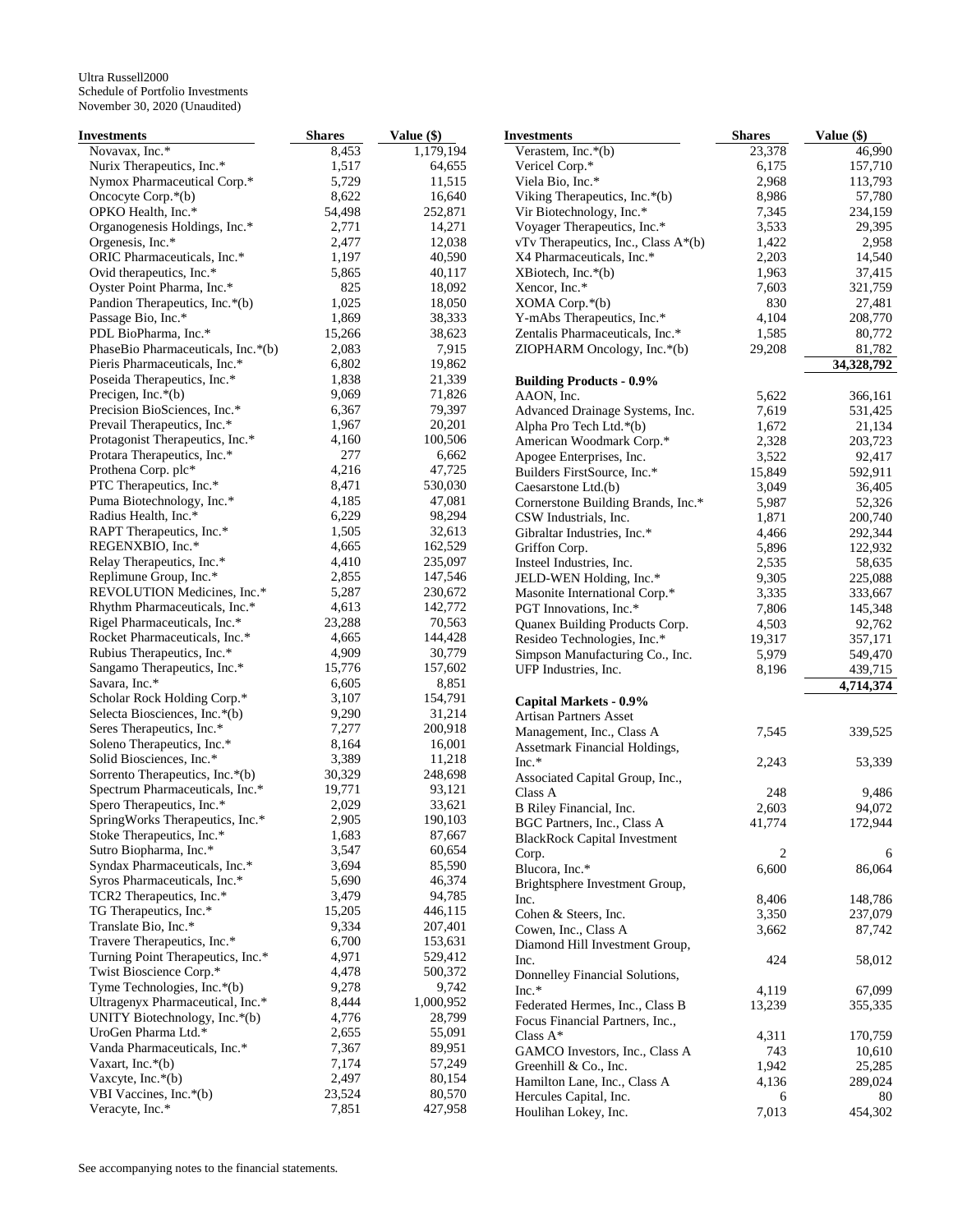Ultra Russell2000
Schedule of Portfolio Investments
November 30, 2020 (Unaudited)

| Investments | Shares | Value ($) |
|---|---|---|
| Novavax, Inc.* | 8,453 | 1,179,194 |
| Nurix Therapeutics, Inc.* | 1,517 | 64,655 |
| Nymox Pharmaceutical Corp.* | 5,729 | 11,515 |
| Oncocyte Corp.*(b) | 8,622 | 16,640 |
| OPKO Health, Inc.* | 54,498 | 252,871 |
| Organogenesis Holdings, Inc.* | 2,771 | 14,271 |
| Orgenesis, Inc.* | 2,477 | 12,038 |
| ORIC Pharmaceuticals, Inc.* | 1,197 | 40,590 |
| Ovid therapeutics, Inc.* | 5,865 | 40,117 |
| Oyster Point Pharma, Inc.* | 825 | 18,092 |
| Pandion Therapeutics, Inc.*(b) | 1,025 | 18,050 |
| Passage Bio, Inc.* | 1,869 | 38,333 |
| PDL BioPharma, Inc.* | 15,266 | 38,623 |
| PhaseBio Pharmaceuticals, Inc.*(b) | 2,083 | 7,915 |
| Pieris Pharmaceuticals, Inc.* | 6,802 | 19,862 |
| Poseida Therapeutics, Inc.* | 1,838 | 21,339 |
| Precigen, Inc.*(b) | 9,069 | 71,826 |
| Precision BioSciences, Inc.* | 6,367 | 79,397 |
| Prevail Therapeutics, Inc.* | 1,967 | 20,201 |
| Protagonist Therapeutics, Inc.* | 4,160 | 100,506 |
| Protara Therapeutics, Inc.* | 277 | 6,662 |
| Prothena Corp. plc* | 4,216 | 47,725 |
| PTC Therapeutics, Inc.* | 8,471 | 530,030 |
| Puma Biotechnology, Inc.* | 4,185 | 47,081 |
| Radius Health, Inc.* | 6,229 | 98,294 |
| RAPT Therapeutics, Inc.* | 1,505 | 32,613 |
| REGENXBIO, Inc.* | 4,665 | 162,529 |
| Relay Therapeutics, Inc.* | 4,410 | 235,097 |
| Replimune Group, Inc.* | 2,855 | 147,546 |
| REVOLUTION Medicines, Inc.* | 5,287 | 230,672 |
| Rhythm Pharmaceuticals, Inc.* | 4,613 | 142,772 |
| Rigel Pharmaceuticals, Inc.* | 23,288 | 70,563 |
| Rocket Pharmaceuticals, Inc.* | 4,665 | 144,428 |
| Rubius Therapeutics, Inc.* | 4,909 | 30,779 |
| Sangamo Therapeutics, Inc.* | 15,776 | 157,602 |
| Savara, Inc.* | 6,605 | 8,851 |
| Scholar Rock Holding Corp.* | 3,107 | 154,791 |
| Selecta Biosciences, Inc.*(b) | 9,290 | 31,214 |
| Seres Therapeutics, Inc.* | 7,277 | 200,918 |
| Soleno Therapeutics, Inc.* | 8,164 | 16,001 |
| Solid Biosciences, Inc.* | 3,389 | 11,218 |
| Sorrento Therapeutics, Inc.*(b) | 30,329 | 248,698 |
| Spectrum Pharmaceuticals, Inc.* | 19,771 | 93,121 |
| Spero Therapeutics, Inc.* | 2,029 | 33,621 |
| SpringWorks Therapeutics, Inc.* | 2,905 | 190,103 |
| Stoke Therapeutics, Inc.* | 1,683 | 87,667 |
| Sutro Biopharma, Inc.* | 3,547 | 60,654 |
| Syndax Pharmaceuticals, Inc.* | 3,694 | 85,590 |
| Syros Pharmaceuticals, Inc.* | 5,690 | 46,374 |
| TCR2 Therapeutics, Inc.* | 3,479 | 94,785 |
| TG Therapeutics, Inc.* | 15,205 | 446,115 |
| Translate Bio, Inc.* | 9,334 | 207,401 |
| Travere Therapeutics, Inc.* | 6,700 | 153,631 |
| Turning Point Therapeutics, Inc.* | 4,971 | 529,412 |
| Twist Bioscience Corp.* | 4,478 | 500,372 |
| Tyme Technologies, Inc.*(b) | 9,278 | 9,742 |
| Ultragenyx Pharmaceutical, Inc.* | 8,444 | 1,000,952 |
| UNITY Biotechnology, Inc.*(b) | 4,776 | 28,799 |
| UroGen Pharma Ltd.* | 2,655 | 55,091 |
| Vanda Pharmaceuticals, Inc.* | 7,367 | 89,951 |
| Vaxart, Inc.*(b) | 7,174 | 57,249 |
| Vaxcyte, Inc.*(b) | 2,497 | 80,154 |
| VBI Vaccines, Inc.*(b) | 23,524 | 80,570 |
| Veracyte, Inc.* | 7,851 | 427,958 |
| Verastem, Inc.*(b) | 23,378 | 46,990 |
| Vericel Corp.* | 6,175 | 157,710 |
| Viela Bio, Inc.* | 2,968 | 113,793 |
| Viking Therapeutics, Inc.*(b) | 8,986 | 57,780 |
| Vir Biotechnology, Inc.* | 7,345 | 234,159 |
| Voyager Therapeutics, Inc.* | 3,533 | 29,395 |
| vTv Therapeutics, Inc., Class A*(b) | 1,422 | 2,958 |
| X4 Pharmaceuticals, Inc.* | 2,203 | 14,540 |
| XBiotech, Inc.*(b) | 1,963 | 37,415 |
| Xencor, Inc.* | 7,603 | 321,759 |
| XOMA Corp.*(b) | 830 | 27,481 |
| Y-mAbs Therapeutics, Inc.* | 4,104 | 208,770 |
| Zentalis Pharmaceuticals, Inc.* | 1,585 | 80,772 |
| ZIOPHARM Oncology, Inc.*(b) | 29,208 | 81,782 |
| | | **34,328,792** |
| **Building Products - 0.9%** | | |
| AAON, Inc. | 5,622 | 366,161 |
| Advanced Drainage Systems, Inc. | 7,619 | 531,425 |
| Alpha Pro Tech Ltd.*(b) | 1,672 | 21,134 |
| American Woodmark Corp.* | 2,328 | 203,723 |
| Apogee Enterprises, Inc. | 3,522 | 92,417 |
| Builders FirstSource, Inc.* | 15,849 | 592,911 |
| Caesarstone Ltd.(b) | 3,049 | 36,405 |
| Cornerstone Building Brands, Inc.* | 5,987 | 52,326 |
| CSW Industrials, Inc. | 1,871 | 200,740 |
| Gibraltar Industries, Inc.* | 4,466 | 292,344 |
| Griffon Corp. | 5,896 | 122,932 |
| Insteel Industries, Inc. | 2,535 | 58,635 |
| JELD-WEN Holding, Inc.* | 9,305 | 225,088 |
| Masonite International Corp.* | 3,335 | 333,667 |
| PGT Innovations, Inc.* | 7,806 | 145,348 |
| Quanex Building Products Corp. | 4,503 | 92,762 |
| Resideo Technologies, Inc.* | 19,317 | 357,171 |
| Simpson Manufacturing Co., Inc. | 5,979 | 549,470 |
| UFP Industries, Inc. | 8,196 | 439,715 |
| | | **4,714,374** |
| **Capital Markets - 0.9%** | | |
| Artisan Partners Asset Management, Inc., Class A | 7,545 | 339,525 |
| Assetmark Financial Holdings, Inc.* | 2,243 | 53,339 |
| Associated Capital Group, Inc., Class A | 248 | 9,486 |
| B Riley Financial, Inc. | 2,603 | 94,072 |
| BGC Partners, Inc., Class A | 41,774 | 172,944 |
| BlackRock Capital Investment Corp. | 2 | 6 |
| Blucora, Inc.* | 6,600 | 86,064 |
| Brightsphere Investment Group, Inc. | 8,406 | 148,786 |
| Cohen & Steers, Inc. | 3,350 | 237,079 |
| Cowen, Inc., Class A | 3,662 | 87,742 |
| Diamond Hill Investment Group, Inc. | 424 | 58,012 |
| Donnelley Financial Solutions, Inc.* | 4,119 | 67,099 |
| Federated Hermes, Inc., Class B | 13,239 | 355,335 |
| Focus Financial Partners, Inc., Class A* | 4,311 | 170,759 |
| GAMCO Investors, Inc., Class A | 743 | 10,610 |
| Greenhill & Co., Inc. | 1,942 | 25,285 |
| Hamilton Lane, Inc., Class A | 4,136 | 289,024 |
| Hercules Capital, Inc. | 6 | 80 |
| Houlihan Lokey, Inc. | 7,013 | 454,302 |

See accompanying notes to the financial statements.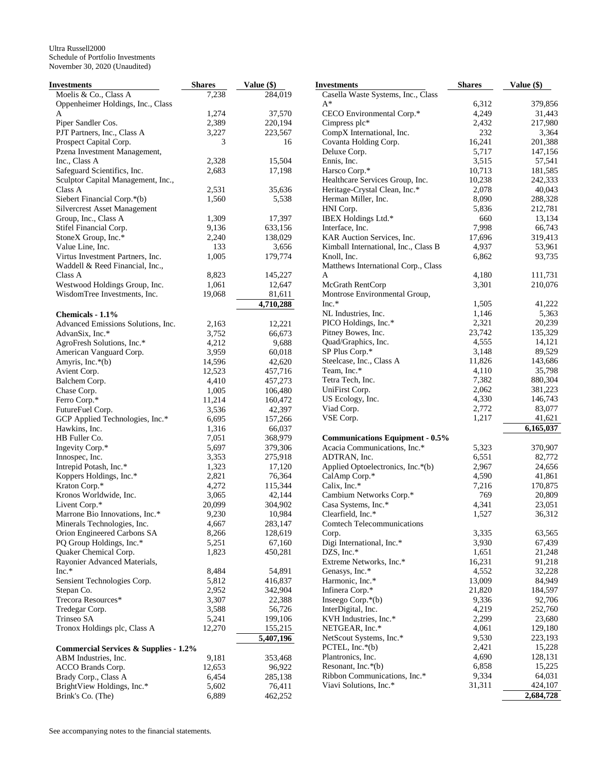Ultra Russell2000
Schedule of Portfolio Investments
November 30, 2020 (Unaudited)

| Investments | Shares | Value ($) |
|---|---|---|
| Moelis & Co., Class A | 7,238 | 284,019 |
| Oppenheimer Holdings, Inc., Class A | 1,274 | 37,570 |
| Piper Sandler Cos. | 2,389 | 220,194 |
| PJT Partners, Inc., Class A | 3,227 | 223,567 |
| Prospect Capital Corp. | 3 | 16 |
| Pzena Investment Management, Inc., Class A | 2,328 | 15,504 |
| Safeguard Scientifics, Inc. | 2,683 | 17,198 |
| Sculptor Capital Management, Inc., Class A | 2,531 | 35,636 |
| Siebert Financial Corp.*(b) | 1,560 | 5,538 |
| Silvercrest Asset Management Group, Inc., Class A | 1,309 | 17,397 |
| Stifel Financial Corp. | 9,136 | 633,156 |
| StoneX Group, Inc.* | 2,240 | 138,029 |
| Value Line, Inc. | 133 | 3,656 |
| Virtus Investment Partners, Inc. | 1,005 | 179,774 |
| Waddell & Reed Financial, Inc., Class A | 8,823 | 145,227 |
| Westwood Holdings Group, Inc. | 1,061 | 12,647 |
| WisdomTree Investments, Inc. | 19,068 | 81,611 |
| | | **4,710,288** |
| **Chemicals - 1.1%** | | |
| Advanced Emissions Solutions, Inc. | 2,163 | 12,221 |
| AdvanSix, Inc.* | 3,752 | 66,673 |
| AgroFresh Solutions, Inc.* | 4,212 | 9,688 |
| American Vanguard Corp. | 3,959 | 60,018 |
| Amyris, Inc.*(b) | 14,596 | 42,620 |
| Avient Corp. | 12,523 | 457,716 |
| Balchem Corp. | 4,410 | 457,273 |
| Chase Corp. | 1,005 | 106,480 |
| Ferro Corp.* | 11,214 | 160,472 |
| FutureFuel Corp. | 3,536 | 42,397 |
| GCP Applied Technologies, Inc.* | 6,695 | 157,266 |
| Hawkins, Inc. | 1,316 | 66,037 |
| HB Fuller Co. | 7,051 | 368,979 |
| Ingevity Corp.* | 5,697 | 379,306 |
| Innospec, Inc. | 3,353 | 275,918 |
| Intrepid Potash, Inc.* | 1,323 | 17,120 |
| Koppers Holdings, Inc.* | 2,821 | 76,364 |
| Kraton Corp.* | 4,272 | 115,344 |
| Kronos Worldwide, Inc. | 3,065 | 42,144 |
| Livent Corp.* | 20,099 | 304,902 |
| Marrone Bio Innovations, Inc.* | 9,230 | 10,984 |
| Minerals Technologies, Inc. | 4,667 | 283,147 |
| Orion Engineered Carbons SA | 8,266 | 128,619 |
| PQ Group Holdings, Inc.* | 5,251 | 67,160 |
| Quaker Chemical Corp. | 1,823 | 450,281 |
| Rayonier Advanced Materials, Inc.* | 8,484 | 54,891 |
| Sensient Technologies Corp. | 5,812 | 416,837 |
| Stepan Co. | 2,952 | 342,904 |
| Trecora Resources* | 3,307 | 22,388 |
| Tredegar Corp. | 3,588 | 56,726 |
| Trinseo SA | 5,241 | 199,106 |
| Tronox Holdings plc, Class A | 12,270 | 155,215 |
| | | **5,407,196** |
| **Commercial Services & Supplies - 1.2%** | | |
| ABM Industries, Inc. | 9,181 | 353,468 |
| ACCO Brands Corp. | 12,653 | 96,922 |
| Brady Corp., Class A | 6,454 | 285,138 |
| BrightView Holdings, Inc.* | 5,602 | 76,411 |
| Brink's Co. (The) | 6,889 | 462,252 |
| Casella Waste Systems, Inc., Class A* | 6,312 | 379,856 |
| CECO Environmental Corp.* | 4,249 | 31,443 |
| Cimpress plc* | 2,432 | 217,980 |
| CompX International, Inc. | 232 | 3,364 |
| Covanta Holding Corp. | 16,241 | 201,388 |
| Deluxe Corp. | 5,717 | 147,156 |
| Ennis, Inc. | 3,515 | 57,541 |
| Harsco Corp.* | 10,713 | 181,585 |
| Healthcare Services Group, Inc. | 10,238 | 242,333 |
| Heritage-Crystal Clean, Inc.* | 2,078 | 40,043 |
| Herman Miller, Inc. | 8,090 | 288,328 |
| HNI Corp. | 5,836 | 212,781 |
| IBEX Holdings Ltd.* | 660 | 13,134 |
| Interface, Inc. | 7,998 | 66,743 |
| KAR Auction Services, Inc. | 17,696 | 319,413 |
| Kimball International, Inc., Class B | 4,937 | 53,961 |
| Knoll, Inc. | 6,862 | 93,735 |
| Matthews International Corp., Class A | 4,180 | 111,731 |
| McGrath RentCorp | 3,301 | 210,076 |
| Montrose Environmental Group, Inc.* | 1,505 | 41,222 |
| NL Industries, Inc. | 1,146 | 5,363 |
| PICO Holdings, Inc.* | 2,321 | 20,239 |
| Pitney Bowes, Inc. | 23,742 | 135,329 |
| Quad/Graphics, Inc. | 4,555 | 14,121 |
| SP Plus Corp.* | 3,148 | 89,529 |
| Steelcase, Inc., Class A | 11,826 | 143,686 |
| Team, Inc.* | 4,110 | 35,798 |
| Tetra Tech, Inc. | 7,382 | 880,304 |
| UniFirst Corp. | 2,062 | 381,223 |
| US Ecology, Inc. | 4,330 | 146,743 |
| Viad Corp. | 2,772 | 83,077 |
| VSE Corp. | 1,217 | 41,621 |
| | | **6,165,037** |
| **Communications Equipment - 0.5%** | | |
| Acacia Communications, Inc.* | 5,323 | 370,907 |
| ADTRAN, Inc. | 6,551 | 82,772 |
| Applied Optoelectronics, Inc.*(b) | 2,967 | 24,656 |
| CalAmp Corp.* | 4,590 | 41,861 |
| Calix, Inc.* | 7,216 | 170,875 |
| Cambium Networks Corp.* | 769 | 20,809 |
| Casa Systems, Inc.* | 4,341 | 23,051 |
| Clearfield, Inc.* | 1,527 | 36,312 |
| Comtech Telecommunications Corp. | 3,335 | 63,565 |
| Digi International, Inc.* | 3,930 | 67,439 |
| DZS, Inc.* | 1,651 | 21,248 |
| Extreme Networks, Inc.* | 16,231 | 91,218 |
| Genasys, Inc.* | 4,552 | 32,228 |
| Harmonic, Inc.* | 13,009 | 84,949 |
| Infinera Corp.* | 21,820 | 184,597 |
| Inseego Corp.*(b) | 9,336 | 92,706 |
| InterDigital, Inc. | 4,219 | 252,760 |
| KVH Industries, Inc.* | 2,299 | 23,680 |
| NETGEAR, Inc.* | 4,061 | 129,180 |
| NetScout Systems, Inc.* | 9,530 | 223,193 |
| PCTEL, Inc.*(b) | 2,421 | 15,228 |
| Plantronics, Inc. | 4,690 | 128,131 |
| Resonant, Inc.*(b) | 6,858 | 15,225 |
| Ribbon Communications, Inc.* | 9,334 | 64,031 |
| Viavi Solutions, Inc.* | 31,311 | 424,107 |
| | | **2,684,728** |

See accompanying notes to the financial statements.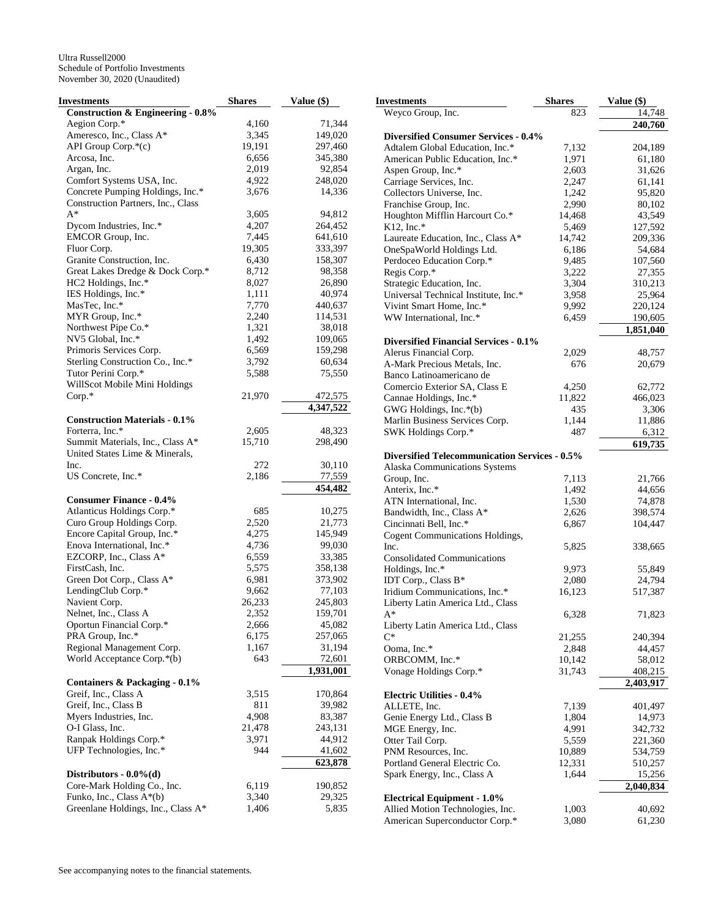Ultra Russell2000
Schedule of Portfolio Investments
November 30, 2020 (Unaudited)

| Investments | Shares | Value ($) |
|---|---|---|
| **Construction & Engineering - 0.8%** | | |
| Aegion Corp.* | 4,160 | 71,344 |
| Ameresco, Inc., Class A* | 3,345 | 149,020 |
| API Group Corp.*(c) | 19,191 | 297,460 |
| Arcosa, Inc. | 6,656 | 345,380 |
| Argan, Inc. | 2,019 | 92,854 |
| Comfort Systems USA, Inc. | 4,922 | 248,020 |
| Concrete Pumping Holdings, Inc.* | 3,676 | 14,336 |
| Construction Partners, Inc., Class A* | 3,605 | 94,812 |
| Dycom Industries, Inc.* | 4,207 | 264,452 |
| EMCOR Group, Inc. | 7,445 | 641,610 |
| Fluor Corp. | 19,305 | 333,397 |
| Granite Construction, Inc. | 6,430 | 158,307 |
| Great Lakes Dredge & Dock Corp.* | 8,712 | 98,358 |
| HC2 Holdings, Inc.* | 8,027 | 26,890 |
| IES Holdings, Inc.* | 1,111 | 40,974 |
| MasTec, Inc.* | 7,770 | 440,637 |
| MYR Group, Inc.* | 2,240 | 114,531 |
| Northwest Pipe Co.* | 1,321 | 38,018 |
| NV5 Global, Inc.* | 1,492 | 109,065 |
| Primoris Services Corp. | 6,569 | 159,298 |
| Sterling Construction Co., Inc.* | 3,792 | 60,634 |
| Tutor Perini Corp.* | 5,588 | 75,550 |
| WillScot Mobile Mini Holdings Corp.* | 21,970 | 472,575 |
| | | **4,347,522** |
| **Construction Materials - 0.1%** | | |
| Forterra, Inc.* | 2,605 | 48,323 |
| Summit Materials, Inc., Class A* | 15,710 | 298,490 |
| United States Lime & Minerals, Inc. | 272 | 30,110 |
| US Concrete, Inc.* | 2,186 | 77,559 |
| | | **454,482** |
| **Consumer Finance - 0.4%** | | |
| Atlanticus Holdings Corp.* | 685 | 10,275 |
| Curo Group Holdings Corp. | 2,520 | 21,773 |
| Encore Capital Group, Inc.* | 4,275 | 145,949 |
| Enova International, Inc.* | 4,736 | 99,030 |
| EZCORP, Inc., Class A* | 6,559 | 33,385 |
| FirstCash, Inc. | 5,575 | 358,138 |
| Green Dot Corp., Class A* | 6,981 | 373,902 |
| LendingClub Corp.* | 9,662 | 77,103 |
| Navient Corp. | 26,233 | 245,803 |
| Nelnet, Inc., Class A | 2,352 | 159,701 |
| Oportun Financial Corp.* | 2,666 | 45,082 |
| PRA Group, Inc.* | 6,175 | 257,065 |
| Regional Management Corp. | 1,167 | 31,194 |
| World Acceptance Corp.*(b) | 643 | 72,601 |
| | | **1,931,001** |
| **Containers & Packaging - 0.1%** | | |
| Greif, Inc., Class A | 3,515 | 170,864 |
| Greif, Inc., Class B | 811 | 39,982 |
| Myers Industries, Inc. | 4,908 | 83,387 |
| O-I Glass, Inc. | 21,478 | 243,131 |
| Ranpak Holdings Corp.* | 3,971 | 44,912 |
| UFP Technologies, Inc.* | 944 | 41,602 |
| | | **623,878** |
| **Distributors - 0.0%(d)** | | |
| Core-Mark Holding Co., Inc. | 6,119 | 190,852 |
| Funko, Inc., Class A*(b) | 3,340 | 29,325 |
| Greenlane Holdings, Inc., Class A* | 1,406 | 5,835 |
| Weyco Group, Inc. | 823 | 14,748 |
| | | **240,760** |
| **Diversified Consumer Services - 0.4%** | | |
| Adtalem Global Education, Inc.* | 7,132 | 204,189 |
| American Public Education, Inc.* | 1,971 | 61,180 |
| Aspen Group, Inc.* | 2,603 | 31,626 |
| Carriage Services, Inc. | 2,247 | 61,141 |
| Collectors Universe, Inc. | 1,242 | 95,820 |
| Franchise Group, Inc. | 2,990 | 80,102 |
| Houghton Mifflin Harcourt Co.* | 14,468 | 43,549 |
| K12, Inc.* | 5,469 | 127,592 |
| Laureate Education, Inc., Class A* | 14,742 | 209,336 |
| OneSpaWorld Holdings Ltd. | 6,186 | 54,684 |
| Perdoceo Education Corp.* | 9,485 | 107,560 |
| Regis Corp.* | 3,222 | 27,355 |
| Strategic Education, Inc. | 3,304 | 310,213 |
| Universal Technical Institute, Inc.* | 3,958 | 25,964 |
| Vivint Smart Home, Inc.* | 9,992 | 220,124 |
| WW International, Inc.* | 6,459 | 190,605 |
| | | **1,851,040** |
| **Diversified Financial Services - 0.1%** | | |
| Alerus Financial Corp. | 2,029 | 48,757 |
| A-Mark Precious Metals, Inc. | 676 | 20,679 |
| Banco Latinoamericano de Comercio Exterior SA, Class E | 4,250 | 62,772 |
| Cannae Holdings, Inc.* | 11,822 | 466,023 |
| GWG Holdings, Inc.*(b) | 435 | 3,306 |
| Marlin Business Services Corp. | 1,144 | 11,886 |
| SWK Holdings Corp.* | 487 | 6,312 |
| | | **619,735** |
| **Diversified Telecommunication Services - 0.5%** | | |
| Alaska Communications Systems Group, Inc. | 7,113 | 21,766 |
| Anterix, Inc.* | 1,492 | 44,656 |
| ATN International, Inc. | 1,530 | 74,878 |
| Bandwidth, Inc., Class A* | 2,626 | 398,574 |
| Cincinnati Bell, Inc.* | 6,867 | 104,447 |
| Cogent Communications Holdings, Inc. | 5,825 | 338,665 |
| Consolidated Communications Holdings, Inc.* | 9,973 | 55,849 |
| IDT Corp., Class B* | 2,080 | 24,794 |
| Iridium Communications, Inc.* | 16,123 | 517,387 |
| Liberty Latin America Ltd., Class A* | 6,328 | 71,823 |
| Liberty Latin America Ltd., Class C* | 21,255 | 240,394 |
| Ooma, Inc.* | 2,848 | 44,457 |
| ORBCOMM, Inc.* | 10,142 | 58,012 |
| Vonage Holdings Corp.* | 31,743 | 408,215 |
| | | **2,403,917** |
| **Electric Utilities - 0.4%** | | |
| ALLETE, Inc. | 7,139 | 401,497 |
| Genie Energy Ltd., Class B | 1,804 | 14,973 |
| MGE Energy, Inc. | 4,991 | 342,732 |
| Otter Tail Corp. | 5,559 | 221,360 |
| PNM Resources, Inc. | 10,889 | 534,759 |
| Portland General Electric Co. | 12,331 | 510,257 |
| Spark Energy, Inc., Class A | 1,644 | 15,256 |
| | | **2,040,834** |
| **Electrical Equipment - 1.0%** | | |
| Allied Motion Technologies, Inc. | 1,003 | 40,692 |
| American Superconductor Corp.* | 3,080 | 61,230 |

See accompanying notes to the financial statements.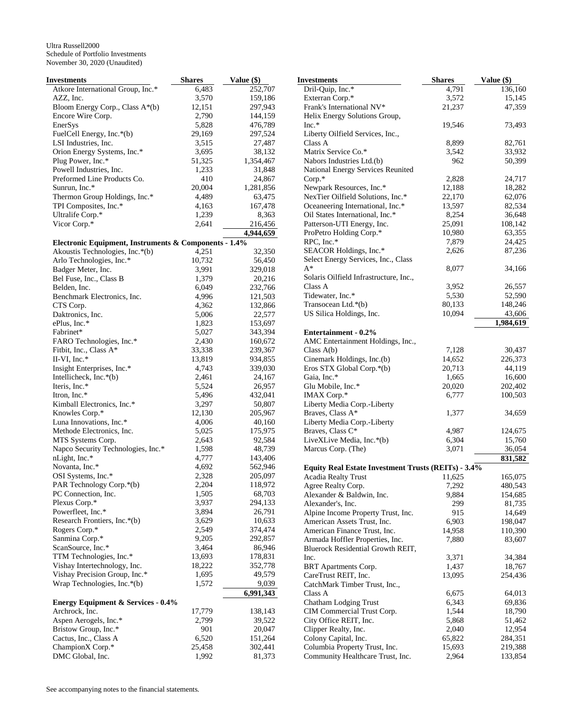Ultra Russell2000
Schedule of Portfolio Investments
November 30, 2020 (Unaudited)

| Investments | Shares | Value ($) |
|---|---|---|
| Atkore International Group, Inc.* | 6,483 | 252,707 |
| AZZ, Inc. | 3,570 | 159,186 |
| Bloom Energy Corp., Class A*(b) | 12,151 | 297,943 |
| Encore Wire Corp. | 2,790 | 144,159 |
| EnerSys | 5,828 | 476,789 |
| FuelCell Energy, Inc.*(b) | 29,169 | 297,524 |
| LSI Industries, Inc. | 3,515 | 27,487 |
| Orion Energy Systems, Inc.* | 3,695 | 38,132 |
| Plug Power, Inc.* | 51,325 | 1,354,467 |
| Powell Industries, Inc. | 1,233 | 31,848 |
| Preformed Line Products Co. | 410 | 24,867 |
| Sunrun, Inc.* | 20,004 | 1,281,856 |
| Thermon Group Holdings, Inc.* | 4,489 | 63,475 |
| TPI Composites, Inc.* | 4,163 | 167,478 |
| Ultralife Corp.* | 1,239 | 8,363 |
| Vicor Corp.* | 2,641 | 216,456 |
| | | **4,944,659** |
| **Electronic Equipment, Instruments & Components - 1.4%** | | |
| Akoustis Technologies, Inc.*(b) | 4,251 | 32,350 |
| Arlo Technologies, Inc.* | 10,732 | 56,450 |
| Badger Meter, Inc. | 3,991 | 329,018 |
| Bel Fuse, Inc., Class B | 1,379 | 20,216 |
| Belden, Inc. | 6,049 | 232,766 |
| Benchmark Electronics, Inc. | 4,996 | 121,503 |
| CTS Corp. | 4,362 | 132,866 |
| Daktronics, Inc. | 5,006 | 22,577 |
| ePlus, Inc.* | 1,823 | 153,697 |
| Fabrinet* | 5,027 | 343,394 |
| FARO Technologies, Inc.* | 2,430 | 160,672 |
| Fitbit, Inc., Class A* | 33,338 | 239,367 |
| II-VI, Inc.* | 13,819 | 934,855 |
| Insight Enterprises, Inc.* | 4,743 | 339,030 |
| Intellicheck, Inc.*(b) | 2,461 | 24,167 |
| Iteris, Inc.* | 5,524 | 26,957 |
| Itron, Inc.* | 5,496 | 432,041 |
| Kimball Electronics, Inc.* | 3,297 | 50,807 |
| Knowles Corp.* | 12,130 | 205,967 |
| Luna Innovations, Inc.* | 4,006 | 40,160 |
| Methode Electronics, Inc. | 5,025 | 175,975 |
| MTS Systems Corp. | 2,643 | 92,584 |
| Napco Security Technologies, Inc.* | 1,598 | 48,739 |
| nLight, Inc.* | 4,777 | 143,406 |
| Novanta, Inc.* | 4,692 | 562,946 |
| OSI Systems, Inc.* | 2,328 | 205,097 |
| PAR Technology Corp.*(b) | 2,204 | 118,972 |
| PC Connection, Inc. | 1,505 | 68,703 |
| Plexus Corp.* | 3,937 | 294,133 |
| Powerfleet, Inc.* | 3,894 | 26,791 |
| Research Frontiers, Inc.*(b) | 3,629 | 10,633 |
| Rogers Corp.* | 2,549 | 374,474 |
| Sanmina Corp.* | 9,205 | 292,857 |
| ScanSource, Inc.* | 3,464 | 86,946 |
| TTM Technologies, Inc.* | 13,693 | 178,831 |
| Vishay Intertechnology, Inc. | 18,222 | 352,778 |
| Vishay Precision Group, Inc.* | 1,695 | 49,579 |
| Wrap Technologies, Inc.*(b) | 1,572 | 9,039 |
| | | **6,991,343** |
| **Energy Equipment & Services - 0.4%** | | |
| Archrock, Inc. | 17,779 | 138,143 |
| Aspen Aerogels, Inc.* | 2,799 | 39,522 |
| Bristow Group, Inc.* | 901 | 20,047 |
| Cactus, Inc., Class A | 6,520 | 151,264 |
| ChampionX Corp.* | 25,458 | 302,441 |
| DMC Global, Inc. | 1,992 | 81,373 |
| Dril-Quip, Inc.* | 4,791 | 136,160 |
| Exterran Corp.* | 3,572 | 15,145 |
| Frank's International NV* | 21,237 | 47,359 |
| Helix Energy Solutions Group, Inc.* | 19,546 | 73,493 |
| Liberty Oilfield Services, Inc., Class A | 8,899 | 82,761 |
| Matrix Service Co.* | 3,542 | 33,932 |
| Nabors Industries Ltd.(b) | 962 | 50,399 |
| National Energy Services Reunited Corp.* | 2,828 | 24,717 |
| Newpark Resources, Inc.* | 12,188 | 18,282 |
| NexTier Oilfield Solutions, Inc.* | 22,170 | 62,076 |
| Oceaneering International, Inc.* | 13,597 | 82,534 |
| Oil States International, Inc.* | 8,254 | 36,648 |
| Patterson-UTI Energy, Inc. | 25,091 | 108,142 |
| ProPetro Holding Corp.* | 10,980 | 63,355 |
| RPC, Inc.* | 7,879 | 24,425 |
| SEACOR Holdings, Inc.* | 2,626 | 87,236 |
| Select Energy Services, Inc., Class A* | 8,077 | 34,166 |
| Solaris Oilfield Infrastructure, Inc., Class A | 3,952 | 26,557 |
| Tidewater, Inc.* | 5,530 | 52,590 |
| Transocean Ltd.*(b) | 80,133 | 148,246 |
| US Silica Holdings, Inc. | 10,094 | 43,606 |
| | | **1,984,619** |
| **Entertainment - 0.2%** | | |
| AMC Entertainment Holdings, Inc., Class A(b) | 7,128 | 30,437 |
| Cinemark Holdings, Inc.(b) | 14,652 | 226,373 |
| Eros STX Global Corp.*(b) | 20,713 | 44,119 |
| Gaia, Inc.* | 1,665 | 16,600 |
| Glu Mobile, Inc.* | 20,020 | 202,402 |
| IMAX Corp.* | 6,777 | 100,503 |
| Liberty Media Corp.-Liberty Braves, Class A* | 1,377 | 34,659 |
| Liberty Media Corp.-Liberty Braves, Class C* | 4,987 | 124,675 |
| LiveXLive Media, Inc.*(b) | 6,304 | 15,760 |
| Marcus Corp. (The) | 3,071 | 36,054 |
| | | **831,582** |
| **Equity Real Estate Investment Trusts (REITs) - 3.4%** | | |
| Acadia Realty Trust | 11,625 | 165,075 |
| Agree Realty Corp. | 7,292 | 480,543 |
| Alexander & Baldwin, Inc. | 9,884 | 154,685 |
| Alexander's, Inc. | 299 | 81,735 |
| Alpine Income Property Trust, Inc. | 915 | 14,649 |
| American Assets Trust, Inc. | 6,903 | 198,047 |
| American Finance Trust, Inc. | 14,958 | 110,390 |
| Armada Hoffler Properties, Inc. | 7,880 | 83,607 |
| Bluerock Residential Growth REIT, Inc. | 3,371 | 34,384 |
| BRT Apartments Corp. | 1,437 | 18,767 |
| CareTrust REIT, Inc. | 13,095 | 254,436 |
| CatchMark Timber Trust, Inc., Class A | 6,675 | 64,013 |
| Chatham Lodging Trust | 6,343 | 69,836 |
| CIM Commercial Trust Corp. | 1,544 | 18,790 |
| City Office REIT, Inc. | 5,868 | 51,462 |
| Clipper Realty, Inc. | 2,040 | 12,954 |
| Colony Capital, Inc. | 65,822 | 284,351 |
| Columbia Property Trust, Inc. | 15,693 | 219,388 |
| Community Healthcare Trust, Inc. | 2,964 | 133,854 |

See accompanying notes to the financial statements.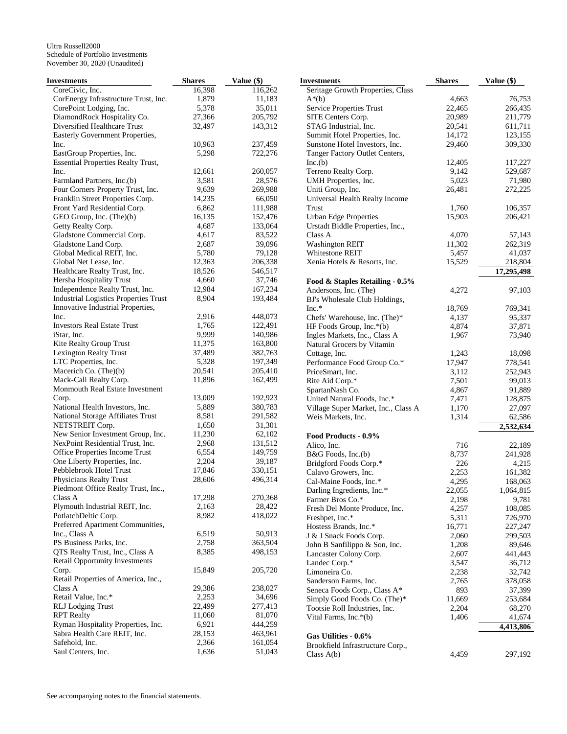Ultra Russell2000
Schedule of Portfolio Investments
November 30, 2020 (Unaudited)

| Investments | Shares | Value ($) |
|---|---|---|
| CoreCivic, Inc. | 16,398 | 116,262 |
| CorEnergy Infrastructure Trust, Inc. | 1,879 | 11,183 |
| CorePoint Lodging, Inc. | 5,378 | 35,011 |
| DiamondRock Hospitality Co. | 27,366 | 205,792 |
| Diversified Healthcare Trust | 32,497 | 143,312 |
| Easterly Government Properties, Inc. | 10,963 | 237,459 |
| EastGroup Properties, Inc. | 5,298 | 722,276 |
| Essential Properties Realty Trust, Inc. | 12,661 | 260,057 |
| Farmland Partners, Inc.(b) | 3,581 | 28,576 |
| Four Corners Property Trust, Inc. | 9,639 | 269,988 |
| Franklin Street Properties Corp. | 14,235 | 66,050 |
| Front Yard Residential Corp. | 6,862 | 111,988 |
| GEO Group, Inc. (The)(b) | 16,135 | 152,476 |
| Getty Realty Corp. | 4,687 | 133,064 |
| Gladstone Commercial Corp. | 4,617 | 83,522 |
| Gladstone Land Corp. | 2,687 | 39,096 |
| Global Medical REIT, Inc. | 5,780 | 79,128 |
| Global Net Lease, Inc. | 12,363 | 206,338 |
| Healthcare Realty Trust, Inc. | 18,526 | 546,517 |
| Hersha Hospitality Trust | 4,660 | 37,746 |
| Independence Realty Trust, Inc. | 12,984 | 167,234 |
| Industrial Logistics Properties Trust | 8,904 | 193,484 |
| Innovative Industrial Properties, Inc. | 2,916 | 448,073 |
| Investors Real Estate Trust | 1,765 | 122,491 |
| iStar, Inc. | 9,999 | 140,986 |
| Kite Realty Group Trust | 11,375 | 163,800 |
| Lexington Realty Trust | 37,489 | 382,763 |
| LTC Properties, Inc. | 5,328 | 197,349 |
| Macerich Co. (The)(b) | 20,541 | 205,410 |
| Mack-Cali Realty Corp. | 11,896 | 162,499 |
| Monmouth Real Estate Investment Corp. | 13,009 | 192,923 |
| National Health Investors, Inc. | 5,889 | 380,783 |
| National Storage Affiliates Trust | 8,581 | 291,582 |
| NETSTREIT Corp. | 1,650 | 31,301 |
| New Senior Investment Group, Inc. | 11,230 | 62,102 |
| NexPoint Residential Trust, Inc. | 2,968 | 131,512 |
| Office Properties Income Trust | 6,554 | 149,759 |
| One Liberty Properties, Inc. | 2,204 | 39,187 |
| Pebblebrook Hotel Trust | 17,846 | 330,151 |
| Physicians Realty Trust | 28,606 | 496,314 |
| Piedmont Office Realty Trust, Inc., Class A | 17,298 | 270,368 |
| Plymouth Industrial REIT, Inc. | 2,163 | 28,422 |
| PotlatchDeltic Corp. | 8,982 | 418,022 |
| Preferred Apartment Communities, Inc., Class A | 6,519 | 50,913 |
| PS Business Parks, Inc. | 2,758 | 363,504 |
| QTS Realty Trust, Inc., Class A | 8,385 | 498,153 |
| Retail Opportunity Investments Corp. | 15,849 | 205,720 |
| Retail Properties of America, Inc., Class A | 29,386 | 238,027 |
| Retail Value, Inc.* | 2,253 | 34,696 |
| RLJ Lodging Trust | 22,499 | 277,413 |
| RPT Realty | 11,060 | 81,070 |
| Ryman Hospitality Properties, Inc. | 6,921 | 444,259 |
| Sabra Health Care REIT, Inc. | 28,153 | 463,961 |
| Safehold, Inc. | 2,366 | 161,054 |
| Saul Centers, Inc. | 1,636 | 51,043 |
| Seritage Growth Properties, Class A*(b) | 4,663 | 76,753 |
| Service Properties Trust | 22,465 | 266,435 |
| SITE Centers Corp. | 20,989 | 211,779 |
| STAG Industrial, Inc. | 20,541 | 611,711 |
| Summit Hotel Properties, Inc. | 14,172 | 123,155 |
| Sunstone Hotel Investors, Inc. | 29,460 | 309,330 |
| Tanger Factory Outlet Centers, Inc.(b) | 12,405 | 117,227 |
| Terreno Realty Corp. | 9,142 | 529,687 |
| UMH Properties, Inc. | 5,023 | 71,980 |
| Uniti Group, Inc. | 26,481 | 272,225 |
| Universal Health Realty Income Trust | 1,760 | 106,357 |
| Urban Edge Properties | 15,903 | 206,421 |
| Urstadt Biddle Properties, Inc., Class A | 4,070 | 57,143 |
| Washington REIT | 11,302 | 262,319 |
| Whitestone REIT | 5,457 | 41,037 |
| Xenia Hotels & Resorts, Inc. | 15,529 | 218,804 |
| | | **17,295,498** |
| **Food & Staples Retailing - 0.5%** | | |
| Andersons, Inc. (The) | 4,272 | 97,103 |
| BJ's Wholesale Club Holdings, Inc.* | 18,769 | 769,341 |
| Chefs' Warehouse, Inc. (The)* | 4,137 | 95,337 |
| HF Foods Group, Inc.*(b) | 4,874 | 37,871 |
| Ingles Markets, Inc., Class A | 1,967 | 73,940 |
| Natural Grocers by Vitamin Cottage, Inc. | 1,243 | 18,098 |
| Performance Food Group Co.* | 17,947 | 778,541 |
| PriceSmart, Inc. | 3,112 | 252,943 |
| Rite Aid Corp.* | 7,501 | 99,013 |
| SpartanNash Co. | 4,867 | 91,889 |
| United Natural Foods, Inc.* | 7,471 | 128,875 |
| Village Super Market, Inc., Class A | 1,170 | 27,097 |
| Weis Markets, Inc. | 1,314 | 62,586 |
| | | **2,532,634** |
| **Food Products - 0.9%** | | |
| Alico, Inc. | 716 | 22,189 |
| B&G Foods, Inc.(b) | 8,737 | 241,928 |
| Bridgford Foods Corp.* | 226 | 4,215 |
| Calavo Growers, Inc. | 2,253 | 161,382 |
| Cal-Maine Foods, Inc.* | 4,295 | 168,063 |
| Darling Ingredients, Inc.* | 22,055 | 1,064,815 |
| Farmer Bros Co.* | 2,198 | 9,781 |
| Fresh Del Monte Produce, Inc. | 4,257 | 108,085 |
| Freshpet, Inc.* | 5,311 | 726,970 |
| Hostess Brands, Inc.* | 16,771 | 227,247 |
| J & J Snack Foods Corp. | 2,060 | 299,503 |
| John B Sanfilippo & Son, Inc. | 1,208 | 89,646 |
| Lancaster Colony Corp. | 2,607 | 441,443 |
| Landec Corp.* | 3,547 | 36,712 |
| Limoneira Co. | 2,238 | 32,742 |
| Sanderson Farms, Inc. | 2,765 | 378,058 |
| Seneca Foods Corp., Class A* | 893 | 37,399 |
| Simply Good Foods Co. (The)* | 11,669 | 253,684 |
| Tootsie Roll Industries, Inc. | 2,204 | 68,270 |
| Vital Farms, Inc.*(b) | 1,406 | 41,674 |
| | | **4,413,806** |
| **Gas Utilities - 0.6%** | | |
| Brookfield Infrastructure Corp., Class A(b) | 4,459 | 297,192 |

See accompanying notes to the financial statements.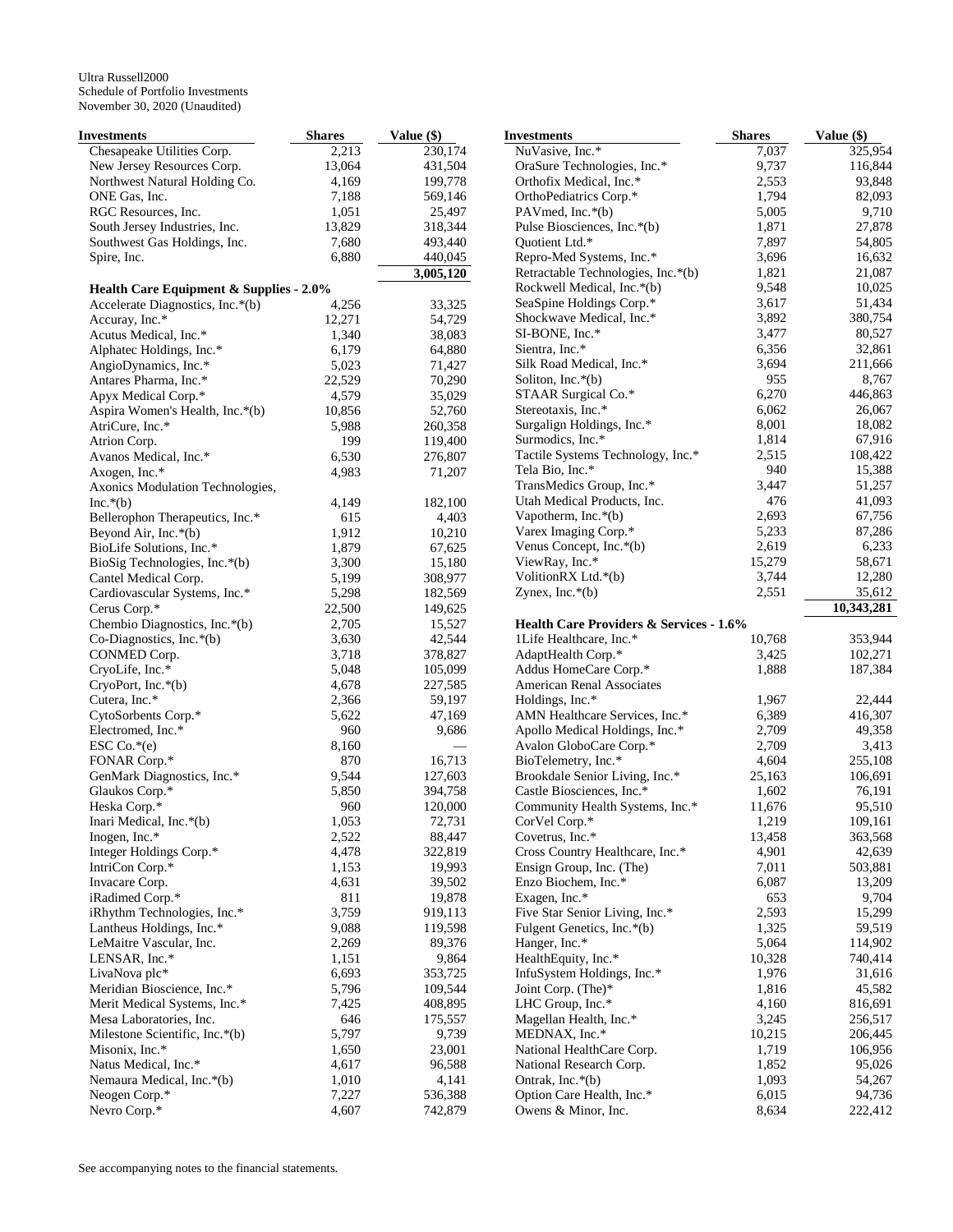Ultra Russell2000
Schedule of Portfolio Investments
November 30, 2020 (Unaudited)

| Investments | Shares | Value ($) |
|---|---|---|
| Chesapeake Utilities Corp. | 2,213 | 230,174 |
| New Jersey Resources Corp. | 13,064 | 431,504 |
| Northwest Natural Holding Co. | 4,169 | 199,778 |
| ONE Gas, Inc. | 7,188 | 569,146 |
| RGC Resources, Inc. | 1,051 | 25,497 |
| South Jersey Industries, Inc. | 13,829 | 318,344 |
| Southwest Gas Holdings, Inc. | 7,680 | 493,440 |
| Spire, Inc. | 6,880 | 440,045 |
| | | 3,005,120 |
| **Health Care Equipment & Supplies - 2.0%** | | |
| Accelerate Diagnostics, Inc.*(b) | 4,256 | 33,325 |
| Accuray, Inc.* | 12,271 | 54,729 |
| Acutus Medical, Inc.* | 1,340 | 38,083 |
| Alphatec Holdings, Inc.* | 6,179 | 64,880 |
| AngioDynamics, Inc.* | 5,023 | 71,427 |
| Antares Pharma, Inc.* | 22,529 | 70,290 |
| Apyx Medical Corp.* | 4,579 | 35,029 |
| Aspira Women's Health, Inc.*(b) | 10,856 | 52,760 |
| AtriCure, Inc.* | 5,988 | 260,358 |
| Atrion Corp. | 199 | 119,400 |
| Avanos Medical, Inc.* | 6,530 | 276,807 |
| Axogen, Inc.* | 4,983 | 71,207 |
| Axonics Modulation Technologies, Inc.*(b) | 4,149 | 182,100 |
| Bellerophon Therapeutics, Inc.* | 615 | 4,403 |
| Beyond Air, Inc.*(b) | 1,912 | 10,210 |
| BioLife Solutions, Inc.* | 1,879 | 67,625 |
| BioSig Technologies, Inc.*(b) | 3,300 | 15,180 |
| Cantel Medical Corp. | 5,199 | 308,977 |
| Cardiovascular Systems, Inc.* | 5,298 | 182,569 |
| Cerus Corp.* | 22,500 | 149,625 |
| Chembio Diagnostics, Inc.*(b) | 2,705 | 15,527 |
| Co-Diagnostics, Inc.*(b) | 3,630 | 42,544 |
| CONMED Corp. | 3,718 | 378,827 |
| CryoLife, Inc.* | 5,048 | 105,099 |
| CryoPort, Inc.*(b) | 4,678 | 227,585 |
| Cutera, Inc.* | 2,366 | 59,197 |
| CytoSorbents Corp.* | 5,622 | 47,169 |
| Electromed, Inc.* | 960 | 9,686 |
| ESC Co.*(e) | 8,160 | — |
| FONAR Corp.* | 870 | 16,713 |
| GenMark Diagnostics, Inc.* | 9,544 | 127,603 |
| Glaukos Corp.* | 5,850 | 394,758 |
| Heska Corp.* | 960 | 120,000 |
| Inari Medical, Inc.*(b) | 1,053 | 72,731 |
| Inogen, Inc.* | 2,522 | 88,447 |
| Integer Holdings Corp.* | 4,478 | 322,819 |
| IntriCon Corp.* | 1,153 | 19,993 |
| Invacare Corp. | 4,631 | 39,502 |
| iRadimed Corp.* | 811 | 19,878 |
| iRhythm Technologies, Inc.* | 3,759 | 919,113 |
| Lantheus Holdings, Inc.* | 9,088 | 119,598 |
| LeMaitre Vascular, Inc. | 2,269 | 89,376 |
| LENSAR, Inc.* | 1,151 | 9,864 |
| LivaNova plc* | 6,693 | 353,725 |
| Meridian Bioscience, Inc.* | 5,796 | 109,544 |
| Merit Medical Systems, Inc.* | 7,425 | 408,895 |
| Mesa Laboratories, Inc. | 646 | 175,557 |
| Milestone Scientific, Inc.*(b) | 5,797 | 9,739 |
| Misonix, Inc.* | 1,650 | 23,001 |
| Natus Medical, Inc.* | 4,617 | 96,588 |
| Nemaura Medical, Inc.*(b) | 1,010 | 4,141 |
| Neogen Corp.* | 7,227 | 536,388 |
| Nevro Corp.* | 4,607 | 742,879 |
| NuVasive, Inc.* | 7,037 | 325,954 |
| OraSure Technologies, Inc.* | 9,737 | 116,844 |
| Orthofix Medical, Inc.* | 2,553 | 93,848 |
| OrthoPediatrics Corp.* | 1,794 | 82,093 |
| PAVmed, Inc.*(b) | 5,005 | 9,710 |
| Pulse Biosciences, Inc.*(b) | 1,871 | 27,878 |
| Quotient Ltd.* | 7,897 | 54,805 |
| Repro-Med Systems, Inc.* | 3,696 | 16,632 |
| Retractable Technologies, Inc.*(b) | 1,821 | 21,087 |
| Rockwell Medical, Inc.*(b) | 9,548 | 10,025 |
| SeaSpine Holdings Corp.* | 3,617 | 51,434 |
| Shockwave Medical, Inc.* | 3,892 | 380,754 |
| SI-BONE, Inc.* | 3,477 | 80,527 |
| Sientra, Inc.* | 6,356 | 32,861 |
| Silk Road Medical, Inc.* | 3,694 | 211,666 |
| Soliton, Inc.*(b) | 955 | 8,767 |
| STAAR Surgical Co.* | 6,270 | 446,863 |
| Stereotaxis, Inc.* | 6,062 | 26,067 |
| Surgalign Holdings, Inc.* | 8,001 | 18,082 |
| Surmodics, Inc.* | 1,814 | 67,916 |
| Tactile Systems Technology, Inc.* | 2,515 | 108,422 |
| Tela Bio, Inc.* | 940 | 15,388 |
| TransMedics Group, Inc.* | 3,447 | 51,257 |
| Utah Medical Products, Inc. | 476 | 41,093 |
| Vapotherm, Inc.*(b) | 2,693 | 67,756 |
| Varex Imaging Corp.* | 5,233 | 87,286 |
| Venus Concept, Inc.*(b) | 2,619 | 6,233 |
| ViewRay, Inc.* | 15,279 | 58,671 |
| VolitionRX Ltd.*(b) | 3,744 | 12,280 |
| Zynex, Inc.*(b) | 2,551 | 35,612 |
| | | 10,343,281 |
| **Health Care Providers & Services - 1.6%** | | |
| 1Life Healthcare, Inc.* | 10,768 | 353,944 |
| AdaptHealth Corp.* | 3,425 | 102,271 |
| Addus HomeCare Corp.* | 1,888 | 187,384 |
| American Renal Associates Holdings, Inc.* | 1,967 | 22,444 |
| AMN Healthcare Services, Inc.* | 6,389 | 416,307 |
| Apollo Medical Holdings, Inc.* | 2,709 | 49,358 |
| Avalon GloboCare Corp.* | 2,709 | 3,413 |
| BioTelemetry, Inc.* | 4,604 | 255,108 |
| Brookdale Senior Living, Inc.* | 25,163 | 106,691 |
| Castle Biosciences, Inc.* | 1,602 | 76,191 |
| Community Health Systems, Inc.* | 11,676 | 95,510 |
| CorVel Corp.* | 1,219 | 109,161 |
| Covetrus, Inc.* | 13,458 | 363,568 |
| Cross Country Healthcare, Inc.* | 4,901 | 42,639 |
| Ensign Group, Inc. (The) | 7,011 | 503,881 |
| Enzo Biochem, Inc.* | 6,087 | 13,209 |
| Exagen, Inc.* | 653 | 9,704 |
| Five Star Senior Living, Inc.* | 2,593 | 15,299 |
| Fulgent Genetics, Inc.*(b) | 1,325 | 59,519 |
| Hanger, Inc.* | 5,064 | 114,902 |
| HealthEquity, Inc.* | 10,328 | 740,414 |
| InfuSystem Holdings, Inc.* | 1,976 | 31,616 |
| Joint Corp. (The)* | 1,816 | 45,582 |
| LHC Group, Inc.* | 4,160 | 816,691 |
| Magellan Health, Inc.* | 3,245 | 256,517 |
| MEDNAX, Inc.* | 10,215 | 206,445 |
| National HealthCare Corp. | 1,719 | 106,956 |
| National Research Corp. | 1,852 | 95,026 |
| Ontrak, Inc.*(b) | 1,093 | 54,267 |
| Option Care Health, Inc.* | 6,015 | 94,736 |
| Owens & Minor, Inc. | 8,634 | 222,412 |

See accompanying notes to the financial statements.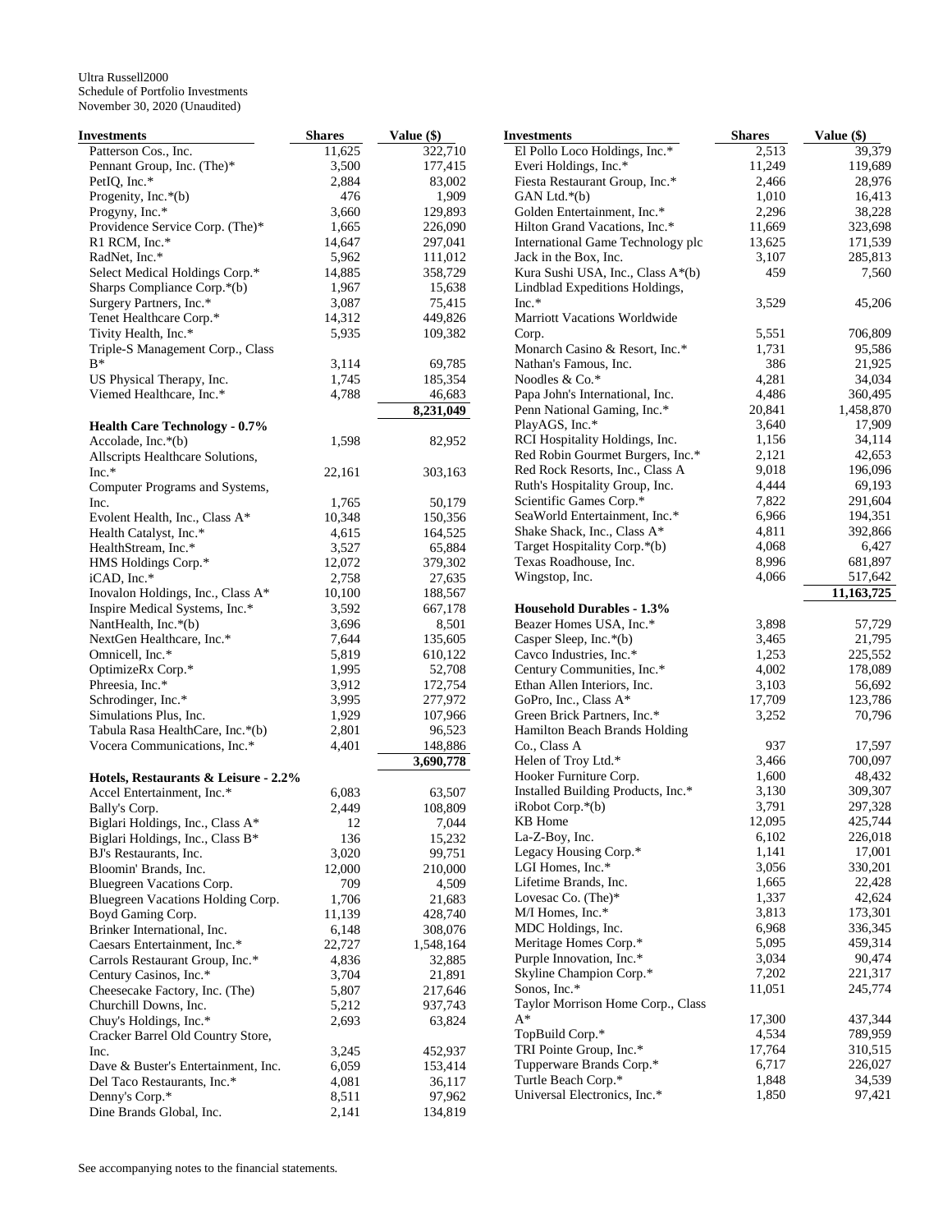Ultra Russell2000
Schedule of Portfolio Investments
November 30, 2020 (Unaudited)

| Investments | Shares | Value ($) |
|---|---|---|
| Patterson Cos., Inc. | 11,625 | 322,710 |
| Pennant Group, Inc. (The)* | 3,500 | 177,415 |
| PetIQ, Inc.* | 2,884 | 83,002 |
| Progenity, Inc.*(b) | 476 | 1,909 |
| Progyny, Inc.* | 3,660 | 129,893 |
| Providence Service Corp. (The)* | 1,665 | 226,090 |
| R1 RCM, Inc.* | 14,647 | 297,041 |
| RadNet, Inc.* | 5,962 | 111,012 |
| Select Medical Holdings Corp.* | 14,885 | 358,729 |
| Sharps Compliance Corp.*(b) | 1,967 | 15,638 |
| Surgery Partners, Inc.* | 3,087 | 75,415 |
| Tenet Healthcare Corp.* | 14,312 | 449,826 |
| Tivity Health, Inc.* | 5,935 | 109,382 |
| Triple-S Management Corp., Class B* | 3,114 | 69,785 |
| US Physical Therapy, Inc. | 1,745 | 185,354 |
| Viemed Healthcare, Inc.* | 4,788 | 46,683 |
| | | 8,231,049 |
| **Health Care Technology - 0.7%** | | |
| Accolade, Inc.*(b) | 1,598 | 82,952 |
| Allscripts Healthcare Solutions, Inc.* | 22,161 | 303,163 |
| Computer Programs and Systems, Inc. | 1,765 | 50,179 |
| Evolent Health, Inc., Class A* | 10,348 | 150,356 |
| Health Catalyst, Inc.* | 4,615 | 164,525 |
| HealthStream, Inc.* | 3,527 | 65,884 |
| HMS Holdings Corp.* | 12,072 | 379,302 |
| iCAD, Inc.* | 2,758 | 27,635 |
| Inovalon Holdings, Inc., Class A* | 10,100 | 188,567 |
| Inspire Medical Systems, Inc.* | 3,592 | 667,178 |
| NantHealth, Inc.*(b) | 3,696 | 8,501 |
| NextGen Healthcare, Inc.* | 7,644 | 135,605 |
| Omnicell, Inc.* | 5,819 | 610,122 |
| OptimizeRx Corp.* | 1,995 | 52,708 |
| Phreesia, Inc.* | 3,912 | 172,754 |
| Schrodinger, Inc.* | 3,995 | 277,972 |
| Simulations Plus, Inc. | 1,929 | 107,966 |
| Tabula Rasa HealthCare, Inc.*(b) | 2,801 | 96,523 |
| Vocera Communications, Inc.* | 4,401 | 148,886 |
| | | 3,690,778 |
| **Hotels, Restaurants & Leisure - 2.2%** | | |
| Accel Entertainment, Inc.* | 6,083 | 63,507 |
| Bally's Corp. | 2,449 | 108,809 |
| Biglari Holdings, Inc., Class A* | 12 | 7,044 |
| Biglari Holdings, Inc., Class B* | 136 | 15,232 |
| BJ's Restaurants, Inc. | 3,020 | 99,751 |
| Bloomin' Brands, Inc. | 12,000 | 210,000 |
| Bluegreen Vacations Corp. | 709 | 4,509 |
| Bluegreen Vacations Holding Corp. | 1,706 | 21,683 |
| Boyd Gaming Corp. | 11,139 | 428,740 |
| Brinker International, Inc. | 6,148 | 308,076 |
| Caesars Entertainment, Inc.* | 22,727 | 1,548,164 |
| Carrols Restaurant Group, Inc.* | 4,836 | 32,885 |
| Century Casinos, Inc.* | 3,704 | 21,891 |
| Cheesecake Factory, Inc. (The) | 5,807 | 217,646 |
| Churchill Downs, Inc. | 5,212 | 937,743 |
| Chuy's Holdings, Inc.* | 2,693 | 63,824 |
| Cracker Barrel Old Country Store, Inc. | 3,245 | 452,937 |
| Dave & Buster's Entertainment, Inc. | 6,059 | 153,414 |
| Del Taco Restaurants, Inc.* | 4,081 | 36,117 |
| Denny's Corp.* | 8,511 | 97,962 |
| Dine Brands Global, Inc. | 2,141 | 134,819 |
| El Pollo Loco Holdings, Inc.* | 2,513 | 39,379 |
| Everi Holdings, Inc.* | 11,249 | 119,689 |
| Fiesta Restaurant Group, Inc.* | 2,466 | 28,976 |
| GAN Ltd.*(b) | 1,010 | 16,413 |
| Golden Entertainment, Inc.* | 2,296 | 38,228 |
| Hilton Grand Vacations, Inc.* | 11,669 | 323,698 |
| International Game Technology plc | 13,625 | 171,539 |
| Jack in the Box, Inc. | 3,107 | 285,813 |
| Kura Sushi USA, Inc., Class A*(b) | 459 | 7,560 |
| Lindblad Expeditions Holdings, Inc.* | 3,529 | 45,206 |
| Marriott Vacations Worldwide Corp. | 5,551 | 706,809 |
| Monarch Casino & Resort, Inc.* | 1,731 | 95,586 |
| Nathan's Famous, Inc. | 386 | 21,925 |
| Noodles & Co.* | 4,281 | 34,034 |
| Papa John's International, Inc. | 4,486 | 360,495 |
| Penn National Gaming, Inc.* | 20,841 | 1,458,870 |
| PlayAGS, Inc.* | 3,640 | 17,909 |
| RCI Hospitality Holdings, Inc. | 1,156 | 34,114 |
| Red Robin Gourmet Burgers, Inc.* | 2,121 | 42,653 |
| Red Rock Resorts, Inc., Class A | 9,018 | 196,096 |
| Ruth's Hospitality Group, Inc. | 4,444 | 69,193 |
| Scientific Games Corp.* | 7,822 | 291,604 |
| SeaWorld Entertainment, Inc.* | 6,966 | 194,351 |
| Shake Shack, Inc., Class A* | 4,811 | 392,866 |
| Target Hospitality Corp.*(b) | 4,068 | 6,427 |
| Texas Roadhouse, Inc. | 8,996 | 681,897 |
| Wingstop, Inc. | 4,066 | 517,642 |
| | | 11,163,725 |
| **Household Durables - 1.3%** | | |
| Beazer Homes USA, Inc.* | 3,898 | 57,729 |
| Casper Sleep, Inc.*(b) | 3,465 | 21,795 |
| Cavco Industries, Inc.* | 1,253 | 225,552 |
| Century Communities, Inc.* | 4,002 | 178,089 |
| Ethan Allen Interiors, Inc. | 3,103 | 56,692 |
| GoPro, Inc., Class A* | 17,709 | 123,786 |
| Green Brick Partners, Inc.* | 3,252 | 70,796 |
| Hamilton Beach Brands Holding Co., Class A | 937 | 17,597 |
| Helen of Troy Ltd.* | 3,466 | 700,097 |
| Hooker Furniture Corp. | 1,600 | 48,432 |
| Installed Building Products, Inc.* | 3,130 | 309,307 |
| iRobot Corp.*(b) | 3,791 | 297,328 |
| KB Home | 12,095 | 425,744 |
| La-Z-Boy, Inc. | 6,102 | 226,018 |
| Legacy Housing Corp.* | 1,141 | 17,001 |
| LGI Homes, Inc.* | 3,056 | 330,201 |
| Lifetime Brands, Inc. | 1,665 | 22,428 |
| Lovesac Co. (The)* | 1,337 | 42,624 |
| M/I Homes, Inc.* | 3,813 | 173,301 |
| MDC Holdings, Inc. | 6,968 | 336,345 |
| Meritage Homes Corp.* | 5,095 | 459,314 |
| Purple Innovation, Inc.* | 3,034 | 90,474 |
| Skyline Champion Corp.* | 7,202 | 221,317 |
| Sonos, Inc.* | 11,051 | 245,774 |
| Taylor Morrison Home Corp., Class A* | 17,300 | 437,344 |
| TopBuild Corp.* | 4,534 | 789,959 |
| TRI Pointe Group, Inc.* | 17,764 | 310,515 |
| Tupperware Brands Corp.* | 6,717 | 226,027 |
| Turtle Beach Corp.* | 1,848 | 34,539 |
| Universal Electronics, Inc.* | 1,850 | 97,421 |

See accompanying notes to the financial statements.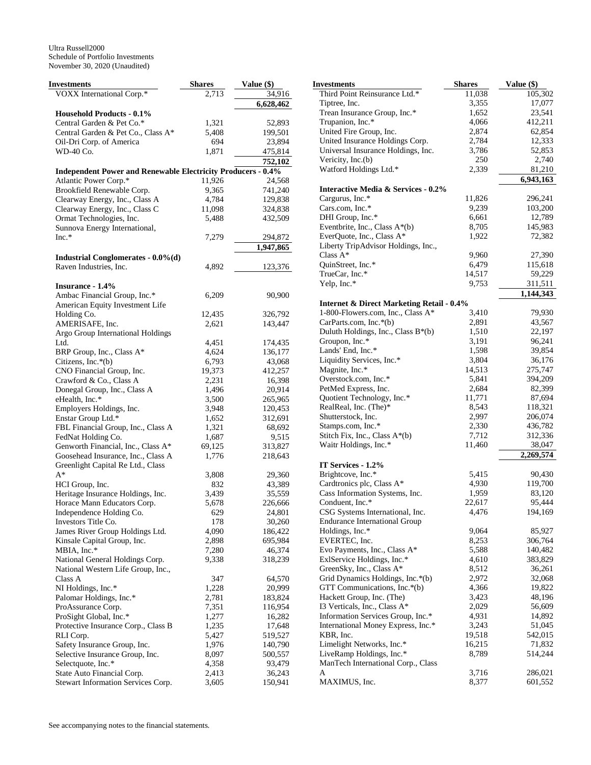Ultra Russell2000
Schedule of Portfolio Investments
November 30, 2020 (Unaudited)

| Investments | Shares | Value ($) |
|---|---|---|
| VOXX International Corp.* | 2,713 | 34,916 |
| | | 6,628,462 |
| **Household Products - 0.1%** | | |
| Central Garden & Pet Co.* | 1,321 | 52,893 |
| Central Garden & Pet Co., Class A* | 5,408 | 199,501 |
| Oil-Dri Corp. of America | 694 | 23,894 |
| WD-40 Co. | 1,871 | 475,814 |
| | | 752,102 |
| **Independent Power and Renewable Electricity Producers - 0.4%** | | |
| Atlantic Power Corp.* | 11,926 | 24,568 |
| Brookfield Renewable Corp. | 9,365 | 741,240 |
| Clearway Energy, Inc., Class A | 4,784 | 129,838 |
| Clearway Energy, Inc., Class C | 11,098 | 324,838 |
| Ormat Technologies, Inc. | 5,488 | 432,509 |
| Sunnova Energy International, Inc.* | 7,279 | 294,872 |
| | | 1,947,865 |
| **Industrial Conglomerates - 0.0%(d)** | | |
| Raven Industries, Inc. | 4,892 | 123,376 |
| **Insurance - 1.4%** | | |
| Ambac Financial Group, Inc.* | 6,209 | 90,900 |
| American Equity Investment Life Holding Co. | 12,435 | 326,792 |
| AMERISAFE, Inc. | 2,621 | 143,447 |
| Argo Group International Holdings Ltd. | 4,451 | 174,435 |
| BRP Group, Inc., Class A* | 4,624 | 136,177 |
| Citizens, Inc.*(b) | 6,793 | 43,068 |
| CNO Financial Group, Inc. | 19,373 | 412,257 |
| Crawford & Co., Class A | 2,231 | 16,398 |
| Donegal Group, Inc., Class A | 1,496 | 20,914 |
| eHealth, Inc.* | 3,500 | 265,965 |
| Employers Holdings, Inc. | 3,948 | 120,453 |
| Enstar Group Ltd.* | 1,652 | 312,691 |
| FBL Financial Group, Inc., Class A | 1,321 | 68,692 |
| FedNat Holding Co. | 1,687 | 9,515 |
| Genworth Financial, Inc., Class A* | 69,125 | 313,827 |
| Goosehead Insurance, Inc., Class A | 1,776 | 218,643 |
| Greenlight Capital Re Ltd., Class A* | 3,808 | 29,360 |
| HCI Group, Inc. | 832 | 43,389 |
| Heritage Insurance Holdings, Inc. | 3,439 | 35,559 |
| Horace Mann Educators Corp. | 5,678 | 226,666 |
| Independence Holding Co. | 629 | 24,801 |
| Investors Title Co. | 178 | 30,260 |
| James River Group Holdings Ltd. | 4,090 | 186,422 |
| Kinsale Capital Group, Inc. | 2,898 | 695,984 |
| MBIA, Inc.* | 7,280 | 46,374 |
| National General Holdings Corp. | 9,338 | 318,239 |
| National Western Life Group, Inc., Class A | 347 | 64,570 |
| NI Holdings, Inc.* | 1,228 | 20,999 |
| Palomar Holdings, Inc.* | 2,781 | 183,824 |
| ProAssurance Corp. | 7,351 | 116,954 |
| ProSight Global, Inc.* | 1,277 | 16,282 |
| Protective Insurance Corp., Class B | 1,235 | 17,648 |
| RLI Corp. | 5,427 | 519,527 |
| Safety Insurance Group, Inc. | 1,976 | 140,790 |
| Selective Insurance Group, Inc. | 8,097 | 500,557 |
| Selectquote, Inc.* | 4,358 | 93,479 |
| State Auto Financial Corp. | 2,413 | 36,243 |
| Stewart Information Services Corp. | 3,605 | 150,941 |
| Third Point Reinsurance Ltd.* | 11,038 | 105,302 |
| Tiptree, Inc. | 3,355 | 17,077 |
| Trean Insurance Group, Inc.* | 1,652 | 23,541 |
| Trupanion, Inc.* | 4,066 | 412,211 |
| United Fire Group, Inc. | 2,874 | 62,854 |
| United Insurance Holdings Corp. | 2,784 | 12,333 |
| Universal Insurance Holdings, Inc. | 3,786 | 52,853 |
| Vericity, Inc.(b) | 250 | 2,740 |
| Watford Holdings Ltd.* | 2,339 | 81,210 |
| | | 6,943,163 |
| **Interactive Media & Services - 0.2%** | | |
| Cargurus, Inc.* | 11,826 | 296,241 |
| Cars.com, Inc.* | 9,239 | 103,200 |
| DHI Group, Inc.* | 6,661 | 12,789 |
| Eventbrite, Inc., Class A*(b) | 8,705 | 145,983 |
| EverQuote, Inc., Class A* | 1,922 | 72,382 |
| Liberty TripAdvisor Holdings, Inc., Class A* | 9,960 | 27,390 |
| QuinStreet, Inc.* | 6,479 | 115,618 |
| TrueCar, Inc.* | 14,517 | 59,229 |
| Yelp, Inc.* | 9,753 | 311,511 |
| | | 1,144,343 |
| **Internet & Direct Marketing Retail - 0.4%** | | |
| 1-800-Flowers.com, Inc., Class A* | 3,410 | 79,930 |
| CarParts.com, Inc.*(b) | 2,891 | 43,567 |
| Duluth Holdings, Inc., Class B*(b) | 1,510 | 22,197 |
| Groupon, Inc.* | 3,191 | 96,241 |
| Lands' End, Inc.* | 1,598 | 39,854 |
| Liquidity Services, Inc.* | 3,804 | 36,176 |
| Magnite, Inc.* | 14,513 | 275,747 |
| Overstock.com, Inc.* | 5,841 | 394,209 |
| PetMed Express, Inc. | 2,684 | 82,399 |
| Quotient Technology, Inc.* | 11,771 | 87,694 |
| RealReal, Inc. (The)* | 8,543 | 118,321 |
| Shutterstock, Inc. | 2,997 | 206,074 |
| Stamps.com, Inc.* | 2,330 | 436,782 |
| Stitch Fix, Inc., Class A*(b) | 7,712 | 312,336 |
| Waitr Holdings, Inc.* | 11,460 | 38,047 |
| | | 2,269,574 |
| **IT Services - 1.2%** | | |
| Brightcove, Inc.* | 5,415 | 90,430 |
| Cardtronics plc, Class A* | 4,930 | 119,700 |
| Cass Information Systems, Inc. | 1,959 | 83,120 |
| Conduent, Inc.* | 22,617 | 95,444 |
| CSG Systems International, Inc. | 4,476 | 194,169 |
| Endurance International Group Holdings, Inc.* | 9,064 | 85,927 |
| EVERTEC, Inc. | 8,253 | 306,764 |
| Evo Payments, Inc., Class A* | 5,588 | 140,482 |
| ExlService Holdings, Inc.* | 4,610 | 383,829 |
| GreenSky, Inc., Class A* | 8,512 | 36,261 |
| Grid Dynamics Holdings, Inc.*(b) | 2,972 | 32,068 |
| GTT Communications, Inc.*(b) | 4,366 | 19,822 |
| Hackett Group, Inc. (The) | 3,423 | 48,196 |
| I3 Verticals, Inc., Class A* | 2,029 | 56,609 |
| Information Services Group, Inc.* | 4,931 | 14,892 |
| International Money Express, Inc.* | 3,243 | 51,045 |
| KBR, Inc. | 19,518 | 542,015 |
| Limelight Networks, Inc.* | 16,215 | 71,832 |
| LiveRamp Holdings, Inc.* | 8,789 | 514,244 |
| ManTech International Corp., Class A | 3,716 | 286,021 |
| MAXIMUS, Inc. | 8,377 | 601,552 |

See accompanying notes to the financial statements.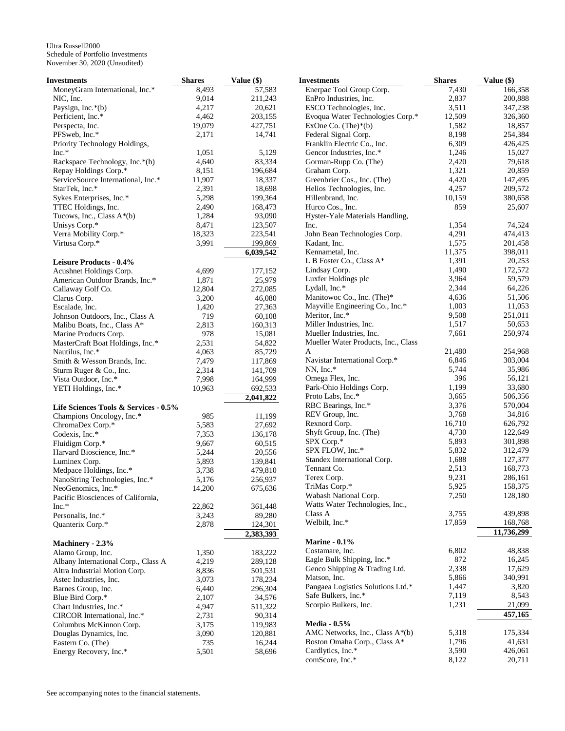Ultra Russell2000
Schedule of Portfolio Investments
November 30, 2020 (Unaudited)

| Investments | Shares | Value ($) |
|---|---|---|
| MoneyGram International, Inc.* | 8,493 | 57,583 |
| NIC, Inc. | 9,014 | 211,243 |
| Paysign, Inc.*(b) | 4,217 | 20,621 |
| Perficient, Inc.* | 4,462 | 203,155 |
| Perspecta, Inc. | 19,079 | 427,751 |
| PFSweb, Inc.* | 2,171 | 14,741 |
| Priority Technology Holdings, Inc.* | 1,051 | 5,129 |
| Rackspace Technology, Inc.*(b) | 4,640 | 83,334 |
| Repay Holdings Corp.* | 8,151 | 196,684 |
| ServiceSource International, Inc.* | 11,907 | 18,337 |
| StarTek, Inc.* | 2,391 | 18,698 |
| Sykes Enterprises, Inc.* | 5,298 | 199,364 |
| TTEC Holdings, Inc. | 2,490 | 168,473 |
| Tucows, Inc., Class A*(b) | 1,284 | 93,090 |
| Unisys Corp.* | 8,471 | 123,507 |
| Verra Mobility Corp.* | 18,323 | 223,541 |
| Virtusa Corp.* | 3,991 | 199,869 |
| | | **6,039,542** |
| **Leisure Products - 0.4%** | | |
| Acushnet Holdings Corp. | 4,699 | 177,152 |
| American Outdoor Brands, Inc.* | 1,871 | 25,979 |
| Callaway Golf Co. | 12,804 | 272,085 |
| Clarus Corp. | 3,200 | 46,080 |
| Escalade, Inc. | 1,420 | 27,363 |
| Johnson Outdoors, Inc., Class A | 719 | 60,108 |
| Malibu Boats, Inc., Class A* | 2,813 | 160,313 |
| Marine Products Corp. | 978 | 15,081 |
| MasterCraft Boat Holdings, Inc.* | 2,531 | 54,822 |
| Nautilus, Inc.* | 4,063 | 85,729 |
| Smith & Wesson Brands, Inc. | 7,479 | 117,869 |
| Sturm Ruger & Co., Inc. | 2,314 | 141,709 |
| Vista Outdoor, Inc.* | 7,998 | 164,999 |
| YETI Holdings, Inc.* | 10,963 | 692,533 |
| | | **2,041,822** |
| **Life Sciences Tools & Services - 0.5%** | | |
| Champions Oncology, Inc.* | 985 | 11,199 |
| ChromaDex Corp.* | 5,583 | 27,692 |
| Codexis, Inc.* | 7,353 | 136,178 |
| Fluidigm Corp.* | 9,667 | 60,515 |
| Harvard Bioscience, Inc.* | 5,244 | 20,556 |
| Luminex Corp. | 5,893 | 139,841 |
| Medpace Holdings, Inc.* | 3,738 | 479,810 |
| NanoString Technologies, Inc.* | 5,176 | 256,937 |
| NeoGenomics, Inc.* | 14,200 | 675,636 |
| Pacific Biosciences of California, Inc.* | 22,862 | 361,448 |
| Personalis, Inc.* | 3,243 | 89,280 |
| Quanterix Corp.* | 2,878 | 124,301 |
| | | **2,383,393** |
| **Machinery - 2.3%** | | |
| Alamo Group, Inc. | 1,350 | 183,222 |
| Albany International Corp., Class A | 4,219 | 289,128 |
| Altra Industrial Motion Corp. | 8,836 | 501,531 |
| Astec Industries, Inc. | 3,073 | 178,234 |
| Barnes Group, Inc. | 6,440 | 296,304 |
| Blue Bird Corp.* | 2,107 | 34,576 |
| Chart Industries, Inc.* | 4,947 | 511,322 |
| CIRCOR International, Inc.* | 2,731 | 90,314 |
| Columbus McKinnon Corp. | 3,175 | 119,983 |
| Douglas Dynamics, Inc. | 3,090 | 120,881 |
| Eastern Co. (The) | 735 | 16,244 |
| Energy Recovery, Inc.* | 5,501 | 58,696 |
| Enerpac Tool Group Corp. | 7,430 | 166,358 |
| EnPro Industries, Inc. | 2,837 | 200,888 |
| ESCO Technologies, Inc. | 3,511 | 347,238 |
| Evoqua Water Technologies Corp.* | 12,509 | 326,360 |
| ExOne Co. (The)*(b) | 1,582 | 18,857 |
| Federal Signal Corp. | 8,198 | 254,384 |
| Franklin Electric Co., Inc. | 6,309 | 426,425 |
| Gencor Industries, Inc.* | 1,246 | 15,027 |
| Gorman-Rupp Co. (The) | 2,420 | 79,618 |
| Graham Corp. | 1,321 | 20,859 |
| Greenbrier Cos., Inc. (The) | 4,420 | 147,495 |
| Helios Technologies, Inc. | 4,257 | 209,572 |
| Hillenbrand, Inc. | 10,159 | 380,658 |
| Hurco Cos., Inc. | 859 | 25,607 |
| Hyster-Yale Materials Handling, Inc. | 1,354 | 74,524 |
| John Bean Technologies Corp. | 4,291 | 474,413 |
| Kadant, Inc. | 1,575 | 201,458 |
| Kennametal, Inc. | 11,375 | 398,011 |
| L B Foster Co., Class A* | 1,391 | 20,253 |
| Lindsay Corp. | 1,490 | 172,572 |
| Luxfer Holdings plc | 3,964 | 59,579 |
| Lydall, Inc.* | 2,344 | 64,226 |
| Manitowoc Co., Inc. (The)* | 4,636 | 51,506 |
| Mayville Engineering Co., Inc.* | 1,003 | 11,053 |
| Meritor, Inc.* | 9,508 | 251,011 |
| Miller Industries, Inc. | 1,517 | 50,653 |
| Mueller Industries, Inc. | 7,661 | 250,974 |
| Mueller Water Products, Inc., Class A | 21,480 | 254,968 |
| Navistar International Corp.* | 6,846 | 303,004 |
| NN, Inc.* | 5,744 | 35,986 |
| Omega Flex, Inc. | 396 | 56,121 |
| Park-Ohio Holdings Corp. | 1,199 | 33,680 |
| Proto Labs, Inc.* | 3,665 | 506,356 |
| RBC Bearings, Inc.* | 3,376 | 570,004 |
| REV Group, Inc. | 3,768 | 34,816 |
| Rexnord Corp. | 16,710 | 626,792 |
| Shyft Group, Inc. (The) | 4,730 | 122,649 |
| SPX Corp.* | 5,893 | 301,898 |
| SPX FLOW, Inc.* | 5,832 | 312,479 |
| Standex International Corp. | 1,688 | 127,377 |
| Tennant Co. | 2,513 | 168,773 |
| Terex Corp. | 9,231 | 286,161 |
| TriMas Corp.* | 5,925 | 158,375 |
| Wabash National Corp. | 7,250 | 128,180 |
| Watts Water Technologies, Inc., Class A | 3,755 | 439,898 |
| Welbilt, Inc.* | 17,859 | 168,768 |
| | | **11,736,299** |
| **Marine - 0.1%** | | |
| Costamare, Inc. | 6,802 | 48,838 |
| Eagle Bulk Shipping, Inc.* | 872 | 16,245 |
| Genco Shipping & Trading Ltd. | 2,338 | 17,629 |
| Matson, Inc. | 5,866 | 340,991 |
| Pangaea Logistics Solutions Ltd.* | 1,447 | 3,820 |
| Safe Bulkers, Inc.* | 7,119 | 8,543 |
| Scorpio Bulkers, Inc. | 1,231 | 21,099 |
| | | **457,165** |
| **Media - 0.5%** | | |
| AMC Networks, Inc., Class A*(b) | 5,318 | 175,334 |
| Boston Omaha Corp., Class A* | 1,796 | 41,631 |
| Cardlytics, Inc.* | 3,590 | 426,061 |
| comScore, Inc.* | 8,122 | 20,711 |

See accompanying notes to the financial statements.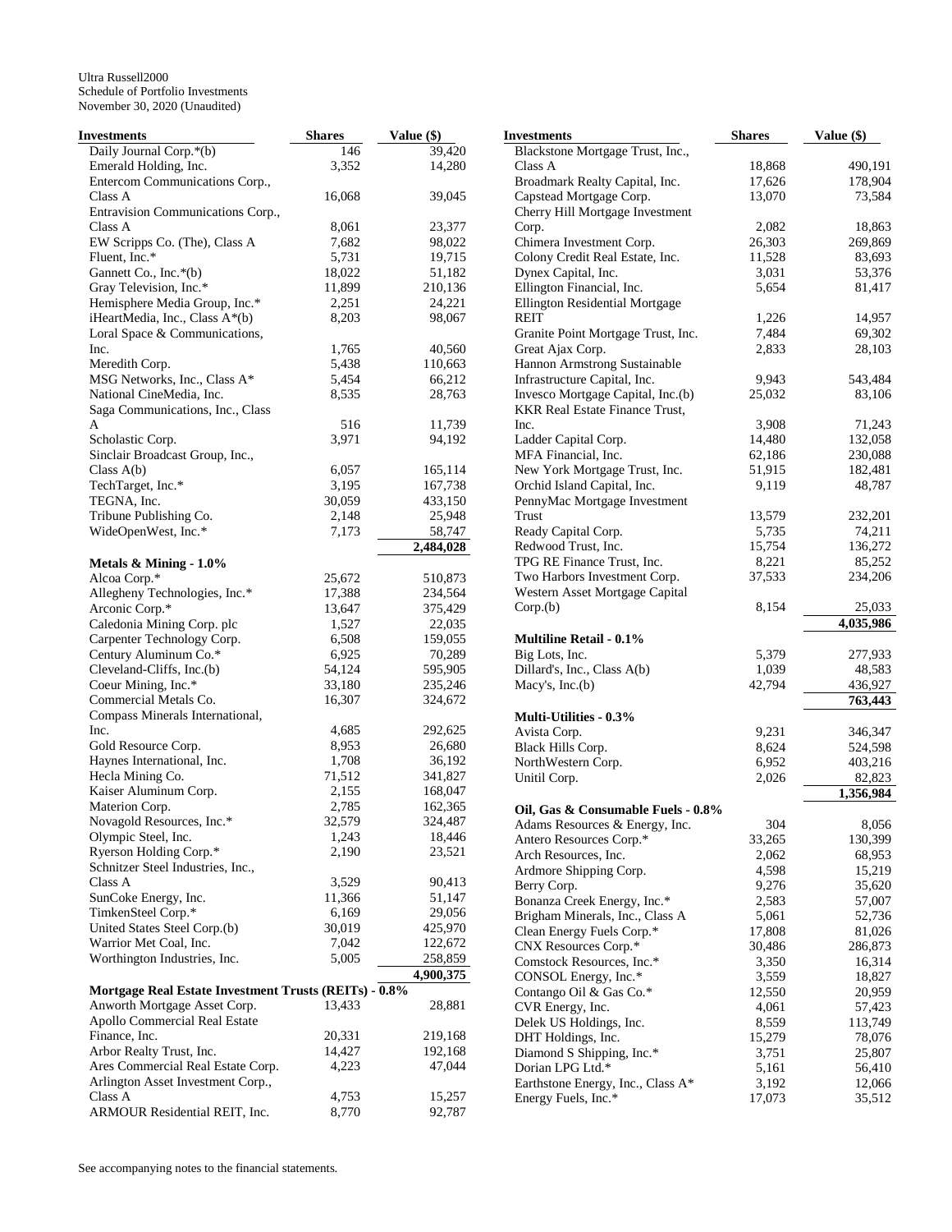Ultra Russell2000
Schedule of Portfolio Investments
November 30, 2020 (Unaudited)

| Investments | Shares | Value ($) |
|---|---|---|
| Daily Journal Corp.*(b) | 146 | 39,420 |
| Emerald Holding, Inc. | 3,352 | 14,280 |
| Entercom Communications Corp., Class A | 16,068 | 39,045 |
| Entravision Communications Corp., Class A | 8,061 | 23,377 |
| EW Scripps Co. (The), Class A | 7,682 | 98,022 |
| Fluent, Inc.* | 5,731 | 19,715 |
| Gannett Co., Inc.*(b) | 18,022 | 51,182 |
| Gray Television, Inc.* | 11,899 | 210,136 |
| Hemisphere Media Group, Inc.* | 2,251 | 24,221 |
| iHeartMedia, Inc., Class A*(b) | 8,203 | 98,067 |
| Loral Space & Communications, Inc. | 1,765 | 40,560 |
| Meredith Corp. | 5,438 | 110,663 |
| MSG Networks, Inc., Class A* | 5,454 | 66,212 |
| National CineMedia, Inc. | 8,535 | 28,763 |
| Saga Communications, Inc., Class A | 516 | 11,739 |
| Scholastic Corp. | 3,971 | 94,192 |
| Sinclair Broadcast Group, Inc., Class A(b) | 6,057 | 165,114 |
| TechTarget, Inc.* | 3,195 | 167,738 |
| TEGNA, Inc. | 30,059 | 433,150 |
| Tribune Publishing Co. | 2,148 | 25,948 |
| WideOpenWest, Inc.* | 7,173 | 58,747 |
| | | **2,484,028** |
| **Metals & Mining - 1.0%** | | |
| Alcoa Corp.* | 25,672 | 510,873 |
| Allegheny Technologies, Inc.* | 17,388 | 234,564 |
| Arconic Corp.* | 13,647 | 375,429 |
| Caledonia Mining Corp. plc | 1,527 | 22,035 |
| Carpenter Technology Corp. | 6,508 | 159,055 |
| Century Aluminum Co.* | 6,925 | 70,289 |
| Cleveland-Cliffs, Inc.(b) | 54,124 | 595,905 |
| Coeur Mining, Inc.* | 33,180 | 235,246 |
| Commercial Metals Co. | 16,307 | 324,672 |
| Compass Minerals International, Inc. | 4,685 | 292,625 |
| Gold Resource Corp. | 8,953 | 26,680 |
| Haynes International, Inc. | 1,708 | 36,192 |
| Hecla Mining Co. | 71,512 | 341,827 |
| Kaiser Aluminum Corp. | 2,155 | 168,047 |
| Materion Corp. | 2,785 | 162,365 |
| Novagold Resources, Inc.* | 32,579 | 324,487 |
| Olympic Steel, Inc. | 1,243 | 18,446 |
| Ryerson Holding Corp.* | 2,190 | 23,521 |
| Schnitzer Steel Industries, Inc., Class A | 3,529 | 90,413 |
| SunCoke Energy, Inc. | 11,366 | 51,147 |
| TimkenSteel Corp.* | 6,169 | 29,056 |
| United States Steel Corp.(b) | 30,019 | 425,970 |
| Warrior Met Coal, Inc. | 7,042 | 122,672 |
| Worthington Industries, Inc. | 5,005 | 258,859 |
| | | **4,900,375** |
| **Mortgage Real Estate Investment Trusts (REITs) - 0.8%** | | |
| Anworth Mortgage Asset Corp. | 13,433 | 28,881 |
| Apollo Commercial Real Estate Finance, Inc. | 20,331 | 219,168 |
| Arbor Realty Trust, Inc. | 14,427 | 192,168 |
| Ares Commercial Real Estate Corp. | 4,223 | 47,044 |
| Arlington Asset Investment Corp., Class A | 4,753 | 15,257 |
| ARMOUR Residential REIT, Inc. | 8,770 | 92,787 |
| Blackstone Mortgage Trust, Inc., Class A | 18,868 | 490,191 |
| Broadmark Realty Capital, Inc. | 17,626 | 178,904 |
| Capstead Mortgage Corp. | 13,070 | 73,584 |
| Cherry Hill Mortgage Investment Corp. | 2,082 | 18,863 |
| Chimera Investment Corp. | 26,303 | 269,869 |
| Colony Credit Real Estate, Inc. | 11,528 | 83,693 |
| Dynex Capital, Inc. | 3,031 | 53,376 |
| Ellington Financial, Inc. | 5,654 | 81,417 |
| Ellington Residential Mortgage REIT | 1,226 | 14,957 |
| Granite Point Mortgage Trust, Inc. | 7,484 | 69,302 |
| Great Ajax Corp. | 2,833 | 28,103 |
| Hannon Armstrong Sustainable Infrastructure Capital, Inc. | 9,943 | 543,484 |
| Invesco Mortgage Capital, Inc.(b) | 25,032 | 83,106 |
| KKR Real Estate Finance Trust, Inc. | 3,908 | 71,243 |
| Ladder Capital Corp. | 14,480 | 132,058 |
| MFA Financial, Inc. | 62,186 | 230,088 |
| New York Mortgage Trust, Inc. | 51,915 | 182,481 |
| Orchid Island Capital, Inc. | 9,119 | 48,787 |
| PennyMac Mortgage Investment Trust | 13,579 | 232,201 |
| Ready Capital Corp. | 5,735 | 74,211 |
| Redwood Trust, Inc. | 15,754 | 136,272 |
| TPG RE Finance Trust, Inc. | 8,221 | 85,252 |
| Two Harbors Investment Corp. | 37,533 | 234,206 |
| Western Asset Mortgage Capital Corp.(b) | 8,154 | 25,033 |
| | | **4,035,986** |
| **Multiline Retail - 0.1%** | | |
| Big Lots, Inc. | 5,379 | 277,933 |
| Dillard's, Inc., Class A(b) | 1,039 | 48,583 |
| Macy's, Inc.(b) | 42,794 | 436,927 |
| | | **763,443** |
| **Multi-Utilities - 0.3%** | | |
| Avista Corp. | 9,231 | 346,347 |
| Black Hills Corp. | 8,624 | 524,598 |
| NorthWestern Corp. | 6,952 | 403,216 |
| Unitil Corp. | 2,026 | 82,823 |
| | | **1,356,984** |
| **Oil, Gas & Consumable Fuels - 0.8%** | | |
| Adams Resources & Energy, Inc. | 304 | 8,056 |
| Antero Resources Corp.* | 33,265 | 130,399 |
| Arch Resources, Inc. | 2,062 | 68,953 |
| Ardmore Shipping Corp. | 4,598 | 15,219 |
| Berry Corp. | 9,276 | 35,620 |
| Bonanza Creek Energy, Inc.* | 2,583 | 57,007 |
| Brigham Minerals, Inc., Class A | 5,061 | 52,736 |
| Clean Energy Fuels Corp.* | 17,808 | 81,026 |
| CNX Resources Corp.* | 30,486 | 286,873 |
| Comstock Resources, Inc.* | 3,350 | 16,314 |
| CONSOL Energy, Inc.* | 3,559 | 18,827 |
| Contango Oil & Gas Co.* | 12,550 | 20,959 |
| CVR Energy, Inc. | 4,061 | 57,423 |
| Delek US Holdings, Inc. | 8,559 | 113,749 |
| DHT Holdings, Inc. | 15,279 | 78,076 |
| Diamond S Shipping, Inc.* | 3,751 | 25,807 |
| Dorian LPG Ltd.* | 5,161 | 56,410 |
| Earthstone Energy, Inc., Class A* | 3,192 | 12,066 |
| Energy Fuels, Inc.* | 17,073 | 35,512 |

See accompanying notes to the financial statements.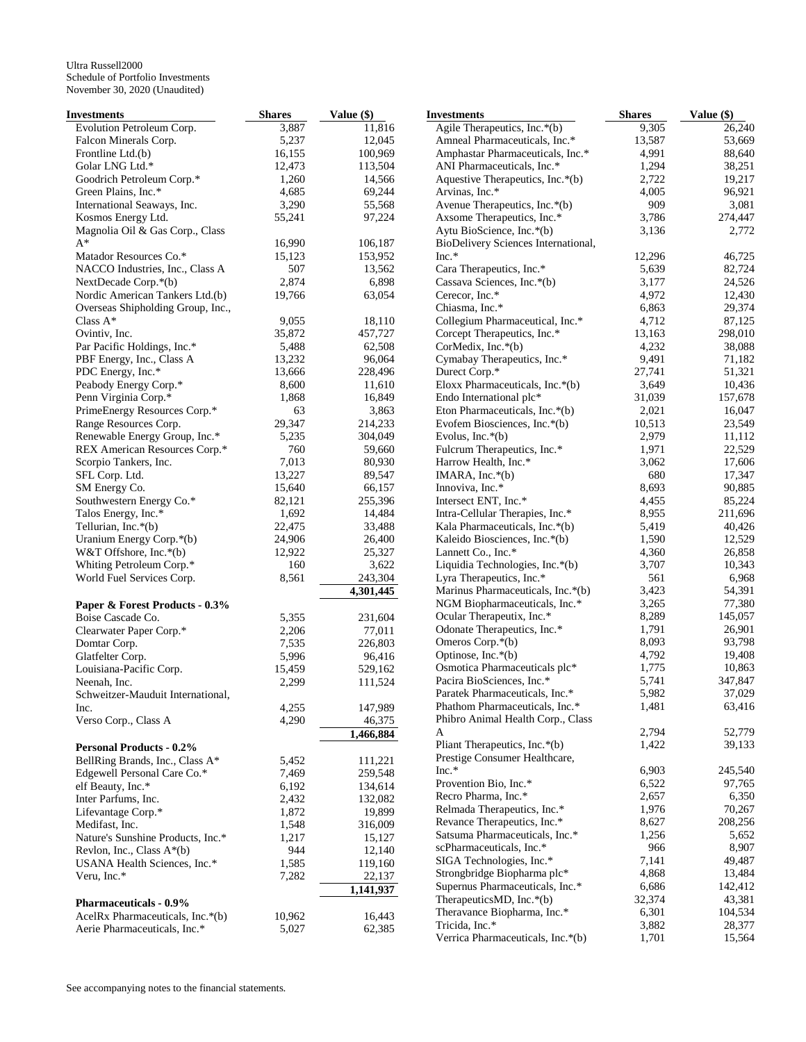Ultra Russell2000
Schedule of Portfolio Investments
November 30, 2020 (Unaudited)

| Investments | Shares | Value ($) |
|---|---|---|
| Evolution Petroleum Corp. | 3,887 | 11,816 |
| Falcon Minerals Corp. | 5,237 | 12,045 |
| Frontline Ltd.(b) | 16,155 | 100,969 |
| Golar LNG Ltd.* | 12,473 | 113,504 |
| Goodrich Petroleum Corp.* | 1,260 | 14,566 |
| Green Plains, Inc.* | 4,685 | 69,244 |
| International Seaways, Inc. | 3,290 | 55,568 |
| Kosmos Energy Ltd. | 55,241 | 97,224 |
| Magnolia Oil & Gas Corp., Class A* | 16,990 | 106,187 |
| Matador Resources Co.* | 15,123 | 153,952 |
| NACCO Industries, Inc., Class A | 507 | 13,562 |
| NextDecade Corp.*(b) | 2,874 | 6,898 |
| Nordic American Tankers Ltd.(b) | 19,766 | 63,054 |
| Overseas Shipholding Group, Inc., Class A* | 9,055 | 18,110 |
| Ovintiv, Inc. | 35,872 | 457,727 |
| Par Pacific Holdings, Inc.* | 5,488 | 62,508 |
| PBF Energy, Inc., Class A | 13,232 | 96,064 |
| PDC Energy, Inc.* | 13,666 | 228,496 |
| Peabody Energy Corp.* | 8,600 | 11,610 |
| Penn Virginia Corp.* | 1,868 | 16,849 |
| PrimeEnergy Resources Corp.* | 63 | 3,863 |
| Range Resources Corp. | 29,347 | 214,233 |
| Renewable Energy Group, Inc.* | 5,235 | 304,049 |
| REX American Resources Corp.* | 760 | 59,660 |
| Scorpio Tankers, Inc. | 7,013 | 80,930 |
| SFL Corp. Ltd. | 13,227 | 89,547 |
| SM Energy Co. | 15,640 | 66,157 |
| Southwestern Energy Co.* | 82,121 | 255,396 |
| Talos Energy, Inc.* | 1,692 | 14,484 |
| Tellurian, Inc.*(b) | 22,475 | 33,488 |
| Uranium Energy Corp.*(b) | 24,906 | 26,400 |
| W&T Offshore, Inc.*(b) | 12,922 | 25,327 |
| Whiting Petroleum Corp.* | 160 | 3,622 |
| World Fuel Services Corp. | 8,561 | 243,304 |
| | | **4,301,445** |
| **Paper & Forest Products - 0.3%** | | |
| Boise Cascade Co. | 5,355 | 231,604 |
| Clearwater Paper Corp.* | 2,206 | 77,011 |
| Domtar Corp. | 7,535 | 226,803 |
| Glatfelter Corp. | 5,996 | 96,416 |
| Louisiana-Pacific Corp. | 15,459 | 529,162 |
| Neenah, Inc. | 2,299 | 111,524 |
| Schweitzer-Mauduit International, Inc. | 4,255 | 147,989 |
| Verso Corp., Class A | 4,290 | 46,375 |
| | | **1,466,884** |
| **Personal Products - 0.2%** | | |
| BellRing Brands, Inc., Class A* | 5,452 | 111,221 |
| Edgewell Personal Care Co.* | 7,469 | 259,548 |
| elf Beauty, Inc.* | 6,192 | 134,614 |
| Inter Parfums, Inc. | 2,432 | 132,082 |
| Lifevantage Corp.* | 1,872 | 19,899 |
| Medifast, Inc. | 1,548 | 316,009 |
| Nature's Sunshine Products, Inc.* | 1,217 | 15,127 |
| Revlon, Inc., Class A*(b) | 944 | 12,140 |
| USANA Health Sciences, Inc.* | 1,585 | 119,160 |
| Veru, Inc.* | 7,282 | 22,137 |
| | | **1,141,937** |
| **Pharmaceuticals - 0.9%** | | |
| AcelRx Pharmaceuticals, Inc.*(b) | 10,962 | 16,443 |
| Aerie Pharmaceuticals, Inc.* | 5,027 | 62,385 |
| Agile Therapeutics, Inc.*(b) | 9,305 | 26,240 |
| Amneal Pharmaceuticals, Inc.* | 13,587 | 53,669 |
| Amphastar Pharmaceuticals, Inc.* | 4,991 | 88,640 |
| ANI Pharmaceuticals, Inc.* | 1,294 | 38,251 |
| Aquestive Therapeutics, Inc.*(b) | 2,722 | 19,217 |
| Arvinas, Inc.* | 4,005 | 96,921 |
| Avenue Therapeutics, Inc.*(b) | 909 | 3,081 |
| Axsome Therapeutics, Inc.* | 3,786 | 274,447 |
| Aytu BioScience, Inc.*(b) | 3,136 | 2,772 |
| BioDelivery Sciences International, Inc.* | 12,296 | 46,725 |
| Cara Therapeutics, Inc.* | 5,639 | 82,724 |
| Cassava Sciences, Inc.*(b) | 3,177 | 24,526 |
| Cerecor, Inc.* | 4,972 | 12,430 |
| Chiasma, Inc.* | 6,863 | 29,374 |
| Collegium Pharmaceutical, Inc.* | 4,712 | 87,125 |
| Corcept Therapeutics, Inc.* | 13,163 | 298,010 |
| CorMedix, Inc.*(b) | 4,232 | 38,088 |
| Cymabay Therapeutics, Inc.* | 9,491 | 71,182 |
| Durect Corp.* | 27,741 | 51,321 |
| Eloxx Pharmaceuticals, Inc.*(b) | 3,649 | 10,436 |
| Endo International plc* | 31,039 | 157,678 |
| Eton Pharmaceuticals, Inc.*(b) | 2,021 | 16,047 |
| Evofem Biosciences, Inc.*(b) | 10,513 | 23,549 |
| Evolus, Inc.*(b) | 2,979 | 11,112 |
| Fulcrum Therapeutics, Inc.* | 1,971 | 22,529 |
| Harrow Health, Inc.* | 3,062 | 17,606 |
| IMARA, Inc.*(b) | 680 | 17,347 |
| Innoviva, Inc.* | 8,693 | 90,885 |
| Intersect ENT, Inc.* | 4,455 | 85,224 |
| Intra-Cellular Therapies, Inc.* | 8,955 | 211,696 |
| Kala Pharmaceuticals, Inc.*(b) | 5,419 | 40,426 |
| Kaleido Biosciences, Inc.*(b) | 1,590 | 12,529 |
| Lannett Co., Inc.* | 4,360 | 26,858 |
| Liquidia Technologies, Inc.*(b) | 3,707 | 10,343 |
| Lyra Therapeutics, Inc.* | 561 | 6,968 |
| Marinus Pharmaceuticals, Inc.*(b) | 3,423 | 54,391 |
| NGM Biopharmaceuticals, Inc.* | 3,265 | 77,380 |
| Ocular Therapeutix, Inc.* | 8,289 | 145,057 |
| Odonate Therapeutics, Inc.* | 1,791 | 26,901 |
| Omeros Corp.*(b) | 8,093 | 93,798 |
| Optinose, Inc.*(b) | 4,792 | 19,408 |
| Osmotica Pharmaceuticals plc* | 1,775 | 10,863 |
| Pacira BioSciences, Inc.* | 5,741 | 347,847 |
| Paratek Pharmaceuticals, Inc.* | 5,982 | 37,029 |
| Phathom Pharmaceuticals, Inc.* | 1,481 | 63,416 |
| Phibro Animal Health Corp., Class A | 2,794 | 52,779 |
| Pliant Therapeutics, Inc.*(b) | 1,422 | 39,133 |
| Prestige Consumer Healthcare, Inc.* | 6,903 | 245,540 |
| Provention Bio, Inc.* | 6,522 | 97,765 |
| Recro Pharma, Inc.* | 2,657 | 6,350 |
| Relmada Therapeutics, Inc.* | 1,976 | 70,267 |
| Revance Therapeutics, Inc.* | 8,627 | 208,256 |
| Satsuma Pharmaceuticals, Inc.* | 1,256 | 5,652 |
| scPharmaceuticals, Inc.* | 966 | 8,907 |
| SIGA Technologies, Inc.* | 7,141 | 49,487 |
| Strongbridge Biopharma plc* | 4,868 | 13,484 |
| Supernus Pharmaceuticals, Inc.* | 6,686 | 142,412 |
| TherapeuticsMD, Inc.*(b) | 32,374 | 43,381 |
| Theravance Biopharma, Inc.* | 6,301 | 104,534 |
| Tricida, Inc.* | 3,882 | 28,377 |
| Verrica Pharmaceuticals, Inc.*(b) | 1,701 | 15,564 |

See accompanying notes to the financial statements.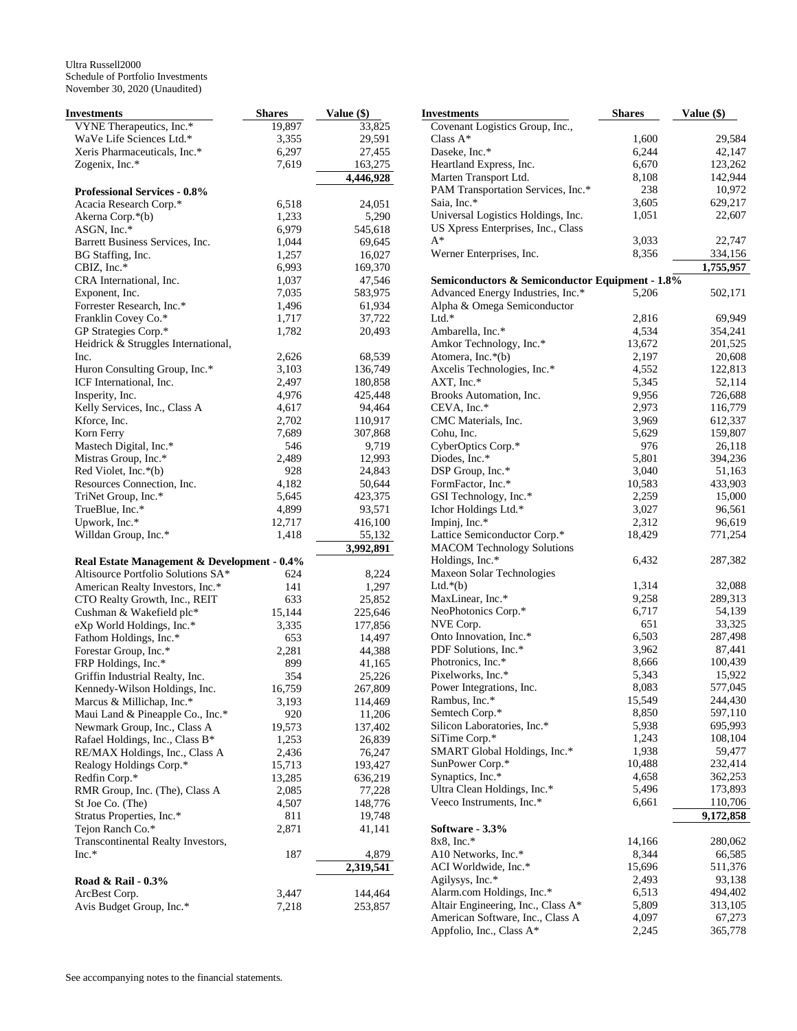Ultra Russell2000
Schedule of Portfolio Investments
November 30, 2020 (Unaudited)

| Investments | Shares | Value ($) |
|---|---|---|
| VYNE Therapeutics, Inc.* | 19,897 | 33,825 |
| WaVe Life Sciences Ltd.* | 3,355 | 29,591 |
| Xeris Pharmaceuticals, Inc.* | 6,297 | 27,455 |
| Zogenix, Inc.* | 7,619 | 163,275 |
| | | 4,446,928 |
| **Professional Services - 0.8%** | | |
| Acacia Research Corp.* | 6,518 | 24,051 |
| Akerna Corp.*(b) | 1,233 | 5,290 |
| ASGN, Inc.* | 6,979 | 545,618 |
| Barrett Business Services, Inc. | 1,044 | 69,645 |
| BG Staffing, Inc. | 1,257 | 16,027 |
| CBIZ, Inc.* | 6,993 | 169,370 |
| CRA International, Inc. | 1,037 | 47,546 |
| Exponent, Inc. | 7,035 | 583,975 |
| Forrester Research, Inc.* | 1,496 | 61,934 |
| Franklin Covey Co.* | 1,717 | 37,722 |
| GP Strategies Corp.* | 1,782 | 20,493 |
| Heidrick & Struggles International, Inc. | 2,626 | 68,539 |
| Huron Consulting Group, Inc.* | 3,103 | 136,749 |
| ICF International, Inc. | 2,497 | 180,858 |
| Insperity, Inc. | 4,976 | 425,448 |
| Kelly Services, Inc., Class A | 4,617 | 94,464 |
| Kforce, Inc. | 2,702 | 110,917 |
| Korn Ferry | 7,689 | 307,868 |
| Mastech Digital, Inc.* | 546 | 9,719 |
| Mistras Group, Inc.* | 2,489 | 12,993 |
| Red Violet, Inc.*(b) | 928 | 24,843 |
| Resources Connection, Inc. | 4,182 | 50,644 |
| TriNet Group, Inc.* | 5,645 | 423,375 |
| TrueBlue, Inc.* | 4,899 | 93,571 |
| Upwork, Inc.* | 12,717 | 416,100 |
| Willdan Group, Inc.* | 1,418 | 55,132 |
| | | 3,992,891 |
| **Real Estate Management & Development - 0.4%** | | |
| Altisource Portfolio Solutions SA* | 624 | 8,224 |
| American Realty Investors, Inc.* | 141 | 1,297 |
| CTO Realty Growth, Inc., REIT | 633 | 25,852 |
| Cushman & Wakefield plc* | 15,144 | 225,646 |
| eXp World Holdings, Inc.* | 3,335 | 177,856 |
| Fathom Holdings, Inc.* | 653 | 14,497 |
| Forestar Group, Inc.* | 2,281 | 44,388 |
| FRP Holdings, Inc.* | 899 | 41,165 |
| Griffin Industrial Realty, Inc. | 354 | 25,226 |
| Kennedy-Wilson Holdings, Inc. | 16,759 | 267,809 |
| Marcus & Millichap, Inc.* | 3,193 | 114,469 |
| Maui Land & Pineapple Co., Inc.* | 920 | 11,206 |
| Newmark Group, Inc., Class A | 19,573 | 137,402 |
| Rafael Holdings, Inc., Class B* | 1,253 | 26,839 |
| RE/MAX Holdings, Inc., Class A | 2,436 | 76,247 |
| Realogy Holdings Corp.* | 15,713 | 193,427 |
| Redfin Corp.* | 13,285 | 636,219 |
| RMR Group, Inc. (The), Class A | 2,085 | 77,228 |
| St Joe Co. (The) | 4,507 | 148,776 |
| Stratus Properties, Inc.* | 811 | 19,748 |
| Tejon Ranch Co.* | 2,871 | 41,141 |
| Transcontinental Realty Investors, Inc.* | 187 | 4,879 |
| | | 2,319,541 |
| **Road & Rail - 0.3%** | | |
| ArcBest Corp. | 3,447 | 144,464 |
| Avis Budget Group, Inc.* | 7,218 | 253,857 |
| Covenant Logistics Group, Inc., Class A* | 1,600 | 29,584 |
| Daseke, Inc.* | 6,244 | 42,147 |
| Heartland Express, Inc. | 6,670 | 123,262 |
| Marten Transport Ltd. | 8,108 | 142,944 |
| PAM Transportation Services, Inc.* | 238 | 10,972 |
| Saia, Inc.* | 3,605 | 629,217 |
| Universal Logistics Holdings, Inc. | 1,051 | 22,607 |
| US Xpress Enterprises, Inc., Class A* | 3,033 | 22,747 |
| Werner Enterprises, Inc. | 8,356 | 334,156 |
| | | 1,755,957 |
| **Semiconductors & Semiconductor Equipment - 1.8%** | | |
| Advanced Energy Industries, Inc.* | 5,206 | 502,171 |
| Alpha & Omega Semiconductor Ltd.* | 2,816 | 69,949 |
| Ambarella, Inc.* | 4,534 | 354,241 |
| Amkor Technology, Inc.* | 13,672 | 201,525 |
| Atomera, Inc.*(b) | 2,197 | 20,608 |
| Axcelis Technologies, Inc.* | 4,552 | 122,813 |
| AXT, Inc.* | 5,345 | 52,114 |
| Brooks Automation, Inc. | 9,956 | 726,688 |
| CEVA, Inc.* | 2,973 | 116,779 |
| CMC Materials, Inc. | 3,969 | 612,337 |
| Cohu, Inc. | 5,629 | 159,807 |
| CyberOptics Corp.* | 976 | 26,118 |
| Diodes, Inc.* | 5,801 | 394,236 |
| DSP Group, Inc.* | 3,040 | 51,163 |
| FormFactor, Inc.* | 10,583 | 433,903 |
| GSI Technology, Inc.* | 2,259 | 15,000 |
| Ichor Holdings Ltd.* | 3,027 | 96,561 |
| Impinj, Inc.* | 2,312 | 96,619 |
| Lattice Semiconductor Corp.* | 18,429 | 771,254 |
| MACOM Technology Solutions Holdings, Inc.* | 6,432 | 287,382 |
| Maxeon Solar Technologies Ltd.*(b) | 1,314 | 32,088 |
| MaxLinear, Inc.* | 9,258 | 289,313 |
| NeoPhotonics Corp.* | 6,717 | 54,139 |
| NVE Corp. | 651 | 33,325 |
| Onto Innovation, Inc.* | 6,503 | 287,498 |
| PDF Solutions, Inc.* | 3,962 | 87,441 |
| Photronics, Inc.* | 8,666 | 100,439 |
| Pixelworks, Inc.* | 5,343 | 15,922 |
| Power Integrations, Inc. | 8,083 | 577,045 |
| Rambus, Inc.* | 15,549 | 244,430 |
| Semtech Corp.* | 8,850 | 597,110 |
| Silicon Laboratories, Inc.* | 5,938 | 695,993 |
| SiTime Corp.* | 1,243 | 108,104 |
| SMART Global Holdings, Inc.* | 1,938 | 59,477 |
| SunPower Corp.* | 10,488 | 232,414 |
| Synaptics, Inc.* | 4,658 | 362,253 |
| Ultra Clean Holdings, Inc.* | 5,496 | 173,893 |
| Veeco Instruments, Inc.* | 6,661 | 110,706 |
| | | 9,172,858 |
| **Software - 3.3%** | | |
| 8x8, Inc.* | 14,166 | 280,062 |
| A10 Networks, Inc.* | 8,344 | 66,585 |
| ACI Worldwide, Inc.* | 15,696 | 511,376 |
| Agilysys, Inc.* | 2,493 | 93,138 |
| Alarm.com Holdings, Inc.* | 6,513 | 494,402 |
| Altair Engineering, Inc., Class A* | 5,809 | 313,105 |
| American Software, Inc., Class A | 4,097 | 67,273 |
| Appfolio, Inc., Class A* | 2,245 | 365,778 |

See accompanying notes to the financial statements.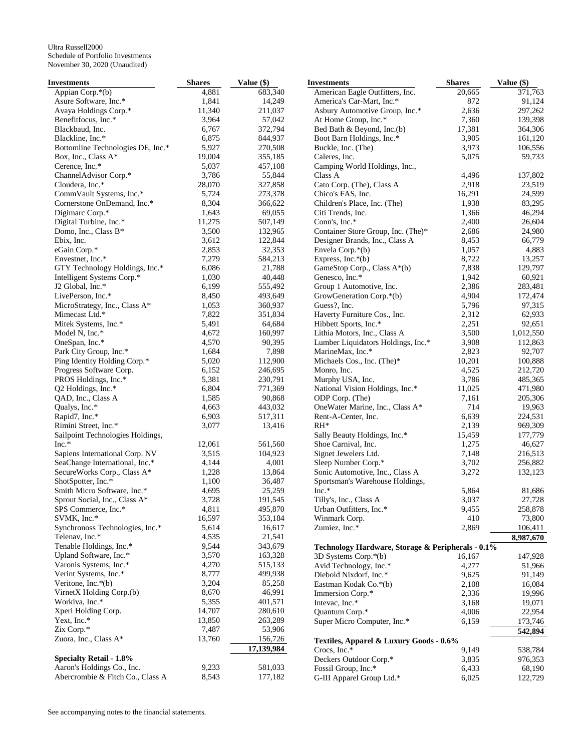Ultra Russell2000
Schedule of Portfolio Investments
November 30, 2020 (Unaudited)

| Investments | Shares | Value ($) |
|---|---|---|
| Appian Corp.*(b) | 4,881 | 683,340 |
| Asure Software, Inc.* | 1,841 | 14,249 |
| Avaya Holdings Corp.* | 11,340 | 211,037 |
| Benefitfocus, Inc.* | 3,964 | 57,042 |
| Blackbaud, Inc. | 6,767 | 372,794 |
| Blackline, Inc.* | 6,875 | 844,937 |
| Bottomline Technologies DE, Inc.* | 5,927 | 270,508 |
| Box, Inc., Class A* | 19,004 | 355,185 |
| Cerence, Inc.* | 5,037 | 457,108 |
| ChannelAdvisor Corp.* | 3,786 | 55,844 |
| Cloudera, Inc.* | 28,070 | 327,858 |
| CommVault Systems, Inc.* | 5,724 | 273,378 |
| Cornerstone OnDemand, Inc.* | 8,304 | 366,622 |
| Digimarc Corp.* | 1,643 | 69,055 |
| Digital Turbine, Inc.* | 11,275 | 507,149 |
| Domo, Inc., Class B* | 3,500 | 132,965 |
| Ebix, Inc. | 3,612 | 122,844 |
| eGain Corp.* | 2,853 | 32,353 |
| Envestnet, Inc.* | 7,279 | 584,213 |
| GTY Technology Holdings, Inc.* | 6,086 | 21,788 |
| Intelligent Systems Corp.* | 1,030 | 40,448 |
| J2 Global, Inc.* | 6,199 | 555,492 |
| LivePerson, Inc.* | 8,450 | 493,649 |
| MicroStrategy, Inc., Class A* | 1,053 | 360,937 |
| Mimecast Ltd.* | 7,822 | 351,834 |
| Mitek Systems, Inc.* | 5,491 | 64,684 |
| Model N, Inc.* | 4,672 | 160,997 |
| OneSpan, Inc.* | 4,570 | 90,395 |
| Park City Group, Inc.* | 1,684 | 7,898 |
| Ping Identity Holding Corp.* | 5,020 | 112,900 |
| Progress Software Corp. | 6,152 | 246,695 |
| PROS Holdings, Inc.* | 5,381 | 230,791 |
| Q2 Holdings, Inc.* | 6,804 | 771,369 |
| QAD, Inc., Class A | 1,585 | 90,868 |
| Qualys, Inc.* | 4,663 | 443,032 |
| Rapid7, Inc.* | 6,903 | 517,311 |
| Rimini Street, Inc.* | 3,077 | 13,416 |
| Sailpoint Technologies Holdings, Inc.* | 12,061 | 561,560 |
| Sapiens International Corp. NV | 3,515 | 104,923 |
| SeaChange International, Inc.* | 4,144 | 4,001 |
| SecureWorks Corp., Class A* | 1,228 | 13,864 |
| ShotSpotter, Inc.* | 1,100 | 36,487 |
| Smith Micro Software, Inc.* | 4,695 | 25,259 |
| Sprout Social, Inc., Class A* | 3,728 | 191,545 |
| SPS Commerce, Inc.* | 4,811 | 495,870 |
| SVMK, Inc.* | 16,597 | 353,184 |
| Synchronoss Technologies, Inc.* | 5,614 | 16,617 |
| Telenav, Inc.* | 4,535 | 21,541 |
| Tenable Holdings, Inc.* | 9,544 | 343,679 |
| Upland Software, Inc.* | 3,570 | 163,328 |
| Varonis Systems, Inc.* | 4,270 | 515,133 |
| Verint Systems, Inc.* | 8,777 | 499,938 |
| Veritone, Inc.*(b) | 3,204 | 85,258 |
| VirnetX Holding Corp.(b) | 8,670 | 46,991 |
| Workiva, Inc.* | 5,355 | 401,571 |
| Xperi Holding Corp. | 14,707 | 280,610 |
| Yext, Inc.* | 13,850 | 263,289 |
| Zix Corp.* | 7,487 | 53,906 |
| Zuora, Inc., Class A* | 13,760 | 156,726 |
| | | **17,139,984** |
| **Specialty Retail - 1.8%** | | |
| Aaron's Holdings Co., Inc. | 9,233 | 581,033 |
| Abercrombie & Fitch Co., Class A | 8,543 | 177,182 |
| American Eagle Outfitters, Inc. | 20,665 | 371,763 |
| America's Car-Mart, Inc.* | 872 | 91,124 |
| Asbury Automotive Group, Inc.* | 2,636 | 297,262 |
| At Home Group, Inc.* | 7,360 | 139,398 |
| Bed Bath & Beyond, Inc.(b) | 17,381 | 364,306 |
| Boot Barn Holdings, Inc.* | 3,905 | 161,120 |
| Buckle, Inc. (The) | 3,973 | 106,556 |
| Caleres, Inc. | 5,075 | 59,733 |
| Camping World Holdings, Inc., Class A | 4,496 | 137,802 |
| Cato Corp. (The), Class A | 2,918 | 23,519 |
| Chico's FAS, Inc. | 16,291 | 24,599 |
| Children's Place, Inc. (The) | 1,938 | 83,295 |
| Citi Trends, Inc. | 1,366 | 46,294 |
| Conn's, Inc.* | 2,400 | 26,604 |
| Container Store Group, Inc. (The)* | 2,686 | 24,980 |
| Designer Brands, Inc., Class A | 8,453 | 66,779 |
| Envela Corp.*(b) | 1,057 | 4,883 |
| Express, Inc.*(b) | 8,722 | 13,257 |
| GameStop Corp., Class A*(b) | 7,838 | 129,797 |
| Genesco, Inc.* | 1,942 | 60,921 |
| Group 1 Automotive, Inc. | 2,386 | 283,481 |
| GrowGeneration Corp.*(b) | 4,904 | 172,474 |
| Guess?, Inc. | 5,796 | 97,315 |
| Haverty Furniture Cos., Inc. | 2,312 | 62,933 |
| Hibbett Sports, Inc.* | 2,251 | 92,651 |
| Lithia Motors, Inc., Class A | 3,500 | 1,012,550 |
| Lumber Liquidators Holdings, Inc.* | 3,908 | 112,863 |
| MarineMax, Inc.* | 2,823 | 92,707 |
| Michaels Cos., Inc. (The)* | 10,201 | 100,888 |
| Monro, Inc. | 4,525 | 212,720 |
| Murphy USA, Inc. | 3,786 | 485,365 |
| National Vision Holdings, Inc.* | 11,025 | 471,980 |
| ODP Corp. (The) | 7,161 | 205,306 |
| OneWater Marine, Inc., Class A* | 714 | 19,963 |
| Rent-A-Center, Inc. | 6,639 | 224,531 |
| RH* | 2,139 | 969,309 |
| Sally Beauty Holdings, Inc.* | 15,459 | 177,779 |
| Shoe Carnival, Inc. | 1,275 | 46,627 |
| Signet Jewelers Ltd. | 7,148 | 216,513 |
| Sleep Number Corp.* | 3,702 | 256,882 |
| Sonic Automotive, Inc., Class A | 3,272 | 132,123 |
| Sportsman's Warehouse Holdings, Inc.* | 5,864 | 81,686 |
| Tilly's, Inc., Class A | 3,037 | 27,728 |
| Urban Outfitters, Inc.* | 9,455 | 258,878 |
| Winmark Corp. | 410 | 73,800 |
| Zumiez, Inc.* | 2,869 | 106,411 |
| | | **8,987,670** |
| **Technology Hardware, Storage & Peripherals - 0.1%** | | |
| 3D Systems Corp.*(b) | 16,167 | 147,928 |
| Avid Technology, Inc.* | 4,277 | 51,966 |
| Diebold Nixdorf, Inc.* | 9,625 | 91,149 |
| Eastman Kodak Co.*(b) | 2,108 | 16,084 |
| Immersion Corp.* | 2,336 | 19,996 |
| Intevac, Inc.* | 3,168 | 19,071 |
| Quantum Corp.* | 4,006 | 22,954 |
| Super Micro Computer, Inc.* | 6,159 | 173,746 |
| | | **542,894** |
| **Textiles, Apparel & Luxury Goods - 0.6%** | | |
| Crocs, Inc.* | 9,149 | 538,784 |
| Deckers Outdoor Corp.* | 3,835 | 976,353 |
| Fossil Group, Inc.* | 6,433 | 68,190 |
| G-III Apparel Group Ltd.* | 6,025 | 122,729 |

See accompanying notes to the financial statements.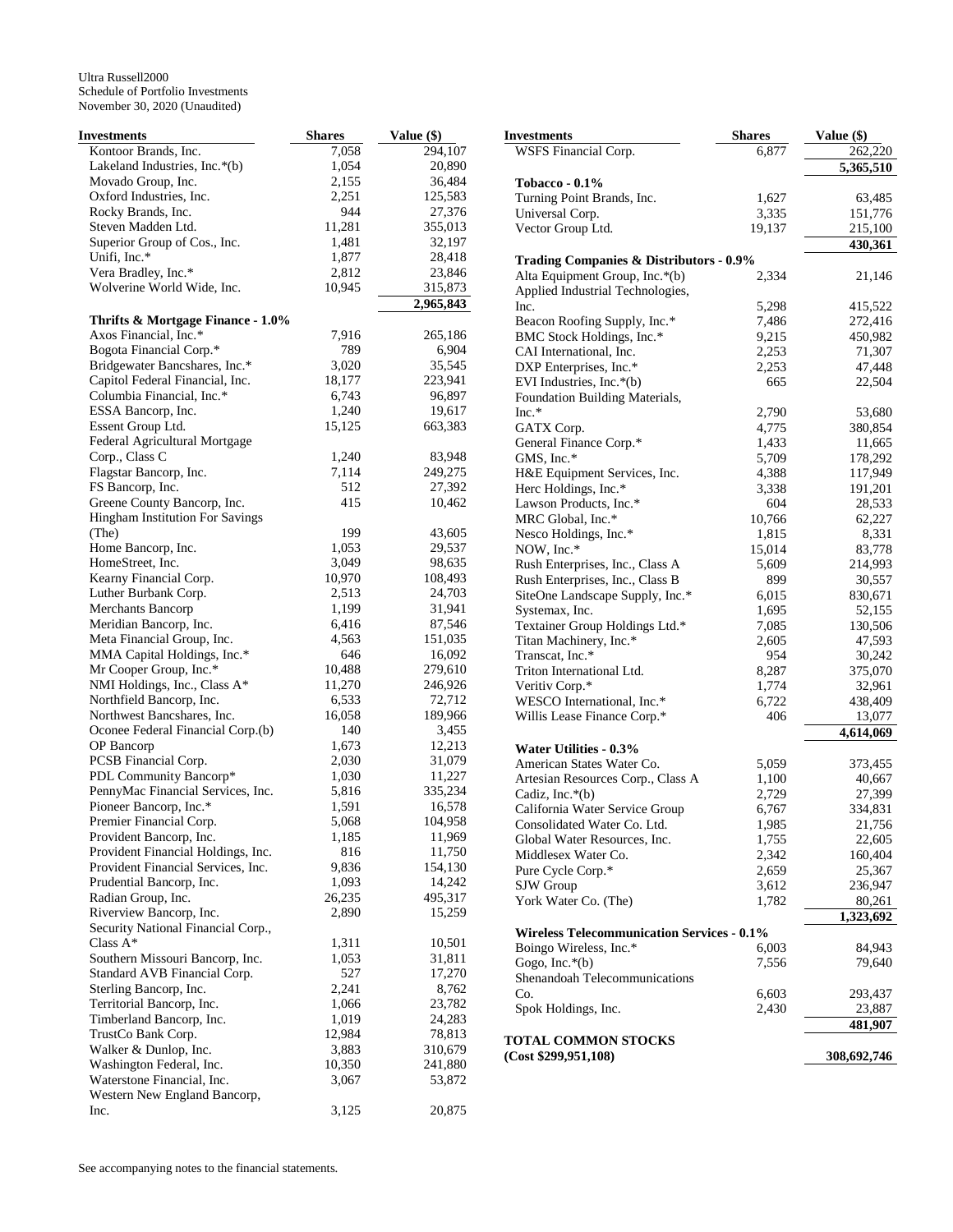Ultra Russell2000
Schedule of Portfolio Investments
November 30, 2020 (Unaudited)

| Investments | Shares | Value ($) |
|---|---|---|
| Kontoor Brands, Inc. | 7,058 | 294,107 |
| Lakeland Industries, Inc.*(b) | 1,054 | 20,890 |
| Movado Group, Inc. | 2,155 | 36,484 |
| Oxford Industries, Inc. | 2,251 | 125,583 |
| Rocky Brands, Inc. | 944 | 27,376 |
| Steven Madden Ltd. | 11,281 | 355,013 |
| Superior Group of Cos., Inc. | 1,481 | 32,197 |
| Unifi, Inc.* | 1,877 | 28,418 |
| Vera Bradley, Inc.* | 2,812 | 23,846 |
| Wolverine World Wide, Inc. | 10,945 | 315,873 |
| | | **2,965,843** |
| **Thrifts & Mortgage Finance - 1.0%** | | |
| Axos Financial, Inc.* | 7,916 | 265,186 |
| Bogota Financial Corp.* | 789 | 6,904 |
| Bridgewater Bancshares, Inc.* | 3,020 | 35,545 |
| Capitol Federal Financial, Inc. | 18,177 | 223,941 |
| Columbia Financial, Inc.* | 6,743 | 96,897 |
| ESSA Bancorp, Inc. | 1,240 | 19,617 |
| Essent Group Ltd. | 15,125 | 663,383 |
| Federal Agricultural Mortgage Corp., Class C | 1,240 | 83,948 |
| Flagstar Bancorp, Inc. | 7,114 | 249,275 |
| FS Bancorp, Inc. | 512 | 27,392 |
| Greene County Bancorp, Inc. | 415 | 10,462 |
| Hingham Institution For Savings (The) | 199 | 43,605 |
| Home Bancorp, Inc. | 1,053 | 29,537 |
| HomeStreet, Inc. | 3,049 | 98,635 |
| Kearny Financial Corp. | 10,970 | 108,493 |
| Luther Burbank Corp. | 2,513 | 24,703 |
| Merchants Bancorp | 1,199 | 31,941 |
| Meridian Bancorp, Inc. | 6,416 | 87,546 |
| Meta Financial Group, Inc. | 4,563 | 151,035 |
| MMA Capital Holdings, Inc.* | 646 | 16,092 |
| Mr Cooper Group, Inc.* | 10,488 | 279,610 |
| NMI Holdings, Inc., Class A* | 11,270 | 246,926 |
| Northfield Bancorp, Inc. | 6,533 | 72,712 |
| Northwest Bancshares, Inc. | 16,058 | 189,966 |
| Oconee Federal Financial Corp.(b) | 140 | 3,455 |
| OP Bancorp | 1,673 | 12,213 |
| PCSB Financial Corp. | 2,030 | 31,079 |
| PDL Community Bancorp* | 1,030 | 11,227 |
| PennyMac Financial Services, Inc. | 5,816 | 335,234 |
| Pioneer Bancorp, Inc.* | 1,591 | 16,578 |
| Premier Financial Corp. | 5,068 | 104,958 |
| Provident Bancorp, Inc. | 1,185 | 11,969 |
| Provident Financial Holdings, Inc. | 816 | 11,750 |
| Provident Financial Services, Inc. | 9,836 | 154,130 |
| Prudential Bancorp, Inc. | 1,093 | 14,242 |
| Radian Group, Inc. | 26,235 | 495,317 |
| Riverview Bancorp, Inc. | 2,890 | 15,259 |
| Security National Financial Corp., Class A* | 1,311 | 10,501 |
| Southern Missouri Bancorp, Inc. | 1,053 | 31,811 |
| Standard AVB Financial Corp. | 527 | 17,270 |
| Sterling Bancorp, Inc. | 2,241 | 8,762 |
| Territorial Bancorp, Inc. | 1,066 | 23,782 |
| Timberland Bancorp, Inc. | 1,019 | 24,283 |
| TrustCo Bank Corp. | 12,984 | 78,813 |
| Walker & Dunlop, Inc. | 3,883 | 310,679 |
| Washington Federal, Inc. | 10,350 | 241,880 |
| Waterstone Financial, Inc. | 3,067 | 53,872 |
| Western New England Bancorp, Inc. | 3,125 | 20,875 |
| WSFS Financial Corp. | 6,877 | 262,220 |
| | | **5,365,510** |
| **Tobacco - 0.1%** | | |
| Turning Point Brands, Inc. | 1,627 | 63,485 |
| Universal Corp. | 3,335 | 151,776 |
| Vector Group Ltd. | 19,137 | 215,100 |
| | | **430,361** |
| **Trading Companies & Distributors - 0.9%** | | |
| Alta Equipment Group, Inc.*(b) | 2,334 | 21,146 |
| Applied Industrial Technologies, Inc. | 5,298 | 415,522 |
| Beacon Roofing Supply, Inc.* | 7,486 | 272,416 |
| BMC Stock Holdings, Inc.* | 9,215 | 450,982 |
| CAI International, Inc. | 2,253 | 71,307 |
| DXP Enterprises, Inc.* | 2,253 | 47,448 |
| EVI Industries, Inc.*(b) | 665 | 22,504 |
| Foundation Building Materials, Inc.* | 2,790 | 53,680 |
| GATX Corp. | 4,775 | 380,854 |
| General Finance Corp.* | 1,433 | 11,665 |
| GMS, Inc.* | 5,709 | 178,292 |
| H&E Equipment Services, Inc. | 4,388 | 117,949 |
| Herc Holdings, Inc.* | 3,338 | 191,201 |
| Lawson Products, Inc.* | 604 | 28,533 |
| MRC Global, Inc.* | 10,766 | 62,227 |
| Nesco Holdings, Inc.* | 1,815 | 8,331 |
| NOW, Inc.* | 15,014 | 83,778 |
| Rush Enterprises, Inc., Class A | 5,609 | 214,993 |
| Rush Enterprises, Inc., Class B | 899 | 30,557 |
| SiteOne Landscape Supply, Inc.* | 6,015 | 830,671 |
| Systemax, Inc. | 1,695 | 52,155 |
| Textainer Group Holdings Ltd.* | 7,085 | 130,506 |
| Titan Machinery, Inc.* | 2,605 | 47,593 |
| Transcat, Inc.* | 954 | 30,242 |
| Triton International Ltd. | 8,287 | 375,070 |
| Veritiv Corp.* | 1,774 | 32,961 |
| WESCO International, Inc.* | 6,722 | 438,409 |
| Willis Lease Finance Corp.* | 406 | 13,077 |
| | | **4,614,069** |
| **Water Utilities - 0.3%** | | |
| American States Water Co. | 5,059 | 373,455 |
| Artesian Resources Corp., Class A | 1,100 | 40,667 |
| Cadiz, Inc.*(b) | 2,729 | 27,399 |
| California Water Service Group | 6,767 | 334,831 |
| Consolidated Water Co. Ltd. | 1,985 | 21,756 |
| Global Water Resources, Inc. | 1,755 | 22,605 |
| Middlesex Water Co. | 2,342 | 160,404 |
| Pure Cycle Corp.* | 2,659 | 25,367 |
| SJW Group | 3,612 | 236,947 |
| York Water Co. (The) | 1,782 | 80,261 |
| | | **1,323,692** |
| **Wireless Telecommunication Services - 0.1%** | | |
| Boingo Wireless, Inc.* | 6,003 | 84,943 |
| Gogo, Inc.*(b) | 7,556 | 79,640 |
| Shenandoah Telecommunications Co. | 6,603 | 293,437 |
| Spok Holdings, Inc. | 2,430 | 23,887 |
| | | **481,907** |
| **TOTAL COMMON STOCKS (Cost $299,951,108)** | | **308,692,746** |

See accompanying notes to the financial statements.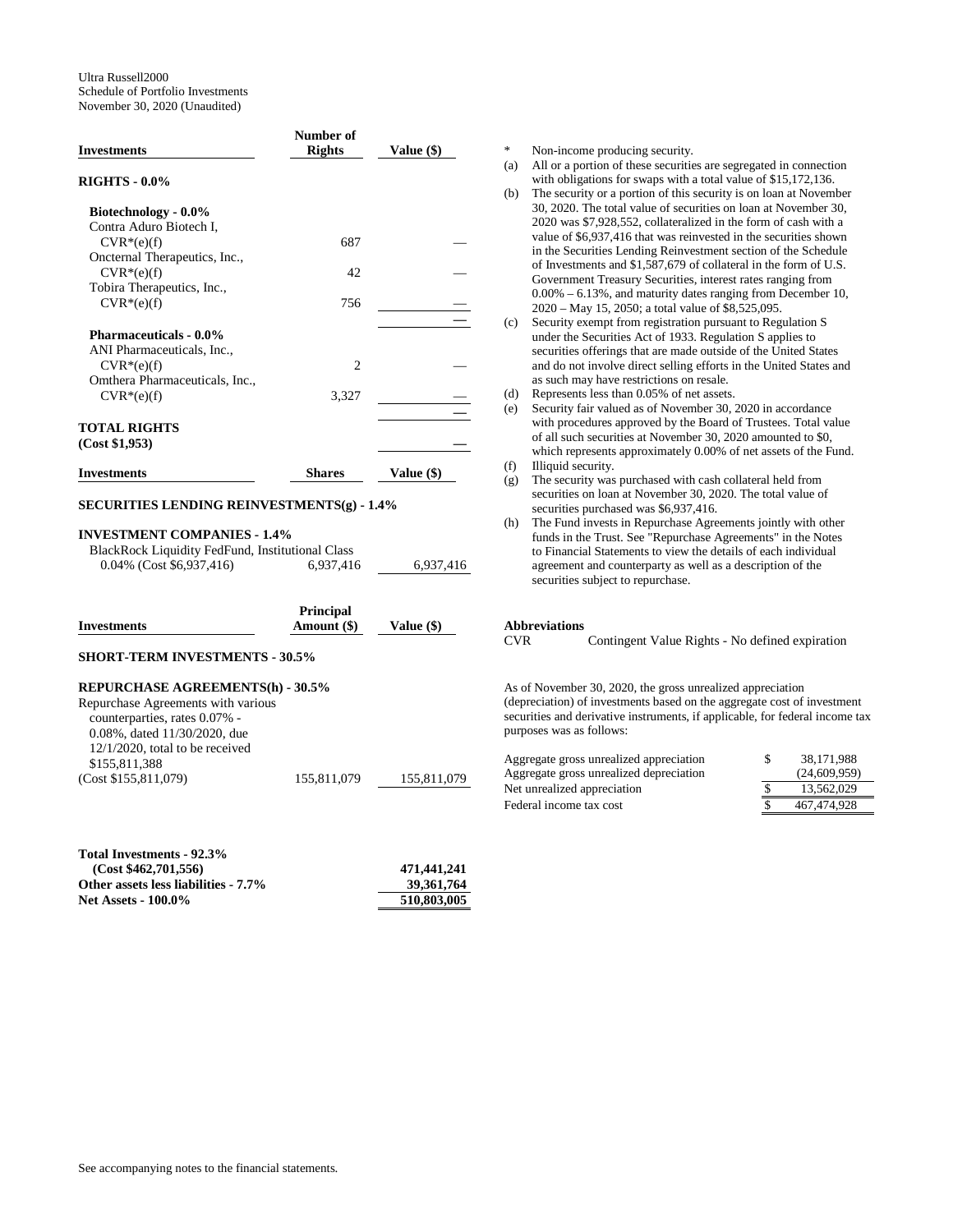Ultra Russell2000
Schedule of Portfolio Investments
November 30, 2020 (Unaudited)

| Investments | Number of Rights | Value ($) |
|---|---|---|
| **RIGHTS - 0.0%** | | |
| **Biotechnology - 0.0%** | | |
| Contra Aduro Biotech I, CVR*(e)(f) | 687 | — |
| Oncternal Therapeutics, Inc., CVR*(e)(f) | 42 | — |
| Tobira Therapeutics, Inc., CVR*(e)(f) | 756 | — |
| | | — |
| **Pharmaceuticals - 0.0%** | | |
| ANI Pharmaceuticals, Inc., CVR*(e)(f) | 2 | — |
| Omthera Pharmaceuticals, Inc., CVR*(e)(f) | 3,327 | — |
| | | — |
| **TOTAL RIGHTS (Cost $1,953)** | | — |

| Investments | Shares | Value ($) |
|---|---|---|
| **SECURITIES LENDING REINVESTMENTS(g) - 1.4%** | | |
| **INVESTMENT COMPANIES - 1.4%** | | |
| BlackRock Liquidity FedFund, Institutional Class 0.04% (Cost $6,937,416) | 6,937,416 | 6,937,416 |

| Investments | Principal Amount ($) | Value ($) |
|---|---|---|
| **SHORT-TERM INVESTMENTS - 30.5%** | | |
| **REPURCHASE AGREEMENTS(h) - 30.5%** | | |
| Repurchase Agreements with various counterparties, rates 0.07% - 0.08%, dated 11/30/2020, due 12/1/2020, total to be received $155,811,388 (Cost $155,811,079) | 155,811,079 | 155,811,079 |

| | |
|---|---|
| **Total Investments - 92.3% (Cost $462,701,556)** | **471,441,241** |
| **Other assets less liabilities - 7.7%** | **39,361,764** |
| **Net Assets - 100.0%** | **510,803,005** |

\* Non-income producing security.

(a) All or a portion of these securities are segregated in connection with obligations for swaps with a total value of $15,172,136.

(b) The security or a portion of this security is on loan at November 30, 2020. The total value of securities on loan at November 30, 2020 was $7,928,552, collateralized in the form of cash with a value of $6,937,416 that was reinvested in the securities shown in the Securities Lending Reinvestment section of the Schedule of Investments and $1,587,679 of collateral in the form of U.S. Government Treasury Securities, interest rates ranging from 0.00% – 6.13%, and maturity dates ranging from December 10, 2020 – May 15, 2050; a total value of $8,525,095.

(c) Security exempt from registration pursuant to Regulation S under the Securities Act of 1933. Regulation S applies to securities offerings that are made outside of the United States and do not involve direct selling efforts in the United States and as such may have restrictions on resale.

(d) Represents less than 0.05% of net assets.

(e) Security fair valued as of November 30, 2020 in accordance with procedures approved by the Board of Trustees. Total value of all such securities at November 30, 2020 amounted to $0, which represents approximately 0.00% of net assets of the Fund.

(f) Illiquid security.

(g) The security was purchased with cash collateral held from securities on loan at November 30, 2020. The total value of securities purchased was $6,937,416.

(h) The Fund invests in Repurchase Agreements jointly with other funds in the Trust. See "Repurchase Agreements" in the Notes to Financial Statements to view the details of each individual agreement and counterparty as well as a description of the securities subject to repurchase.

**Abbreviations**

CVR Contingent Value Rights - No defined expiration

As of November 30, 2020, the gross unrealized appreciation (depreciation) of investments based on the aggregate cost of investment securities and derivative instruments, if applicable, for federal income tax purposes was as follows:

| | | |
|---|---|---|
| Aggregate gross unrealized appreciation | $ | 38,171,988 |
| Aggregate gross unrealized depreciation | | (24,609,959) |
| Net unrealized appreciation | $ | 13,562,029 |
| Federal income tax cost | $ | 467,474,928 |

See accompanying notes to the financial statements.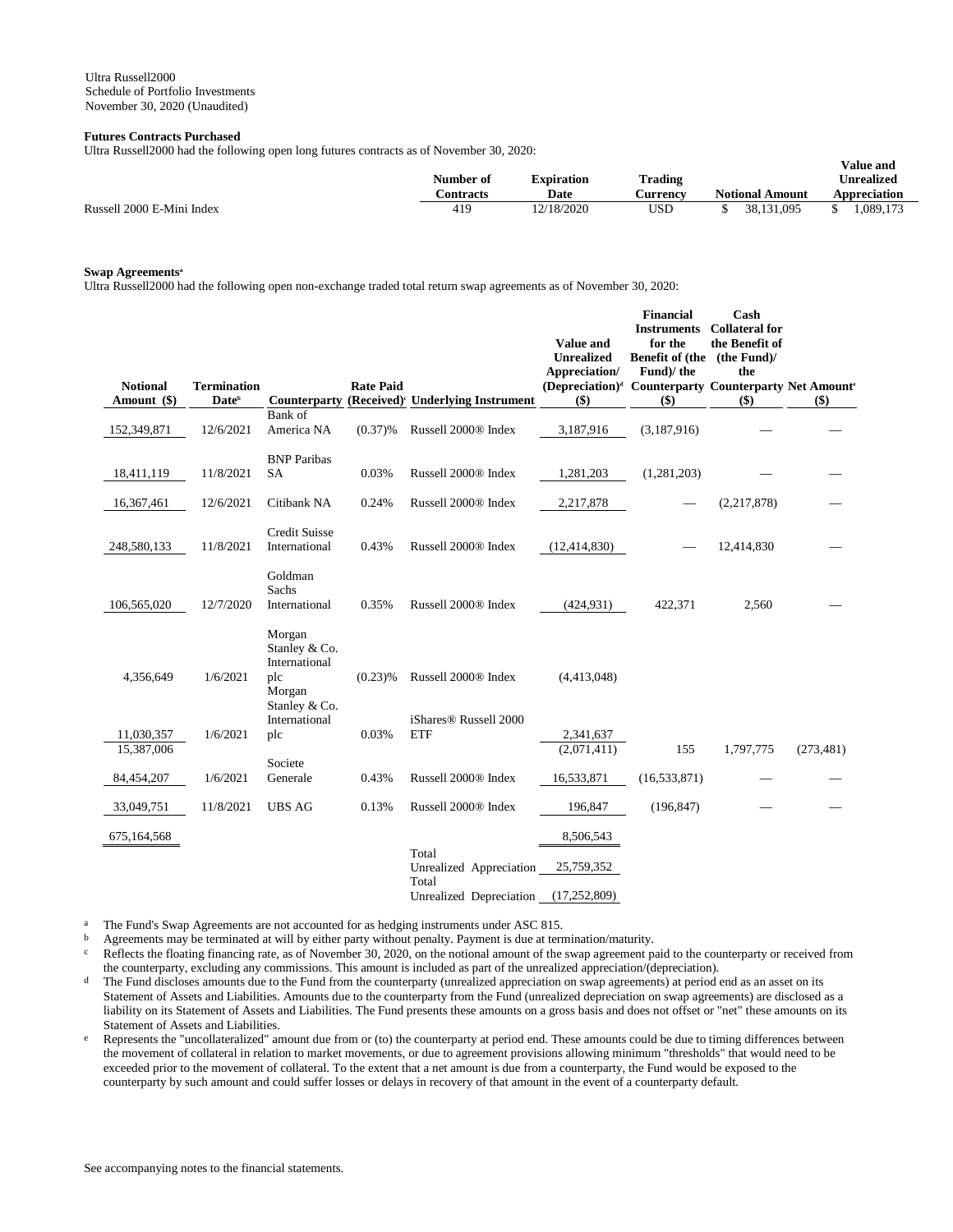Ultra Russell2000
Schedule of Portfolio Investments
November 30, 2020 (Unaudited)

**Futures Contracts Purchased**

Ultra Russell2000 had the following open long futures contracts as of November 30, 2020:

| | Number of Contracts | Expiration Date | Trading Currency | Notional Amount | Value and Unrealized Appreciation |
|---|---|---|---|---|---|
| Russell 2000 E-Mini Index | 419 | 12/18/2020 | USD | $ 38,131,095 | $ 1,089,173 |

**Swap Agreements[a]**

Ultra Russell2000 had the following open non-exchange traded total return swap agreements as of November 30, 2020:

| Notional Amount ($) | Termination Date[b] | Counterparty | Rate Paid (Received)[c] | Underlying Instrument | Value and Unrealized Appreciation/ (Depreciation)[d] ($) | Financial Instruments for the Benefit of (the Fund)/ the Counterparty ($) | Cash Collateral for the Benefit of (the Fund)/ the Counterparty ($) | Net Amount[e] ($) |
|---|---|---|---|---|---|---|---|---|
| 152,349,871 | 12/6/2021 | Bank of America NA | (0.37)% | Russell 2000® Index | 3,187,916 | (3,187,916) | — | — |
| 18,411,119 | 11/8/2021 | BNP Paribas SA | 0.03% | Russell 2000® Index | 1,281,203 | (1,281,203) | — | — |
| 16,367,461 | 12/6/2021 | Citibank NA | 0.24% | Russell 2000® Index | 2,217,878 | — | (2,217,878) | — |
| 248,580,133 | 11/8/2021 | Credit Suisse International | 0.43% | Russell 2000® Index | (12,414,830) | — | 12,414,830 | — |
| 106,565,020 | 12/7/2020 | Goldman Sachs International | 0.35% | Russell 2000® Index | (424,931) | 422,371 | 2,560 | — |
| 4,356,649 | 1/6/2021 | Morgan Stanley & Co. International plc | (0.23)% | Russell 2000® Index | (4,413,048) | | | |
| 11,030,357 | 1/6/2021 | Morgan Stanley & Co. International plc | 0.03% | iShares® Russell 2000 ETF | 2,341,637 | | | |
| 15,387,006 | | | | | (2,071,411) | 155 | 1,797,775 | (273,481) |
| 84,454,207 | 1/6/2021 | Societe Generale | 0.43% | Russell 2000® Index | 16,533,871 | (16,533,871) | — | — |
| 33,049,751 | 11/8/2021 | UBS AG | 0.13% | Russell 2000® Index | 196,847 | (196,847) | — | — |
| 675,164,568 | | | | | 8,506,543 | | | |
| | | | | Total Unrealized Appreciation | 25,759,352 | | | |
| | | | | Total Unrealized Depreciation | (17,252,809) | | | |

[a] The Fund's Swap Agreements are not accounted for as hedging instruments under ASC 815.

[b] Agreements may be terminated at will by either party without penalty. Payment is due at termination/maturity.

[c] Reflects the floating financing rate, as of November 30, 2020, on the notional amount of the swap agreement paid to the counterparty or received from the counterparty, excluding any commissions. This amount is included as part of the unrealized appreciation/(depreciation).

[d] The Fund discloses amounts due to the Fund from the counterparty (unrealized appreciation on swap agreements) at period end as an asset on its Statement of Assets and Liabilities. Amounts due to the counterparty from the Fund (unrealized depreciation on swap agreements) are disclosed as a liability on its Statement of Assets and Liabilities. The Fund presents these amounts on a gross basis and does not offset or "net" these amounts on its Statement of Assets and Liabilities.

[e] Represents the "uncollateralized" amount due from or (to) the counterparty at period end. These amounts could be due to timing differences between the movement of collateral in relation to market movements, or due to agreement provisions allowing minimum "thresholds" that would need to be exceeded prior to the movement of collateral. To the extent that a net amount is due from a counterparty, the Fund would be exposed to the counterparty by such amount and could suffer losses or delays in recovery of that amount in the event of a counterparty default.

See accompanying notes to the financial statements.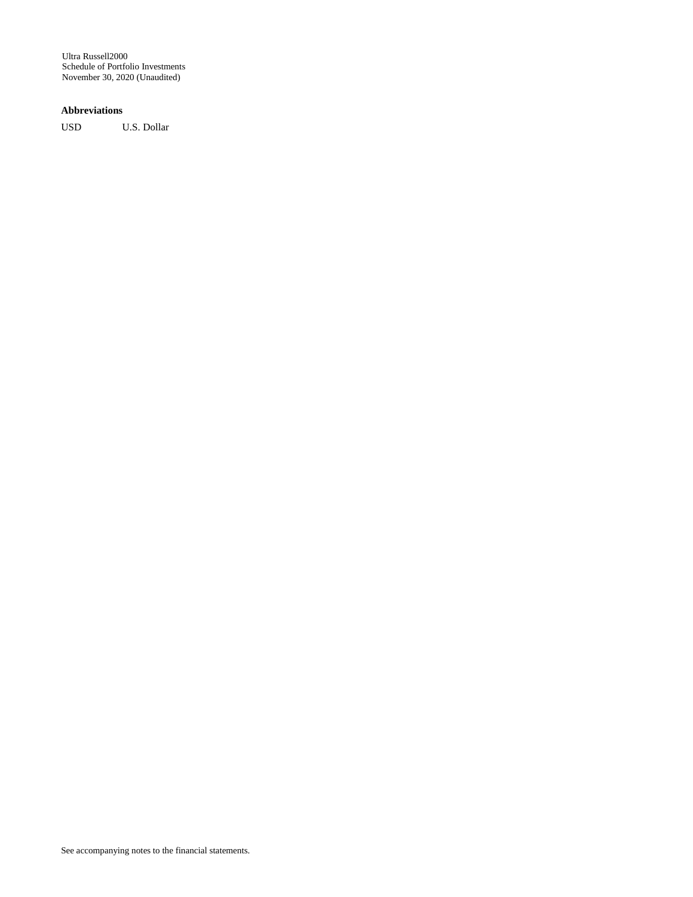Ultra Russell2000
Schedule of Portfolio Investments
November 30, 2020 (Unaudited)

**Abbreviations**

| | |
|---|---|
| USD | U.S. Dollar |

See accompanying notes to the financial statements.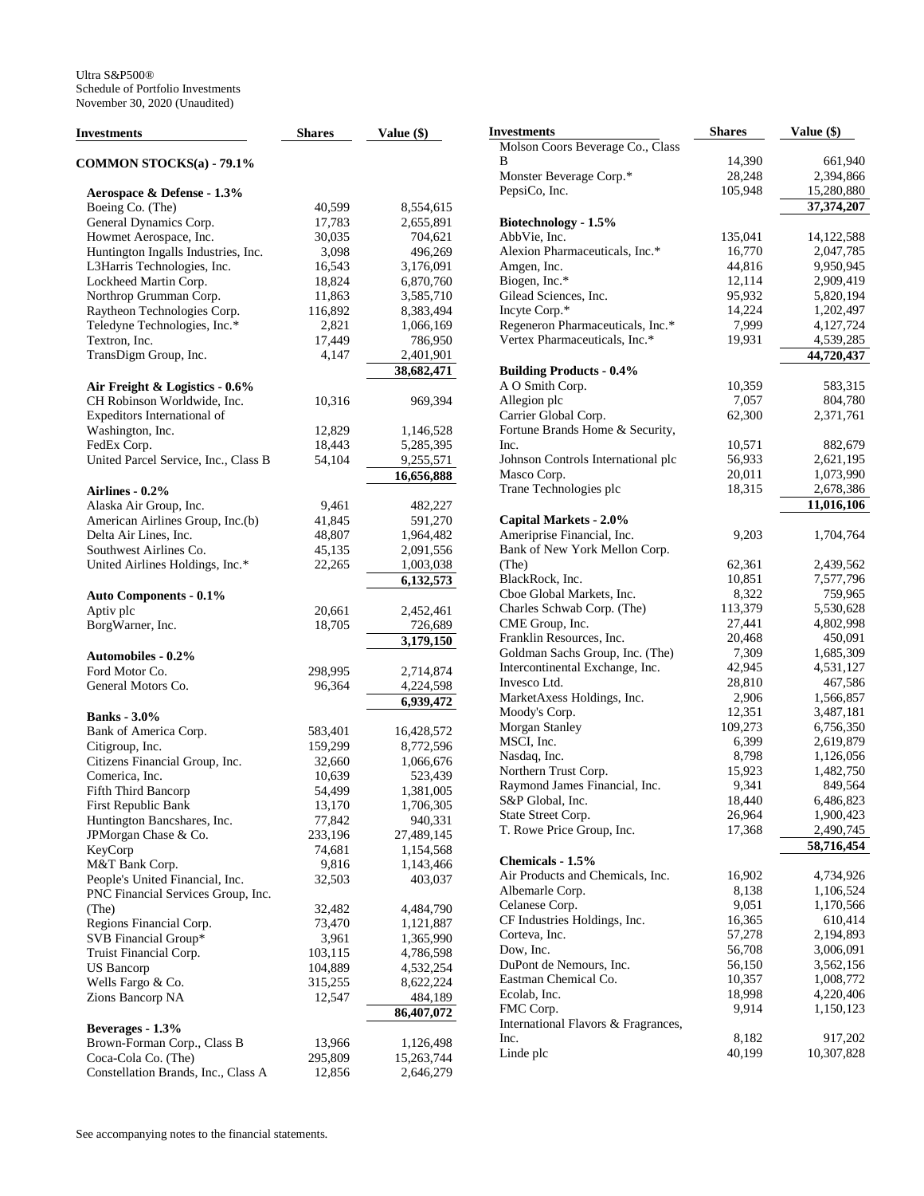Ultra S&P500®
Schedule of Portfolio Investments
November 30, 2020 (Unaudited)

| Investments | Shares | Value ($) |
|---|---|---|
| **COMMON STOCKS(a) - 79.1%** | | |
| **Aerospace & Defense - 1.3%** | | |
| Boeing Co. (The) | 40,599 | 8,554,615 |
| General Dynamics Corp. | 17,783 | 2,655,891 |
| Howmet Aerospace, Inc. | 30,035 | 704,621 |
| Huntington Ingalls Industries, Inc. | 3,098 | 496,269 |
| L3Harris Technologies, Inc. | 16,543 | 3,176,091 |
| Lockheed Martin Corp. | 18,824 | 6,870,760 |
| Northrop Grumman Corp. | 11,863 | 3,585,710 |
| Raytheon Technologies Corp. | 116,892 | 8,383,494 |
| Teledyne Technologies, Inc.* | 2,821 | 1,066,169 |
| Textron, Inc. | 17,449 | 786,950 |
| TransDigm Group, Inc. | 4,147 | 2,401,901 |
| | | **38,682,471** |
| **Air Freight & Logistics - 0.6%** | | |
| CH Robinson Worldwide, Inc. | 10,316 | 969,394 |
| Expeditors International of Washington, Inc. | 12,829 | 1,146,528 |
| FedEx Corp. | 18,443 | 5,285,395 |
| United Parcel Service, Inc., Class B | 54,104 | 9,255,571 |
| | | **16,656,888** |
| **Airlines - 0.2%** | | |
| Alaska Air Group, Inc. | 9,461 | 482,227 |
| American Airlines Group, Inc.(b) | 41,845 | 591,270 |
| Delta Air Lines, Inc. | 48,807 | 1,964,482 |
| Southwest Airlines Co. | 45,135 | 2,091,556 |
| United Airlines Holdings, Inc.* | 22,265 | 1,003,038 |
| | | **6,132,573** |
| **Auto Components - 0.1%** | | |
| Aptiv plc | 20,661 | 2,452,461 |
| BorgWarner, Inc. | 18,705 | 726,689 |
| | | **3,179,150** |
| **Automobiles - 0.2%** | | |
| Ford Motor Co. | 298,995 | 2,714,874 |
| General Motors Co. | 96,364 | 4,224,598 |
| | | **6,939,472** |
| **Banks - 3.0%** | | |
| Bank of America Corp. | 583,401 | 16,428,572 |
| Citigroup, Inc. | 159,299 | 8,772,596 |
| Citizens Financial Group, Inc. | 32,660 | 1,066,676 |
| Comerica, Inc. | 10,639 | 523,439 |
| Fifth Third Bancorp | 54,499 | 1,381,005 |
| First Republic Bank | 13,170 | 1,706,305 |
| Huntington Bancshares, Inc. | 77,842 | 940,331 |
| JPMorgan Chase & Co. | 233,196 | 27,489,145 |
| KeyCorp | 74,681 | 1,154,568 |
| M&T Bank Corp. | 9,816 | 1,143,466 |
| People's United Financial, Inc. | 32,503 | 403,037 |
| PNC Financial Services Group, Inc. (The) | 32,482 | 4,484,790 |
| Regions Financial Corp. | 73,470 | 1,121,887 |
| SVB Financial Group* | 3,961 | 1,365,990 |
| Truist Financial Corp. | 103,115 | 4,786,598 |
| US Bancorp | 104,889 | 4,532,254 |
| Wells Fargo & Co. | 315,255 | 8,622,224 |
| Zions Bancorp NA | 12,547 | 484,189 |
| | | **86,407,072** |
| **Beverages - 1.3%** | | |
| Brown-Forman Corp., Class B | 13,966 | 1,126,498 |
| Coca-Cola Co. (The) | 295,809 | 15,263,744 |
| Constellation Brands, Inc., Class A | 12,856 | 2,646,279 |
| Molson Coors Beverage Co., Class B | 14,390 | 661,940 |
| Monster Beverage Corp.* | 28,248 | 2,394,866 |
| PepsiCo, Inc. | 105,948 | 15,280,880 |
| | | **37,374,207** |
| **Biotechnology - 1.5%** | | |
| AbbVie, Inc. | 135,041 | 14,122,588 |
| Alexion Pharmaceuticals, Inc.* | 16,770 | 2,047,785 |
| Amgen, Inc. | 44,816 | 9,950,945 |
| Biogen, Inc.* | 12,114 | 2,909,419 |
| Gilead Sciences, Inc. | 95,932 | 5,820,194 |
| Incyte Corp.* | 14,224 | 1,202,497 |
| Regeneron Pharmaceuticals, Inc.* | 7,999 | 4,127,724 |
| Vertex Pharmaceuticals, Inc.* | 19,931 | 4,539,285 |
| | | **44,720,437** |
| **Building Products - 0.4%** | | |
| A O Smith Corp. | 10,359 | 583,315 |
| Allegion plc | 7,057 | 804,780 |
| Carrier Global Corp. | 62,300 | 2,371,761 |
| Fortune Brands Home & Security, Inc. | 10,571 | 882,679 |
| Johnson Controls International plc | 56,933 | 2,621,195 |
| Masco Corp. | 20,011 | 1,073,990 |
| Trane Technologies plc | 18,315 | 2,678,386 |
| | | **11,016,106** |
| **Capital Markets - 2.0%** | | |
| Ameriprise Financial, Inc. | 9,203 | 1,704,764 |
| Bank of New York Mellon Corp. (The) | 62,361 | 2,439,562 |
| BlackRock, Inc. | 10,851 | 7,577,796 |
| Cboe Global Markets, Inc. | 8,322 | 759,965 |
| Charles Schwab Corp. (The) | 113,379 | 5,530,628 |
| CME Group, Inc. | 27,441 | 4,802,998 |
| Franklin Resources, Inc. | 20,468 | 450,091 |
| Goldman Sachs Group, Inc. (The) | 7,309 | 1,685,309 |
| Intercontinental Exchange, Inc. | 42,945 | 4,531,127 |
| Invesco Ltd. | 28,810 | 467,586 |
| MarketAxess Holdings, Inc. | 2,906 | 1,566,857 |
| Moody's Corp. | 12,351 | 3,487,181 |
| Morgan Stanley | 109,273 | 6,756,350 |
| MSCI, Inc. | 6,399 | 2,619,879 |
| Nasdaq, Inc. | 8,798 | 1,126,056 |
| Northern Trust Corp. | 15,923 | 1,482,750 |
| Raymond James Financial, Inc. | 9,341 | 849,564 |
| S&P Global, Inc. | 18,440 | 6,486,823 |
| State Street Corp. | 26,964 | 1,900,423 |
| T. Rowe Price Group, Inc. | 17,368 | 2,490,745 |
| | | **58,716,454** |
| **Chemicals - 1.5%** | | |
| Air Products and Chemicals, Inc. | 16,902 | 4,734,926 |
| Albemarle Corp. | 8,138 | 1,106,524 |
| Celanese Corp. | 9,051 | 1,170,566 |
| CF Industries Holdings, Inc. | 16,365 | 610,414 |
| Corteva, Inc. | 57,278 | 2,194,893 |
| Dow, Inc. | 56,708 | 3,006,091 |
| DuPont de Nemours, Inc. | 56,150 | 3,562,156 |
| Eastman Chemical Co. | 10,357 | 1,008,772 |
| Ecolab, Inc. | 18,998 | 4,220,406 |
| FMC Corp. | 9,914 | 1,150,123 |
| International Flavors & Fragrances, Inc. | 8,182 | 917,202 |
| Linde plc | 40,199 | 10,307,828 |

See accompanying notes to the financial statements.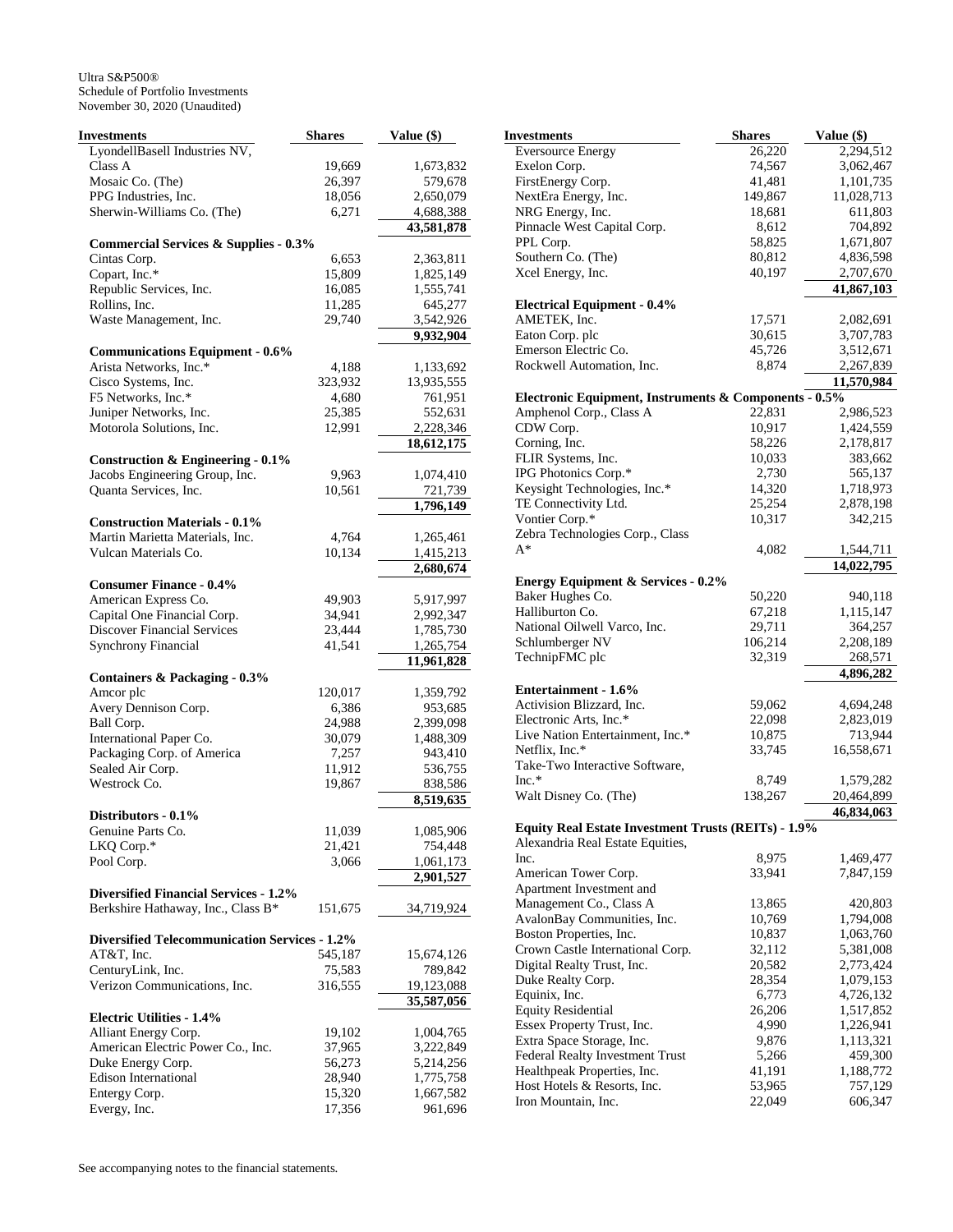Ultra S&P500®
Schedule of Portfolio Investments
November 30, 2020 (Unaudited)

| Investments | Shares | Value ($) |
|---|---|---|
| LyondellBasell Industries NV, Class A | 19,669 | 1,673,832 |
| Mosaic Co. (The) | 26,397 | 579,678 |
| PPG Industries, Inc. | 18,056 | 2,650,079 |
| Sherwin-Williams Co. (The) | 6,271 | 4,688,388 |
| | | 43,581,878 |
| **Commercial Services & Supplies - 0.3%** | | |
| Cintas Corp. | 6,653 | 2,363,811 |
| Copart, Inc.* | 15,809 | 1,825,149 |
| Republic Services, Inc. | 16,085 | 1,555,741 |
| Rollins, Inc. | 11,285 | 645,277 |
| Waste Management, Inc. | 29,740 | 3,542,926 |
| | | 9,932,904 |
| **Communications Equipment - 0.6%** | | |
| Arista Networks, Inc.* | 4,188 | 1,133,692 |
| Cisco Systems, Inc. | 323,932 | 13,935,555 |
| F5 Networks, Inc.* | 4,680 | 761,951 |
| Juniper Networks, Inc. | 25,385 | 552,631 |
| Motorola Solutions, Inc. | 12,991 | 2,228,346 |
| | | 18,612,175 |
| **Construction & Engineering - 0.1%** | | |
| Jacobs Engineering Group, Inc. | 9,963 | 1,074,410 |
| Quanta Services, Inc. | 10,561 | 721,739 |
| | | 1,796,149 |
| **Construction Materials - 0.1%** | | |
| Martin Marietta Materials, Inc. | 4,764 | 1,265,461 |
| Vulcan Materials Co. | 10,134 | 1,415,213 |
| | | 2,680,674 |
| **Consumer Finance - 0.4%** | | |
| American Express Co. | 49,903 | 5,917,997 |
| Capital One Financial Corp. | 34,941 | 2,992,347 |
| Discover Financial Services | 23,444 | 1,785,730 |
| Synchrony Financial | 41,541 | 1,265,754 |
| | | 11,961,828 |
| **Containers & Packaging - 0.3%** | | |
| Amcor plc | 120,017 | 1,359,792 |
| Avery Dennison Corp. | 6,386 | 953,685 |
| Ball Corp. | 24,988 | 2,399,098 |
| International Paper Co. | 30,079 | 1,488,309 |
| Packaging Corp. of America | 7,257 | 943,410 |
| Sealed Air Corp. | 11,912 | 536,755 |
| Westrock Co. | 19,867 | 838,586 |
| | | 8,519,635 |
| **Distributors - 0.1%** | | |
| Genuine Parts Co. | 11,039 | 1,085,906 |
| LKQ Corp.* | 21,421 | 754,448 |
| Pool Corp. | 3,066 | 1,061,173 |
| | | 2,901,527 |
| **Diversified Financial Services - 1.2%** | | |
| Berkshire Hathaway, Inc., Class B* | 151,675 | 34,719,924 |
| **Diversified Telecommunication Services - 1.2%** | | |
| AT&T, Inc. | 545,187 | 15,674,126 |
| CenturyLink, Inc. | 75,583 | 789,842 |
| Verizon Communications, Inc. | 316,555 | 19,123,088 |
| | | 35,587,056 |
| **Electric Utilities - 1.4%** | | |
| Alliant Energy Corp. | 19,102 | 1,004,765 |
| American Electric Power Co., Inc. | 37,965 | 3,222,849 |
| Duke Energy Corp. | 56,273 | 5,214,256 |
| Edison International | 28,940 | 1,775,758 |
| Entergy Corp. | 15,320 | 1,667,582 |
| Evergy, Inc. | 17,356 | 961,696 |
| Eversource Energy | 26,220 | 2,294,512 |
| Exelon Corp. | 74,567 | 3,062,467 |
| FirstEnergy Corp. | 41,481 | 1,101,735 |
| NextEra Energy, Inc. | 149,867 | 11,028,713 |
| NRG Energy, Inc. | 18,681 | 611,803 |
| Pinnacle West Capital Corp. | 8,612 | 704,892 |
| PPL Corp. | 58,825 | 1,671,807 |
| Southern Co. (The) | 80,812 | 4,836,598 |
| Xcel Energy, Inc. | 40,197 | 2,707,670 |
| | | 41,867,103 |
| **Electrical Equipment - 0.4%** | | |
| AMETEK, Inc. | 17,571 | 2,082,691 |
| Eaton Corp. plc | 30,615 | 3,707,783 |
| Emerson Electric Co. | 45,726 | 3,512,671 |
| Rockwell Automation, Inc. | 8,874 | 2,267,839 |
| | | 11,570,984 |
| **Electronic Equipment, Instruments & Components - 0.5%** | | |
| Amphenol Corp., Class A | 22,831 | 2,986,523 |
| CDW Corp. | 10,917 | 1,424,559 |
| Corning, Inc. | 58,226 | 2,178,817 |
| FLIR Systems, Inc. | 10,033 | 383,662 |
| IPG Photonics Corp.* | 2,730 | 565,137 |
| Keysight Technologies, Inc.* | 14,320 | 1,718,973 |
| TE Connectivity Ltd. | 25,254 | 2,878,198 |
| Vontier Corp.* | 10,317 | 342,215 |
| Zebra Technologies Corp., Class A* | 4,082 | 1,544,711 |
| | | 14,022,795 |
| **Energy Equipment & Services - 0.2%** | | |
| Baker Hughes Co. | 50,220 | 940,118 |
| Halliburton Co. | 67,218 | 1,115,147 |
| National Oilwell Varco, Inc. | 29,711 | 364,257 |
| Schlumberger NV | 106,214 | 2,208,189 |
| TechnipFMC plc | 32,319 | 268,571 |
| | | 4,896,282 |
| **Entertainment - 1.6%** | | |
| Activision Blizzard, Inc. | 59,062 | 4,694,248 |
| Electronic Arts, Inc.* | 22,098 | 2,823,019 |
| Live Nation Entertainment, Inc.* | 10,875 | 713,944 |
| Netflix, Inc.* | 33,745 | 16,558,671 |
| Take-Two Interactive Software, Inc.* | 8,749 | 1,579,282 |
| Walt Disney Co. (The) | 138,267 | 20,464,899 |
| | | 46,834,063 |
| **Equity Real Estate Investment Trusts (REITs) - 1.9%** | | |
| Alexandria Real Estate Equities, Inc. | 8,975 | 1,469,477 |
| American Tower Corp. | 33,941 | 7,847,159 |
| Apartment Investment and Management Co., Class A | 13,865 | 420,803 |
| AvalonBay Communities, Inc. | 10,769 | 1,794,008 |
| Boston Properties, Inc. | 10,837 | 1,063,760 |
| Crown Castle International Corp. | 32,112 | 5,381,008 |
| Digital Realty Trust, Inc. | 20,582 | 2,773,424 |
| Duke Realty Corp. | 28,354 | 1,079,153 |
| Equinix, Inc. | 6,773 | 4,726,132 |
| Equity Residential | 26,206 | 1,517,852 |
| Essex Property Trust, Inc. | 4,990 | 1,226,941 |
| Extra Space Storage, Inc. | 9,876 | 1,113,321 |
| Federal Realty Investment Trust | 5,266 | 459,300 |
| Healthpeak Properties, Inc. | 41,191 | 1,188,772 |
| Host Hotels & Resorts, Inc. | 53,965 | 757,129 |
| Iron Mountain, Inc. | 22,049 | 606,347 |

See accompanying notes to the financial statements.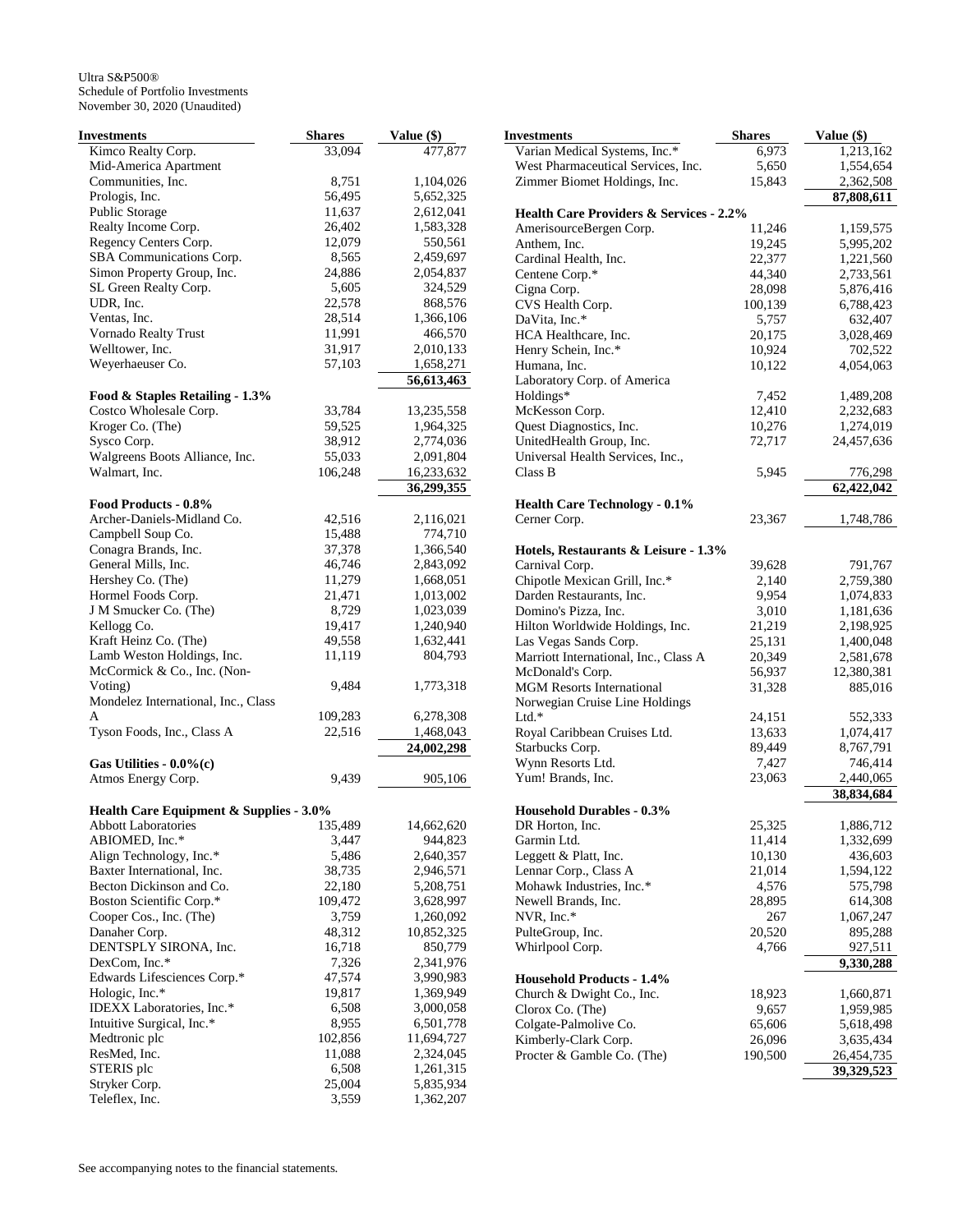Ultra S&P500®
Schedule of Portfolio Investments
November 30, 2020 (Unaudited)

| Investments | Shares | Value ($) |
|---|---|---|
| Kimco Realty Corp. | 33,094 | 477,877 |
| Mid-America Apartment Communities, Inc. | 8,751 | 1,104,026 |
| Prologis, Inc. | 56,495 | 5,652,325 |
| Public Storage | 11,637 | 2,612,041 |
| Realty Income Corp. | 26,402 | 1,583,328 |
| Regency Centers Corp. | 12,079 | 550,561 |
| SBA Communications Corp. | 8,565 | 2,459,697 |
| Simon Property Group, Inc. | 24,886 | 2,054,837 |
| SL Green Realty Corp. | 5,605 | 324,529 |
| UDR, Inc. | 22,578 | 868,576 |
| Ventas, Inc. | 28,514 | 1,366,106 |
| Vornado Realty Trust | 11,991 | 466,570 |
| Welltower, Inc. | 31,917 | 2,010,133 |
| Weyerhaeuser Co. | 57,103 | 1,658,271 |
| | | **56,613,463** |
| **Food & Staples Retailing - 1.3%** | | |
| Costco Wholesale Corp. | 33,784 | 13,235,558 |
| Kroger Co. (The) | 59,525 | 1,964,325 |
| Sysco Corp. | 38,912 | 2,774,036 |
| Walgreens Boots Alliance, Inc. | 55,033 | 2,091,804 |
| Walmart, Inc. | 106,248 | 16,233,632 |
| | | **36,299,355** |
| **Food Products - 0.8%** | | |
| Archer-Daniels-Midland Co. | 42,516 | 2,116,021 |
| Campbell Soup Co. | 15,488 | 774,710 |
| Conagra Brands, Inc. | 37,378 | 1,366,540 |
| General Mills, Inc. | 46,746 | 2,843,092 |
| Hershey Co. (The) | 11,279 | 1,668,051 |
| Hormel Foods Corp. | 21,471 | 1,013,002 |
| J M Smucker Co. (The) | 8,729 | 1,023,039 |
| Kellogg Co. | 19,417 | 1,240,940 |
| Kraft Heinz Co. (The) | 49,558 | 1,632,441 |
| Lamb Weston Holdings, Inc. | 11,119 | 804,793 |
| McCormick & Co., Inc. (Non-Voting) | 9,484 | 1,773,318 |
| Mondelez International, Inc., Class A | 109,283 | 6,278,308 |
| Tyson Foods, Inc., Class A | 22,516 | 1,468,043 |
| | | **24,002,298** |
| **Gas Utilities - 0.0%(c)** | | |
| Atmos Energy Corp. | 9,439 | 905,106 |
| **Health Care Equipment & Supplies - 3.0%** | | |
| Abbott Laboratories | 135,489 | 14,662,620 |
| ABIOMED, Inc.* | 3,447 | 944,823 |
| Align Technology, Inc.* | 5,486 | 2,640,357 |
| Baxter International, Inc. | 38,735 | 2,946,571 |
| Becton Dickinson and Co. | 22,180 | 5,208,751 |
| Boston Scientific Corp.* | 109,472 | 3,628,997 |
| Cooper Cos., Inc. (The) | 3,759 | 1,260,092 |
| Danaher Corp. | 48,312 | 10,852,325 |
| DENTSPLY SIRONA, Inc. | 16,718 | 850,779 |
| DexCom, Inc.* | 7,326 | 2,341,976 |
| Edwards Lifesciences Corp.* | 47,574 | 3,990,983 |
| Hologic, Inc.* | 19,817 | 1,369,949 |
| IDEXX Laboratories, Inc.* | 6,508 | 3,000,058 |
| Intuitive Surgical, Inc.* | 8,955 | 6,501,778 |
| Medtronic plc | 102,856 | 11,694,727 |
| ResMed, Inc. | 11,088 | 2,324,045 |
| STERIS plc | 6,508 | 1,261,315 |
| Stryker Corp. | 25,004 | 5,835,934 |
| Teleflex, Inc. | 3,559 | 1,362,207 |
| Varian Medical Systems, Inc.* | 6,973 | 1,213,162 |
| West Pharmaceutical Services, Inc. | 5,650 | 1,554,654 |
| Zimmer Biomet Holdings, Inc. | 15,843 | 2,362,508 |
| | | **87,808,611** |
| **Health Care Providers & Services - 2.2%** | | |
| AmerisourceBergen Corp. | 11,246 | 1,159,575 |
| Anthem, Inc. | 19,245 | 5,995,202 |
| Cardinal Health, Inc. | 22,377 | 1,221,560 |
| Centene Corp.* | 44,340 | 2,733,561 |
| Cigna Corp. | 28,098 | 5,876,416 |
| CVS Health Corp. | 100,139 | 6,788,423 |
| DaVita, Inc.* | 5,757 | 632,407 |
| HCA Healthcare, Inc. | 20,175 | 3,028,469 |
| Henry Schein, Inc.* | 10,924 | 702,522 |
| Humana, Inc. | 10,122 | 4,054,063 |
| Laboratory Corp. of America Holdings* | 7,452 | 1,489,208 |
| McKesson Corp. | 12,410 | 2,232,683 |
| Quest Diagnostics, Inc. | 10,276 | 1,274,019 |
| UnitedHealth Group, Inc. | 72,717 | 24,457,636 |
| Universal Health Services, Inc., Class B | 5,945 | 776,298 |
| | | **62,422,042** |
| **Health Care Technology - 0.1%** | | |
| Cerner Corp. | 23,367 | 1,748,786 |
| **Hotels, Restaurants & Leisure - 1.3%** | | |
| Carnival Corp. | 39,628 | 791,767 |
| Chipotle Mexican Grill, Inc.* | 2,140 | 2,759,380 |
| Darden Restaurants, Inc. | 9,954 | 1,074,833 |
| Domino's Pizza, Inc. | 3,010 | 1,181,636 |
| Hilton Worldwide Holdings, Inc. | 21,219 | 2,198,925 |
| Las Vegas Sands Corp. | 25,131 | 1,400,048 |
| Marriott International, Inc., Class A | 20,349 | 2,581,678 |
| McDonald's Corp. | 56,937 | 12,380,381 |
| MGM Resorts International | 31,328 | 885,016 |
| Norwegian Cruise Line Holdings Ltd.* | 24,151 | 552,333 |
| Royal Caribbean Cruises Ltd. | 13,633 | 1,074,417 |
| Starbucks Corp. | 89,449 | 8,767,791 |
| Wynn Resorts Ltd. | 7,427 | 746,414 |
| Yum! Brands, Inc. | 23,063 | 2,440,065 |
| | | **38,834,684** |
| **Household Durables - 0.3%** | | |
| DR Horton, Inc. | 25,325 | 1,886,712 |
| Garmin Ltd. | 11,414 | 1,332,699 |
| Leggett & Platt, Inc. | 10,130 | 436,603 |
| Lennar Corp., Class A | 21,014 | 1,594,122 |
| Mohawk Industries, Inc.* | 4,576 | 575,798 |
| Newell Brands, Inc. | 28,895 | 614,308 |
| NVR, Inc.* | 267 | 1,067,247 |
| PulteGroup, Inc. | 20,520 | 895,288 |
| Whirlpool Corp. | 4,766 | 927,511 |
| | | **9,330,288** |
| **Household Products - 1.4%** | | |
| Church & Dwight Co., Inc. | 18,923 | 1,660,871 |
| Clorox Co. (The) | 9,657 | 1,959,985 |
| Colgate-Palmolive Co. | 65,606 | 5,618,498 |
| Kimberly-Clark Corp. | 26,096 | 3,635,434 |
| Procter & Gamble Co. (The) | 190,500 | 26,454,735 |
| | | **39,329,523** |

See accompanying notes to the financial statements.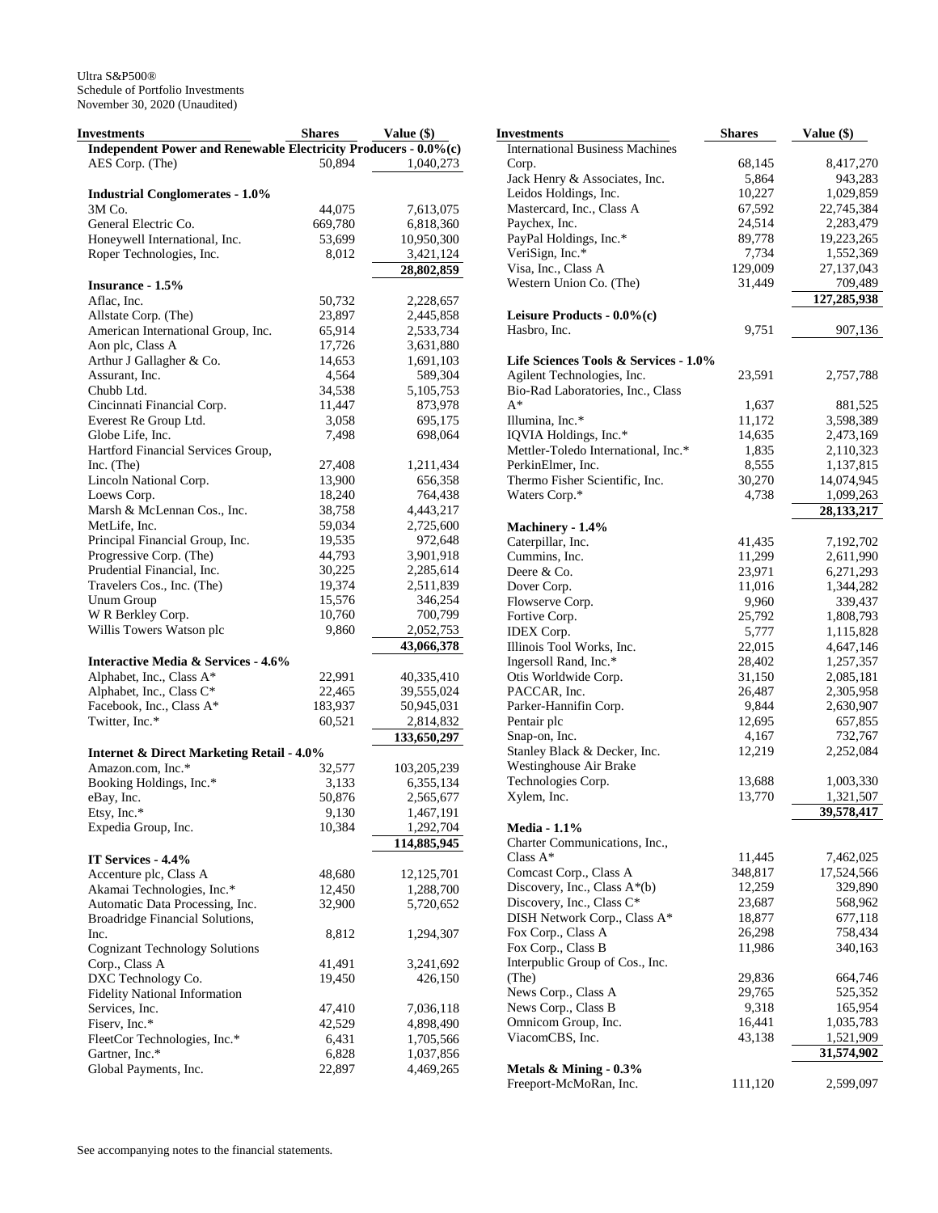Ultra S&P500®
Schedule of Portfolio Investments
November 30, 2020 (Unaudited)

| Investments | Shares | Value ($) |
|---|---|---|
| **Independent Power and Renewable Electricity Producers - 0.0%(c)** | | |
| AES Corp. (The) | 50,894 | 1,040,273 |
| **Industrial Conglomerates - 1.0%** | | |
| 3M Co. | 44,075 | 7,613,075 |
| General Electric Co. | 669,780 | 6,818,360 |
| Honeywell International, Inc. | 53,699 | 10,950,300 |
| Roper Technologies, Inc. | 8,012 | 3,421,124 |
| | | **28,802,859** |
| **Insurance - 1.5%** | | |
| Aflac, Inc. | 50,732 | 2,228,657 |
| Allstate Corp. (The) | 23,897 | 2,445,858 |
| American International Group, Inc. | 65,914 | 2,533,734 |
| Aon plc, Class A | 17,726 | 3,631,880 |
| Arthur J Gallagher & Co. | 14,653 | 1,691,103 |
| Assurant, Inc. | 4,564 | 589,304 |
| Chubb Ltd. | 34,538 | 5,105,753 |
| Cincinnati Financial Corp. | 11,447 | 873,978 |
| Everest Re Group Ltd. | 3,058 | 695,175 |
| Globe Life, Inc. | 7,498 | 698,064 |
| Hartford Financial Services Group, Inc. (The) | 27,408 | 1,211,434 |
| Lincoln National Corp. | 13,900 | 656,358 |
| Loews Corp. | 18,240 | 764,438 |
| Marsh & McLennan Cos., Inc. | 38,758 | 4,443,217 |
| MetLife, Inc. | 59,034 | 2,725,600 |
| Principal Financial Group, Inc. | 19,535 | 972,648 |
| Progressive Corp. (The) | 44,793 | 3,901,918 |
| Prudential Financial, Inc. | 30,225 | 2,285,614 |
| Travelers Cos., Inc. (The) | 19,374 | 2,511,839 |
| Unum Group | 15,576 | 346,254 |
| W R Berkley Corp. | 10,760 | 700,799 |
| Willis Towers Watson plc | 9,860 | 2,052,753 |
| | | **43,066,378** |
| **Interactive Media & Services - 4.6%** | | |
| Alphabet, Inc., Class A* | 22,991 | 40,335,410 |
| Alphabet, Inc., Class C* | 22,465 | 39,555,024 |
| Facebook, Inc., Class A* | 183,937 | 50,945,031 |
| Twitter, Inc.* | 60,521 | 2,814,832 |
| | | **133,650,297** |
| **Internet & Direct Marketing Retail - 4.0%** | | |
| Amazon.com, Inc.* | 32,577 | 103,205,239 |
| Booking Holdings, Inc.* | 3,133 | 6,355,134 |
| eBay, Inc. | 50,876 | 2,565,677 |
| Etsy, Inc.* | 9,130 | 1,467,191 |
| Expedia Group, Inc. | 10,384 | 1,292,704 |
| | | **114,885,945** |
| **IT Services - 4.4%** | | |
| Accenture plc, Class A | 48,680 | 12,125,701 |
| Akamai Technologies, Inc.* | 12,450 | 1,288,700 |
| Automatic Data Processing, Inc. | 32,900 | 5,720,652 |
| Broadridge Financial Solutions, Inc. | 8,812 | 1,294,307 |
| Cognizant Technology Solutions Corp., Class A | 41,491 | 3,241,692 |
| DXC Technology Co. | 19,450 | 426,150 |
| Fidelity National Information Services, Inc. | 47,410 | 7,036,118 |
| Fiserv, Inc.* | 42,529 | 4,898,490 |
| FleetCor Technologies, Inc.* | 6,431 | 1,705,566 |
| Gartner, Inc.* | 6,828 | 1,037,856 |
| Global Payments, Inc. | 22,897 | 4,469,265 |
| International Business Machines Corp. | 68,145 | 8,417,270 |
| Jack Henry & Associates, Inc. | 5,864 | 943,283 |
| Leidos Holdings, Inc. | 10,227 | 1,029,859 |
| Mastercard, Inc., Class A | 67,592 | 22,745,384 |
| Paychex, Inc. | 24,514 | 2,283,479 |
| PayPal Holdings, Inc.* | 89,778 | 19,223,265 |
| VeriSign, Inc.* | 7,734 | 1,552,369 |
| Visa, Inc., Class A | 129,009 | 27,137,043 |
| Western Union Co. (The) | 31,449 | 709,489 |
| | | **127,285,938** |
| **Leisure Products - 0.0%(c)** | | |
| Hasbro, Inc. | 9,751 | 907,136 |
| **Life Sciences Tools & Services - 1.0%** | | |
| Agilent Technologies, Inc. | 23,591 | 2,757,788 |
| Bio-Rad Laboratories, Inc., Class A* | 1,637 | 881,525 |
| Illumina, Inc.* | 11,172 | 3,598,389 |
| IQVIA Holdings, Inc.* | 14,635 | 2,473,169 |
| Mettler-Toledo International, Inc.* | 1,835 | 2,110,323 |
| PerkinElmer, Inc. | 8,555 | 1,137,815 |
| Thermo Fisher Scientific, Inc. | 30,270 | 14,074,945 |
| Waters Corp.* | 4,738 | 1,099,263 |
| | | **28,133,217** |
| **Machinery - 1.4%** | | |
| Caterpillar, Inc. | 41,435 | 7,192,702 |
| Cummins, Inc. | 11,299 | 2,611,990 |
| Deere & Co. | 23,971 | 6,271,293 |
| Dover Corp. | 11,016 | 1,344,282 |
| Flowserve Corp. | 9,960 | 339,437 |
| Fortive Corp. | 25,792 | 1,808,793 |
| IDEX Corp. | 5,777 | 1,115,828 |
| Illinois Tool Works, Inc. | 22,015 | 4,647,146 |
| Ingersoll Rand, Inc.* | 28,402 | 1,257,357 |
| Otis Worldwide Corp. | 31,150 | 2,085,181 |
| PACCAR, Inc. | 26,487 | 2,305,958 |
| Parker-Hannifin Corp. | 9,844 | 2,630,907 |
| Pentair plc | 12,695 | 657,855 |
| Snap-on, Inc. | 4,167 | 732,767 |
| Stanley Black & Decker, Inc. | 12,219 | 2,252,084 |
| Westinghouse Air Brake Technologies Corp. | 13,688 | 1,003,330 |
| Xylem, Inc. | 13,770 | 1,321,507 |
| | | **39,578,417** |
| **Media - 1.1%** | | |
| Charter Communications, Inc., Class A* | 11,445 | 7,462,025 |
| Comcast Corp., Class A | 348,817 | 17,524,566 |
| Discovery, Inc., Class A*(b) | 12,259 | 329,890 |
| Discovery, Inc., Class C* | 23,687 | 568,962 |
| DISH Network Corp., Class A* | 18,877 | 677,118 |
| Fox Corp., Class A | 26,298 | 758,434 |
| Fox Corp., Class B | 11,986 | 340,163 |
| Interpublic Group of Cos., Inc. (The) | 29,836 | 664,746 |
| News Corp., Class A | 29,765 | 525,352 |
| News Corp., Class B | 9,318 | 165,954 |
| Omnicom Group, Inc. | 16,441 | 1,035,783 |
| ViacomCBS, Inc. | 43,138 | 1,521,909 |
| | | **31,574,902** |
| **Metals & Mining - 0.3%** | | |
| Freeport-McMoRan, Inc. | 111,120 | 2,599,097 |

See accompanying notes to the financial statements.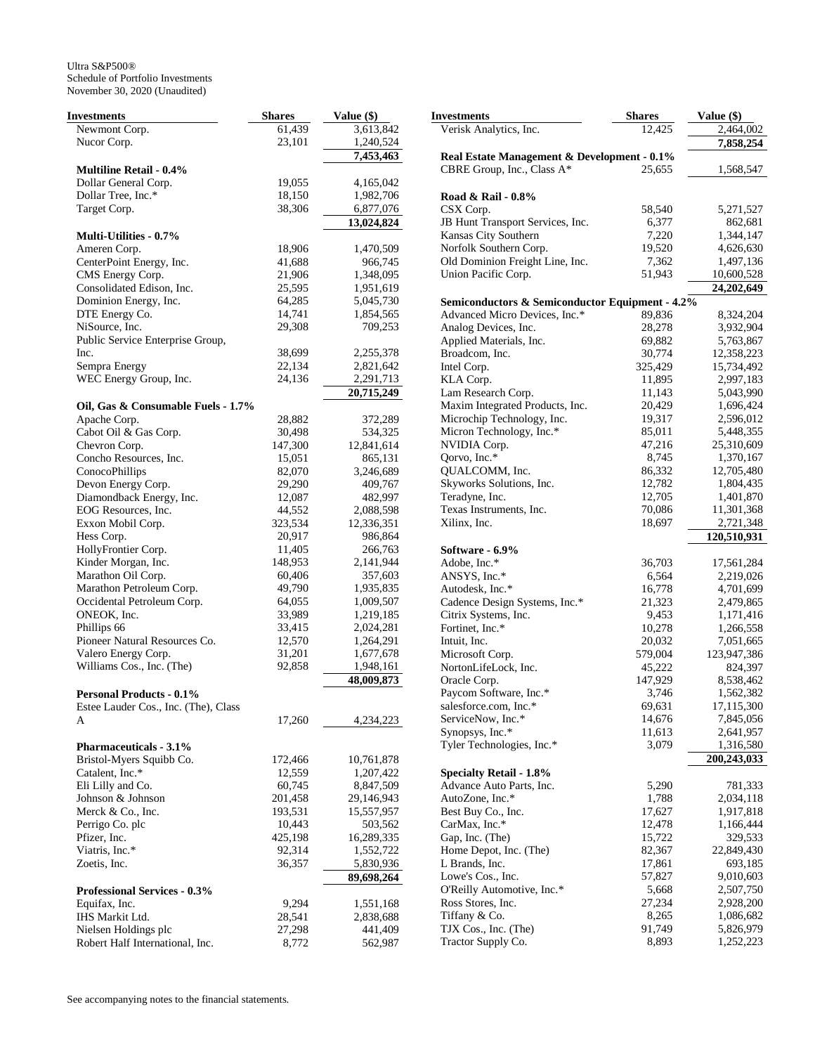Ultra S&P500®
Schedule of Portfolio Investments
November 30, 2020 (Unaudited)

| Investments | Shares | Value ($) |
|---|---|---|
| Newmont Corp. | 61,439 | 3,613,842 |
| Nucor Corp. | 23,101 | 1,240,524 |
| | | **7,453,463** |
| **Multiline Retail - 0.4%** | | |
| Dollar General Corp. | 19,055 | 4,165,042 |
| Dollar Tree, Inc.* | 18,150 | 1,982,706 |
| Target Corp. | 38,306 | 6,877,076 |
| | | **13,024,824** |
| **Multi-Utilities - 0.7%** | | |
| Ameren Corp. | 18,906 | 1,470,509 |
| CenterPoint Energy, Inc. | 41,688 | 966,745 |
| CMS Energy Corp. | 21,906 | 1,348,095 |
| Consolidated Edison, Inc. | 25,595 | 1,951,619 |
| Dominion Energy, Inc. | 64,285 | 5,045,730 |
| DTE Energy Co. | 14,741 | 1,854,565 |
| NiSource, Inc. | 29,308 | 709,253 |
| Public Service Enterprise Group, Inc. | 38,699 | 2,255,378 |
| Sempra Energy | 22,134 | 2,821,642 |
| WEC Energy Group, Inc. | 24,136 | 2,291,713 |
| | | **20,715,249** |
| **Oil, Gas & Consumable Fuels - 1.7%** | | |
| Apache Corp. | 28,882 | 372,289 |
| Cabot Oil & Gas Corp. | 30,498 | 534,325 |
| Chevron Corp. | 147,300 | 12,841,614 |
| Concho Resources, Inc. | 15,051 | 865,131 |
| ConocoPhillips | 82,070 | 3,246,689 |
| Devon Energy Corp. | 29,290 | 409,767 |
| Diamondback Energy, Inc. | 12,087 | 482,997 |
| EOG Resources, Inc. | 44,552 | 2,088,598 |
| Exxon Mobil Corp. | 323,534 | 12,336,351 |
| Hess Corp. | 20,917 | 986,864 |
| HollyFrontier Corp. | 11,405 | 266,763 |
| Kinder Morgan, Inc. | 148,953 | 2,141,944 |
| Marathon Oil Corp. | 60,406 | 357,603 |
| Marathon Petroleum Corp. | 49,790 | 1,935,835 |
| Occidental Petroleum Corp. | 64,055 | 1,009,507 |
| ONEOK, Inc. | 33,989 | 1,219,185 |
| Phillips 66 | 33,415 | 2,024,281 |
| Pioneer Natural Resources Co. | 12,570 | 1,264,291 |
| Valero Energy Corp. | 31,201 | 1,677,678 |
| Williams Cos., Inc. (The) | 92,858 | 1,948,161 |
| | | **48,009,873** |
| **Personal Products - 0.1%** | | |
| Estee Lauder Cos., Inc. (The), Class A | 17,260 | 4,234,223 |
| **Pharmaceuticals - 3.1%** | | |
| Bristol-Myers Squibb Co. | 172,466 | 10,761,878 |
| Catalent, Inc.* | 12,559 | 1,207,422 |
| Eli Lilly and Co. | 60,745 | 8,847,509 |
| Johnson & Johnson | 201,458 | 29,146,943 |
| Merck & Co., Inc. | 193,531 | 15,557,957 |
| Perrigo Co. plc | 10,443 | 503,562 |
| Pfizer, Inc. | 425,198 | 16,289,335 |
| Viatris, Inc.* | 92,314 | 1,552,722 |
| Zoetis, Inc. | 36,357 | 5,830,936 |
| | | **89,698,264** |
| **Professional Services - 0.3%** | | |
| Equifax, Inc. | 9,294 | 1,551,168 |
| IHS Markit Ltd. | 28,541 | 2,838,688 |
| Nielsen Holdings plc | 27,298 | 441,409 |
| Robert Half International, Inc. | 8,772 | 562,987 |
| Verisk Analytics, Inc. | 12,425 | 2,464,002 |
| | | **7,858,254** |
| **Real Estate Management & Development - 0.1%** | | |
| CBRE Group, Inc., Class A* | 25,655 | 1,568,547 |
| **Road & Rail - 0.8%** | | |
| CSX Corp. | 58,540 | 5,271,527 |
| JB Hunt Transport Services, Inc. | 6,377 | 862,681 |
| Kansas City Southern | 7,220 | 1,344,147 |
| Norfolk Southern Corp. | 19,520 | 4,626,630 |
| Old Dominion Freight Line, Inc. | 7,362 | 1,497,136 |
| Union Pacific Corp. | 51,943 | 10,600,528 |
| | | **24,202,649** |
| **Semiconductors & Semiconductor Equipment - 4.2%** | | |
| Advanced Micro Devices, Inc.* | 89,836 | 8,324,204 |
| Analog Devices, Inc. | 28,278 | 3,932,904 |
| Applied Materials, Inc. | 69,882 | 5,763,867 |
| Broadcom, Inc. | 30,774 | 12,358,223 |
| Intel Corp. | 325,429 | 15,734,492 |
| KLA Corp. | 11,895 | 2,997,183 |
| Lam Research Corp. | 11,143 | 5,043,990 |
| Maxim Integrated Products, Inc. | 20,429 | 1,696,424 |
| Microchip Technology, Inc. | 19,317 | 2,596,012 |
| Micron Technology, Inc.* | 85,011 | 5,448,355 |
| NVIDIA Corp. | 47,216 | 25,310,609 |
| Qorvo, Inc.* | 8,745 | 1,370,167 |
| QUALCOMM, Inc. | 86,332 | 12,705,480 |
| Skyworks Solutions, Inc. | 12,782 | 1,804,435 |
| Teradyne, Inc. | 12,705 | 1,401,870 |
| Texas Instruments, Inc. | 70,086 | 11,301,368 |
| Xilinx, Inc. | 18,697 | 2,721,348 |
| | | **120,510,931** |
| **Software - 6.9%** | | |
| Adobe, Inc.* | 36,703 | 17,561,284 |
| ANSYS, Inc.* | 6,564 | 2,219,026 |
| Autodesk, Inc.* | 16,778 | 4,701,699 |
| Cadence Design Systems, Inc.* | 21,323 | 2,479,865 |
| Citrix Systems, Inc. | 9,453 | 1,171,416 |
| Fortinet, Inc.* | 10,278 | 1,266,558 |
| Intuit, Inc. | 20,032 | 7,051,665 |
| Microsoft Corp. | 579,004 | 123,947,386 |
| NortonLifeLock, Inc. | 45,222 | 824,397 |
| Oracle Corp. | 147,929 | 8,538,462 |
| Paycom Software, Inc.* | 3,746 | 1,562,382 |
| salesforce.com, Inc.* | 69,631 | 17,115,300 |
| ServiceNow, Inc.* | 14,676 | 7,845,056 |
| Synopsys, Inc.* | 11,613 | 2,641,957 |
| Tyler Technologies, Inc.* | 3,079 | 1,316,580 |
| | | **200,243,033** |
| **Specialty Retail - 1.8%** | | |
| Advance Auto Parts, Inc. | 5,290 | 781,333 |
| AutoZone, Inc.* | 1,788 | 2,034,118 |
| Best Buy Co., Inc. | 17,627 | 1,917,818 |
| CarMax, Inc.* | 12,478 | 1,166,444 |
| Gap, Inc. (The) | 15,722 | 329,533 |
| Home Depot, Inc. (The) | 82,367 | 22,849,430 |
| L Brands, Inc. | 17,861 | 693,185 |
| Lowe's Cos., Inc. | 57,827 | 9,010,603 |
| O'Reilly Automotive, Inc.* | 5,668 | 2,507,750 |
| Ross Stores, Inc. | 27,234 | 2,928,200 |
| Tiffany & Co. | 8,265 | 1,086,682 |
| TJX Cos., Inc. (The) | 91,749 | 5,826,979 |
| Tractor Supply Co. | 8,893 | 1,252,223 |

See accompanying notes to the financial statements.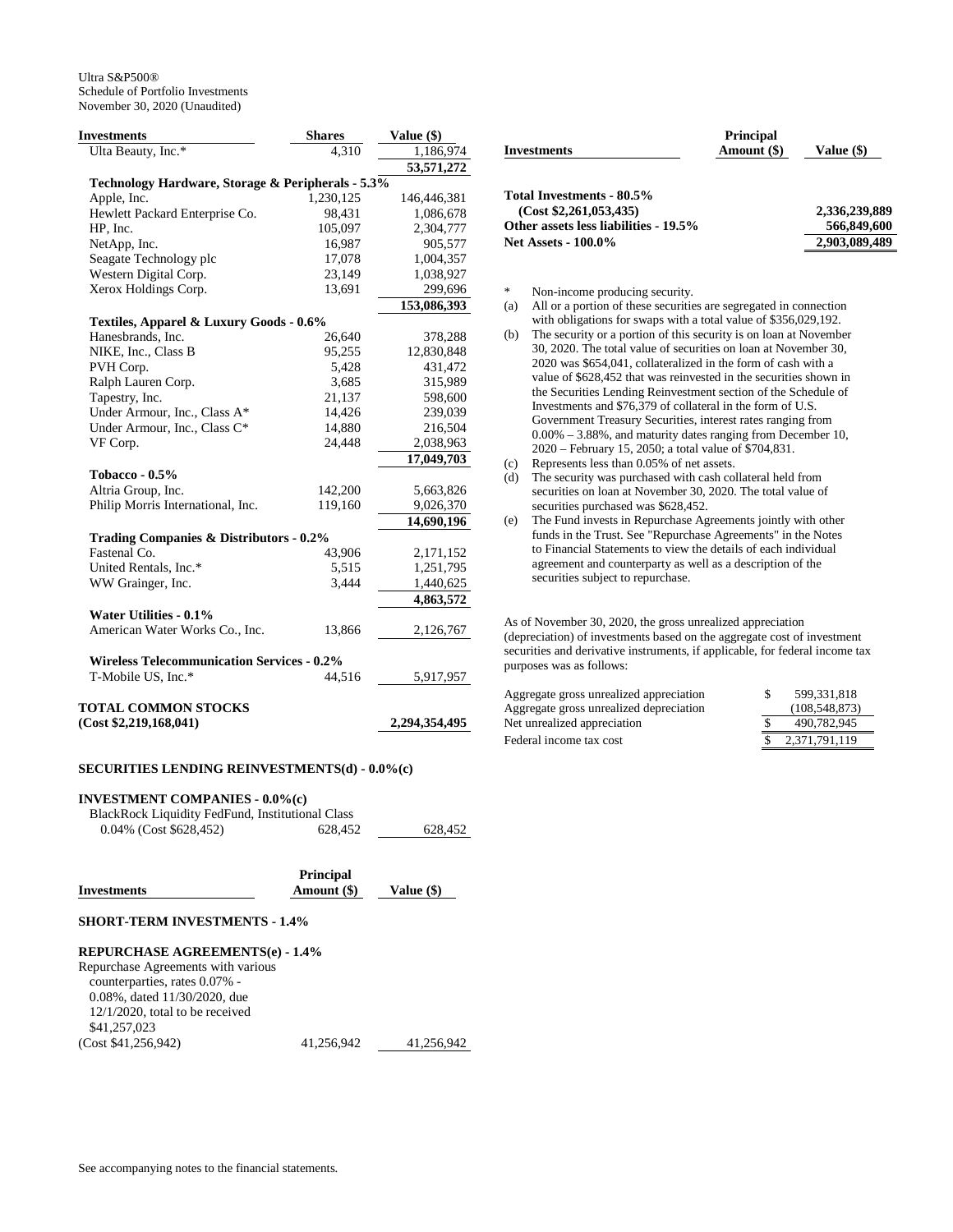Ultra S&P500®
Schedule of Portfolio Investments
November 30, 2020 (Unaudited)

| Investments | Shares | Value ($) |
|---|---|---|
| Ulta Beauty, Inc.* | 4,310 | 1,186,974 |
| | | **53,571,272** |
| **Technology Hardware, Storage & Peripherals - 5.3%** | | |
| Apple, Inc. | 1,230,125 | 146,446,381 |
| Hewlett Packard Enterprise Co. | 98,431 | 1,086,678 |
| HP, Inc. | 105,097 | 2,304,777 |
| NetApp, Inc. | 16,987 | 905,577 |
| Seagate Technology plc | 17,078 | 1,004,357 |
| Western Digital Corp. | 23,149 | 1,038,927 |
| Xerox Holdings Corp. | 13,691 | 299,696 |
| | | **153,086,393** |
| **Textiles, Apparel & Luxury Goods - 0.6%** | | |
| Hanesbrands, Inc. | 26,640 | 378,288 |
| NIKE, Inc., Class B | 95,255 | 12,830,848 |
| PVH Corp. | 5,428 | 431,472 |
| Ralph Lauren Corp. | 3,685 | 315,989 |
| Tapestry, Inc. | 21,137 | 598,600 |
| Under Armour, Inc., Class A* | 14,426 | 239,039 |
| Under Armour, Inc., Class C* | 14,880 | 216,504 |
| VF Corp. | 24,448 | 2,038,963 |
| | | **17,049,703** |
| **Tobacco - 0.5%** | | |
| Altria Group, Inc. | 142,200 | 5,663,826 |
| Philip Morris International, Inc. | 119,160 | 9,026,370 |
| | | **14,690,196** |
| **Trading Companies & Distributors - 0.2%** | | |
| Fastenal Co. | 43,906 | 2,171,152 |
| United Rentals, Inc.* | 5,515 | 1,251,795 |
| WW Grainger, Inc. | 3,444 | 1,440,625 |
| | | **4,863,572** |
| **Water Utilities - 0.1%** | | |
| American Water Works Co., Inc. | 13,866 | 2,126,767 |
| **Wireless Telecommunication Services - 0.2%** | | |
| T-Mobile US, Inc.* | 44,516 | 5,917,957 |
| **TOTAL COMMON STOCKS (Cost $2,219,168,041)** | | **2,294,354,495** |

**SECURITIES LENDING REINVESTMENTS(d) - 0.0%(c)**

**INVESTMENT COMPANIES - 0.0%(c)**

| Investments | Shares | Value ($) |
|---|---|---|
| BlackRock Liquidity FedFund, Institutional Class 0.04% (Cost $628,452) | 628,452 | 628,452 |

| Investments | Principal Amount ($) | Value ($) |
|---|---|---|
| **SHORT-TERM INVESTMENTS - 1.4%** | | |
| **REPURCHASE AGREEMENTS(e) - 1.4%** | | |
| Repurchase Agreements with various counterparties, rates 0.07% - 0.08%, dated 11/30/2020, due 12/1/2020, total to be received $41,257,023 (Cost $41,256,942) | 41,256,942 | 41,256,942 |

| Investments | Principal Amount ($) | Value ($) |
|---|---|---|
| **Total Investments - 80.5% (Cost $2,261,053,435)** | | **2,336,239,889** |
| **Other assets less liabilities - 19.5%** | | **566,849,600** |
| **Net Assets - 100.0%** | | **2,903,089,489** |

\* Non-income producing security.

(a) All or a portion of these securities are segregated in connection with obligations for swaps with a total value of $356,029,192.

(b) The security or a portion of this security is on loan at November 30, 2020. The total value of securities on loan at November 30, 2020 was $654,041, collateralized in the form of cash with a value of $628,452 that was reinvested in the securities shown in the Securities Lending Reinvestment section of the Schedule of Investments and $76,379 of collateral in the form of U.S. Government Treasury Securities, interest rates ranging from 0.00% – 3.88%, and maturity dates ranging from December 10, 2020 – February 15, 2050; a total value of $704,831.

(c) Represents less than 0.05% of net assets.

(d) The security was purchased with cash collateral held from securities on loan at November 30, 2020. The total value of securities purchased was $628,452.

(e) The Fund invests in Repurchase Agreements jointly with other funds in the Trust. See "Repurchase Agreements" in the Notes to Financial Statements to view the details of each individual agreement and counterparty as well as a description of the securities subject to repurchase.

As of November 30, 2020, the gross unrealized appreciation (depreciation) of investments based on the aggregate cost of investment securities and derivative instruments, if applicable, for federal income tax purposes was as follows:

| | |
|---|---|
| Aggregate gross unrealized appreciation | $ 599,331,818 |
| Aggregate gross unrealized depreciation | (108,548,873) |
| Net unrealized appreciation | $ 490,782,945 |
| Federal income tax cost | $ 2,371,791,119 |

See accompanying notes to the financial statements.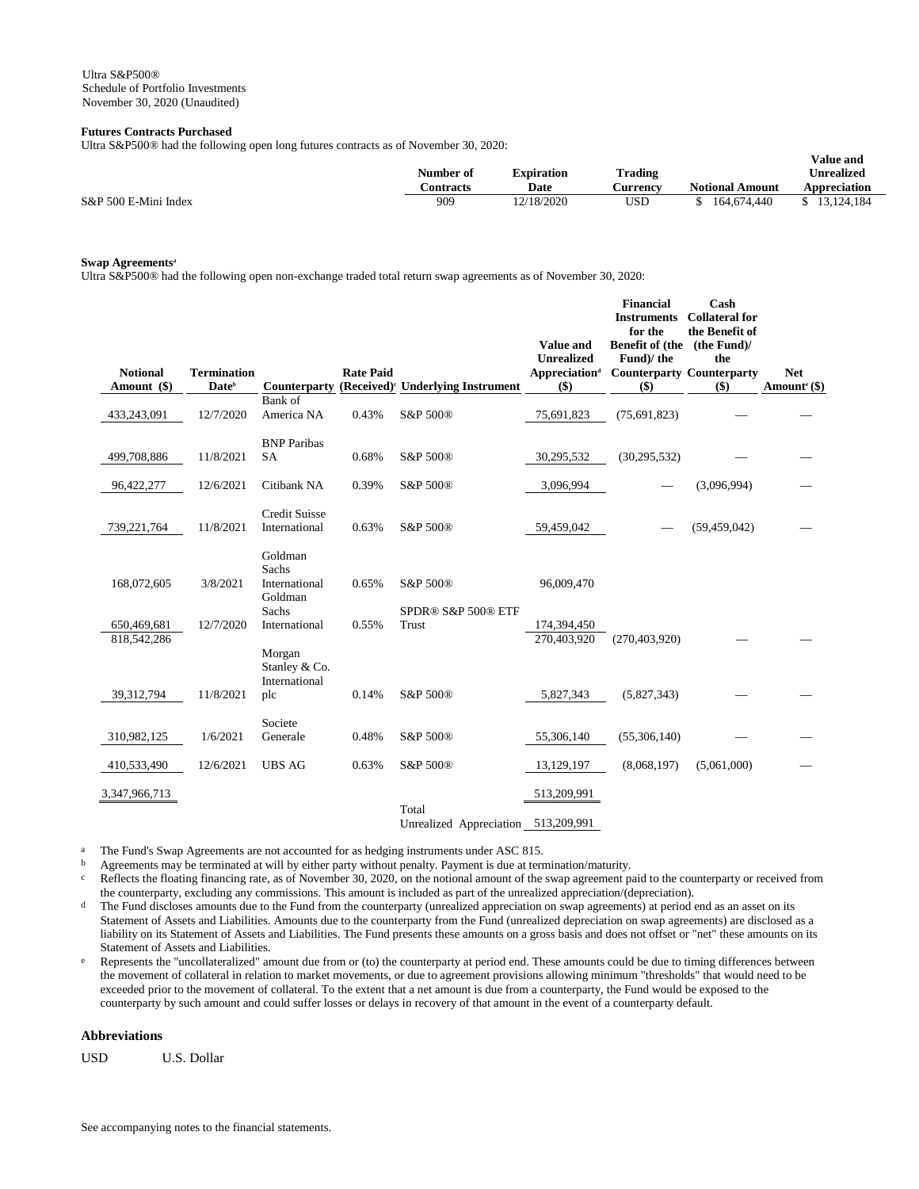Ultra S&P500®
Schedule of Portfolio Investments
November 30, 2020 (Unaudited)

**Futures Contracts Purchased**

Ultra S&P500® had the following open long futures contracts as of November 30, 2020:

| | Number of Contracts | Expiration Date | Trading Currency | Notional Amount | Value and Unrealized Appreciation |
|---|---|---|---|---|---|
| S&P 500 E-Mini Index | 909 | 12/18/2020 | USD | $ 164,674,440 | $ 13,124,184 |

**Swap Agreements**[a]

Ultra S&P500® had the following open non-exchange traded total return swap agreements as of November 30, 2020:

| Notional Amount ($) | Termination Date[b] | Counterparty | Rate Paid (Received)[c] | Underlying Instrument | Value and Unrealized Appreciation[d] ($) | Financial Instruments for the Benefit of (the Fund)/ the Counterparty ($) | Cash Collateral for the Benefit of (the Fund)/ the Counterparty ($) | Net Amount[e] ($) |
|---|---|---|---|---|---|---|---|---|
| 433,243,091 | 12/7/2020 | Bank of America NA | 0.43% | S&P 500® | 75,691,823 | (75,691,823) | — | — |
| 499,708,886 | 11/8/2021 | BNP Paribas SA | 0.68% | S&P 500® | 30,295,532 | (30,295,532) | — | — |
| 96,422,277 | 12/6/2021 | Citibank NA | 0.39% | S&P 500® | 3,096,994 | — | (3,096,994) | — |
| 739,221,764 | 11/8/2021 | Credit Suisse International | 0.63% | S&P 500® | 59,459,042 | — | (59,459,042) | — |
| 168,072,605 | 3/8/2021 | Goldman Sachs International | 0.65% | S&P 500® | 96,009,470 | | | |
| 650,469,681 | 12/7/2020 | Goldman Sachs International | 0.55% | SPDR® S&P 500® ETF Trust | 174,394,450 | | | |
| 818,542,286 | | | | | 270,403,920 | (270,403,920) | — | — |
| 39,312,794 | 11/8/2021 | Morgan Stanley & Co. International plc | 0.14% | S&P 500® | 5,827,343 | (5,827,343) | — | — |
| 310,982,125 | 1/6/2021 | Societe Generale | 0.48% | S&P 500® | 55,306,140 | (55,306,140) | — | — |
| 410,533,490 | 12/6/2021 | UBS AG | 0.63% | S&P 500® | 13,129,197 | (8,068,197) | (5,061,000) | — |
| 3,347,966,713 | | | | | 513,209,991 | | | |
| | | | | Total Unrealized Appreciation | 513,209,991 | | | |

[a] The Fund's Swap Agreements are not accounted for as hedging instruments under ASC 815.

[b] Agreements may be terminated at will by either party without penalty. Payment is due at termination/maturity.

[c] Reflects the floating financing rate, as of November 30, 2020, on the notional amount of the swap agreement paid to the counterparty or received from the counterparty, excluding any commissions. This amount is included as part of the unrealized appreciation/(depreciation).

[d] The Fund discloses amounts due to the Fund from the counterparty (unrealized appreciation on swap agreements) at period end as an asset on its Statement of Assets and Liabilities. Amounts due to the counterparty from the Fund (unrealized depreciation on swap agreements) are disclosed as a liability on its Statement of Assets and Liabilities. The Fund presents these amounts on a gross basis and does not offset or "net" these amounts on its Statement of Assets and Liabilities.

[e] Represents the "uncollateralized" amount due from or (to) the counterparty at period end. These amounts could be due to timing differences between the movement of collateral in relation to market movements, or due to agreement provisions allowing minimum "thresholds" that would need to be exceeded prior to the movement of collateral. To the extent that a net amount is due from a counterparty, the Fund would be exposed to the counterparty by such amount and could suffer losses or delays in recovery of that amount in the event of a counterparty default.

**Abbreviations**

USD U.S. Dollar

See accompanying notes to the financial statements.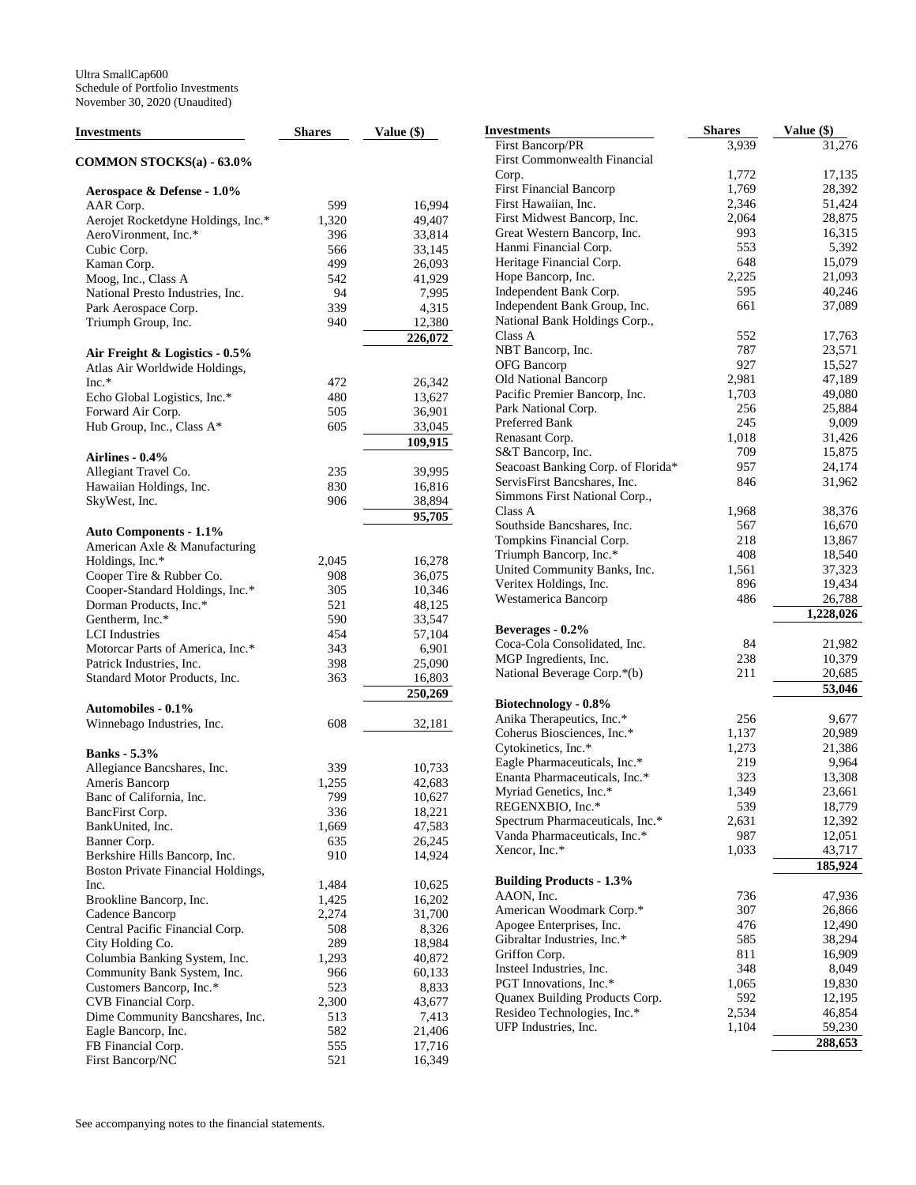Ultra SmallCap600
Schedule of Portfolio Investments
November 30, 2020 (Unaudited)

| Investments | Shares | Value ($) |
|---|---|---|
| **COMMON STOCKS(a) - 63.0%** | | |
| **Aerospace & Defense - 1.0%** | | |
| AAR Corp. | 599 | 16,994 |
| Aerojet Rocketdyne Holdings, Inc.* | 1,320 | 49,407 |
| AeroVironment, Inc.* | 396 | 33,814 |
| Cubic Corp. | 566 | 33,145 |
| Kaman Corp. | 499 | 26,093 |
| Moog, Inc., Class A | 542 | 41,929 |
| National Presto Industries, Inc. | 94 | 7,995 |
| Park Aerospace Corp. | 339 | 4,315 |
| Triumph Group, Inc. | 940 | 12,380 |
| | | 226,072 |
| **Air Freight & Logistics - 0.5%** | | |
| Atlas Air Worldwide Holdings, Inc.* | 472 | 26,342 |
| Echo Global Logistics, Inc.* | 480 | 13,627 |
| Forward Air Corp. | 505 | 36,901 |
| Hub Group, Inc., Class A* | 605 | 33,045 |
| | | 109,915 |
| **Airlines - 0.4%** | | |
| Allegiant Travel Co. | 235 | 39,995 |
| Hawaiian Holdings, Inc. | 830 | 16,816 |
| SkyWest, Inc. | 906 | 38,894 |
| | | 95,705 |
| **Auto Components - 1.1%** | | |
| American Axle & Manufacturing Holdings, Inc.* | 2,045 | 16,278 |
| Cooper Tire & Rubber Co. | 908 | 36,075 |
| Cooper-Standard Holdings, Inc.* | 305 | 10,346 |
| Dorman Products, Inc.* | 521 | 48,125 |
| Gentherm, Inc.* | 590 | 33,547 |
| LCI Industries | 454 | 57,104 |
| Motorcar Parts of America, Inc.* | 343 | 6,901 |
| Patrick Industries, Inc. | 398 | 25,090 |
| Standard Motor Products, Inc. | 363 | 16,803 |
| | | 250,269 |
| **Automobiles - 0.1%** | | |
| Winnebago Industries, Inc. | 608 | 32,181 |
| **Banks - 5.3%** | | |
| Allegiance Bancshares, Inc. | 339 | 10,733 |
| Ameris Bancorp | 1,255 | 42,683 |
| Banc of California, Inc. | 799 | 10,627 |
| BancFirst Corp. | 336 | 18,221 |
| BankUnited, Inc. | 1,669 | 47,583 |
| Banner Corp. | 635 | 26,245 |
| Berkshire Hills Bancorp, Inc. | 910 | 14,924 |
| Boston Private Financial Holdings, Inc. | 1,484 | 10,625 |
| Brookline Bancorp, Inc. | 1,425 | 16,202 |
| Cadence Bancorp | 2,274 | 31,700 |
| Central Pacific Financial Corp. | 508 | 8,326 |
| City Holding Co. | 289 | 18,984 |
| Columbia Banking System, Inc. | 1,293 | 40,872 |
| Community Bank System, Inc. | 966 | 60,133 |
| Customers Bancorp, Inc.* | 523 | 8,833 |
| CVB Financial Corp. | 2,300 | 43,677 |
| Dime Community Bancshares, Inc. | 513 | 7,413 |
| Eagle Bancorp, Inc. | 582 | 21,406 |
| FB Financial Corp. | 555 | 17,716 |
| First Bancorp/NC | 521 | 16,349 |
| First Bancorp/PR | 3,939 | 31,276 |
| First Commonwealth Financial Corp. | 1,772 | 17,135 |
| First Financial Bancorp | 1,769 | 28,392 |
| First Hawaiian, Inc. | 2,346 | 51,424 |
| First Midwest Bancorp, Inc. | 2,064 | 28,875 |
| Great Western Bancorp, Inc. | 993 | 16,315 |
| Hanmi Financial Corp. | 553 | 5,392 |
| Heritage Financial Corp. | 648 | 15,079 |
| Hope Bancorp, Inc. | 2,225 | 21,093 |
| Independent Bank Corp. | 595 | 40,246 |
| Independent Bank Group, Inc. | 661 | 37,089 |
| National Bank Holdings Corp., Class A | 552 | 17,763 |
| NBT Bancorp, Inc. | 787 | 23,571 |
| OFG Bancorp | 927 | 15,527 |
| Old National Bancorp | 2,981 | 47,189 |
| Pacific Premier Bancorp, Inc. | 1,703 | 49,080 |
| Park National Corp. | 256 | 25,884 |
| Preferred Bank | 245 | 9,009 |
| Renasant Corp. | 1,018 | 31,426 |
| S&T Bancorp, Inc. | 709 | 15,875 |
| Seacoast Banking Corp. of Florida* | 957 | 24,174 |
| ServisFirst Bancshares, Inc. | 846 | 31,962 |
| Simmons First National Corp., Class A | 1,968 | 38,376 |
| Southside Bancshares, Inc. | 567 | 16,670 |
| Tompkins Financial Corp. | 218 | 13,867 |
| Triumph Bancorp, Inc.* | 408 | 18,540 |
| United Community Banks, Inc. | 1,561 | 37,323 |
| Veritex Holdings, Inc. | 896 | 19,434 |
| Westamerica Bancorp | 486 | 26,788 |
| | | 1,228,026 |
| **Beverages - 0.2%** | | |
| Coca-Cola Consolidated, Inc. | 84 | 21,982 |
| MGP Ingredients, Inc. | 238 | 10,379 |
| National Beverage Corp.*(b) | 211 | 20,685 |
| | | 53,046 |
| **Biotechnology - 0.8%** | | |
| Anika Therapeutics, Inc.* | 256 | 9,677 |
| Coherus Biosciences, Inc.* | 1,137 | 20,989 |
| Cytokinetics, Inc.* | 1,273 | 21,386 |
| Eagle Pharmaceuticals, Inc.* | 219 | 9,964 |
| Enanta Pharmaceuticals, Inc.* | 323 | 13,308 |
| Myriad Genetics, Inc.* | 1,349 | 23,661 |
| REGENXBIO, Inc.* | 539 | 18,779 |
| Spectrum Pharmaceuticals, Inc.* | 2,631 | 12,392 |
| Vanda Pharmaceuticals, Inc.* | 987 | 12,051 |
| Xencor, Inc.* | 1,033 | 43,717 |
| | | 185,924 |
| **Building Products - 1.3%** | | |
| AAON, Inc. | 736 | 47,936 |
| American Woodmark Corp.* | 307 | 26,866 |
| Apogee Enterprises, Inc. | 476 | 12,490 |
| Gibraltar Industries, Inc.* | 585 | 38,294 |
| Griffon Corp. | 811 | 16,909 |
| Insteel Industries, Inc. | 348 | 8,049 |
| PGT Innovations, Inc.* | 1,065 | 19,830 |
| Quanex Building Products Corp. | 592 | 12,195 |
| Resideo Technologies, Inc.* | 2,534 | 46,854 |
| UFP Industries, Inc. | 1,104 | 59,230 |
| | | 288,653 |

See accompanying notes to the financial statements.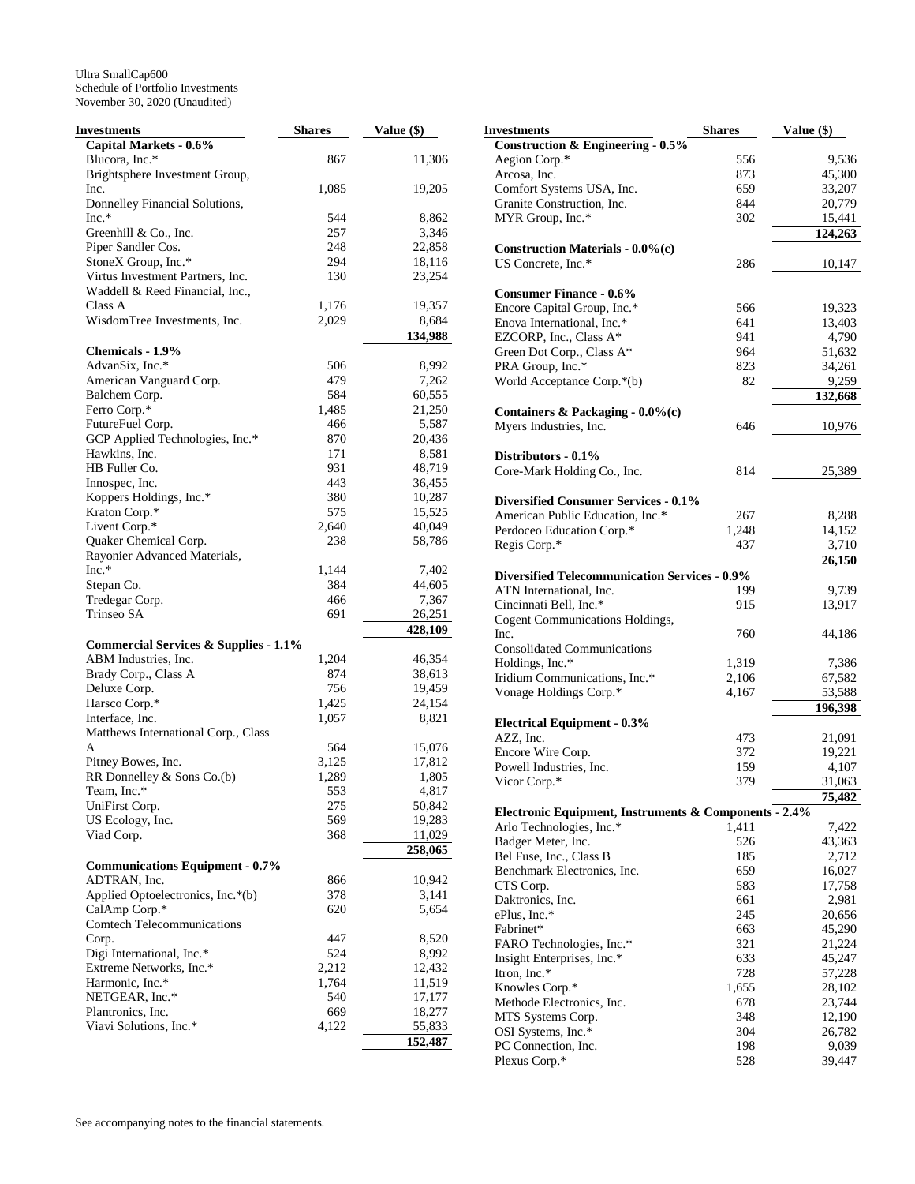Ultra SmallCap600
Schedule of Portfolio Investments
November 30, 2020 (Unaudited)

| Investments | Shares | Value ($) |
|---|---|---|
| **Capital Markets - 0.6%** | | |
| Blucora, Inc.* | 867 | 11,306 |
| Brightsphere Investment Group, Inc. | 1,085 | 19,205 |
| Donnelley Financial Solutions, Inc.* | 544 | 8,862 |
| Greenhill & Co., Inc. | 257 | 3,346 |
| Piper Sandler Cos. | 248 | 22,858 |
| StoneX Group, Inc.* | 294 | 18,116 |
| Virtus Investment Partners, Inc. | 130 | 23,254 |
| Waddell & Reed Financial, Inc., Class A | 1,176 | 19,357 |
| WisdomTree Investments, Inc. | 2,029 | 8,684 |
| | | 134,988 |
| **Chemicals - 1.9%** | | |
| AdvanSix, Inc.* | 506 | 8,992 |
| American Vanguard Corp. | 479 | 7,262 |
| Balchem Corp. | 584 | 60,555 |
| Ferro Corp.* | 1,485 | 21,250 |
| FutureFuel Corp. | 466 | 5,587 |
| GCP Applied Technologies, Inc.* | 870 | 20,436 |
| Hawkins, Inc. | 171 | 8,581 |
| HB Fuller Co. | 931 | 48,719 |
| Innospec, Inc. | 443 | 36,455 |
| Koppers Holdings, Inc.* | 380 | 10,287 |
| Kraton Corp.* | 575 | 15,525 |
| Livent Corp.* | 2,640 | 40,049 |
| Quaker Chemical Corp. | 238 | 58,786 |
| Rayonier Advanced Materials, Inc.* | 1,144 | 7,402 |
| Stepan Co. | 384 | 44,605 |
| Tredegar Corp. | 466 | 7,367 |
| Trinseo SA | 691 | 26,251 |
| | | 428,109 |
| **Commercial Services & Supplies - 1.1%** | | |
| ABM Industries, Inc. | 1,204 | 46,354 |
| Brady Corp., Class A | 874 | 38,613 |
| Deluxe Corp. | 756 | 19,459 |
| Harsco Corp.* | 1,425 | 24,154 |
| Interface, Inc. | 1,057 | 8,821 |
| Matthews International Corp., Class A | 564 | 15,076 |
| Pitney Bowes, Inc. | 3,125 | 17,812 |
| RR Donnelley & Sons Co.(b) | 1,289 | 1,805 |
| Team, Inc.* | 553 | 4,817 |
| UniFirst Corp. | 275 | 50,842 |
| US Ecology, Inc. | 569 | 19,283 |
| Viad Corp. | 368 | 11,029 |
| | | 258,065 |
| **Communications Equipment - 0.7%** | | |
| ADTRAN, Inc. | 866 | 10,942 |
| Applied Optoelectronics, Inc.*(b) | 378 | 3,141 |
| CalAmp Corp.* | 620 | 5,654 |
| Comtech Telecommunications Corp. | 447 | 8,520 |
| Digi International, Inc.* | 524 | 8,992 |
| Extreme Networks, Inc.* | 2,212 | 12,432 |
| Harmonic, Inc.* | 1,764 | 11,519 |
| NETGEAR, Inc.* | 540 | 17,177 |
| Plantronics, Inc. | 669 | 18,277 |
| Viavi Solutions, Inc.* | 4,122 | 55,833 |
| | | 152,487 |
| **Construction & Engineering - 0.5%** | | |
| Aegion Corp.* | 556 | 9,536 |
| Arcosa, Inc. | 873 | 45,300 |
| Comfort Systems USA, Inc. | 659 | 33,207 |
| Granite Construction, Inc. | 844 | 20,779 |
| MYR Group, Inc.* | 302 | 15,441 |
| | | 124,263 |
| **Construction Materials - 0.0%(c)** | | |
| US Concrete, Inc.* | 286 | 10,147 |
| **Consumer Finance - 0.6%** | | |
| Encore Capital Group, Inc.* | 566 | 19,323 |
| Enova International, Inc.* | 641 | 13,403 |
| EZCORP, Inc., Class A* | 941 | 4,790 |
| Green Dot Corp., Class A* | 964 | 51,632 |
| PRA Group, Inc.* | 823 | 34,261 |
| World Acceptance Corp.*(b) | 82 | 9,259 |
| | | 132,668 |
| **Containers & Packaging - 0.0%(c)** | | |
| Myers Industries, Inc. | 646 | 10,976 |
| **Distributors - 0.1%** | | |
| Core-Mark Holding Co., Inc. | 814 | 25,389 |
| **Diversified Consumer Services - 0.1%** | | |
| American Public Education, Inc.* | 267 | 8,288 |
| Perdoceo Education Corp.* | 1,248 | 14,152 |
| Regis Corp.* | 437 | 3,710 |
| | | 26,150 |
| **Diversified Telecommunication Services - 0.9%** | | |
| ATN International, Inc. | 199 | 9,739 |
| Cincinnati Bell, Inc.* | 915 | 13,917 |
| Cogent Communications Holdings, Inc. | 760 | 44,186 |
| Consolidated Communications Holdings, Inc.* | 1,319 | 7,386 |
| Iridium Communications, Inc.* | 2,106 | 67,582 |
| Vonage Holdings Corp.* | 4,167 | 53,588 |
| | | 196,398 |
| **Electrical Equipment - 0.3%** | | |
| AZZ, Inc. | 473 | 21,091 |
| Encore Wire Corp. | 372 | 19,221 |
| Powell Industries, Inc. | 159 | 4,107 |
| Vicor Corp.* | 379 | 31,063 |
| | | 75,482 |
| **Electronic Equipment, Instruments & Components - 2.4%** | | |
| Arlo Technologies, Inc.* | 1,411 | 7,422 |
| Badger Meter, Inc. | 526 | 43,363 |
| Bel Fuse, Inc., Class B | 185 | 2,712 |
| Benchmark Electronics, Inc. | 659 | 16,027 |
| CTS Corp. | 583 | 17,758 |
| Daktronics, Inc. | 661 | 2,981 |
| ePlus, Inc.* | 245 | 20,656 |
| Fabrinet* | 663 | 45,290 |
| FARO Technologies, Inc.* | 321 | 21,224 |
| Insight Enterprises, Inc.* | 633 | 45,247 |
| Itron, Inc.* | 728 | 57,228 |
| Knowles Corp.* | 1,655 | 28,102 |
| Methode Electronics, Inc. | 678 | 23,744 |
| MTS Systems Corp. | 348 | 12,190 |
| OSI Systems, Inc.* | 304 | 26,782 |
| PC Connection, Inc. | 198 | 9,039 |
| Plexus Corp.* | 528 | 39,447 |

See accompanying notes to the financial statements.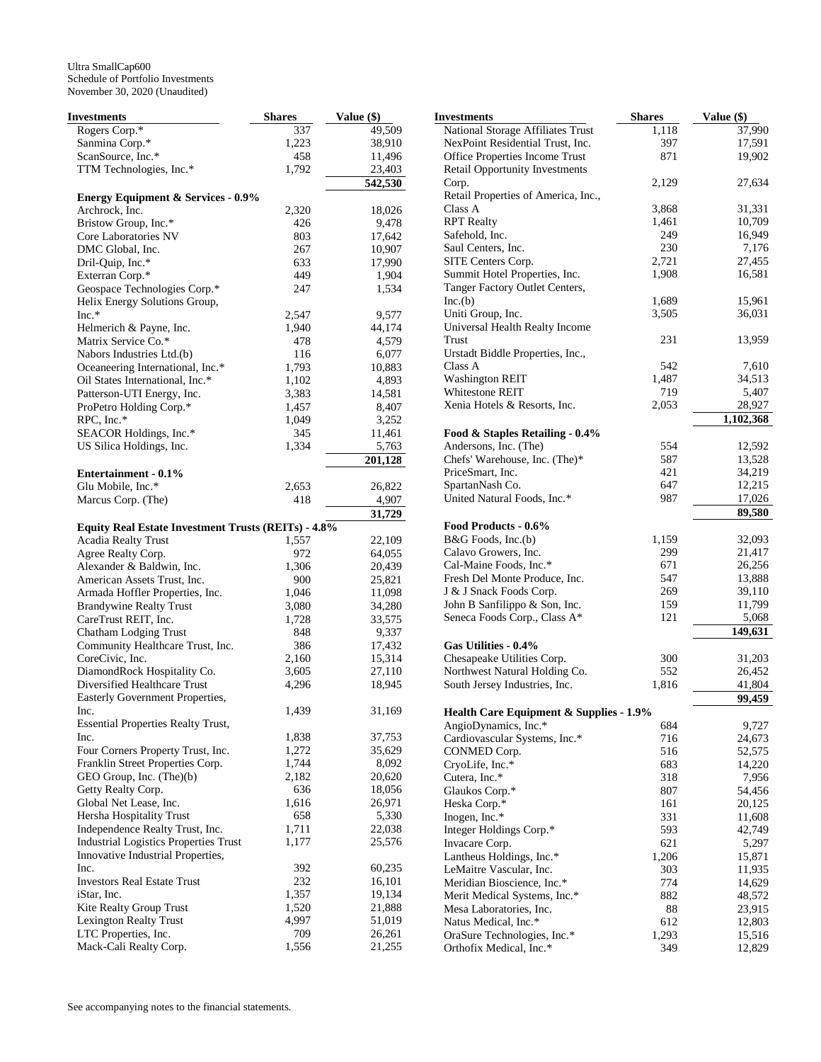Ultra SmallCap600
Schedule of Portfolio Investments
November 30, 2020 (Unaudited)

| Investments | Shares | Value ($) |
|---|---|---|
| Rogers Corp.* | 337 | 49,509 |
| Sanmina Corp.* | 1,223 | 38,910 |
| ScanSource, Inc.* | 458 | 11,496 |
| TTM Technologies, Inc.* | 1,792 | 23,403 |
| | | **542,530** |
| **Energy Equipment & Services - 0.9%** | | |
| Archrock, Inc. | 2,320 | 18,026 |
| Bristow Group, Inc.* | 426 | 9,478 |
| Core Laboratories NV | 803 | 17,642 |
| DMC Global, Inc. | 267 | 10,907 |
| Dril-Quip, Inc.* | 633 | 17,990 |
| Exterran Corp.* | 449 | 1,904 |
| Geospace Technologies Corp.* | 247 | 1,534 |
| Helix Energy Solutions Group, Inc.* | 2,547 | 9,577 |
| Helmerich & Payne, Inc. | 1,940 | 44,174 |
| Matrix Service Co.* | 478 | 4,579 |
| Nabors Industries Ltd.(b) | 116 | 6,077 |
| Oceaneering International, Inc.* | 1,793 | 10,883 |
| Oil States International, Inc.* | 1,102 | 4,893 |
| Patterson-UTI Energy, Inc. | 3,383 | 14,581 |
| ProPetro Holding Corp.* | 1,457 | 8,407 |
| RPC, Inc.* | 1,049 | 3,252 |
| SEACOR Holdings, Inc.* | 345 | 11,461 |
| US Silica Holdings, Inc. | 1,334 | 5,763 |
| | | **201,128** |
| **Entertainment - 0.1%** | | |
| Glu Mobile, Inc.* | 2,653 | 26,822 |
| Marcus Corp. (The) | 418 | 4,907 |
| | | **31,729** |
| **Equity Real Estate Investment Trusts (REITs) - 4.8%** | | |
| Acadia Realty Trust | 1,557 | 22,109 |
| Agree Realty Corp. | 972 | 64,055 |
| Alexander & Baldwin, Inc. | 1,306 | 20,439 |
| American Assets Trust, Inc. | 900 | 25,821 |
| Armada Hoffler Properties, Inc. | 1,046 | 11,098 |
| Brandywine Realty Trust | 3,080 | 34,280 |
| CareTrust REIT, Inc. | 1,728 | 33,575 |
| Chatham Lodging Trust | 848 | 9,337 |
| Community Healthcare Trust, Inc. | 386 | 17,432 |
| CoreCivic, Inc. | 2,160 | 15,314 |
| DiamondRock Hospitality Co. | 3,605 | 27,110 |
| Diversified Healthcare Trust | 4,296 | 18,945 |
| Easterly Government Properties, Inc. | 1,439 | 31,169 |
| Essential Properties Realty Trust, Inc. | 1,838 | 37,753 |
| Four Corners Property Trust, Inc. | 1,272 | 35,629 |
| Franklin Street Properties Corp. | 1,744 | 8,092 |
| GEO Group, Inc. (The)(b) | 2,182 | 20,620 |
| Getty Realty Corp. | 636 | 18,056 |
| Global Net Lease, Inc. | 1,616 | 26,971 |
| Hersha Hospitality Trust | 658 | 5,330 |
| Independence Realty Trust, Inc. | 1,711 | 22,038 |
| Industrial Logistics Properties Trust | 1,177 | 25,576 |
| Innovative Industrial Properties, Inc. | 392 | 60,235 |
| Investors Real Estate Trust | 232 | 16,101 |
| iStar, Inc. | 1,357 | 19,134 |
| Kite Realty Group Trust | 1,520 | 21,888 |
| Lexington Realty Trust | 4,997 | 51,019 |
| LTC Properties, Inc. | 709 | 26,261 |
| Mack-Cali Realty Corp. | 1,556 | 21,255 |
| National Storage Affiliates Trust | 1,118 | 37,990 |
| NexPoint Residential Trust, Inc. | 397 | 17,591 |
| Office Properties Income Trust | 871 | 19,902 |
| Retail Opportunity Investments Corp. | 2,129 | 27,634 |
| Retail Properties of America, Inc., Class A | 3,868 | 31,331 |
| RPT Realty | 1,461 | 10,709 |
| Safehold, Inc. | 249 | 16,949 |
| Saul Centers, Inc. | 230 | 7,176 |
| SITE Centers Corp. | 2,721 | 27,455 |
| Summit Hotel Properties, Inc. | 1,908 | 16,581 |
| Tanger Factory Outlet Centers, Inc.(b) | 1,689 | 15,961 |
| Uniti Group, Inc. | 3,505 | 36,031 |
| Universal Health Realty Income Trust | 231 | 13,959 |
| Urstadt Biddle Properties, Inc., Class A | 542 | 7,610 |
| Washington REIT | 1,487 | 34,513 |
| Whitestone REIT | 719 | 5,407 |
| Xenia Hotels & Resorts, Inc. | 2,053 | 28,927 |
| | | **1,102,368** |
| **Food & Staples Retailing - 0.4%** | | |
| Andersons, Inc. (The) | 554 | 12,592 |
| Chefs' Warehouse, Inc. (The)* | 587 | 13,528 |
| PriceSmart, Inc. | 421 | 34,219 |
| SpartanNash Co. | 647 | 12,215 |
| United Natural Foods, Inc.* | 987 | 17,026 |
| | | **89,580** |
| **Food Products - 0.6%** | | |
| B&G Foods, Inc.(b) | 1,159 | 32,093 |
| Calavo Growers, Inc. | 299 | 21,417 |
| Cal-Maine Foods, Inc.* | 671 | 26,256 |
| Fresh Del Monte Produce, Inc. | 547 | 13,888 |
| J & J Snack Foods Corp. | 269 | 39,110 |
| John B Sanfilippo & Son, Inc. | 159 | 11,799 |
| Seneca Foods Corp., Class A* | 121 | 5,068 |
| | | **149,631** |
| **Gas Utilities - 0.4%** | | |
| Chesapeake Utilities Corp. | 300 | 31,203 |
| Northwest Natural Holding Co. | 552 | 26,452 |
| South Jersey Industries, Inc. | 1,816 | 41,804 |
| | | **99,459** |
| **Health Care Equipment & Supplies - 1.9%** | | |
| AngioDynamics, Inc.* | 684 | 9,727 |
| Cardiovascular Systems, Inc.* | 716 | 24,673 |
| CONMED Corp. | 516 | 52,575 |
| CryoLife, Inc.* | 683 | 14,220 |
| Cutera, Inc.* | 318 | 7,956 |
| Glaukos Corp.* | 807 | 54,456 |
| Heska Corp.* | 161 | 20,125 |
| Inogen, Inc.* | 331 | 11,608 |
| Integer Holdings Corp.* | 593 | 42,749 |
| Invacare Corp. | 621 | 5,297 |
| Lantheus Holdings, Inc.* | 1,206 | 15,871 |
| LeMaitre Vascular, Inc. | 303 | 11,935 |
| Meridian Bioscience, Inc.* | 774 | 14,629 |
| Merit Medical Systems, Inc.* | 882 | 48,572 |
| Mesa Laboratories, Inc. | 88 | 23,915 |
| Natus Medical, Inc.* | 612 | 12,803 |
| OraSure Technologies, Inc.* | 1,293 | 15,516 |
| Orthofix Medical, Inc.* | 349 | 12,829 |

See accompanying notes to the financial statements.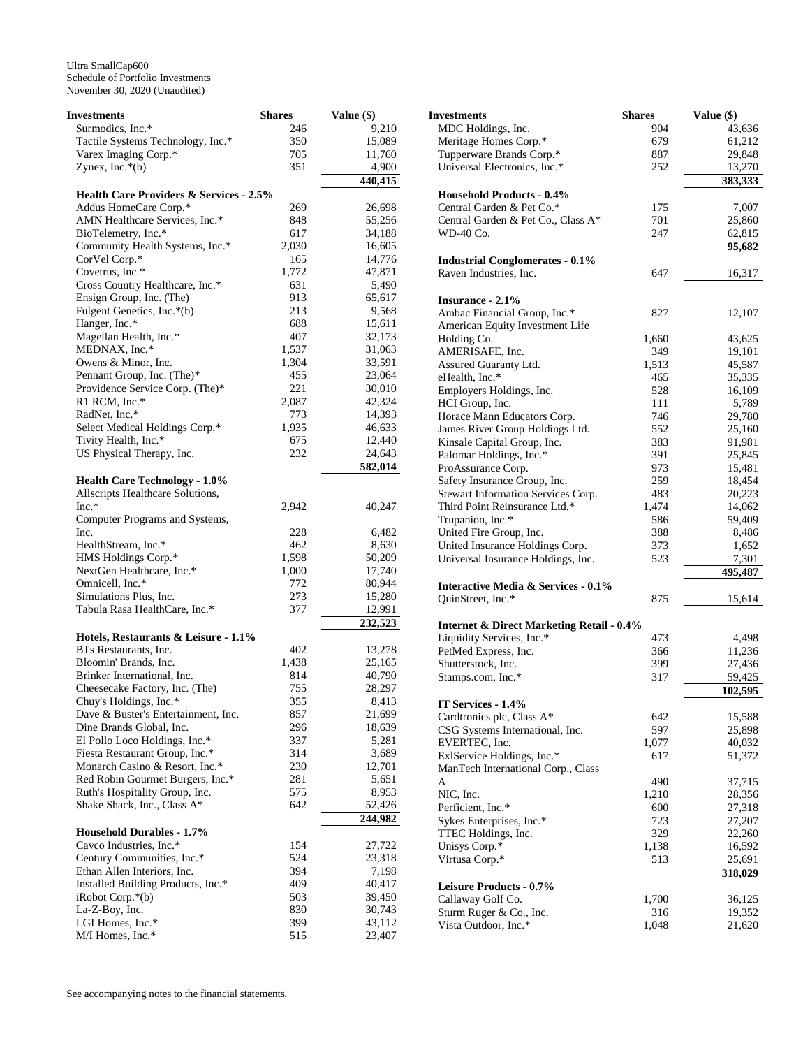Ultra SmallCap600
Schedule of Portfolio Investments
November 30, 2020 (Unaudited)

| Investments | Shares | Value ($) |
|---|---|---|
| Surmodics, Inc.* | 246 | 9,210 |
| Tactile Systems Technology, Inc.* | 350 | 15,089 |
| Varex Imaging Corp.* | 705 | 11,760 |
| Zynex, Inc.*(b) | 351 | 4,900 |
| | | **440,415** |
| **Health Care Providers & Services - 2.5%** | | |
| Addus HomeCare Corp.* | 269 | 26,698 |
| AMN Healthcare Services, Inc.* | 848 | 55,256 |
| BioTelemetry, Inc.* | 617 | 34,188 |
| Community Health Systems, Inc.* | 2,030 | 16,605 |
| CorVel Corp.* | 165 | 14,776 |
| Covetrus, Inc.* | 1,772 | 47,871 |
| Cross Country Healthcare, Inc.* | 631 | 5,490 |
| Ensign Group, Inc. (The) | 913 | 65,617 |
| Fulgent Genetics, Inc.*(b) | 213 | 9,568 |
| Hanger, Inc.* | 688 | 15,611 |
| Magellan Health, Inc.* | 407 | 32,173 |
| MEDNAX, Inc.* | 1,537 | 31,063 |
| Owens & Minor, Inc. | 1,304 | 33,591 |
| Pennant Group, Inc. (The)* | 455 | 23,064 |
| Providence Service Corp. (The)* | 221 | 30,010 |
| R1 RCM, Inc.* | 2,087 | 42,324 |
| RadNet, Inc.* | 773 | 14,393 |
| Select Medical Holdings Corp.* | 1,935 | 46,633 |
| Tivity Health, Inc.* | 675 | 12,440 |
| US Physical Therapy, Inc. | 232 | 24,643 |
| | | **582,014** |
| **Health Care Technology - 1.0%** | | |
| Allscripts Healthcare Solutions, Inc.* | 2,942 | 40,247 |
| Computer Programs and Systems, Inc. | 228 | 6,482 |
| HealthStream, Inc.* | 462 | 8,630 |
| HMS Holdings Corp.* | 1,598 | 50,209 |
| NextGen Healthcare, Inc.* | 1,000 | 17,740 |
| Omnicell, Inc.* | 772 | 80,944 |
| Simulations Plus, Inc. | 273 | 15,280 |
| Tabula Rasa HealthCare, Inc.* | 377 | 12,991 |
| | | **232,523** |
| **Hotels, Restaurants & Leisure - 1.1%** | | |
| BJ's Restaurants, Inc. | 402 | 13,278 |
| Bloomin' Brands, Inc. | 1,438 | 25,165 |
| Brinker International, Inc. | 814 | 40,790 |
| Cheesecake Factory, Inc. (The) | 755 | 28,297 |
| Chuy's Holdings, Inc.* | 355 | 8,413 |
| Dave & Buster's Entertainment, Inc. | 857 | 21,699 |
| Dine Brands Global, Inc. | 296 | 18,639 |
| El Pollo Loco Holdings, Inc.* | 337 | 5,281 |
| Fiesta Restaurant Group, Inc.* | 314 | 3,689 |
| Monarch Casino & Resort, Inc.* | 230 | 12,701 |
| Red Robin Gourmet Burgers, Inc.* | 281 | 5,651 |
| Ruth's Hospitality Group, Inc. | 575 | 8,953 |
| Shake Shack, Inc., Class A* | 642 | 52,426 |
| | | **244,982** |
| **Household Durables - 1.7%** | | |
| Cavco Industries, Inc.* | 154 | 27,722 |
| Century Communities, Inc.* | 524 | 23,318 |
| Ethan Allen Interiors, Inc. | 394 | 7,198 |
| Installed Building Products, Inc.* | 409 | 40,417 |
| iRobot Corp.*(b) | 503 | 39,450 |
| La-Z-Boy, Inc. | 830 | 30,743 |
| LGI Homes, Inc.* | 399 | 43,112 |
| M/I Homes, Inc.* | 515 | 23,407 |
| MDC Holdings, Inc. | 904 | 43,636 |
| Meritage Homes Corp.* | 679 | 61,212 |
| Tupperware Brands Corp.* | 887 | 29,848 |
| Universal Electronics, Inc.* | 252 | 13,270 |
| | | **383,333** |
| **Household Products - 0.4%** | | |
| Central Garden & Pet Co.* | 175 | 7,007 |
| Central Garden & Pet Co., Class A* | 701 | 25,860 |
| WD-40 Co. | 247 | 62,815 |
| | | **95,682** |
| **Industrial Conglomerates - 0.1%** | | |
| Raven Industries, Inc. | 647 | 16,317 |
| **Insurance - 2.1%** | | |
| Ambac Financial Group, Inc.* | 827 | 12,107 |
| American Equity Investment Life Holding Co. | 1,660 | 43,625 |
| AMERISAFE, Inc. | 349 | 19,101 |
| Assured Guaranty Ltd. | 1,513 | 45,587 |
| eHealth, Inc.* | 465 | 35,335 |
| Employers Holdings, Inc. | 528 | 16,109 |
| HCI Group, Inc. | 111 | 5,789 |
| Horace Mann Educators Corp. | 746 | 29,780 |
| James River Group Holdings Ltd. | 552 | 25,160 |
| Kinsale Capital Group, Inc. | 383 | 91,981 |
| Palomar Holdings, Inc.* | 391 | 25,845 |
| ProAssurance Corp. | 973 | 15,481 |
| Safety Insurance Group, Inc. | 259 | 18,454 |
| Stewart Information Services Corp. | 483 | 20,223 |
| Third Point Reinsurance Ltd.* | 1,474 | 14,062 |
| Trupanion, Inc.* | 586 | 59,409 |
| United Fire Group, Inc. | 388 | 8,486 |
| United Insurance Holdings Corp. | 373 | 1,652 |
| Universal Insurance Holdings, Inc. | 523 | 7,301 |
| | | **495,487** |
| **Interactive Media & Services - 0.1%** | | |
| QuinStreet, Inc.* | 875 | 15,614 |
| **Internet & Direct Marketing Retail - 0.4%** | | |
| Liquidity Services, Inc.* | 473 | 4,498 |
| PetMed Express, Inc. | 366 | 11,236 |
| Shutterstock, Inc. | 399 | 27,436 |
| Stamps.com, Inc.* | 317 | 59,425 |
| | | **102,595** |
| **IT Services - 1.4%** | | |
| Cardtronics plc, Class A* | 642 | 15,588 |
| CSG Systems International, Inc. | 597 | 25,898 |
| EVERTEC, Inc. | 1,077 | 40,032 |
| ExlService Holdings, Inc.* | 617 | 51,372 |
| ManTech International Corp., Class A | 490 | 37,715 |
| NIC, Inc. | 1,210 | 28,356 |
| Perficient, Inc.* | 600 | 27,318 |
| Sykes Enterprises, Inc.* | 723 | 27,207 |
| TTEC Holdings, Inc. | 329 | 22,260 |
| Unisys Corp.* | 1,138 | 16,592 |
| Virtusa Corp.* | 513 | 25,691 |
| | | **318,029** |
| **Leisure Products - 0.7%** | | |
| Callaway Golf Co. | 1,700 | 36,125 |
| Sturm Ruger & Co., Inc. | 316 | 19,352 |
| Vista Outdoor, Inc.* | 1,048 | 21,620 |

See accompanying notes to the financial statements.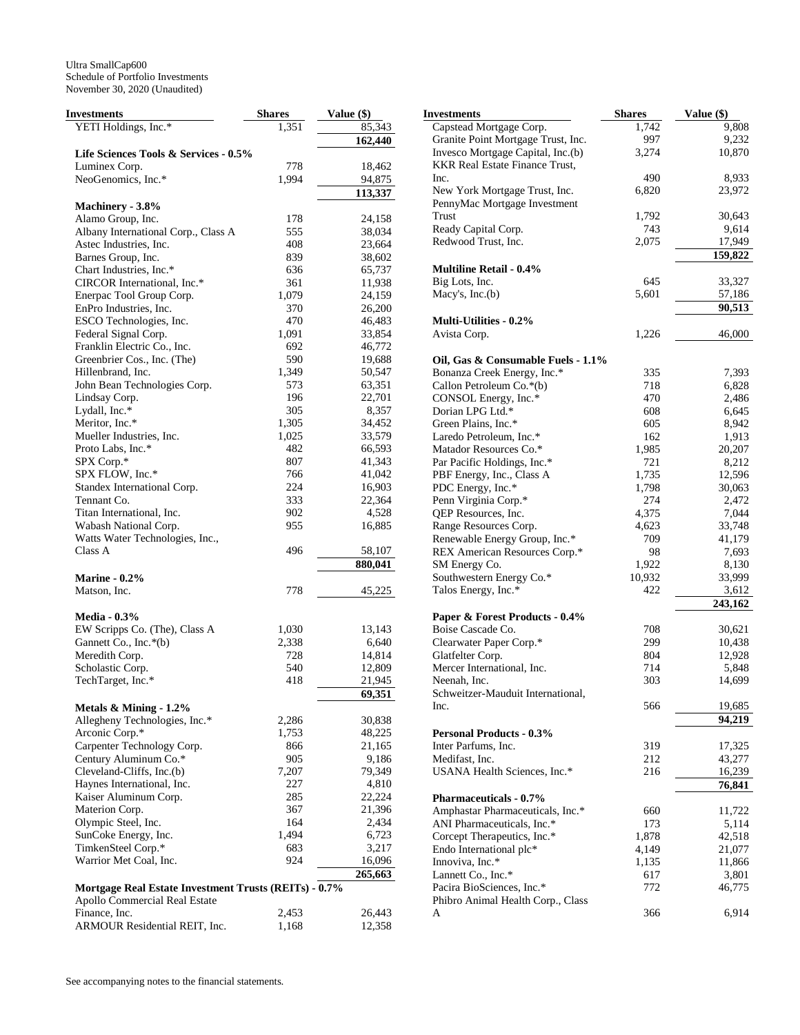Ultra SmallCap600
Schedule of Portfolio Investments
November 30, 2020 (Unaudited)

| Investments | Shares | Value ($) |
|---|---|---|
| YETI Holdings, Inc.* | 1,351 | 85,343 |
| | | 162,440 |
| **Life Sciences Tools & Services - 0.5%** | | |
| Luminex Corp. | 778 | 18,462 |
| NeoGenomics, Inc.* | 1,994 | 94,875 |
| | | 113,337 |
| **Machinery - 3.8%** | | |
| Alamo Group, Inc. | 178 | 24,158 |
| Albany International Corp., Class A | 555 | 38,034 |
| Astec Industries, Inc. | 408 | 23,664 |
| Barnes Group, Inc. | 839 | 38,602 |
| Chart Industries, Inc.* | 636 | 65,737 |
| CIRCOR International, Inc.* | 361 | 11,938 |
| Enerpac Tool Group Corp. | 1,079 | 24,159 |
| EnPro Industries, Inc. | 370 | 26,200 |
| ESCO Technologies, Inc. | 470 | 46,483 |
| Federal Signal Corp. | 1,091 | 33,854 |
| Franklin Electric Co., Inc. | 692 | 46,772 |
| Greenbrier Cos., Inc. (The) | 590 | 19,688 |
| Hillenbrand, Inc. | 1,349 | 50,547 |
| John Bean Technologies Corp. | 573 | 63,351 |
| Lindsay Corp. | 196 | 22,701 |
| Lydall, Inc.* | 305 | 8,357 |
| Meritor, Inc.* | 1,305 | 34,452 |
| Mueller Industries, Inc. | 1,025 | 33,579 |
| Proto Labs, Inc.* | 482 | 66,593 |
| SPX Corp.* | 807 | 41,343 |
| SPX FLOW, Inc.* | 766 | 41,042 |
| Standex International Corp. | 224 | 16,903 |
| Tennant Co. | 333 | 22,364 |
| Titan International, Inc. | 902 | 4,528 |
| Wabash National Corp. | 955 | 16,885 |
| Watts Water Technologies, Inc., Class A | 496 | 58,107 |
| | | 880,041 |
| **Marine - 0.2%** | | |
| Matson, Inc. | 778 | 45,225 |
| **Media - 0.3%** | | |
| EW Scripps Co. (The), Class A | 1,030 | 13,143 |
| Gannett Co., Inc.*(b) | 2,338 | 6,640 |
| Meredith Corp. | 728 | 14,814 |
| Scholastic Corp. | 540 | 12,809 |
| TechTarget, Inc.* | 418 | 21,945 |
| | | 69,351 |
| **Metals & Mining - 1.2%** | | |
| Allegheny Technologies, Inc.* | 2,286 | 30,838 |
| Arconic Corp.* | 1,753 | 48,225 |
| Carpenter Technology Corp. | 866 | 21,165 |
| Century Aluminum Co.* | 905 | 9,186 |
| Cleveland-Cliffs, Inc.(b) | 7,207 | 79,349 |
| Haynes International, Inc. | 227 | 4,810 |
| Kaiser Aluminum Corp. | 285 | 22,224 |
| Materion Corp. | 367 | 21,396 |
| Olympic Steel, Inc. | 164 | 2,434 |
| SunCoke Energy, Inc. | 1,494 | 6,723 |
| TimkenSteel Corp.* | 683 | 3,217 |
| Warrior Met Coal, Inc. | 924 | 16,096 |
| | | 265,663 |
| **Mortgage Real Estate Investment Trusts (REITs) - 0.7%** | | |
| Apollo Commercial Real Estate Finance, Inc. | 2,453 | 26,443 |
| ARMOUR Residential REIT, Inc. | 1,168 | 12,358 |
| Capstead Mortgage Corp. | 1,742 | 9,808 |
| Granite Point Mortgage Trust, Inc. | 997 | 9,232 |
| Invesco Mortgage Capital, Inc.(b) | 3,274 | 10,870 |
| KKR Real Estate Finance Trust, Inc. | 490 | 8,933 |
| New York Mortgage Trust, Inc. | 6,820 | 23,972 |
| PennyMac Mortgage Investment Trust | 1,792 | 30,643 |
| Ready Capital Corp. | 743 | 9,614 |
| Redwood Trust, Inc. | 2,075 | 17,949 |
| | | 159,822 |
| **Multiline Retail - 0.4%** | | |
| Big Lots, Inc. | 645 | 33,327 |
| Macy's, Inc.(b) | 5,601 | 57,186 |
| | | 90,513 |
| **Multi-Utilities - 0.2%** | | |
| Avista Corp. | 1,226 | 46,000 |
| **Oil, Gas & Consumable Fuels - 1.1%** | | |
| Bonanza Creek Energy, Inc.* | 335 | 7,393 |
| Callon Petroleum Co.*(b) | 718 | 6,828 |
| CONSOL Energy, Inc.* | 470 | 2,486 |
| Dorian LPG Ltd.* | 608 | 6,645 |
| Green Plains, Inc.* | 605 | 8,942 |
| Laredo Petroleum, Inc.* | 162 | 1,913 |
| Matador Resources Co.* | 1,985 | 20,207 |
| Par Pacific Holdings, Inc.* | 721 | 8,212 |
| PBF Energy, Inc., Class A | 1,735 | 12,596 |
| PDC Energy, Inc.* | 1,798 | 30,063 |
| Penn Virginia Corp.* | 274 | 2,472 |
| QEP Resources, Inc. | 4,375 | 7,044 |
| Range Resources Corp. | 4,623 | 33,748 |
| Renewable Energy Group, Inc.* | 709 | 41,179 |
| REX American Resources Corp.* | 98 | 7,693 |
| SM Energy Co. | 1,922 | 8,130 |
| Southwestern Energy Co.* | 10,932 | 33,999 |
| Talos Energy, Inc.* | 422 | 3,612 |
| | | 243,162 |
| **Paper & Forest Products - 0.4%** | | |
| Boise Cascade Co. | 708 | 30,621 |
| Clearwater Paper Corp.* | 299 | 10,438 |
| Glatfelter Corp. | 804 | 12,928 |
| Mercer International, Inc. | 714 | 5,848 |
| Neenah, Inc. | 303 | 14,699 |
| Schweitzer-Mauduit International, Inc. | 566 | 19,685 |
| | | 94,219 |
| **Personal Products - 0.3%** | | |
| Inter Parfums, Inc. | 319 | 17,325 |
| Medifast, Inc. | 212 | 43,277 |
| USANA Health Sciences, Inc.* | 216 | 16,239 |
| | | 76,841 |
| **Pharmaceuticals - 0.7%** | | |
| Amphastar Pharmaceuticals, Inc.* | 660 | 11,722 |
| ANI Pharmaceuticals, Inc.* | 173 | 5,114 |
| Corcept Therapeutics, Inc.* | 1,878 | 42,518 |
| Endo International plc* | 4,149 | 21,077 |
| Innoviva, Inc.* | 1,135 | 11,866 |
| Lannett Co., Inc.* | 617 | 3,801 |
| Pacira BioSciences, Inc.* | 772 | 46,775 |
| Phibro Animal Health Corp., Class A | 366 | 6,914 |

See accompanying notes to the financial statements.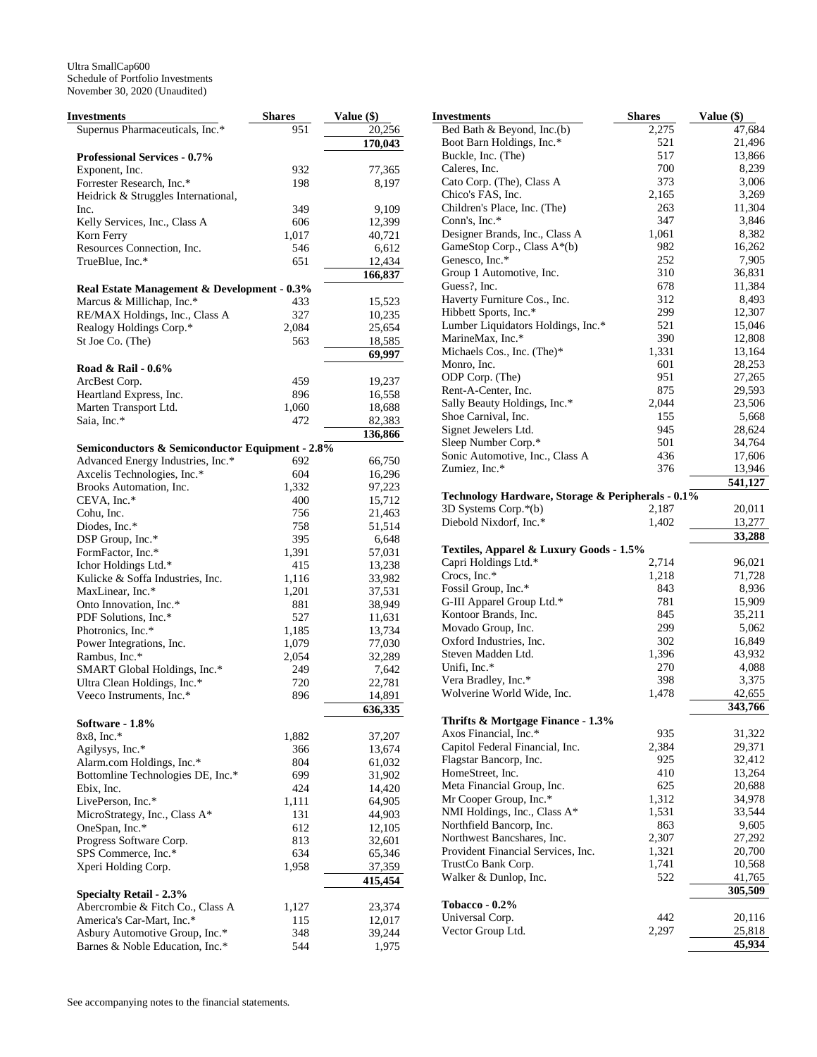Ultra SmallCap600
Schedule of Portfolio Investments
November 30, 2020 (Unaudited)

| Investments | Shares | Value ($) |
|---|---|---|
| Supernus Pharmaceuticals, Inc.* | 951 | 20,256 |
| | | **170,043** |
| **Professional Services - 0.7%** | | |
| Exponent, Inc. | 932 | 77,365 |
| Forrester Research, Inc.* | 198 | 8,197 |
| Heidrick & Struggles International, Inc. | 349 | 9,109 |
| Kelly Services, Inc., Class A | 606 | 12,399 |
| Korn Ferry | 1,017 | 40,721 |
| Resources Connection, Inc. | 546 | 6,612 |
| TrueBlue, Inc.* | 651 | 12,434 |
| | | **166,837** |
| **Real Estate Management & Development - 0.3%** | | |
| Marcus & Millichap, Inc.* | 433 | 15,523 |
| RE/MAX Holdings, Inc., Class A | 327 | 10,235 |
| Realogy Holdings Corp.* | 2,084 | 25,654 |
| St Joe Co. (The) | 563 | 18,585 |
| | | **69,997** |
| **Road & Rail - 0.6%** | | |
| ArcBest Corp. | 459 | 19,237 |
| Heartland Express, Inc. | 896 | 16,558 |
| Marten Transport Ltd. | 1,060 | 18,688 |
| Saia, Inc.* | 472 | 82,383 |
| | | **136,866** |
| **Semiconductors & Semiconductor Equipment - 2.8%** | | |
| Advanced Energy Industries, Inc.* | 692 | 66,750 |
| Axcelis Technologies, Inc.* | 604 | 16,296 |
| Brooks Automation, Inc. | 1,332 | 97,223 |
| CEVA, Inc.* | 400 | 15,712 |
| Cohu, Inc. | 756 | 21,463 |
| Diodes, Inc.* | 758 | 51,514 |
| DSP Group, Inc.* | 395 | 6,648 |
| FormFactor, Inc.* | 1,391 | 57,031 |
| Ichor Holdings Ltd.* | 415 | 13,238 |
| Kulicke & Soffa Industries, Inc. | 1,116 | 33,982 |
| MaxLinear, Inc.* | 1,201 | 37,531 |
| Onto Innovation, Inc.* | 881 | 38,949 |
| PDF Solutions, Inc.* | 527 | 11,631 |
| Photronics, Inc.* | 1,185 | 13,734 |
| Power Integrations, Inc. | 1,079 | 77,030 |
| Rambus, Inc.* | 2,054 | 32,289 |
| SMART Global Holdings, Inc.* | 249 | 7,642 |
| Ultra Clean Holdings, Inc.* | 720 | 22,781 |
| Veeco Instruments, Inc.* | 896 | 14,891 |
| | | **636,335** |
| **Software - 1.8%** | | |
| 8x8, Inc.* | 1,882 | 37,207 |
| Agilysys, Inc.* | 366 | 13,674 |
| Alarm.com Holdings, Inc.* | 804 | 61,032 |
| Bottomline Technologies DE, Inc.* | 699 | 31,902 |
| Ebix, Inc. | 424 | 14,420 |
| LivePerson, Inc.* | 1,111 | 64,905 |
| MicroStrategy, Inc., Class A* | 131 | 44,903 |
| OneSpan, Inc.* | 612 | 12,105 |
| Progress Software Corp. | 813 | 32,601 |
| SPS Commerce, Inc.* | 634 | 65,346 |
| Xperi Holding Corp. | 1,958 | 37,359 |
| | | **415,454** |
| **Specialty Retail - 2.3%** | | |
| Abercrombie & Fitch Co., Class A | 1,127 | 23,374 |
| America's Car-Mart, Inc.* | 115 | 12,017 |
| Asbury Automotive Group, Inc.* | 348 | 39,244 |
| Barnes & Noble Education, Inc.* | 544 | 1,975 |
| Bed Bath & Beyond, Inc.(b) | 2,275 | 47,684 |
| Boot Barn Holdings, Inc.* | 521 | 21,496 |
| Buckle, Inc. (The) | 517 | 13,866 |
| Caleres, Inc. | 700 | 8,239 |
| Cato Corp. (The), Class A | 373 | 3,006 |
| Chico's FAS, Inc. | 2,165 | 3,269 |
| Children's Place, Inc. (The) | 263 | 11,304 |
| Conn's, Inc.* | 347 | 3,846 |
| Designer Brands, Inc., Class A | 1,061 | 8,382 |
| GameStop Corp., Class A*(b) | 982 | 16,262 |
| Genesco, Inc.* | 252 | 7,905 |
| Group 1 Automotive, Inc. | 310 | 36,831 |
| Guess?, Inc. | 678 | 11,384 |
| Haverty Furniture Cos., Inc. | 312 | 8,493 |
| Hibbett Sports, Inc.* | 299 | 12,307 |
| Lumber Liquidators Holdings, Inc.* | 521 | 15,046 |
| MarineMax, Inc.* | 390 | 12,808 |
| Michaels Cos., Inc. (The)* | 1,331 | 13,164 |
| Monro, Inc. | 601 | 28,253 |
| ODP Corp. (The) | 951 | 27,265 |
| Rent-A-Center, Inc. | 875 | 29,593 |
| Sally Beauty Holdings, Inc.* | 2,044 | 23,506 |
| Shoe Carnival, Inc. | 155 | 5,668 |
| Signet Jewelers Ltd. | 945 | 28,624 |
| Sleep Number Corp.* | 501 | 34,764 |
| Sonic Automotive, Inc., Class A | 436 | 17,606 |
| Zumiez, Inc.* | 376 | 13,946 |
| | | **541,127** |
| **Technology Hardware, Storage & Peripherals - 0.1%** | | |
| 3D Systems Corp.*(b) | 2,187 | 20,011 |
| Diebold Nixdorf, Inc.* | 1,402 | 13,277 |
| | | **33,288** |
| **Textiles, Apparel & Luxury Goods - 1.5%** | | |
| Capri Holdings Ltd.* | 2,714 | 96,021 |
| Crocs, Inc.* | 1,218 | 71,728 |
| Fossil Group, Inc.* | 843 | 8,936 |
| G-III Apparel Group Ltd.* | 781 | 15,909 |
| Kontoor Brands, Inc. | 845 | 35,211 |
| Movado Group, Inc. | 299 | 5,062 |
| Oxford Industries, Inc. | 302 | 16,849 |
| Steven Madden Ltd. | 1,396 | 43,932 |
| Unifi, Inc.* | 270 | 4,088 |
| Vera Bradley, Inc.* | 398 | 3,375 |
| Wolverine World Wide, Inc. | 1,478 | 42,655 |
| | | **343,766** |
| **Thrifts & Mortgage Finance - 1.3%** | | |
| Axos Financial, Inc.* | 935 | 31,322 |
| Capitol Federal Financial, Inc. | 2,384 | 29,371 |
| Flagstar Bancorp, Inc. | 925 | 32,412 |
| HomeStreet, Inc. | 410 | 13,264 |
| Meta Financial Group, Inc. | 625 | 20,688 |
| Mr Cooper Group, Inc.* | 1,312 | 34,978 |
| NMI Holdings, Inc., Class A* | 1,531 | 33,544 |
| Northfield Bancorp, Inc. | 863 | 9,605 |
| Northwest Bancshares, Inc. | 2,307 | 27,292 |
| Provident Financial Services, Inc. | 1,321 | 20,700 |
| TrustCo Bank Corp. | 1,741 | 10,568 |
| Walker & Dunlop, Inc. | 522 | 41,765 |
| | | **305,509** |
| **Tobacco - 0.2%** | | |
| Universal Corp. | 442 | 20,116 |
| Vector Group Ltd. | 2,297 | 25,818 |
| | | **45,934** |

See accompanying notes to the financial statements.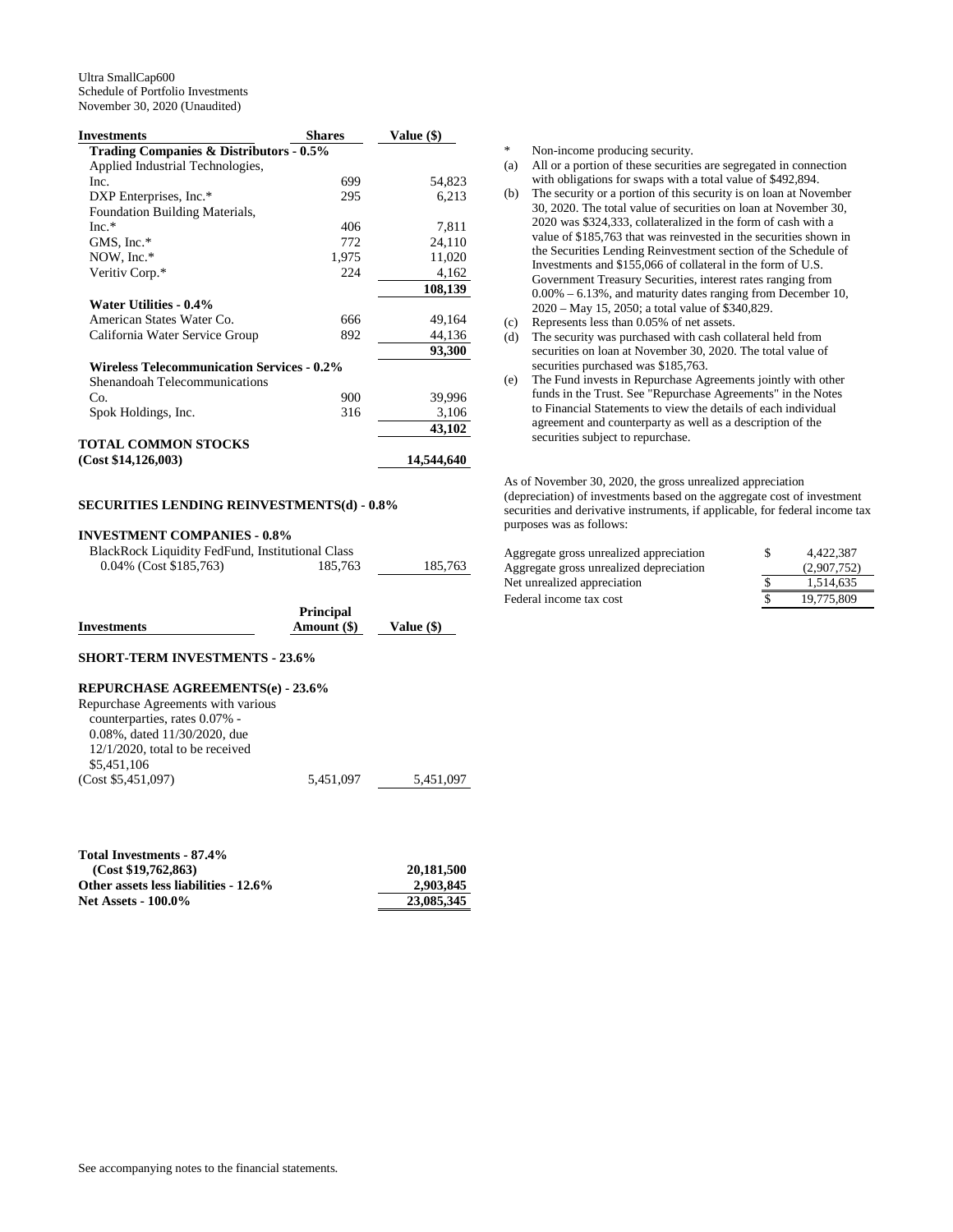Ultra SmallCap600
Schedule of Portfolio Investments
November 30, 2020 (Unaudited)

| Investments | Shares | Value ($) |
|---|---|---|
| **Trading Companies & Distributors - 0.5%** | | |
| Applied Industrial Technologies, Inc. | 699 | 54,823 |
| DXP Enterprises, Inc.* | 295 | 6,213 |
| Foundation Building Materials, Inc.* | 406 | 7,811 |
| GMS, Inc.* | 772 | 24,110 |
| NOW, Inc.* | 1,975 | 11,020 |
| Veritiv Corp.* | 224 | 4,162 |
| | | **108,139** |
| **Water Utilities - 0.4%** | | |
| American States Water Co. | 666 | 49,164 |
| California Water Service Group | 892 | 44,136 |
| | | **93,300** |
| **Wireless Telecommunication Services - 0.2%** | | |
| Shenandoah Telecommunications Co. | 900 | 39,996 |
| Spok Holdings, Inc. | 316 | 3,106 |
| | | **43,102** |
| **TOTAL COMMON STOCKS (Cost $14,126,003)** | | **14,544,640** |

**SECURITIES LENDING REINVESTMENTS(d) - 0.8%**

**INVESTMENT COMPANIES - 0.8%**

| Investments | Shares | Value ($) |
|---|---|---|
| BlackRock Liquidity FedFund, Institutional Class 0.04% (Cost $185,763) | 185,763 | 185,763 |

| Investments | Principal Amount ($) | Value ($) |
|---|---|---|
| **SHORT-TERM INVESTMENTS - 23.6%** | | |
| **REPURCHASE AGREEMENTS(e) - 23.6%** | | |
| Repurchase Agreements with various counterparties, rates 0.07% - 0.08%, dated 11/30/2020, due 12/1/2020, total to be received $5,451,106 (Cost $5,451,097) | 5,451,097 | 5,451,097 |

| | |
|---|---|
| **Total Investments - 87.4% (Cost $19,762,863)** | **20,181,500** |
| **Other assets less liabilities - 12.6%** | **2,903,845** |
| **Net Assets - 100.0%** | **23,085,345** |

\* Non-income producing security.

(a) All or a portion of these securities are segregated in connection with obligations for swaps with a total value of $492,894.

(b) The security or a portion of this security is on loan at November 30, 2020. The total value of securities on loan at November 30, 2020 was $324,333, collateralized in the form of cash with a value of $185,763 that was reinvested in the securities shown in the Securities Lending Reinvestment section of the Schedule of Investments and $155,066 of collateral in the form of U.S. Government Treasury Securities, interest rates ranging from 0.00% – 6.13%, and maturity dates ranging from December 10, 2020 – May 15, 2050; a total value of $340,829.

(c) Represents less than 0.05% of net assets.

(d) The security was purchased with cash collateral held from securities on loan at November 30, 2020. The total value of securities purchased was $185,763.

(e) The Fund invests in Repurchase Agreements jointly with other funds in the Trust. See "Repurchase Agreements" in the Notes to Financial Statements to view the details of each individual agreement and counterparty as well as a description of the securities subject to repurchase.

As of November 30, 2020, the gross unrealized appreciation (depreciation) of investments based on the aggregate cost of investment securities and derivative instruments, if applicable, for federal income tax purposes was as follows:

| | | |
|---|---|---|
| Aggregate gross unrealized appreciation | $ | 4,422,387 |
| Aggregate gross unrealized depreciation | | (2,907,752) |
| Net unrealized appreciation | $ | 1,514,635 |
| Federal income tax cost | $ | 19,775,809 |

See accompanying notes to the financial statements.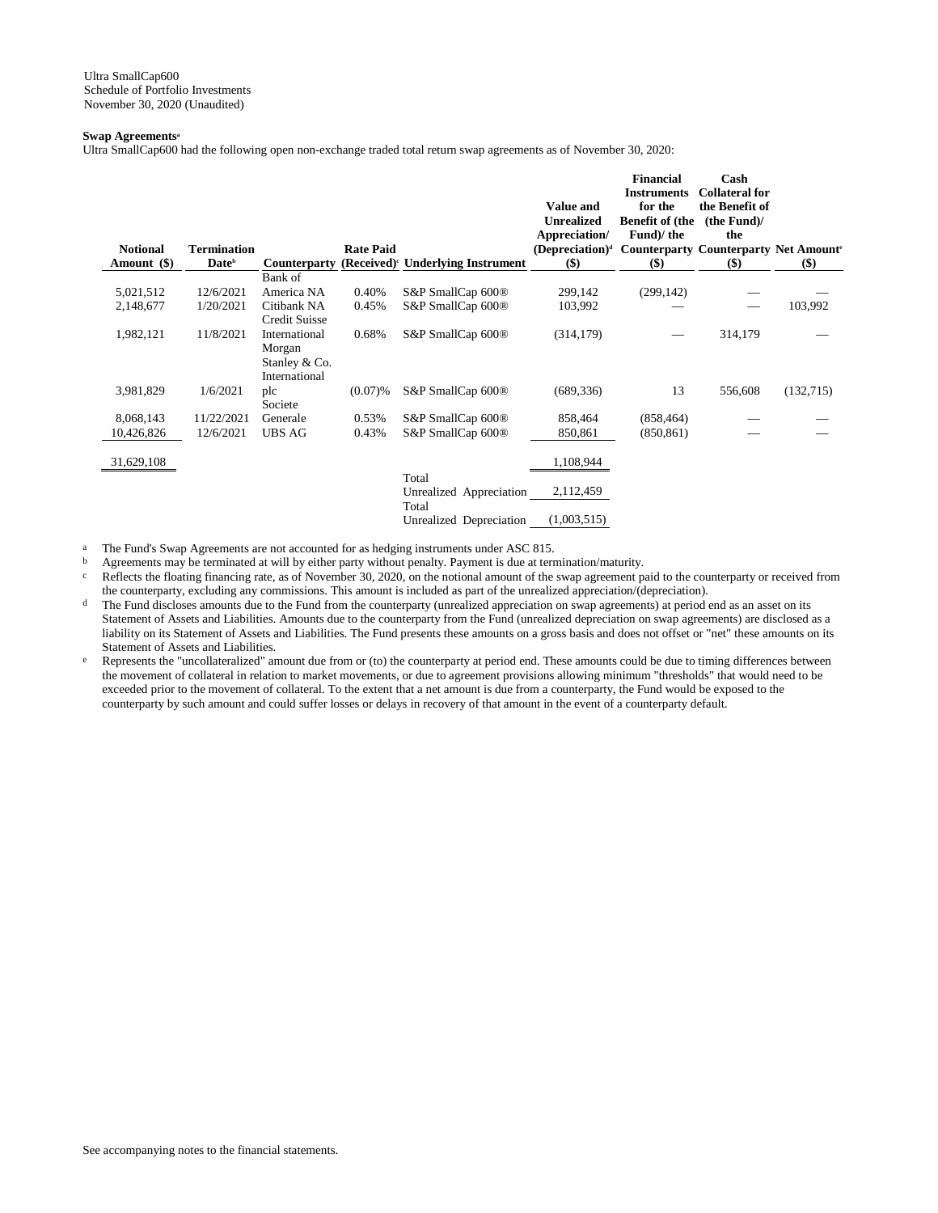Ultra SmallCap600
Schedule of Portfolio Investments
November 30, 2020 (Unaudited)

**Swap Agreements**[a]

Ultra SmallCap600 had the following open non-exchange traded total return swap agreements as of November 30, 2020:

| Notional Amount ($) | Termination Date[b] | Counterparty | Rate Paid (Received)[c] | Underlying Instrument | Value and Unrealized Appreciation/ (Depreciation)[d] ($) | Financial Instruments for the Benefit of (the Fund)/ the Counterparty ($) | Cash Collateral for the Benefit of (the Fund)/ the Counterparty ($) | Net Amount[e] ($) |
|---|---|---|---|---|---|---|---|---|
| 5,021,512 | 12/6/2021 | Bank of America NA | 0.40% | S&P SmallCap 600® | 299,142 | (299,142) | — | — |
| 2,148,677 | 1/20/2021 | Citibank NA | 0.45% | S&P SmallCap 600® | 103,992 | — | — | 103,992 |
| 1,982,121 | 11/8/2021 | Credit Suisse International | 0.68% | S&P SmallCap 600® | (314,179) | — | 314,179 | — |
| 3,981,829 | 1/6/2021 | Morgan Stanley & Co. International plc | (0.07)% | S&P SmallCap 600® | (689,336) | 13 | 556,608 | (132,715) |
| 8,068,143 | 11/22/2021 | Societe Generale | 0.53% | S&P SmallCap 600® | 858,464 | (858,464) | — | — |
| 10,426,826 | 12/6/2021 | UBS AG | 0.43% | S&P SmallCap 600® | 850,861 | (850,861) | — | — |
| 31,629,108 | | | | | 1,108,944 | | | |
| | | | | Total Unrealized Appreciation | 2,112,459 | | | |
| | | | | Total Unrealized Depreciation | (1,003,515) | | | |

[a] The Fund's Swap Agreements are not accounted for as hedging instruments under ASC 815.

[b] Agreements may be terminated at will by either party without penalty. Payment is due at termination/maturity.

[c] Reflects the floating financing rate, as of November 30, 2020, on the notional amount of the swap agreement paid to the counterparty or received from the counterparty, excluding any commissions. This amount is included as part of the unrealized appreciation/(depreciation).

[d] The Fund discloses amounts due to the Fund from the counterparty (unrealized appreciation on swap agreements) at period end as an asset on its Statement of Assets and Liabilities. Amounts due to the counterparty from the Fund (unrealized depreciation on swap agreements) are disclosed as a liability on its Statement of Assets and Liabilities. The Fund presents these amounts on a gross basis and does not offset or "net" these amounts on its Statement of Assets and Liabilities.

[e] Represents the "uncollateralized" amount due from or (to) the counterparty at period end. These amounts could be due to timing differences between the movement of collateral in relation to market movements, or due to agreement provisions allowing minimum "thresholds" that would need to be exceeded prior to the movement of collateral. To the extent that a net amount is due from a counterparty, the Fund would be exposed to the counterparty by such amount and could suffer losses or delays in recovery of that amount in the event of a counterparty default.

See accompanying notes to the financial statements.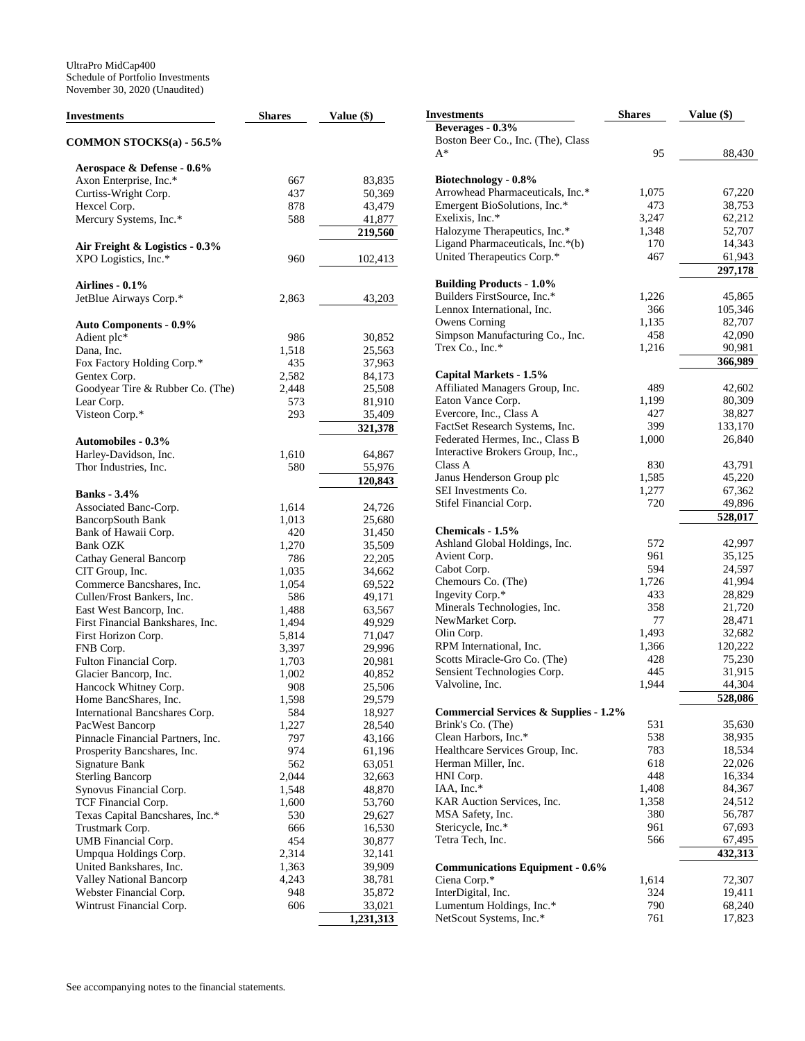UltraPro MidCap400
Schedule of Portfolio Investments
November 30, 2020 (Unaudited)

| Investments | Shares | Value ($) |
|---|---|---|
| **COMMON STOCKS(a) - 56.5%** | | |
| **Aerospace & Defense - 0.6%** | | |
| Axon Enterprise, Inc.* | 667 | 83,835 |
| Curtiss-Wright Corp. | 437 | 50,369 |
| Hexcel Corp. | 878 | 43,479 |
| Mercury Systems, Inc.* | 588 | 41,877 |
| | | **219,560** |
| **Air Freight & Logistics - 0.3%** | | |
| XPO Logistics, Inc.* | 960 | 102,413 |
| **Airlines - 0.1%** | | |
| JetBlue Airways Corp.* | 2,863 | 43,203 |
| **Auto Components - 0.9%** | | |
| Adient plc* | 986 | 30,852 |
| Dana, Inc. | 1,518 | 25,563 |
| Fox Factory Holding Corp.* | 435 | 37,963 |
| Gentex Corp. | 2,582 | 84,173 |
| Goodyear Tire & Rubber Co. (The) | 2,448 | 25,508 |
| Lear Corp. | 573 | 81,910 |
| Visteon Corp.* | 293 | 35,409 |
| | | **321,378** |
| **Automobiles - 0.3%** | | |
| Harley-Davidson, Inc. | 1,610 | 64,867 |
| Thor Industries, Inc. | 580 | 55,976 |
| | | **120,843** |
| **Banks - 3.4%** | | |
| Associated Banc-Corp. | 1,614 | 24,726 |
| BancorpSouth Bank | 1,013 | 25,680 |
| Bank of Hawaii Corp. | 420 | 31,450 |
| Bank OZK | 1,270 | 35,509 |
| Cathay General Bancorp | 786 | 22,205 |
| CIT Group, Inc. | 1,035 | 34,662 |
| Commerce Bancshares, Inc. | 1,054 | 69,522 |
| Cullen/Frost Bankers, Inc. | 586 | 49,171 |
| East West Bancorp, Inc. | 1,488 | 63,567 |
| First Financial Bankshares, Inc. | 1,494 | 49,929 |
| First Horizon Corp. | 5,814 | 71,047 |
| FNB Corp. | 3,397 | 29,996 |
| Fulton Financial Corp. | 1,703 | 20,981 |
| Glacier Bancorp, Inc. | 1,002 | 40,852 |
| Hancock Whitney Corp. | 908 | 25,506 |
| Home BancShares, Inc. | 1,598 | 29,579 |
| International Bancshares Corp. | 584 | 18,927 |
| PacWest Bancorp | 1,227 | 28,540 |
| Pinnacle Financial Partners, Inc. | 797 | 43,166 |
| Prosperity Bancshares, Inc. | 974 | 61,196 |
| Signature Bank | 562 | 63,051 |
| Sterling Bancorp | 2,044 | 32,663 |
| Synovus Financial Corp. | 1,548 | 48,870 |
| TCF Financial Corp. | 1,600 | 53,760 |
| Texas Capital Bancshares, Inc.* | 530 | 29,627 |
| Trustmark Corp. | 666 | 16,530 |
| UMB Financial Corp. | 454 | 30,877 |
| Umpqua Holdings Corp. | 2,314 | 32,141 |
| United Bankshares, Inc. | 1,363 | 39,909 |
| Valley National Bancorp | 4,243 | 38,781 |
| Webster Financial Corp. | 948 | 35,872 |
| Wintrust Financial Corp. | 606 | 33,021 |
| | | **1,231,313** |
| **Beverages - 0.3%** | | |
| Boston Beer Co., Inc. (The), Class A* | 95 | 88,430 |
| **Biotechnology - 0.8%** | | |
| Arrowhead Pharmaceuticals, Inc.* | 1,075 | 67,220 |
| Emergent BioSolutions, Inc.* | 473 | 38,753 |
| Exelixis, Inc.* | 3,247 | 62,212 |
| Halozyme Therapeutics, Inc.* | 1,348 | 52,707 |
| Ligand Pharmaceuticals, Inc.*(b) | 170 | 14,343 |
| United Therapeutics Corp.* | 467 | 61,943 |
| | | **297,178** |
| **Building Products - 1.0%** | | |
| Builders FirstSource, Inc.* | 1,226 | 45,865 |
| Lennox International, Inc. | 366 | 105,346 |
| Owens Corning | 1,135 | 82,707 |
| Simpson Manufacturing Co., Inc. | 458 | 42,090 |
| Trex Co., Inc.* | 1,216 | 90,981 |
| | | **366,989** |
| **Capital Markets - 1.5%** | | |
| Affiliated Managers Group, Inc. | 489 | 42,602 |
| Eaton Vance Corp. | 1,199 | 80,309 |
| Evercore, Inc., Class A | 427 | 38,827 |
| FactSet Research Systems, Inc. | 399 | 133,170 |
| Federated Hermes, Inc., Class B | 1,000 | 26,840 |
| Interactive Brokers Group, Inc., Class A | 830 | 43,791 |
| Janus Henderson Group plc | 1,585 | 45,220 |
| SEI Investments Co. | 1,277 | 67,362 |
| Stifel Financial Corp. | 720 | 49,896 |
| | | **528,017** |
| **Chemicals - 1.5%** | | |
| Ashland Global Holdings, Inc. | 572 | 42,997 |
| Avient Corp. | 961 | 35,125 |
| Cabot Corp. | 594 | 24,597 |
| Chemours Co. (The) | 1,726 | 41,994 |
| Ingevity Corp.* | 433 | 28,829 |
| Minerals Technologies, Inc. | 358 | 21,720 |
| NewMarket Corp. | 77 | 28,471 |
| Olin Corp. | 1,493 | 32,682 |
| RPM International, Inc. | 1,366 | 120,222 |
| Scotts Miracle-Gro Co. (The) | 428 | 75,230 |
| Sensient Technologies Corp. | 445 | 31,915 |
| Valvoline, Inc. | 1,944 | 44,304 |
| | | **528,086** |
| **Commercial Services & Supplies - 1.2%** | | |
| Brink's Co. (The) | 531 | 35,630 |
| Clean Harbors, Inc.* | 538 | 38,935 |
| Healthcare Services Group, Inc. | 783 | 18,534 |
| Herman Miller, Inc. | 618 | 22,026 |
| HNI Corp. | 448 | 16,334 |
| IAA, Inc.* | 1,408 | 84,367 |
| KAR Auction Services, Inc. | 1,358 | 24,512 |
| MSA Safety, Inc. | 380 | 56,787 |
| Stericycle, Inc.* | 961 | 67,693 |
| Tetra Tech, Inc. | 566 | 67,495 |
| | | **432,313** |
| **Communications Equipment - 0.6%** | | |
| Ciena Corp.* | 1,614 | 72,307 |
| InterDigital, Inc. | 324 | 19,411 |
| Lumentum Holdings, Inc.* | 790 | 68,240 |
| NetScout Systems, Inc.* | 761 | 17,823 |

See accompanying notes to the financial statements.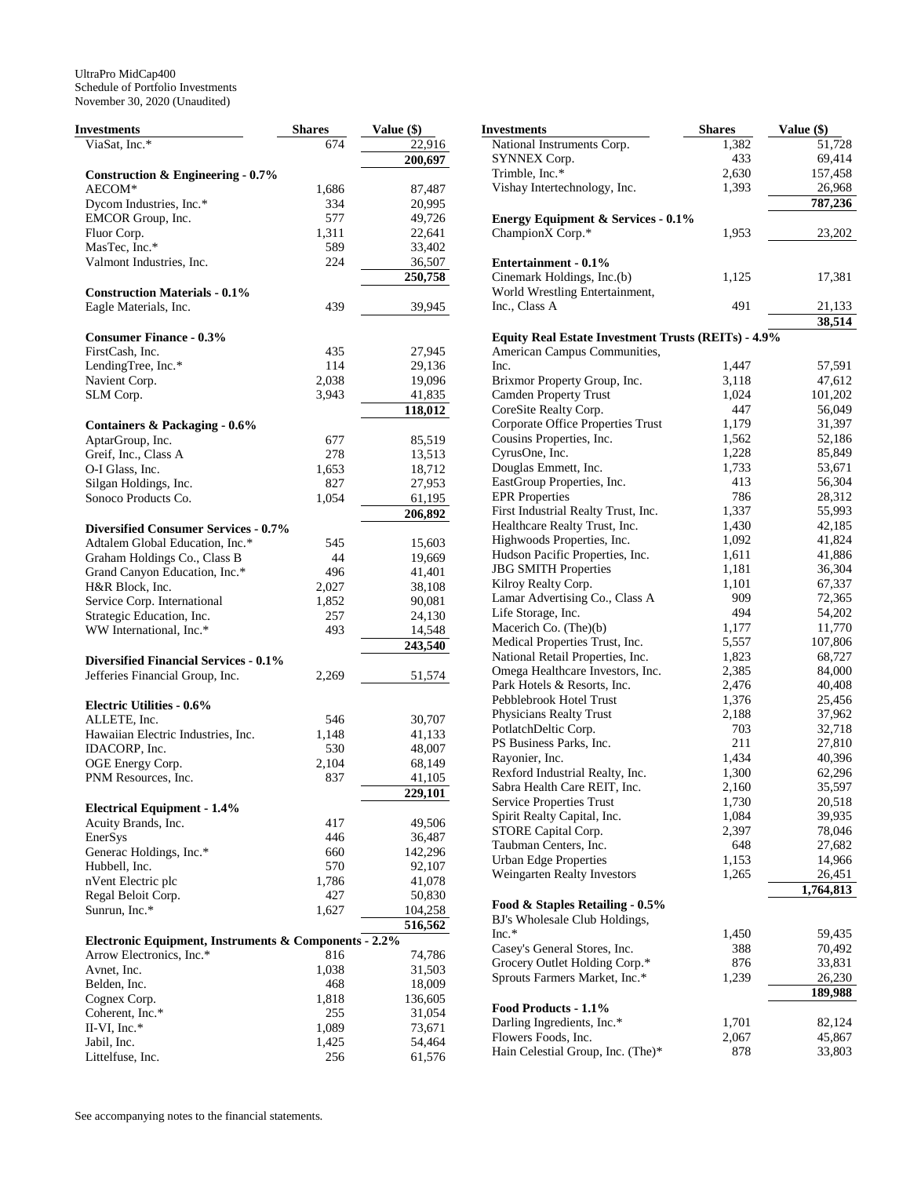UltraPro MidCap400
Schedule of Portfolio Investments
November 30, 2020 (Unaudited)

| Investments | Shares | Value ($) |
|---|---|---|
| ViaSat, Inc.* | 674 | 22,916 |
| | | 200,697 |
| **Construction & Engineering - 0.7%** | | |
| AECOM* | 1,686 | 87,487 |
| Dycom Industries, Inc.* | 334 | 20,995 |
| EMCOR Group, Inc. | 577 | 49,726 |
| Fluor Corp. | 1,311 | 22,641 |
| MasTec, Inc.* | 589 | 33,402 |
| Valmont Industries, Inc. | 224 | 36,507 |
| | | 250,758 |
| **Construction Materials - 0.1%** | | |
| Eagle Materials, Inc. | 439 | 39,945 |
| **Consumer Finance - 0.3%** | | |
| FirstCash, Inc. | 435 | 27,945 |
| LendingTree, Inc.* | 114 | 29,136 |
| Navient Corp. | 2,038 | 19,096 |
| SLM Corp. | 3,943 | 41,835 |
| | | 118,012 |
| **Containers & Packaging - 0.6%** | | |
| AptarGroup, Inc. | 677 | 85,519 |
| Greif, Inc., Class A | 278 | 13,513 |
| O-I Glass, Inc. | 1,653 | 18,712 |
| Silgan Holdings, Inc. | 827 | 27,953 |
| Sonoco Products Co. | 1,054 | 61,195 |
| | | 206,892 |
| **Diversified Consumer Services - 0.7%** | | |
| Adtalem Global Education, Inc.* | 545 | 15,603 |
| Graham Holdings Co., Class B | 44 | 19,669 |
| Grand Canyon Education, Inc.* | 496 | 41,401 |
| H&R Block, Inc. | 2,027 | 38,108 |
| Service Corp. International | 1,852 | 90,081 |
| Strategic Education, Inc. | 257 | 24,130 |
| WW International, Inc.* | 493 | 14,548 |
| | | 243,540 |
| **Diversified Financial Services - 0.1%** | | |
| Jefferies Financial Group, Inc. | 2,269 | 51,574 |
| **Electric Utilities - 0.6%** | | |
| ALLETE, Inc. | 546 | 30,707 |
| Hawaiian Electric Industries, Inc. | 1,148 | 41,133 |
| IDACORP, Inc. | 530 | 48,007 |
| OGE Energy Corp. | 2,104 | 68,149 |
| PNM Resources, Inc. | 837 | 41,105 |
| | | 229,101 |
| **Electrical Equipment - 1.4%** | | |
| Acuity Brands, Inc. | 417 | 49,506 |
| EnerSys | 446 | 36,487 |
| Generac Holdings, Inc.* | 660 | 142,296 |
| Hubbell, Inc. | 570 | 92,107 |
| nVent Electric plc | 1,786 | 41,078 |
| Regal Beloit Corp. | 427 | 50,830 |
| Sunrun, Inc.* | 1,627 | 104,258 |
| | | 516,562 |
| **Electronic Equipment, Instruments & Components - 2.2%** | | |
| Arrow Electronics, Inc.* | 816 | 74,786 |
| Avnet, Inc. | 1,038 | 31,503 |
| Belden, Inc. | 468 | 18,009 |
| Cognex Corp. | 1,818 | 136,605 |
| Coherent, Inc.* | 255 | 31,054 |
| II-VI, Inc.* | 1,089 | 73,671 |
| Jabil, Inc. | 1,425 | 54,464 |
| Littelfuse, Inc. | 256 | 61,576 |
| National Instruments Corp. | 1,382 | 51,728 |
| SYNNEX Corp. | 433 | 69,414 |
| Trimble, Inc.* | 2,630 | 157,458 |
| Vishay Intertechnology, Inc. | 1,393 | 26,968 |
| | | 787,236 |
| **Energy Equipment & Services - 0.1%** | | |
| ChampionX Corp.* | 1,953 | 23,202 |
| **Entertainment - 0.1%** | | |
| Cinemark Holdings, Inc.(b) | 1,125 | 17,381 |
| World Wrestling Entertainment, Inc., Class A | 491 | 21,133 |
| | | 38,514 |
| **Equity Real Estate Investment Trusts (REITs) - 4.9%** | | |
| American Campus Communities, Inc. | 1,447 | 57,591 |
| Brixmor Property Group, Inc. | 3,118 | 47,612 |
| Camden Property Trust | 1,024 | 101,202 |
| CoreSite Realty Corp. | 447 | 56,049 |
| Corporate Office Properties Trust | 1,179 | 31,397 |
| Cousins Properties, Inc. | 1,562 | 52,186 |
| CyrusOne, Inc. | 1,228 | 85,849 |
| Douglas Emmett, Inc. | 1,733 | 53,671 |
| EastGroup Properties, Inc. | 413 | 56,304 |
| EPR Properties | 786 | 28,312 |
| First Industrial Realty Trust, Inc. | 1,337 | 55,993 |
| Healthcare Realty Trust, Inc. | 1,430 | 42,185 |
| Highwoods Properties, Inc. | 1,092 | 41,824 |
| Hudson Pacific Properties, Inc. | 1,611 | 41,886 |
| JBG SMITH Properties | 1,181 | 36,304 |
| Kilroy Realty Corp. | 1,101 | 67,337 |
| Lamar Advertising Co., Class A | 909 | 72,365 |
| Life Storage, Inc. | 494 | 54,202 |
| Macerich Co. (The)(b) | 1,177 | 11,770 |
| Medical Properties Trust, Inc. | 5,557 | 107,806 |
| National Retail Properties, Inc. | 1,823 | 68,727 |
| Omega Healthcare Investors, Inc. | 2,385 | 84,000 |
| Park Hotels & Resorts, Inc. | 2,476 | 40,408 |
| Pebblebrook Hotel Trust | 1,376 | 25,456 |
| Physicians Realty Trust | 2,188 | 37,962 |
| PotlatchDeltic Corp. | 703 | 32,718 |
| PS Business Parks, Inc. | 211 | 27,810 |
| Rayonier, Inc. | 1,434 | 40,396 |
| Rexford Industrial Realty, Inc. | 1,300 | 62,296 |
| Sabra Health Care REIT, Inc. | 2,160 | 35,597 |
| Service Properties Trust | 1,730 | 20,518 |
| Spirit Realty Capital, Inc. | 1,084 | 39,935 |
| STORE Capital Corp. | 2,397 | 78,046 |
| Taubman Centers, Inc. | 648 | 27,682 |
| Urban Edge Properties | 1,153 | 14,966 |
| Weingarten Realty Investors | 1,265 | 26,451 |
| | | 1,764,813 |
| **Food & Staples Retailing - 0.5%** | | |
| BJ's Wholesale Club Holdings, Inc.* | 1,450 | 59,435 |
| Casey's General Stores, Inc. | 388 | 70,492 |
| Grocery Outlet Holding Corp.* | 876 | 33,831 |
| Sprouts Farmers Market, Inc.* | 1,239 | 26,230 |
| | | 189,988 |
| **Food Products - 1.1%** | | |
| Darling Ingredients, Inc.* | 1,701 | 82,124 |
| Flowers Foods, Inc. | 2,067 | 45,867 |
| Hain Celestial Group, Inc. (The)* | 878 | 33,803 |

See accompanying notes to the financial statements.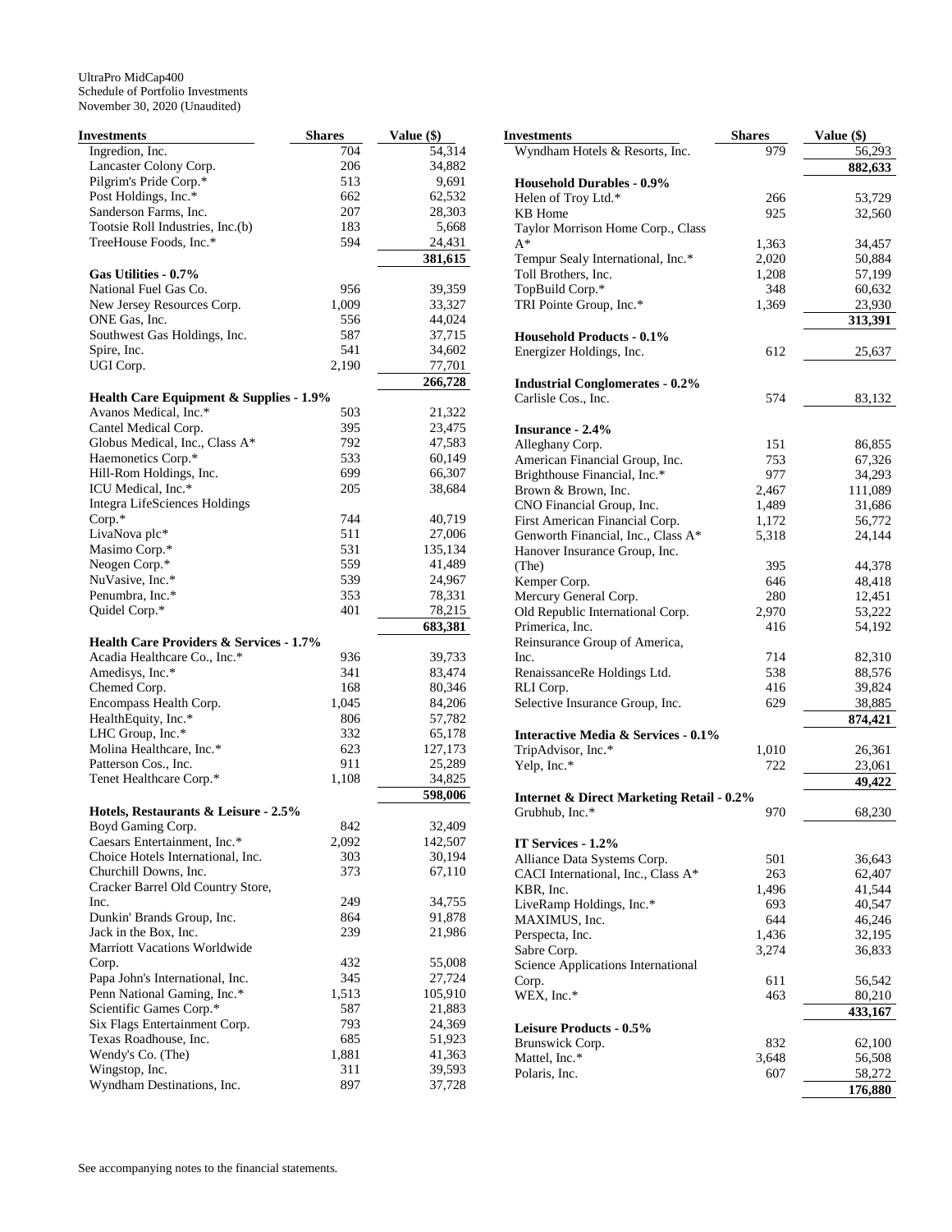UltraPro MidCap400
Schedule of Portfolio Investments
November 30, 2020 (Unaudited)

| Investments | Shares | Value ($) |
|---|---|---|
| Ingredion, Inc. | 704 | 54,314 |
| Lancaster Colony Corp. | 206 | 34,882 |
| Pilgrim's Pride Corp.* | 513 | 9,691 |
| Post Holdings, Inc.* | 662 | 62,532 |
| Sanderson Farms, Inc. | 207 | 28,303 |
| Tootsie Roll Industries, Inc.(b) | 183 | 5,668 |
| TreeHouse Foods, Inc.* | 594 | 24,431 |
| | | **381,615** |
| **Gas Utilities - 0.7%** | | |
| National Fuel Gas Co. | 956 | 39,359 |
| New Jersey Resources Corp. | 1,009 | 33,327 |
| ONE Gas, Inc. | 556 | 44,024 |
| Southwest Gas Holdings, Inc. | 587 | 37,715 |
| Spire, Inc. | 541 | 34,602 |
| UGI Corp. | 2,190 | 77,701 |
| | | **266,728** |
| **Health Care Equipment & Supplies - 1.9%** | | |
| Avanos Medical, Inc.* | 503 | 21,322 |
| Cantel Medical Corp. | 395 | 23,475 |
| Globus Medical, Inc., Class A* | 792 | 47,583 |
| Haemonetics Corp.* | 533 | 60,149 |
| Hill-Rom Holdings, Inc. | 699 | 66,307 |
| ICU Medical, Inc.* | 205 | 38,684 |
| Integra LifeSciences Holdings Corp.* | 744 | 40,719 |
| LivaNova plc* | 511 | 27,006 |
| Masimo Corp.* | 531 | 135,134 |
| Neogen Corp.* | 559 | 41,489 |
| NuVasive, Inc.* | 539 | 24,967 |
| Penumbra, Inc.* | 353 | 78,331 |
| Quidel Corp.* | 401 | 78,215 |
| | | **683,381** |
| **Health Care Providers & Services - 1.7%** | | |
| Acadia Healthcare Co., Inc.* | 936 | 39,733 |
| Amedisys, Inc.* | 341 | 83,474 |
| Chemed Corp. | 168 | 80,346 |
| Encompass Health Corp. | 1,045 | 84,206 |
| HealthEquity, Inc.* | 806 | 57,782 |
| LHC Group, Inc.* | 332 | 65,178 |
| Molina Healthcare, Inc.* | 623 | 127,173 |
| Patterson Cos., Inc. | 911 | 25,289 |
| Tenet Healthcare Corp.* | 1,108 | 34,825 |
| | | **598,006** |
| **Hotels, Restaurants & Leisure - 2.5%** | | |
| Boyd Gaming Corp. | 842 | 32,409 |
| Caesars Entertainment, Inc.* | 2,092 | 142,507 |
| Choice Hotels International, Inc. | 303 | 30,194 |
| Churchill Downs, Inc. | 373 | 67,110 |
| Cracker Barrel Old Country Store, Inc. | 249 | 34,755 |
| Dunkin' Brands Group, Inc. | 864 | 91,878 |
| Jack in the Box, Inc. | 239 | 21,986 |
| Marriott Vacations Worldwide Corp. | 432 | 55,008 |
| Papa John's International, Inc. | 345 | 27,724 |
| Penn National Gaming, Inc.* | 1,513 | 105,910 |
| Scientific Games Corp.* | 587 | 21,883 |
| Six Flags Entertainment Corp. | 793 | 24,369 |
| Texas Roadhouse, Inc. | 685 | 51,923 |
| Wendy's Co. (The) | 1,881 | 41,363 |
| Wingstop, Inc. | 311 | 39,593 |
| Wyndham Destinations, Inc. | 897 | 37,728 |
| Wyndham Hotels & Resorts, Inc. | 979 | 56,293 |
| | | **882,633** |
| **Household Durables - 0.9%** | | |
| Helen of Troy Ltd.* | 266 | 53,729 |
| KB Home | 925 | 32,560 |
| Taylor Morrison Home Corp., Class A* | 1,363 | 34,457 |
| Tempur Sealy International, Inc.* | 2,020 | 50,884 |
| Toll Brothers, Inc. | 1,208 | 57,199 |
| TopBuild Corp.* | 348 | 60,632 |
| TRI Pointe Group, Inc.* | 1,369 | 23,930 |
| | | **313,391** |
| **Household Products - 0.1%** | | |
| Energizer Holdings, Inc. | 612 | 25,637 |
| **Industrial Conglomerates - 0.2%** | | |
| Carlisle Cos., Inc. | 574 | 83,132 |
| **Insurance - 2.4%** | | |
| Alleghany Corp. | 151 | 86,855 |
| American Financial Group, Inc. | 753 | 67,326 |
| Brighthouse Financial, Inc.* | 977 | 34,293 |
| Brown & Brown, Inc. | 2,467 | 111,089 |
| CNO Financial Group, Inc. | 1,489 | 31,686 |
| First American Financial Corp. | 1,172 | 56,772 |
| Genworth Financial, Inc., Class A* | 5,318 | 24,144 |
| Hanover Insurance Group, Inc. (The) | 395 | 44,378 |
| Kemper Corp. | 646 | 48,418 |
| Mercury General Corp. | 280 | 12,451 |
| Old Republic International Corp. | 2,970 | 53,222 |
| Primerica, Inc. | 416 | 54,192 |
| Reinsurance Group of America, Inc. | 714 | 82,310 |
| RenaissanceRe Holdings Ltd. | 538 | 88,576 |
| RLI Corp. | 416 | 39,824 |
| Selective Insurance Group, Inc. | 629 | 38,885 |
| | | **874,421** |
| **Interactive Media & Services - 0.1%** | | |
| TripAdvisor, Inc.* | 1,010 | 26,361 |
| Yelp, Inc.* | 722 | 23,061 |
| | | **49,422** |
| **Internet & Direct Marketing Retail - 0.2%** | | |
| Grubhub, Inc.* | 970 | 68,230 |
| **IT Services - 1.2%** | | |
| Alliance Data Systems Corp. | 501 | 36,643 |
| CACI International, Inc., Class A* | 263 | 62,407 |
| KBR, Inc. | 1,496 | 41,544 |
| LiveRamp Holdings, Inc.* | 693 | 40,547 |
| MAXIMUS, Inc. | 644 | 46,246 |
| Perspecta, Inc. | 1,436 | 32,195 |
| Sabre Corp. | 3,274 | 36,833 |
| Science Applications International Corp. | 611 | 56,542 |
| WEX, Inc.* | 463 | 80,210 |
| | | **433,167** |
| **Leisure Products - 0.5%** | | |
| Brunswick Corp. | 832 | 62,100 |
| Mattel, Inc.* | 3,648 | 56,508 |
| Polaris, Inc. | 607 | 58,272 |
| | | **176,880** |

See accompanying notes to the financial statements.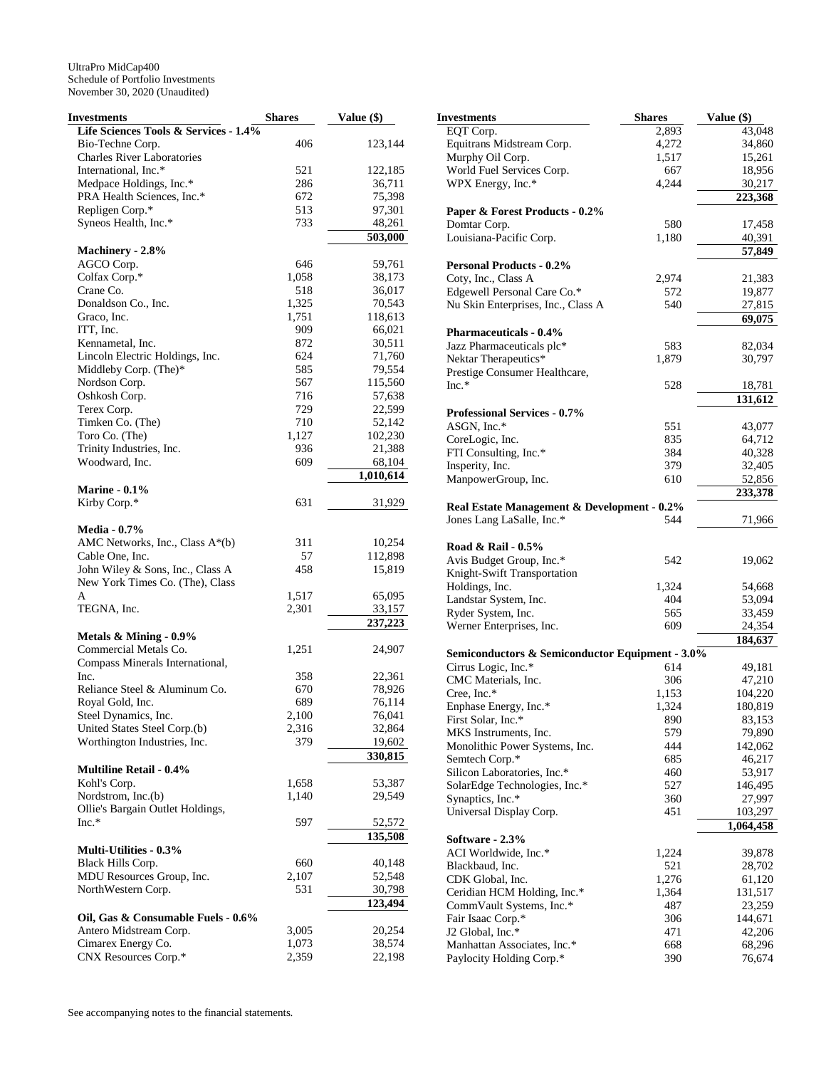UltraPro MidCap400
Schedule of Portfolio Investments
November 30, 2020 (Unaudited)

| Investments | Shares | Value ($) |
|---|---|---|
| **Life Sciences Tools & Services - 1.4%** | | |
| Bio-Techne Corp. | 406 | 123,144 |
| Charles River Laboratories International, Inc.* | 521 | 122,185 |
| Medpace Holdings, Inc.* | 286 | 36,711 |
| PRA Health Sciences, Inc.* | 672 | 75,398 |
| Repligen Corp.* | 513 | 97,301 |
| Syneos Health, Inc.* | 733 | 48,261 |
| | | **503,000** |
| **Machinery - 2.8%** | | |
| AGCO Corp. | 646 | 59,761 |
| Colfax Corp.* | 1,058 | 38,173 |
| Crane Co. | 518 | 36,017 |
| Donaldson Co., Inc. | 1,325 | 70,543 |
| Graco, Inc. | 1,751 | 118,613 |
| ITT, Inc. | 909 | 66,021 |
| Kennametal, Inc. | 872 | 30,511 |
| Lincoln Electric Holdings, Inc. | 624 | 71,760 |
| Middleby Corp. (The)* | 585 | 79,554 |
| Nordson Corp. | 567 | 115,560 |
| Oshkosh Corp. | 716 | 57,638 |
| Terex Corp. | 729 | 22,599 |
| Timken Co. (The) | 710 | 52,142 |
| Toro Co. (The) | 1,127 | 102,230 |
| Trinity Industries, Inc. | 936 | 21,388 |
| Woodward, Inc. | 609 | 68,104 |
| | | **1,010,614** |
| **Marine - 0.1%** | | |
| Kirby Corp.* | 631 | 31,929 |
| **Media - 0.7%** | | |
| AMC Networks, Inc., Class A*(b) | 311 | 10,254 |
| Cable One, Inc. | 57 | 112,898 |
| John Wiley & Sons, Inc., Class A | 458 | 15,819 |
| New York Times Co. (The), Class A | 1,517 | 65,095 |
| TEGNA, Inc. | 2,301 | 33,157 |
| | | **237,223** |
| **Metals & Mining - 0.9%** | | |
| Commercial Metals Co. | 1,251 | 24,907 |
| Compass Minerals International, Inc. | 358 | 22,361 |
| Reliance Steel & Aluminum Co. | 670 | 78,926 |
| Royal Gold, Inc. | 689 | 76,114 |
| Steel Dynamics, Inc. | 2,100 | 76,041 |
| United States Steel Corp.(b) | 2,316 | 32,864 |
| Worthington Industries, Inc. | 379 | 19,602 |
| | | **330,815** |
| **Multiline Retail - 0.4%** | | |
| Kohl's Corp. | 1,658 | 53,387 |
| Nordstrom, Inc.(b) | 1,140 | 29,549 |
| Ollie's Bargain Outlet Holdings, Inc.* | 597 | 52,572 |
| | | **135,508** |
| **Multi-Utilities - 0.3%** | | |
| Black Hills Corp. | 660 | 40,148 |
| MDU Resources Group, Inc. | 2,107 | 52,548 |
| NorthWestern Corp. | 531 | 30,798 |
| | | **123,494** |
| **Oil, Gas & Consumable Fuels - 0.6%** | | |
| Antero Midstream Corp. | 3,005 | 20,254 |
| Cimarex Energy Co. | 1,073 | 38,574 |
| CNX Resources Corp.* | 2,359 | 22,198 |
| EQT Corp. | 2,893 | 43,048 |
| Equitrans Midstream Corp. | 4,272 | 34,860 |
| Murphy Oil Corp. | 1,517 | 15,261 |
| World Fuel Services Corp. | 667 | 18,956 |
| WPX Energy, Inc.* | 4,244 | 30,217 |
| | | **223,368** |
| **Paper & Forest Products - 0.2%** | | |
| Domtar Corp. | 580 | 17,458 |
| Louisiana-Pacific Corp. | 1,180 | 40,391 |
| | | **57,849** |
| **Personal Products - 0.2%** | | |
| Coty, Inc., Class A | 2,974 | 21,383 |
| Edgewell Personal Care Co.* | 572 | 19,877 |
| Nu Skin Enterprises, Inc., Class A | 540 | 27,815 |
| | | **69,075** |
| **Pharmaceuticals - 0.4%** | | |
| Jazz Pharmaceuticals plc* | 583 | 82,034 |
| Nektar Therapeutics* | 1,879 | 30,797 |
| Prestige Consumer Healthcare, Inc.* | 528 | 18,781 |
| | | **131,612** |
| **Professional Services - 0.7%** | | |
| ASGN, Inc.* | 551 | 43,077 |
| CoreLogic, Inc. | 835 | 64,712 |
| FTI Consulting, Inc.* | 384 | 40,328 |
| Insperity, Inc. | 379 | 32,405 |
| ManpowerGroup, Inc. | 610 | 52,856 |
| | | **233,378** |
| **Real Estate Management & Development - 0.2%** | | |
| Jones Lang LaSalle, Inc.* | 544 | 71,966 |
| **Road & Rail - 0.5%** | | |
| Avis Budget Group, Inc.* | 542 | 19,062 |
| Knight-Swift Transportation Holdings, Inc. | 1,324 | 54,668 |
| Landstar System, Inc. | 404 | 53,094 |
| Ryder System, Inc. | 565 | 33,459 |
| Werner Enterprises, Inc. | 609 | 24,354 |
| | | **184,637** |
| **Semiconductors & Semiconductor Equipment - 3.0%** | | |
| Cirrus Logic, Inc.* | 614 | 49,181 |
| CMC Materials, Inc. | 306 | 47,210 |
| Cree, Inc.* | 1,153 | 104,220 |
| Enphase Energy, Inc.* | 1,324 | 180,819 |
| First Solar, Inc.* | 890 | 83,153 |
| MKS Instruments, Inc. | 579 | 79,890 |
| Monolithic Power Systems, Inc. | 444 | 142,062 |
| Semtech Corp.* | 685 | 46,217 |
| Silicon Laboratories, Inc.* | 460 | 53,917 |
| SolarEdge Technologies, Inc.* | 527 | 146,495 |
| Synaptics, Inc.* | 360 | 27,997 |
| Universal Display Corp. | 451 | 103,297 |
| | | **1,064,458** |
| **Software - 2.3%** | | |
| ACI Worldwide, Inc.* | 1,224 | 39,878 |
| Blackbaud, Inc. | 521 | 28,702 |
| CDK Global, Inc. | 1,276 | 61,120 |
| Ceridian HCM Holding, Inc.* | 1,364 | 131,517 |
| CommVault Systems, Inc.* | 487 | 23,259 |
| Fair Isaac Corp.* | 306 | 144,671 |
| J2 Global, Inc.* | 471 | 42,206 |
| Manhattan Associates, Inc.* | 668 | 68,296 |
| Paylocity Holding Corp.* | 390 | 76,674 |

See accompanying notes to the financial statements.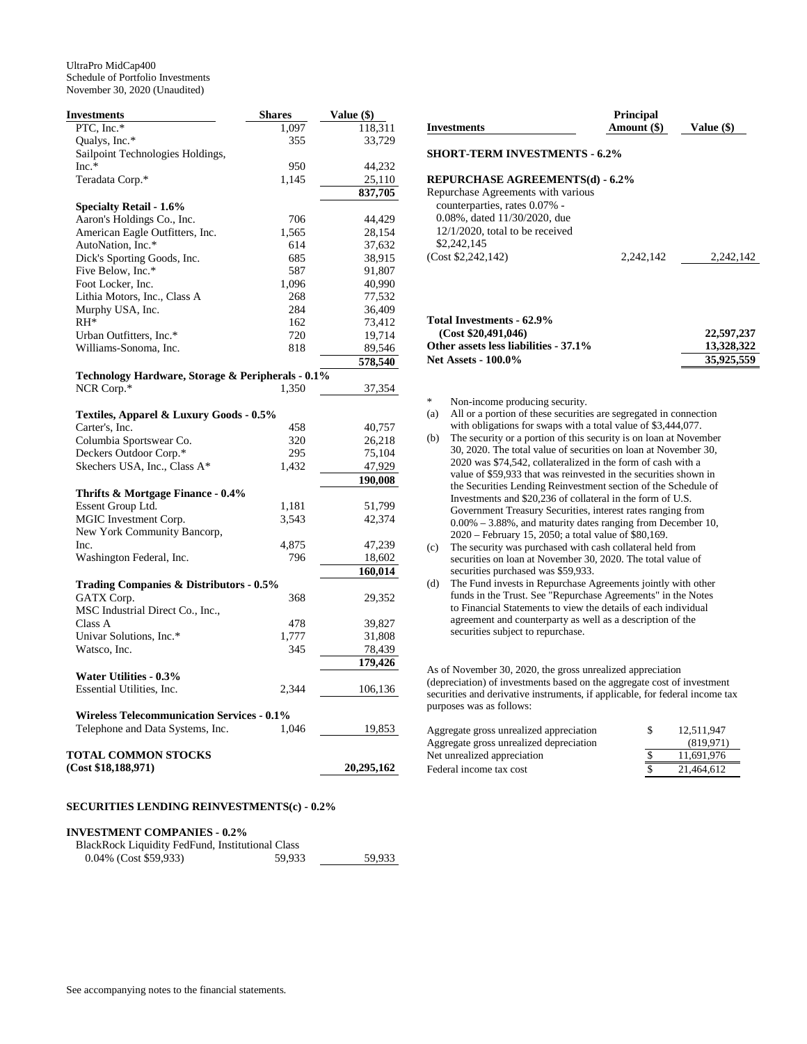UltraPro MidCap400
Schedule of Portfolio Investments
November 30, 2020 (Unaudited)

| Investments | Shares | Value ($) |
|---|---|---|
| PTC, Inc.* | 1,097 | 118,311 |
| Qualys, Inc.* | 355 | 33,729 |
| Sailpoint Technologies Holdings, Inc.* | 950 | 44,232 |
| Teradata Corp.* | 1,145 | 25,110 |
| | | **837,705** |
| **Specialty Retail - 1.6%** | | |
| Aaron's Holdings Co., Inc. | 706 | 44,429 |
| American Eagle Outfitters, Inc. | 1,565 | 28,154 |
| AutoNation, Inc.* | 614 | 37,632 |
| Dick's Sporting Goods, Inc. | 685 | 38,915 |
| Five Below, Inc.* | 587 | 91,807 |
| Foot Locker, Inc. | 1,096 | 40,990 |
| Lithia Motors, Inc., Class A | 268 | 77,532 |
| Murphy USA, Inc. | 284 | 36,409 |
| RH* | 162 | 73,412 |
| Urban Outfitters, Inc.* | 720 | 19,714 |
| Williams-Sonoma, Inc. | 818 | 89,546 |
| | | **578,540** |
| **Technology Hardware, Storage & Peripherals - 0.1%** | | |
| NCR Corp.* | 1,350 | 37,354 |
| **Textiles, Apparel & Luxury Goods - 0.5%** | | |
| Carter's, Inc. | 458 | 40,757 |
| Columbia Sportswear Co. | 320 | 26,218 |
| Deckers Outdoor Corp.* | 295 | 75,104 |
| Skechers USA, Inc., Class A* | 1,432 | 47,929 |
| | | **190,008** |
| **Thrifts & Mortgage Finance - 0.4%** | | |
| Essent Group Ltd. | 1,181 | 51,799 |
| MGIC Investment Corp. | 3,543 | 42,374 |
| New York Community Bancorp, Inc. | 4,875 | 47,239 |
| Washington Federal, Inc. | 796 | 18,602 |
| | | **160,014** |
| **Trading Companies & Distributors - 0.5%** | | |
| GATX Corp. | 368 | 29,352 |
| MSC Industrial Direct Co., Inc., Class A | 478 | 39,827 |
| Univar Solutions, Inc.* | 1,777 | 31,808 |
| Watsco, Inc. | 345 | 78,439 |
| | | **179,426** |
| **Water Utilities - 0.3%** | | |
| Essential Utilities, Inc. | 2,344 | 106,136 |
| **Wireless Telecommunication Services - 0.1%** | | |
| Telephone and Data Systems, Inc. | 1,046 | 19,853 |
| **TOTAL COMMON STOCKS (Cost $18,188,971)** | | **20,295,162** |

**SECURITIES LENDING REINVESTMENTS(c) - 0.2%**

| Investments | Shares | Value ($) |
|---|---|---|
| **INVESTMENT COMPANIES - 0.2%** | | |
| BlackRock Liquidity FedFund, Institutional Class 0.04% (Cost $59,933) | 59,933 | 59,933 |

| Investments | Principal Amount ($) | Value ($) |
|---|---|---|
| **SHORT-TERM INVESTMENTS - 6.2%** | | |
| **REPURCHASE AGREEMENTS(d) - 6.2%** | | |
| Repurchase Agreements with various counterparties, rates 0.07% - 0.08%, dated 11/30/2020, due 12/1/2020, total to be received $2,242,145 (Cost $2,242,142) | 2,242,142 | 2,242,142 |

| | |
|---|---|
| **Total Investments - 62.9% (Cost $20,491,046)** | **22,597,237** |
| **Other assets less liabilities - 37.1%** | **13,328,322** |
| **Net Assets - 100.0%** | **35,925,559** |

\* Non-income producing security.

(a) All or a portion of these securities are segregated in connection with obligations for swaps with a total value of $3,444,077.

(b) The security or a portion of this security is on loan at November 30, 2020. The total value of securities on loan at November 30, 2020 was $74,542, collateralized in the form of cash with a value of $59,933 that was reinvested in the securities shown in the Securities Lending Reinvestment section of the Schedule of Investments and $20,236 of collateral in the form of U.S. Government Treasury Securities, interest rates ranging from 0.00% – 3.88%, and maturity dates ranging from December 10, 2020 – February 15, 2050; a total value of $80,169.

(c) The security was purchased with cash collateral held from securities on loan at November 30, 2020. The total value of securities purchased was $59,933.

(d) The Fund invests in Repurchase Agreements jointly with other funds in the Trust. See "Repurchase Agreements" in the Notes to Financial Statements to view the details of each individual agreement and counterparty as well as a description of the securities subject to repurchase.

As of November 30, 2020, the gross unrealized appreciation (depreciation) of investments based on the aggregate cost of investment securities and derivative instruments, if applicable, for federal income tax purposes was as follows:

| | | |
|---|---|---|
| Aggregate gross unrealized appreciation | $ | 12,511,947 |
| Aggregate gross unrealized depreciation | | (819,971) |
| Net unrealized appreciation | $ | 11,691,976 |
| Federal income tax cost | $ | 21,464,612 |

See accompanying notes to the financial statements.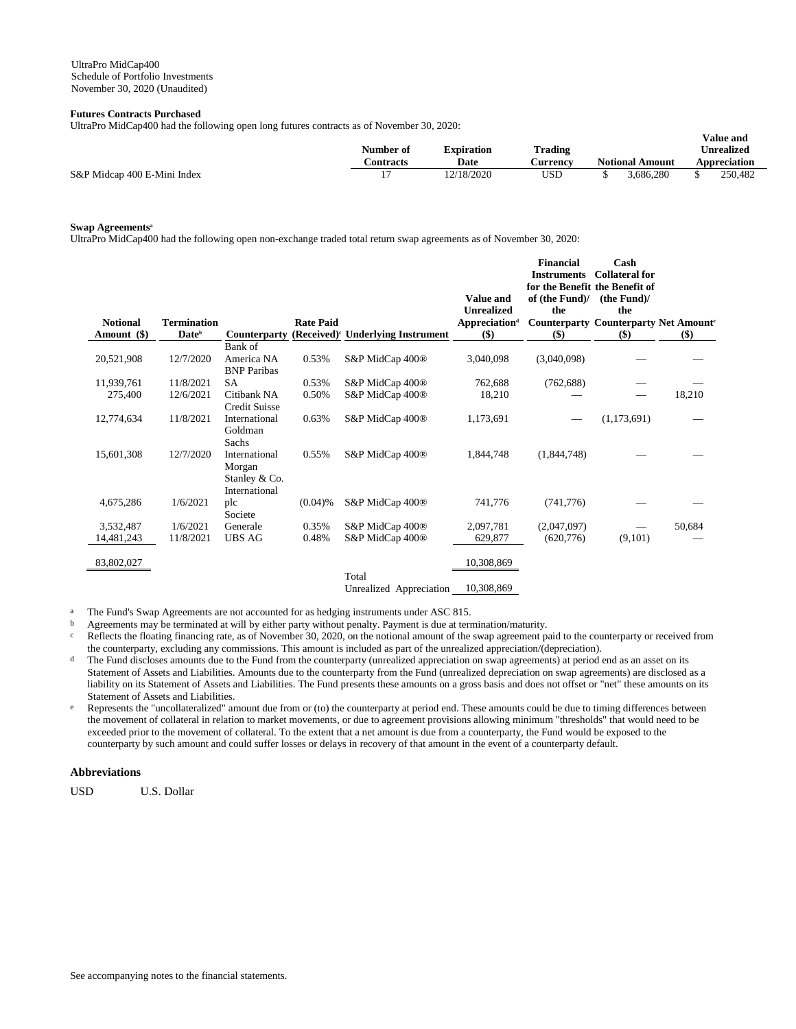UltraPro MidCap400
Schedule of Portfolio Investments
November 30, 2020 (Unaudited)

**Futures Contracts Purchased**

UltraPro MidCap400 had the following open long futures contracts as of November 30, 2020:

| | Number of Contracts | Expiration Date | Trading Currency | Notional Amount | Value and Unrealized Appreciation |
|---|---|---|---|---|---|
| S&P Midcap 400 E-Mini Index | 17 | 12/18/2020 | USD | $ 3,686,280 | $ 250,482 |

**Swap Agreements**[a]

UltraPro MidCap400 had the following open non-exchange traded total return swap agreements as of November 30, 2020:

| Notional Amount ($) | Termination Date[b] | Counterparty | Rate Paid (Received)[c] | Underlying Instrument | Value and Unrealized Appreciation[d] ($) | Financial Instruments for the Benefit of (the Fund)/ the Counterparty ($) | Cash Collateral for the Benefit of (the Fund)/ the Counterparty ($) | Net Amount[e] ($) |
|---|---|---|---|---|---|---|---|---|
| 20,521,908 | 12/7/2020 | Bank of America NA | 0.53% | S&P MidCap 400® | 3,040,098 | (3,040,098) | — | — |
| 11,939,761 | 11/8/2021 | BNP Paribas SA | 0.53% | S&P MidCap 400® | 762,688 | (762,688) | — | — |
| 275,400 | 12/6/2021 | Citibank NA | 0.50% | S&P MidCap 400® | 18,210 | — | — | 18,210 |
| 12,774,634 | 11/8/2021 | Credit Suisse International | 0.63% | S&P MidCap 400® | 1,173,691 | — | (1,173,691) | — |
| 15,601,308 | 12/7/2020 | Goldman Sachs International | 0.55% | S&P MidCap 400® | 1,844,748 | (1,844,748) | — | — |
| 4,675,286 | 1/6/2021 | Morgan Stanley & Co. International plc | (0.04)% | S&P MidCap 400® | 741,776 | (741,776) | — | — |
| 3,532,487 | 1/6/2021 | Societe Generale | 0.35% | S&P MidCap 400® | 2,097,781 | (2,047,097) | — | 50,684 |
| 14,481,243 | 11/8/2021 | UBS AG | 0.48% | S&P MidCap 400® | 629,877 | (620,776) | (9,101) | — |
| 83,802,027 | | | | | 10,308,869 | | | |
| | | | | Total Unrealized Appreciation | 10,308,869 | | | |

[a] The Fund's Swap Agreements are not accounted for as hedging instruments under ASC 815.

[b] Agreements may be terminated at will by either party without penalty. Payment is due at termination/maturity.

[c] Reflects the floating financing rate, as of November 30, 2020, on the notional amount of the swap agreement paid to the counterparty or received from the counterparty, excluding any commissions. This amount is included as part of the unrealized appreciation/(depreciation).

[d] The Fund discloses amounts due to the Fund from the counterparty (unrealized appreciation on swap agreements) at period end as an asset on its Statement of Assets and Liabilities. Amounts due to the counterparty from the Fund (unrealized depreciation on swap agreements) are disclosed as a liability on its Statement of Assets and Liabilities. The Fund presents these amounts on a gross basis and does not offset or "net" these amounts on its Statement of Assets and Liabilities.

[e] Represents the "uncollateralized" amount due from or (to) the counterparty at period end. These amounts could be due to timing differences between the movement of collateral in relation to market movements, or due to agreement provisions allowing minimum "thresholds" that would need to be exceeded prior to the movement of collateral. To the extent that a net amount is due from a counterparty, the Fund would be exposed to the counterparty by such amount and could suffer losses or delays in recovery of that amount in the event of a counterparty default.

**Abbreviations**

USD U.S. Dollar

See accompanying notes to the financial statements.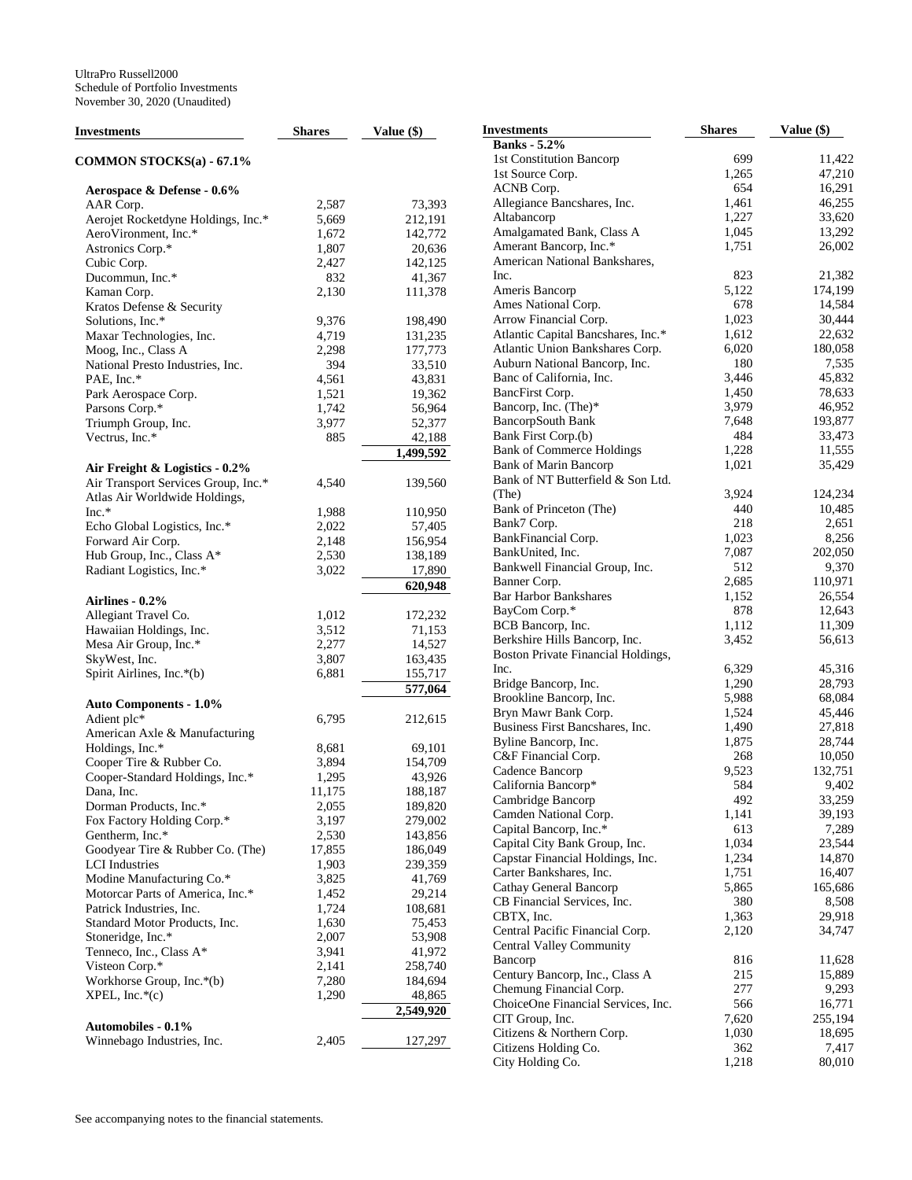UltraPro Russell2000
Schedule of Portfolio Investments
November 30, 2020 (Unaudited)

| Investments | Shares | Value ($) |
|---|---|---|
| **COMMON STOCKS(a) - 67.1%** | | |
| **Aerospace & Defense - 0.6%** | | |
| AAR Corp. | 2,587 | 73,393 |
| Aerojet Rocketdyne Holdings, Inc.* | 5,669 | 212,191 |
| AeroVironment, Inc.* | 1,672 | 142,772 |
| Astronics Corp.* | 1,807 | 20,636 |
| Cubic Corp. | 2,427 | 142,125 |
| Ducommun, Inc.* | 832 | 41,367 |
| Kaman Corp. | 2,130 | 111,378 |
| Kratos Defense & Security Solutions, Inc.* | 9,376 | 198,490 |
| Maxar Technologies, Inc. | 4,719 | 131,235 |
| Moog, Inc., Class A | 2,298 | 177,773 |
| National Presto Industries, Inc. | 394 | 33,510 |
| PAE, Inc.* | 4,561 | 43,831 |
| Park Aerospace Corp. | 1,521 | 19,362 |
| Parsons Corp.* | 1,742 | 56,964 |
| Triumph Group, Inc. | 3,977 | 52,377 |
| Vectrus, Inc.* | 885 | 42,188 |
| | | **1,499,592** |
| **Air Freight & Logistics - 0.2%** | | |
| Air Transport Services Group, Inc.* | 4,540 | 139,560 |
| Atlas Air Worldwide Holdings, Inc.* | 1,988 | 110,950 |
| Echo Global Logistics, Inc.* | 2,022 | 57,405 |
| Forward Air Corp. | 2,148 | 156,954 |
| Hub Group, Inc., Class A* | 2,530 | 138,189 |
| Radiant Logistics, Inc.* | 3,022 | 17,890 |
| | | **620,948** |
| **Airlines - 0.2%** | | |
| Allegiant Travel Co. | 1,012 | 172,232 |
| Hawaiian Holdings, Inc. | 3,512 | 71,153 |
| Mesa Air Group, Inc.* | 2,277 | 14,527 |
| SkyWest, Inc. | 3,807 | 163,435 |
| Spirit Airlines, Inc.*(b) | 6,881 | 155,717 |
| | | **577,064** |
| **Auto Components - 1.0%** | | |
| Adient plc* | 6,795 | 212,615 |
| American Axle & Manufacturing Holdings, Inc.* | 8,681 | 69,101 |
| Cooper Tire & Rubber Co. | 3,894 | 154,709 |
| Cooper-Standard Holdings, Inc.* | 1,295 | 43,926 |
| Dana, Inc. | 11,175 | 188,187 |
| Dorman Products, Inc.* | 2,055 | 189,820 |
| Fox Factory Holding Corp.* | 3,197 | 279,002 |
| Gentherm, Inc.* | 2,530 | 143,856 |
| Goodyear Tire & Rubber Co. (The) | 17,855 | 186,049 |
| LCI Industries | 1,903 | 239,359 |
| Modine Manufacturing Co.* | 3,825 | 41,769 |
| Motorcar Parts of America, Inc.* | 1,452 | 29,214 |
| Patrick Industries, Inc. | 1,724 | 108,681 |
| Standard Motor Products, Inc. | 1,630 | 75,453 |
| Stoneridge, Inc.* | 2,007 | 53,908 |
| Tenneco, Inc., Class A* | 3,941 | 41,972 |
| Visteon Corp.* | 2,141 | 258,740 |
| Workhorse Group, Inc.*(b) | 7,280 | 184,694 |
| XPEL, Inc.*(c) | 1,290 | 48,865 |
| | | **2,549,920** |
| **Automobiles - 0.1%** | | |
| Winnebago Industries, Inc. | 2,405 | 127,297 |
| **Banks - 5.2%** | | |
| 1st Constitution Bancorp | 699 | 11,422 |
| 1st Source Corp. | 1,265 | 47,210 |
| ACNB Corp. | 654 | 16,291 |
| Allegiance Bancshares, Inc. | 1,461 | 46,255 |
| Altabancorp | 1,227 | 33,620 |
| Amalgamated Bank, Class A | 1,045 | 13,292 |
| Amerant Bancorp, Inc.* | 1,751 | 26,002 |
| American National Bankshares, Inc. | 823 | 21,382 |
| Ameris Bancorp | 5,122 | 174,199 |
| Ames National Corp. | 678 | 14,584 |
| Arrow Financial Corp. | 1,023 | 30,444 |
| Atlantic Capital Bancshares, Inc.* | 1,612 | 22,632 |
| Atlantic Union Bankshares Corp. | 6,020 | 180,058 |
| Auburn National Bancorp, Inc. | 180 | 7,535 |
| Banc of California, Inc. | 3,446 | 45,832 |
| BancFirst Corp. | 1,450 | 78,633 |
| Bancorp, Inc. (The)* | 3,979 | 46,952 |
| BancorpSouth Bank | 7,648 | 193,877 |
| Bank First Corp.(b) | 484 | 33,473 |
| Bank of Commerce Holdings | 1,228 | 11,555 |
| Bank of Marin Bancorp | 1,021 | 35,429 |
| Bank of NT Butterfield & Son Ltd. (The) | 3,924 | 124,234 |
| Bank of Princeton (The) | 440 | 10,485 |
| Bank7 Corp. | 218 | 2,651 |
| BankFinancial Corp. | 1,023 | 8,256 |
| BankUnited, Inc. | 7,087 | 202,050 |
| Bankwell Financial Group, Inc. | 512 | 9,370 |
| Banner Corp. | 2,685 | 110,971 |
| Bar Harbor Bankshares | 1,152 | 26,554 |
| BayCom Corp.* | 878 | 12,643 |
| BCB Bancorp, Inc. | 1,112 | 11,309 |
| Berkshire Hills Bancorp, Inc. | 3,452 | 56,613 |
| Boston Private Financial Holdings, Inc. | 6,329 | 45,316 |
| Bridge Bancorp, Inc. | 1,290 | 28,793 |
| Brookline Bancorp, Inc. | 5,988 | 68,084 |
| Bryn Mawr Bank Corp. | 1,524 | 45,446 |
| Business First Bancshares, Inc. | 1,490 | 27,818 |
| Byline Bancorp, Inc. | 1,875 | 28,744 |
| C&F Financial Corp. | 268 | 10,050 |
| Cadence Bancorp | 9,523 | 132,751 |
| California Bancorp* | 584 | 9,402 |
| Cambridge Bancorp | 492 | 33,259 |
| Camden National Corp. | 1,141 | 39,193 |
| Capital Bancorp, Inc.* | 613 | 7,289 |
| Capital City Bank Group, Inc. | 1,034 | 23,544 |
| Capstar Financial Holdings, Inc. | 1,234 | 14,870 |
| Carter Bankshares, Inc. | 1,751 | 16,407 |
| Cathay General Bancorp | 5,865 | 165,686 |
| CB Financial Services, Inc. | 380 | 8,508 |
| CBTX, Inc. | 1,363 | 29,918 |
| Central Pacific Financial Corp. | 2,120 | 34,747 |
| Central Valley Community Bancorp | 816 | 11,628 |
| Century Bancorp, Inc., Class A | 215 | 15,889 |
| Chemung Financial Corp. | 277 | 9,293 |
| ChoiceOne Financial Services, Inc. | 566 | 16,771 |
| CIT Group, Inc. | 7,620 | 255,194 |
| Citizens & Northern Corp. | 1,030 | 18,695 |
| Citizens Holding Co. | 362 | 7,417 |
| City Holding Co. | 1,218 | 80,010 |

See accompanying notes to the financial statements.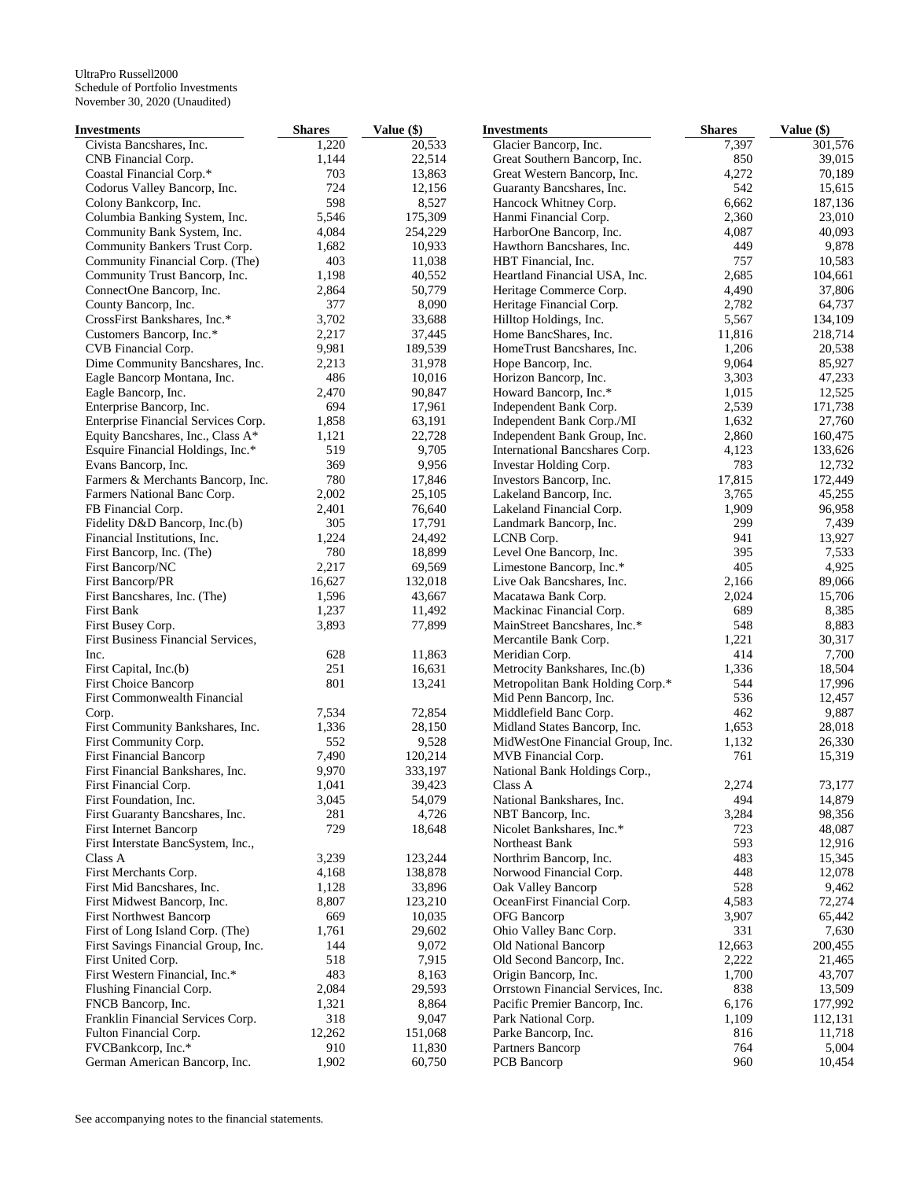UltraPro Russell2000
Schedule of Portfolio Investments
November 30, 2020 (Unaudited)

| Investments | Shares | Value ($) |
|---|---|---|
| Civista Bancshares, Inc. | 1,220 | 20,533 |
| CNB Financial Corp. | 1,144 | 22,514 |
| Coastal Financial Corp.* | 703 | 13,863 |
| Codorus Valley Bancorp, Inc. | 724 | 12,156 |
| Colony Bankcorp, Inc. | 598 | 8,527 |
| Columbia Banking System, Inc. | 5,546 | 175,309 |
| Community Bank System, Inc. | 4,084 | 254,229 |
| Community Bankers Trust Corp. | 1,682 | 10,933 |
| Community Financial Corp. (The) | 403 | 11,038 |
| Community Trust Bancorp, Inc. | 1,198 | 40,552 |
| ConnectOne Bancorp, Inc. | 2,864 | 50,779 |
| County Bancorp, Inc. | 377 | 8,090 |
| CrossFirst Bankshares, Inc.* | 3,702 | 33,688 |
| Customers Bancorp, Inc.* | 2,217 | 37,445 |
| CVB Financial Corp. | 9,981 | 189,539 |
| Dime Community Bancshares, Inc. | 2,213 | 31,978 |
| Eagle Bancorp Montana, Inc. | 486 | 10,016 |
| Eagle Bancorp, Inc. | 2,470 | 90,847 |
| Enterprise Bancorp, Inc. | 694 | 17,961 |
| Enterprise Financial Services Corp. | 1,858 | 63,191 |
| Equity Bancshares, Inc., Class A* | 1,121 | 22,728 |
| Esquire Financial Holdings, Inc.* | 519 | 9,705 |
| Evans Bancorp, Inc. | 369 | 9,956 |
| Farmers & Merchants Bancorp, Inc. | 780 | 17,846 |
| Farmers National Banc Corp. | 2,002 | 25,105 |
| FB Financial Corp. | 2,401 | 76,640 |
| Fidelity D&D Bancorp, Inc.(b) | 305 | 17,791 |
| Financial Institutions, Inc. | 1,224 | 24,492 |
| First Bancorp, Inc. (The) | 780 | 18,899 |
| First Bancorp/NC | 2,217 | 69,569 |
| First Bancorp/PR | 16,627 | 132,018 |
| First Bancshares, Inc. (The) | 1,596 | 43,667 |
| First Bank | 1,237 | 11,492 |
| First Busey Corp. | 3,893 | 77,899 |
| First Business Financial Services, Inc. | 628 | 11,863 |
| First Capital, Inc.(b) | 251 | 16,631 |
| First Choice Bancorp | 801 | 13,241 |
| First Commonwealth Financial Corp. | 7,534 | 72,854 |
| First Community Bankshares, Inc. | 1,336 | 28,150 |
| First Community Corp. | 552 | 9,528 |
| First Financial Bancorp | 7,490 | 120,214 |
| First Financial Bankshares, Inc. | 9,970 | 333,197 |
| First Financial Corp. | 1,041 | 39,423 |
| First Foundation, Inc. | 3,045 | 54,079 |
| First Guaranty Bancshares, Inc. | 281 | 4,726 |
| First Internet Bancorp | 729 | 18,648 |
| First Interstate BancSystem, Inc., Class A | 3,239 | 123,244 |
| First Merchants Corp. | 4,168 | 138,878 |
| First Mid Bancshares, Inc. | 1,128 | 33,896 |
| First Midwest Bancorp, Inc. | 8,807 | 123,210 |
| First Northwest Bancorp | 669 | 10,035 |
| First of Long Island Corp. (The) | 1,761 | 29,602 |
| First Savings Financial Group, Inc. | 144 | 9,072 |
| First United Corp. | 518 | 7,915 |
| First Western Financial, Inc.* | 483 | 8,163 |
| Flushing Financial Corp. | 2,084 | 29,593 |
| FNCB Bancorp, Inc. | 1,321 | 8,864 |
| Franklin Financial Services Corp. | 318 | 9,047 |
| Fulton Financial Corp. | 12,262 | 151,068 |
| FVCBankcorp, Inc.* | 910 | 11,830 |
| German American Bancorp, Inc. | 1,902 | 60,750 |
| Glacier Bancorp, Inc. | 7,397 | 301,576 |
| Great Southern Bancorp, Inc. | 850 | 39,015 |
| Great Western Bancorp, Inc. | 4,272 | 70,189 |
| Guaranty Bancshares, Inc. | 542 | 15,615 |
| Hancock Whitney Corp. | 6,662 | 187,136 |
| Hanmi Financial Corp. | 2,360 | 23,010 |
| HarborOne Bancorp, Inc. | 4,087 | 40,093 |
| Hawthorn Bancshares, Inc. | 449 | 9,878 |
| HBT Financial, Inc. | 757 | 10,583 |
| Heartland Financial USA, Inc. | 2,685 | 104,661 |
| Heritage Commerce Corp. | 4,490 | 37,806 |
| Heritage Financial Corp. | 2,782 | 64,737 |
| Hilltop Holdings, Inc. | 5,567 | 134,109 |
| Home BancShares, Inc. | 11,816 | 218,714 |
| HomeTrust Bancshares, Inc. | 1,206 | 20,538 |
| Hope Bancorp, Inc. | 9,064 | 85,927 |
| Horizon Bancorp, Inc. | 3,303 | 47,233 |
| Howard Bancorp, Inc.* | 1,015 | 12,525 |
| Independent Bank Corp. | 2,539 | 171,738 |
| Independent Bank Corp./MI | 1,632 | 27,760 |
| Independent Bank Group, Inc. | 2,860 | 160,475 |
| International Bancshares Corp. | 4,123 | 133,626 |
| Investar Holding Corp. | 783 | 12,732 |
| Investors Bancorp, Inc. | 17,815 | 172,449 |
| Lakeland Bancorp, Inc. | 3,765 | 45,255 |
| Lakeland Financial Corp. | 1,909 | 96,958 |
| Landmark Bancorp, Inc. | 299 | 7,439 |
| LCNB Corp. | 941 | 13,927 |
| Level One Bancorp, Inc. | 395 | 7,533 |
| Limestone Bancorp, Inc.* | 405 | 4,925 |
| Live Oak Bancshares, Inc. | 2,166 | 89,066 |
| Macatawa Bank Corp. | 2,024 | 15,706 |
| Mackinac Financial Corp. | 689 | 8,385 |
| MainStreet Bancshares, Inc.* | 548 | 8,883 |
| Mercantile Bank Corp. | 1,221 | 30,317 |
| Meridian Corp. | 414 | 7,700 |
| Metrocity Bankshares, Inc.(b) | 1,336 | 18,504 |
| Metropolitan Bank Holding Corp.* | 544 | 17,996 |
| Mid Penn Bancorp, Inc. | 536 | 12,457 |
| Middlefield Banc Corp. | 462 | 9,887 |
| Midland States Bancorp, Inc. | 1,653 | 28,018 |
| MidWestOne Financial Group, Inc. | 1,132 | 26,330 |
| MVB Financial Corp. | 761 | 15,319 |
| National Bank Holdings Corp., Class A | 2,274 | 73,177 |
| National Bankshares, Inc. | 494 | 14,879 |
| NBT Bancorp, Inc. | 3,284 | 98,356 |
| Nicolet Bankshares, Inc.* | 723 | 48,087 |
| Northeast Bank | 593 | 12,916 |
| Northrim Bancorp, Inc. | 483 | 15,345 |
| Norwood Financial Corp. | 448 | 12,078 |
| Oak Valley Bancorp | 528 | 9,462 |
| OceanFirst Financial Corp. | 4,583 | 72,274 |
| OFG Bancorp | 3,907 | 65,442 |
| Ohio Valley Banc Corp. | 331 | 7,630 |
| Old National Bancorp | 12,663 | 200,455 |
| Old Second Bancorp, Inc. | 2,222 | 21,465 |
| Origin Bancorp, Inc. | 1,700 | 43,707 |
| Orrstown Financial Services, Inc. | 838 | 13,509 |
| Pacific Premier Bancorp, Inc. | 6,176 | 177,992 |
| Park National Corp. | 1,109 | 112,131 |
| Parke Bancorp, Inc. | 816 | 11,718 |
| Partners Bancorp | 764 | 5,004 |
| PCB Bancorp | 960 | 10,454 |

See accompanying notes to the financial statements.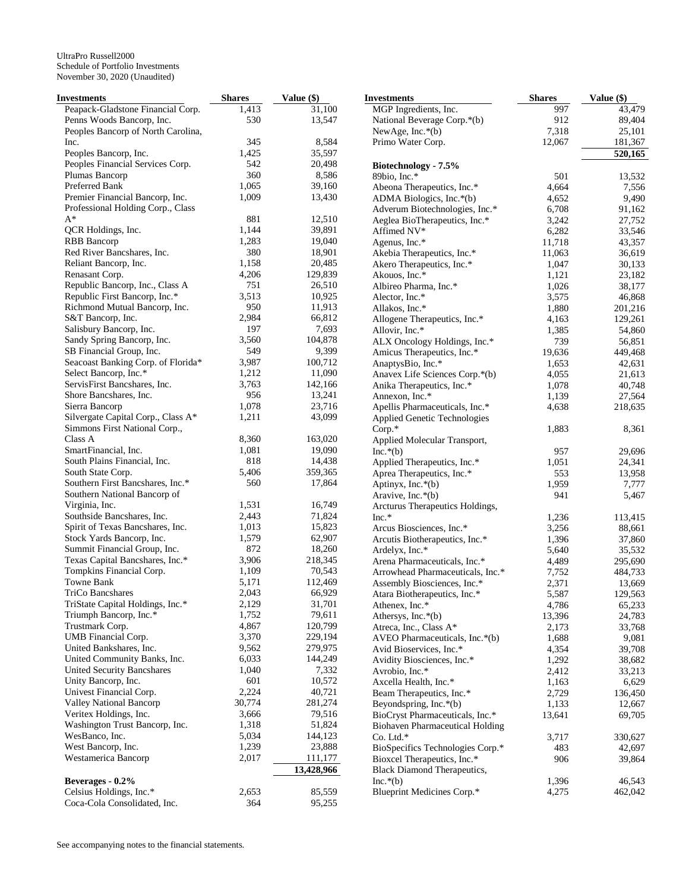UltraPro Russell2000
Schedule of Portfolio Investments
November 30, 2020 (Unaudited)

| Investments | Shares | Value ($) |
|---|---|---|
| Peapack-Gladstone Financial Corp. | 1,413 | 31,100 |
| Penns Woods Bancorp, Inc. | 530 | 13,547 |
| Peoples Bancorp of North Carolina, Inc. | 345 | 8,584 |
| Peoples Bancorp, Inc. | 1,425 | 35,597 |
| Peoples Financial Services Corp. | 542 | 20,498 |
| Plumas Bancorp | 360 | 8,586 |
| Preferred Bank | 1,065 | 39,160 |
| Premier Financial Bancorp, Inc. | 1,009 | 13,430 |
| Professional Holding Corp., Class A* | 881 | 12,510 |
| QCR Holdings, Inc. | 1,144 | 39,891 |
| RBB Bancorp | 1,283 | 19,040 |
| Red River Bancshares, Inc. | 380 | 18,901 |
| Reliant Bancorp, Inc. | 1,158 | 20,485 |
| Renasant Corp. | 4,206 | 129,839 |
| Republic Bancorp, Inc., Class A | 751 | 26,510 |
| Republic First Bancorp, Inc.* | 3,513 | 10,925 |
| Richmond Mutual Bancorp, Inc. | 950 | 11,913 |
| S&T Bancorp, Inc. | 2,984 | 66,812 |
| Salisbury Bancorp, Inc. | 197 | 7,693 |
| Sandy Spring Bancorp, Inc. | 3,560 | 104,878 |
| SB Financial Group, Inc. | 549 | 9,399 |
| Seacoast Banking Corp. of Florida* | 3,987 | 100,712 |
| Select Bancorp, Inc.* | 1,212 | 11,090 |
| ServisFirst Bancshares, Inc. | 3,763 | 142,166 |
| Shore Bancshares, Inc. | 956 | 13,241 |
| Sierra Bancorp | 1,078 | 23,716 |
| Silvergate Capital Corp., Class A* | 1,211 | 43,099 |
| Simmons First National Corp., Class A | 8,360 | 163,020 |
| SmartFinancial, Inc. | 1,081 | 19,090 |
| South Plains Financial, Inc. | 818 | 14,438 |
| South State Corp. | 5,406 | 359,365 |
| Southern First Bancshares, Inc.* | 560 | 17,864 |
| Southern National Bancorp of Virginia, Inc. | 1,531 | 16,749 |
| Southside Bancshares, Inc. | 2,443 | 71,824 |
| Spirit of Texas Bancshares, Inc. | 1,013 | 15,823 |
| Stock Yards Bancorp, Inc. | 1,579 | 62,907 |
| Summit Financial Group, Inc. | 872 | 18,260 |
| Texas Capital Bancshares, Inc.* | 3,906 | 218,345 |
| Tompkins Financial Corp. | 1,109 | 70,543 |
| Towne Bank | 5,171 | 112,469 |
| TriCo Bancshares | 2,043 | 66,929 |
| TriState Capital Holdings, Inc.* | 2,129 | 31,701 |
| Triumph Bancorp, Inc.* | 1,752 | 79,611 |
| Trustmark Corp. | 4,867 | 120,799 |
| UMB Financial Corp. | 3,370 | 229,194 |
| United Bankshares, Inc. | 9,562 | 279,975 |
| United Community Banks, Inc. | 6,033 | 144,249 |
| United Security Bancshares | 1,040 | 7,332 |
| Unity Bancorp, Inc. | 601 | 10,572 |
| Univest Financial Corp. | 2,224 | 40,721 |
| Valley National Bancorp | 30,774 | 281,274 |
| Veritex Holdings, Inc. | 3,666 | 79,516 |
| Washington Trust Bancorp, Inc. | 1,318 | 51,824 |
| WesBanco, Inc. | 5,034 | 144,123 |
| West Bancorp, Inc. | 1,239 | 23,888 |
| Westamerica Bancorp | 2,017 | 111,177 |
| | | **13,428,966** |
| **Beverages - 0.2%** | | |
| Celsius Holdings, Inc.* | 2,653 | 85,559 |
| Coca-Cola Consolidated, Inc. | 364 | 95,255 |
| MGP Ingredients, Inc. | 997 | 43,479 |
| National Beverage Corp.*(b) | 912 | 89,404 |
| NewAge, Inc.*(b) | 7,318 | 25,101 |
| Primo Water Corp. | 12,067 | 181,367 |
| | | **520,165** |
| **Biotechnology - 7.5%** | | |
| 89bio, Inc.* | 501 | 13,532 |
| Abeona Therapeutics, Inc.* | 4,664 | 7,556 |
| ADMA Biologics, Inc.*(b) | 4,652 | 9,490 |
| Adverum Biotechnologies, Inc.* | 6,708 | 91,162 |
| Aeglea BioTherapeutics, Inc.* | 3,242 | 27,752 |
| Affimed NV* | 6,282 | 33,546 |
| Agenus, Inc.* | 11,718 | 43,357 |
| Akebia Therapeutics, Inc.* | 11,063 | 36,619 |
| Akero Therapeutics, Inc.* | 1,047 | 30,133 |
| Akouos, Inc.* | 1,121 | 23,182 |
| Albireo Pharma, Inc.* | 1,026 | 38,177 |
| Alector, Inc.* | 3,575 | 46,868 |
| Allakos, Inc.* | 1,880 | 201,216 |
| Allogene Therapeutics, Inc.* | 4,163 | 129,261 |
| Allovir, Inc.* | 1,385 | 54,860 |
| ALX Oncology Holdings, Inc.* | 739 | 56,851 |
| Amicus Therapeutics, Inc.* | 19,636 | 449,468 |
| AnaptysBio, Inc.* | 1,653 | 42,631 |
| Anavex Life Sciences Corp.*(b) | 4,055 | 21,613 |
| Anika Therapeutics, Inc.* | 1,078 | 40,748 |
| Annexon, Inc.* | 1,139 | 27,564 |
| Apellis Pharmaceuticals, Inc.* | 4,638 | 218,635 |
| Applied Genetic Technologies Corp.* | 1,883 | 8,361 |
| Applied Molecular Transport, Inc.*(b) | 957 | 29,696 |
| Applied Therapeutics, Inc.* | 1,051 | 24,341 |
| Aprea Therapeutics, Inc.* | 553 | 13,958 |
| Aptinyx, Inc.*(b) | 1,959 | 7,777 |
| Aravive, Inc.*(b) | 941 | 5,467 |
| Arcturus Therapeutics Holdings, Inc.* | 1,236 | 113,415 |
| Arcus Biosciences, Inc.* | 3,256 | 88,661 |
| Arcutis Biotherapeutics, Inc.* | 1,396 | 37,860 |
| Ardelyx, Inc.* | 5,640 | 35,532 |
| Arena Pharmaceuticals, Inc.* | 4,489 | 295,690 |
| Arrowhead Pharmaceuticals, Inc.* | 7,752 | 484,733 |
| Assembly Biosciences, Inc.* | 2,371 | 13,669 |
| Atara Biotherapeutics, Inc.* | 5,587 | 129,563 |
| Athenex, Inc.* | 4,786 | 65,233 |
| Athersys, Inc.*(b) | 13,396 | 24,783 |
| Atreca, Inc., Class A* | 2,173 | 33,768 |
| AVEO Pharmaceuticals, Inc.*(b) | 1,688 | 9,081 |
| Avid Bioservices, Inc.* | 4,354 | 39,708 |
| Avidity Biosciences, Inc.* | 1,292 | 38,682 |
| Avrobio, Inc.* | 2,412 | 33,213 |
| Axcella Health, Inc.* | 1,163 | 6,629 |
| Beam Therapeutics, Inc.* | 2,729 | 136,450 |
| Beyondspring, Inc.*(b) | 1,133 | 12,667 |
| BioCryst Pharmaceuticals, Inc.* | 13,641 | 69,705 |
| Biohaven Pharmaceutical Holding Co. Ltd.* | 3,717 | 330,627 |
| BioSpecifics Technologies Corp.* | 483 | 42,697 |
| Bioxcel Therapeutics, Inc.* | 906 | 39,864 |
| Black Diamond Therapeutics, Inc.*(b) | 1,396 | 46,543 |
| Blueprint Medicines Corp.* | 4,275 | 462,042 |

See accompanying notes to the financial statements.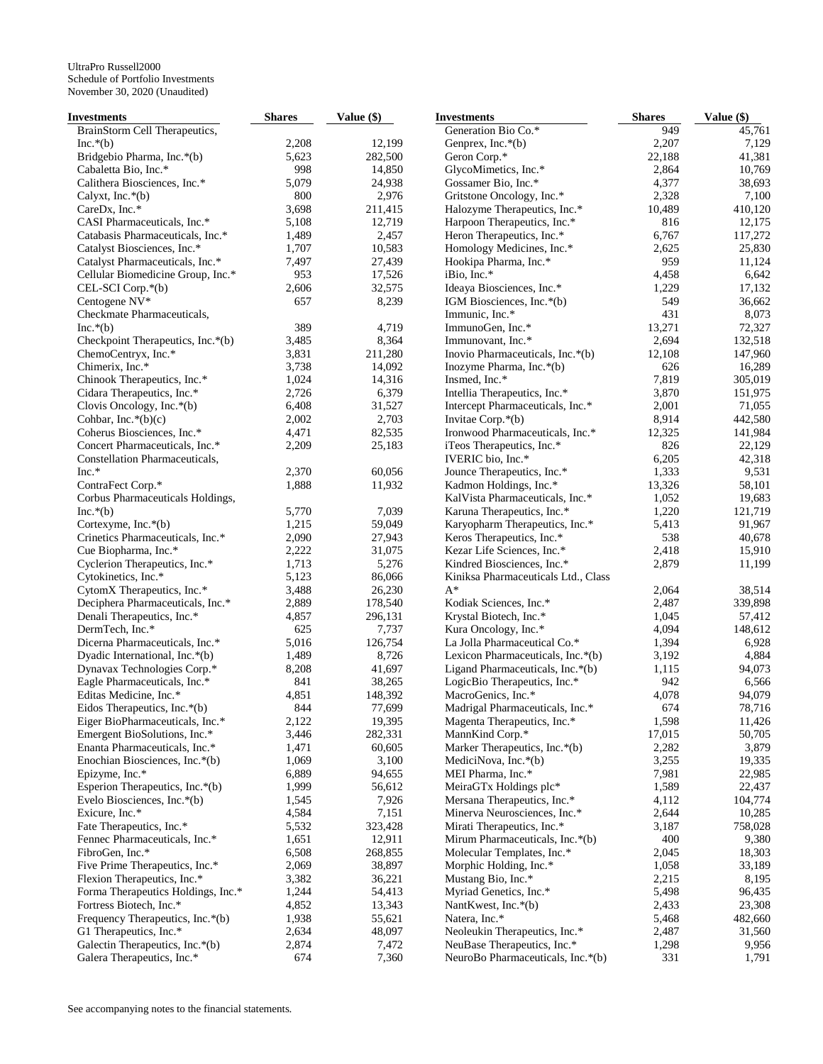UltraPro Russell2000
Schedule of Portfolio Investments
November 30, 2020 (Unaudited)

| Investments | Shares | Value ($) |
|---|---|---|
| BrainStorm Cell Therapeutics, Inc.*(b) | 2,208 | 12,199 |
| Bridgebio Pharma, Inc.*(b) | 5,623 | 282,500 |
| Cabaletta Bio, Inc.* | 998 | 14,850 |
| Calithera Biosciences, Inc.* | 5,079 | 24,938 |
| Calyxt, Inc.*(b) | 800 | 2,976 |
| CareDx, Inc.* | 3,698 | 211,415 |
| CASI Pharmaceuticals, Inc.* | 5,108 | 12,719 |
| Catabasis Pharmaceuticals, Inc.* | 1,489 | 2,457 |
| Catalyst Biosciences, Inc.* | 1,707 | 10,583 |
| Catalyst Pharmaceuticals, Inc.* | 7,497 | 27,439 |
| Cellular Biomedicine Group, Inc.* | 953 | 17,526 |
| CEL-SCI Corp.*(b) | 2,606 | 32,575 |
| Centogene NV* | 657 | 8,239 |
| Checkmate Pharmaceuticals, Inc.*(b) | 389 | 4,719 |
| Checkpoint Therapeutics, Inc.*(b) | 3,485 | 8,364 |
| ChemoCentryx, Inc.* | 3,831 | 211,280 |
| Chimerix, Inc.* | 3,738 | 14,092 |
| Chinook Therapeutics, Inc.* | 1,024 | 14,316 |
| Cidara Therapeutics, Inc.* | 2,726 | 6,379 |
| Clovis Oncology, Inc.*(b) | 6,408 | 31,527 |
| Cohbar, Inc.*(b)(c) | 2,002 | 2,703 |
| Coherus Biosciences, Inc.* | 4,471 | 82,535 |
| Concert Pharmaceuticals, Inc.* | 2,209 | 25,183 |
| Constellation Pharmaceuticals, Inc.* | 2,370 | 60,056 |
| ContraFect Corp.* | 1,888 | 11,932 |
| Corbus Pharmaceuticals Holdings, Inc.*(b) | 5,770 | 7,039 |
| Cortexyme, Inc.*(b) | 1,215 | 59,049 |
| Crinetics Pharmaceuticals, Inc.* | 2,090 | 27,943 |
| Cue Biopharma, Inc.* | 2,222 | 31,075 |
| Cyclerion Therapeutics, Inc.* | 1,713 | 5,276 |
| Cytokinetics, Inc.* | 5,123 | 86,066 |
| CytomX Therapeutics, Inc.* | 3,488 | 26,230 |
| Deciphera Pharmaceuticals, Inc.* | 2,889 | 178,540 |
| Denali Therapeutics, Inc.* | 4,857 | 296,131 |
| DermTech, Inc.* | 625 | 7,737 |
| Dicerna Pharmaceuticals, Inc.* | 5,016 | 126,754 |
| Dyadic International, Inc.*(b) | 1,489 | 8,726 |
| Dynavax Technologies Corp.* | 8,208 | 41,697 |
| Eagle Pharmaceuticals, Inc.* | 841 | 38,265 |
| Editas Medicine, Inc.* | 4,851 | 148,392 |
| Eidos Therapeutics, Inc.*(b) | 844 | 77,699 |
| Eiger BioPharmaceuticals, Inc.* | 2,122 | 19,395 |
| Emergent BioSolutions, Inc.* | 3,446 | 282,331 |
| Enanta Pharmaceuticals, Inc.* | 1,471 | 60,605 |
| Enochian Biosciences, Inc.*(b) | 1,069 | 3,100 |
| Epizyme, Inc.* | 6,889 | 94,655 |
| Esperion Therapeutics, Inc.*(b) | 1,999 | 56,612 |
| Evelo Biosciences, Inc.*(b) | 1,545 | 7,926 |
| Exicure, Inc.* | 4,584 | 7,151 |
| Fate Therapeutics, Inc.* | 5,532 | 323,428 |
| Fennec Pharmaceuticals, Inc.* | 1,651 | 12,911 |
| FibroGen, Inc.* | 6,508 | 268,855 |
| Five Prime Therapeutics, Inc.* | 2,069 | 38,897 |
| Flexion Therapeutics, Inc.* | 3,382 | 36,221 |
| Forma Therapeutics Holdings, Inc.* | 1,244 | 54,413 |
| Fortress Biotech, Inc.* | 4,852 | 13,343 |
| Frequency Therapeutics, Inc.*(b) | 1,938 | 55,621 |
| G1 Therapeutics, Inc.* | 2,634 | 48,097 |
| Galectin Therapeutics, Inc.*(b) | 2,874 | 7,472 |
| Galera Therapeutics, Inc.* | 674 | 7,360 |
| Generation Bio Co.* | 949 | 45,761 |
| Genprex, Inc.*(b) | 2,207 | 7,129 |
| Geron Corp.* | 22,188 | 41,381 |
| GlycoMimetics, Inc.* | 2,864 | 10,769 |
| Gossamer Bio, Inc.* | 4,377 | 38,693 |
| Gritstone Oncology, Inc.* | 2,328 | 7,100 |
| Halozyme Therapeutics, Inc.* | 10,489 | 410,120 |
| Harpoon Therapeutics, Inc.* | 816 | 12,175 |
| Heron Therapeutics, Inc.* | 6,767 | 117,272 |
| Homology Medicines, Inc.* | 2,625 | 25,830 |
| Hookipa Pharma, Inc.* | 959 | 11,124 |
| iBio, Inc.* | 4,458 | 6,642 |
| Ideaya Biosciences, Inc.* | 1,229 | 17,132 |
| IGM Biosciences, Inc.*(b) | 549 | 36,662 |
| Immunic, Inc.* | 431 | 8,073 |
| ImmunoGen, Inc.* | 13,271 | 72,327 |
| Immunovant, Inc.* | 2,694 | 132,518 |
| Inovio Pharmaceuticals, Inc.*(b) | 12,108 | 147,960 |
| Inozyme Pharma, Inc.*(b) | 626 | 16,289 |
| Insmed, Inc.* | 7,819 | 305,019 |
| Intellia Therapeutics, Inc.* | 3,870 | 151,975 |
| Intercept Pharmaceuticals, Inc.* | 2,001 | 71,055 |
| Invitae Corp.*(b) | 8,914 | 442,580 |
| Ironwood Pharmaceuticals, Inc.* | 12,325 | 141,984 |
| iTeos Therapeutics, Inc.* | 826 | 22,129 |
| IVERIC bio, Inc.* | 6,205 | 42,318 |
| Jounce Therapeutics, Inc.* | 1,333 | 9,531 |
| Kadmon Holdings, Inc.* | 13,326 | 58,101 |
| KalVista Pharmaceuticals, Inc.* | 1,052 | 19,683 |
| Karuna Therapeutics, Inc.* | 1,220 | 121,719 |
| Karyopharm Therapeutics, Inc.* | 5,413 | 91,967 |
| Keros Therapeutics, Inc.* | 538 | 40,678 |
| Kezar Life Sciences, Inc.* | 2,418 | 15,910 |
| Kindred Biosciences, Inc.* | 2,879 | 11,199 |
| Kiniksa Pharmaceuticals Ltd., Class A* | 2,064 | 38,514 |
| Kodiak Sciences, Inc.* | 2,487 | 339,898 |
| Krystal Biotech, Inc.* | 1,045 | 57,412 |
| Kura Oncology, Inc.* | 4,094 | 148,612 |
| La Jolla Pharmaceutical Co.* | 1,394 | 6,928 |
| Lexicon Pharmaceuticals, Inc.*(b) | 3,192 | 4,884 |
| Ligand Pharmaceuticals, Inc.*(b) | 1,115 | 94,073 |
| LogicBio Therapeutics, Inc.* | 942 | 6,566 |
| MacroGenics, Inc.* | 4,078 | 94,079 |
| Madrigal Pharmaceuticals, Inc.* | 674 | 78,716 |
| Magenta Therapeutics, Inc.* | 1,598 | 11,426 |
| MannKind Corp.* | 17,015 | 50,705 |
| Marker Therapeutics, Inc.*(b) | 2,282 | 3,879 |
| MediciNova, Inc.*(b) | 3,255 | 19,335 |
| MEI Pharma, Inc.* | 7,981 | 22,985 |
| MeiraGTx Holdings plc* | 1,589 | 22,437 |
| Mersana Therapeutics, Inc.* | 4,112 | 104,774 |
| Minerva Neurosciences, Inc.* | 2,644 | 10,285 |
| Mirati Therapeutics, Inc.* | 3,187 | 758,028 |
| Mirum Pharmaceuticals, Inc.*(b) | 400 | 9,380 |
| Molecular Templates, Inc.* | 2,045 | 18,303 |
| Morphic Holding, Inc.* | 1,058 | 33,189 |
| Mustang Bio, Inc.* | 2,215 | 8,195 |
| Myriad Genetics, Inc.* | 5,498 | 96,435 |
| NantKwest, Inc.*(b) | 2,433 | 23,308 |
| Natera, Inc.* | 5,468 | 482,660 |
| Neoleukin Therapeutics, Inc.* | 2,487 | 31,560 |
| NeuBase Therapeutics, Inc.* | 1,298 | 9,956 |
| NeuroBo Pharmaceuticals, Inc.*(b) | 331 | 1,791 |

See accompanying notes to the financial statements.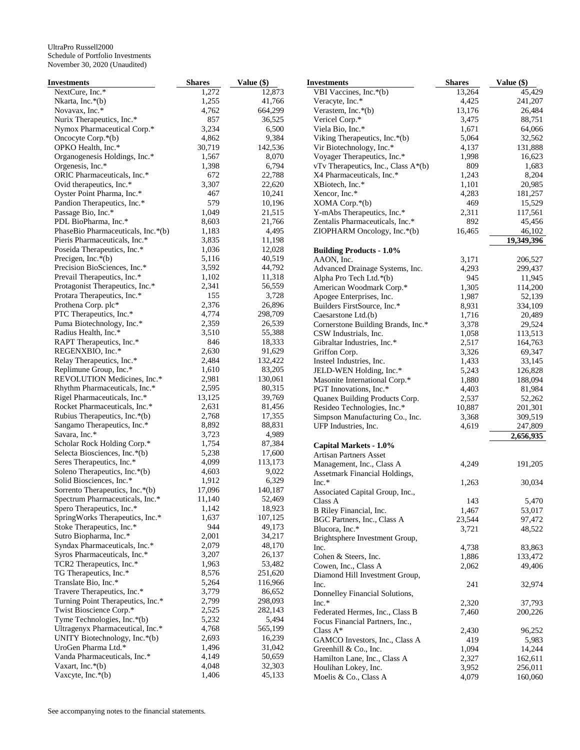UltraPro Russell2000
Schedule of Portfolio Investments
November 30, 2020 (Unaudited)

| Investments | Shares | Value ($) |
|---|---|---|
| NextCure, Inc.* | 1,272 | 12,873 |
| Nkarta, Inc.*(b) | 1,255 | 41,766 |
| Novavax, Inc.* | 4,762 | 664,299 |
| Nurix Therapeutics, Inc.* | 857 | 36,525 |
| Nymox Pharmaceutical Corp.* | 3,234 | 6,500 |
| Oncocyte Corp.*(b) | 4,862 | 9,384 |
| OPKO Health, Inc.* | 30,719 | 142,536 |
| Organogenesis Holdings, Inc.* | 1,567 | 8,070 |
| Orgenesis, Inc.* | 1,398 | 6,794 |
| ORIC Pharmaceuticals, Inc.* | 672 | 22,788 |
| Ovid therapeutics, Inc.* | 3,307 | 22,620 |
| Oyster Point Pharma, Inc.* | 467 | 10,241 |
| Pandion Therapeutics, Inc.* | 579 | 10,196 |
| Passage Bio, Inc.* | 1,049 | 21,515 |
| PDL BioPharma, Inc.* | 8,603 | 21,766 |
| PhaseBio Pharmaceuticals, Inc.*(b) | 1,183 | 4,495 |
| Pieris Pharmaceuticals, Inc.* | 3,835 | 11,198 |
| Poseida Therapeutics, Inc.* | 1,036 | 12,028 |
| Precigen, Inc.*(b) | 5,116 | 40,519 |
| Precision BioSciences, Inc.* | 3,592 | 44,792 |
| Prevail Therapeutics, Inc.* | 1,102 | 11,318 |
| Protagonist Therapeutics, Inc.* | 2,341 | 56,559 |
| Protara Therapeutics, Inc.* | 155 | 3,728 |
| Prothena Corp. plc* | 2,376 | 26,896 |
| PTC Therapeutics, Inc.* | 4,774 | 298,709 |
| Puma Biotechnology, Inc.* | 2,359 | 26,539 |
| Radius Health, Inc.* | 3,510 | 55,388 |
| RAPT Therapeutics, Inc.* | 846 | 18,333 |
| REGENXBIO, Inc.* | 2,630 | 91,629 |
| Relay Therapeutics, Inc.* | 2,484 | 132,422 |
| Replimune Group, Inc.* | 1,610 | 83,205 |
| REVOLUTION Medicines, Inc.* | 2,981 | 130,061 |
| Rhythm Pharmaceuticals, Inc.* | 2,595 | 80,315 |
| Rigel Pharmaceuticals, Inc.* | 13,125 | 39,769 |
| Rocket Pharmaceuticals, Inc.* | 2,631 | 81,456 |
| Rubius Therapeutics, Inc.*(b) | 2,768 | 17,355 |
| Sangamo Therapeutics, Inc.* | 8,892 | 88,831 |
| Savara, Inc.* | 3,723 | 4,989 |
| Scholar Rock Holding Corp.* | 1,754 | 87,384 |
| Selecta Biosciences, Inc.*(b) | 5,238 | 17,600 |
| Seres Therapeutics, Inc.* | 4,099 | 113,173 |
| Soleno Therapeutics, Inc.*(b) | 4,603 | 9,022 |
| Solid Biosciences, Inc.* | 1,912 | 6,329 |
| Sorrento Therapeutics, Inc.*(b) | 17,096 | 140,187 |
| Spectrum Pharmaceuticals, Inc.* | 11,140 | 52,469 |
| Spero Therapeutics, Inc.* | 1,142 | 18,923 |
| SpringWorks Therapeutics, Inc.* | 1,637 | 107,125 |
| Stoke Therapeutics, Inc.* | 944 | 49,173 |
| Sutro Biopharma, Inc.* | 2,001 | 34,217 |
| Syndax Pharmaceuticals, Inc.* | 2,079 | 48,170 |
| Syros Pharmaceuticals, Inc.* | 3,207 | 26,137 |
| TCR2 Therapeutics, Inc.* | 1,963 | 53,482 |
| TG Therapeutics, Inc.* | 8,576 | 251,620 |
| Translate Bio, Inc.* | 5,264 | 116,966 |
| Travere Therapeutics, Inc.* | 3,779 | 86,652 |
| Turning Point Therapeutics, Inc.* | 2,799 | 298,093 |
| Twist Bioscience Corp.* | 2,525 | 282,143 |
| Tyme Technologies, Inc.*(b) | 5,232 | 5,494 |
| Ultragenyx Pharmaceutical, Inc.* | 4,768 | 565,199 |
| UNITY Biotechnology, Inc.*(b) | 2,693 | 16,239 |
| UroGen Pharma Ltd.* | 1,496 | 31,042 |
| Vanda Pharmaceuticals, Inc.* | 4,149 | 50,659 |
| Vaxart, Inc.*(b) | 4,048 | 32,303 |
| Vaxcyte, Inc.*(b) | 1,406 | 45,133 |
| VBI Vaccines, Inc.*(b) | 13,264 | 45,429 |
| Veracyte, Inc.* | 4,425 | 241,207 |
| Verastem, Inc.*(b) | 13,176 | 26,484 |
| Vericel Corp.* | 3,475 | 88,751 |
| Viela Bio, Inc.* | 1,671 | 64,066 |
| Viking Therapeutics, Inc.*(b) | 5,064 | 32,562 |
| Vir Biotechnology, Inc.* | 4,137 | 131,888 |
| Voyager Therapeutics, Inc.* | 1,998 | 16,623 |
| vTv Therapeutics, Inc., Class A*(b) | 809 | 1,683 |
| X4 Pharmaceuticals, Inc.* | 1,243 | 8,204 |
| XBiotech, Inc.* | 1,101 | 20,985 |
| Xencor, Inc.* | 4,283 | 181,257 |
| XOMA Corp.*(b) | 469 | 15,529 |
| Y-mAbs Therapeutics, Inc.* | 2,311 | 117,561 |
| Zentalis Pharmaceuticals, Inc.* | 892 | 45,456 |
| ZIOPHARM Oncology, Inc.*(b) | 16,465 | 46,102 |
| | | **19,349,396** |
| **Building Products - 1.0%** | | |
| AAON, Inc. | 3,171 | 206,527 |
| Advanced Drainage Systems, Inc. | 4,293 | 299,437 |
| Alpha Pro Tech Ltd.*(b) | 945 | 11,945 |
| American Woodmark Corp.* | 1,305 | 114,200 |
| Apogee Enterprises, Inc. | 1,987 | 52,139 |
| Builders FirstSource, Inc.* | 8,931 | 334,109 |
| Caesarstone Ltd.(b) | 1,716 | 20,489 |
| Cornerstone Building Brands, Inc.* | 3,378 | 29,524 |
| CSW Industrials, Inc. | 1,058 | 113,513 |
| Gibraltar Industries, Inc.* | 2,517 | 164,763 |
| Griffon Corp. | 3,326 | 69,347 |
| Insteel Industries, Inc. | 1,433 | 33,145 |
| JELD-WEN Holding, Inc.* | 5,243 | 126,828 |
| Masonite International Corp.* | 1,880 | 188,094 |
| PGT Innovations, Inc.* | 4,403 | 81,984 |
| Quanex Building Products Corp. | 2,537 | 52,262 |
| Resideo Technologies, Inc.* | 10,887 | 201,301 |
| Simpson Manufacturing Co., Inc. | 3,368 | 309,519 |
| UFP Industries, Inc. | 4,619 | 247,809 |
| | | **2,656,935** |
| **Capital Markets - 1.0%** | | |
| Artisan Partners Asset Management, Inc., Class A | 4,249 | 191,205 |
| Assetmark Financial Holdings, Inc.* | 1,263 | 30,034 |
| Associated Capital Group, Inc., Class A | 143 | 5,470 |
| B Riley Financial, Inc. | 1,467 | 53,017 |
| BGC Partners, Inc., Class A | 23,544 | 97,472 |
| Blucora, Inc.* | 3,721 | 48,522 |
| Brightsphere Investment Group, Inc. | 4,738 | 83,863 |
| Cohen & Steers, Inc. | 1,886 | 133,472 |
| Cowen, Inc., Class A | 2,062 | 49,406 |
| Diamond Hill Investment Group, Inc. | 241 | 32,974 |
| Donnelley Financial Solutions, Inc.* | 2,320 | 37,793 |
| Federated Hermes, Inc., Class B | 7,460 | 200,226 |
| Focus Financial Partners, Inc., Class A* | 2,430 | 96,252 |
| GAMCO Investors, Inc., Class A | 419 | 5,983 |
| Greenhill & Co., Inc. | 1,094 | 14,244 |
| Hamilton Lane, Inc., Class A | 2,327 | 162,611 |
| Houlihan Lokey, Inc. | 3,952 | 256,011 |
| Moelis & Co., Class A | 4,079 | 160,060 |

See accompanying notes to the financial statements.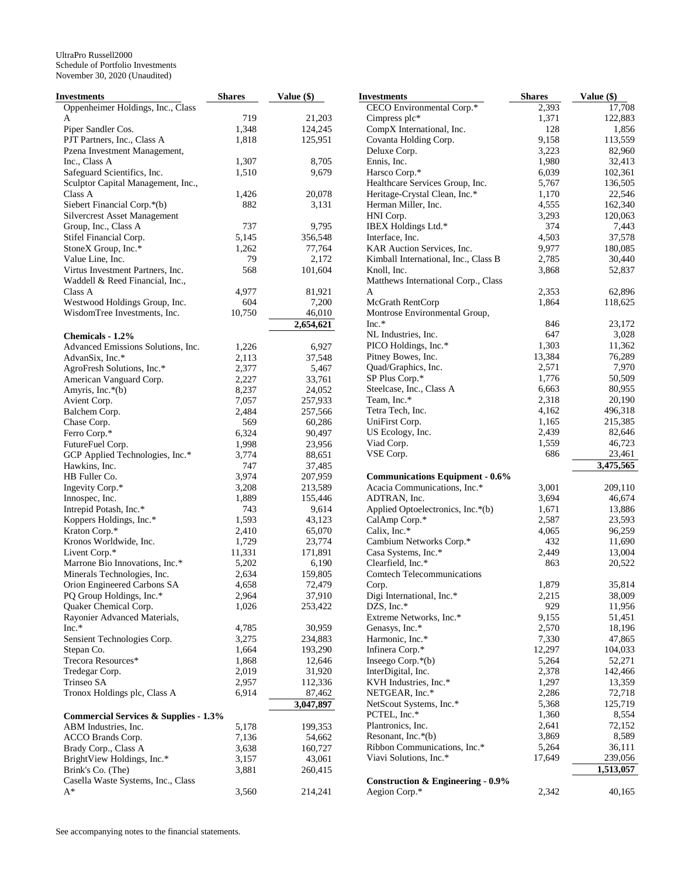UltraPro Russell2000
Schedule of Portfolio Investments
November 30, 2020 (Unaudited)

| Investments | Shares | Value ($) |
|---|---|---|
| Oppenheimer Holdings, Inc., Class A | 719 | 21,203 |
| Piper Sandler Cos. | 1,348 | 124,245 |
| PJT Partners, Inc., Class A | 1,818 | 125,951 |
| Pzena Investment Management, Inc., Class A | 1,307 | 8,705 |
| Safeguard Scientifics, Inc. | 1,510 | 9,679 |
| Sculptor Capital Management, Inc., Class A | 1,426 | 20,078 |
| Siebert Financial Corp.*(b) | 882 | 3,131 |
| Silvercrest Asset Management Group, Inc., Class A | 737 | 9,795 |
| Stifel Financial Corp. | 5,145 | 356,548 |
| StoneX Group, Inc.* | 1,262 | 77,764 |
| Value Line, Inc. | 79 | 2,172 |
| Virtus Investment Partners, Inc. | 568 | 101,604 |
| Waddell & Reed Financial, Inc., Class A | 4,977 | 81,921 |
| Westwood Holdings Group, Inc. | 604 | 7,200 |
| WisdomTree Investments, Inc. | 10,750 | 46,010 |
| | | **2,654,621** |
| **Chemicals - 1.2%** | | |
| Advanced Emissions Solutions, Inc. | 1,226 | 6,927 |
| AdvanSix, Inc.* | 2,113 | 37,548 |
| AgroFresh Solutions, Inc.* | 2,377 | 5,467 |
| American Vanguard Corp. | 2,227 | 33,761 |
| Amyris, Inc.*(b) | 8,237 | 24,052 |
| Avient Corp. | 7,057 | 257,933 |
| Balchem Corp. | 2,484 | 257,566 |
| Chase Corp. | 569 | 60,286 |
| Ferro Corp.* | 6,324 | 90,497 |
| FutureFuel Corp. | 1,998 | 23,956 |
| GCP Applied Technologies, Inc.* | 3,774 | 88,651 |
| Hawkins, Inc. | 747 | 37,485 |
| HB Fuller Co. | 3,974 | 207,959 |
| Ingevity Corp.* | 3,208 | 213,589 |
| Innospec, Inc. | 1,889 | 155,446 |
| Intrepid Potash, Inc.* | 743 | 9,614 |
| Koppers Holdings, Inc.* | 1,593 | 43,123 |
| Kraton Corp.* | 2,410 | 65,070 |
| Kronos Worldwide, Inc. | 1,729 | 23,774 |
| Livent Corp.* | 11,331 | 171,891 |
| Marrone Bio Innovations, Inc.* | 5,202 | 6,190 |
| Minerals Technologies, Inc. | 2,634 | 159,805 |
| Orion Engineered Carbons SA | 4,658 | 72,479 |
| PQ Group Holdings, Inc.* | 2,964 | 37,910 |
| Quaker Chemical Corp. | 1,026 | 253,422 |
| Rayonier Advanced Materials, Inc.* | 4,785 | 30,959 |
| Sensient Technologies Corp. | 3,275 | 234,883 |
| Stepan Co. | 1,664 | 193,290 |
| Trecora Resources* | 1,868 | 12,646 |
| Tredegar Corp. | 2,019 | 31,920 |
| Trinseo SA | 2,957 | 112,336 |
| Tronox Holdings plc, Class A | 6,914 | 87,462 |
| | | **3,047,897** |
| **Commercial Services & Supplies - 1.3%** | | |
| ABM Industries, Inc. | 5,178 | 199,353 |
| ACCO Brands Corp. | 7,136 | 54,662 |
| Brady Corp., Class A | 3,638 | 160,727 |
| BrightView Holdings, Inc.* | 3,157 | 43,061 |
| Brink's Co. (The) | 3,881 | 260,415 |
| Casella Waste Systems, Inc., Class A* | 3,560 | 214,241 |
| CECO Environmental Corp.* | 2,393 | 17,708 |
| Cimpress plc* | 1,371 | 122,883 |
| CompX International, Inc. | 128 | 1,856 |
| Covanta Holding Corp. | 9,158 | 113,559 |
| Deluxe Corp. | 3,223 | 82,960 |
| Ennis, Inc. | 1,980 | 32,413 |
| Harsco Corp.* | 6,039 | 102,361 |
| Healthcare Services Group, Inc. | 5,767 | 136,505 |
| Heritage-Crystal Clean, Inc.* | 1,170 | 22,546 |
| Herman Miller, Inc. | 4,555 | 162,340 |
| HNI Corp. | 3,293 | 120,063 |
| IBEX Holdings Ltd.* | 374 | 7,443 |
| Interface, Inc. | 4,503 | 37,578 |
| KAR Auction Services, Inc. | 9,977 | 180,085 |
| Kimball International, Inc., Class B | 2,785 | 30,440 |
| Knoll, Inc. | 3,868 | 52,837 |
| Matthews International Corp., Class A | 2,353 | 62,896 |
| McGrath RentCorp | 1,864 | 118,625 |
| Montrose Environmental Group, Inc.* | 846 | 23,172 |
| NL Industries, Inc. | 647 | 3,028 |
| PICO Holdings, Inc.* | 1,303 | 11,362 |
| Pitney Bowes, Inc. | 13,384 | 76,289 |
| Quad/Graphics, Inc. | 2,571 | 7,970 |
| SP Plus Corp.* | 1,776 | 50,509 |
| Steelcase, Inc., Class A | 6,663 | 80,955 |
| Team, Inc.* | 2,318 | 20,190 |
| Tetra Tech, Inc. | 4,162 | 496,318 |
| UniFirst Corp. | 1,165 | 215,385 |
| US Ecology, Inc. | 2,439 | 82,646 |
| Viad Corp. | 1,559 | 46,723 |
| VSE Corp. | 686 | 23,461 |
| | | **3,475,565** |
| **Communications Equipment - 0.6%** | | |
| Acacia Communications, Inc.* | 3,001 | 209,110 |
| ADTRAN, Inc. | 3,694 | 46,674 |
| Applied Optoelectronics, Inc.*(b) | 1,671 | 13,886 |
| CalAmp Corp.* | 2,587 | 23,593 |
| Calix, Inc.* | 4,065 | 96,259 |
| Cambium Networks Corp.* | 432 | 11,690 |
| Casa Systems, Inc.* | 2,449 | 13,004 |
| Clearfield, Inc.* | 863 | 20,522 |
| Comtech Telecommunications Corp. | 1,879 | 35,814 |
| Digi International, Inc.* | 2,215 | 38,009 |
| DZS, Inc.* | 929 | 11,956 |
| Extreme Networks, Inc.* | 9,155 | 51,451 |
| Genasys, Inc.* | 2,570 | 18,196 |
| Harmonic, Inc.* | 7,330 | 47,865 |
| Infinera Corp.* | 12,297 | 104,033 |
| Inseego Corp.*(b) | 5,264 | 52,271 |
| InterDigital, Inc. | 2,378 | 142,466 |
| KVH Industries, Inc.* | 1,297 | 13,359 |
| NETGEAR, Inc.* | 2,286 | 72,718 |
| NetScout Systems, Inc.* | 5,368 | 125,719 |
| PCTEL, Inc.* | 1,360 | 8,554 |
| Plantronics, Inc. | 2,641 | 72,152 |
| Resonant, Inc.*(b) | 3,869 | 8,589 |
| Ribbon Communications, Inc.* | 5,264 | 36,111 |
| Viavi Solutions, Inc.* | 17,649 | 239,056 |
| | | **1,513,057** |
| **Construction & Engineering - 0.9%** | | |
| Aegion Corp.* | 2,342 | 40,165 |

See accompanying notes to the financial statements.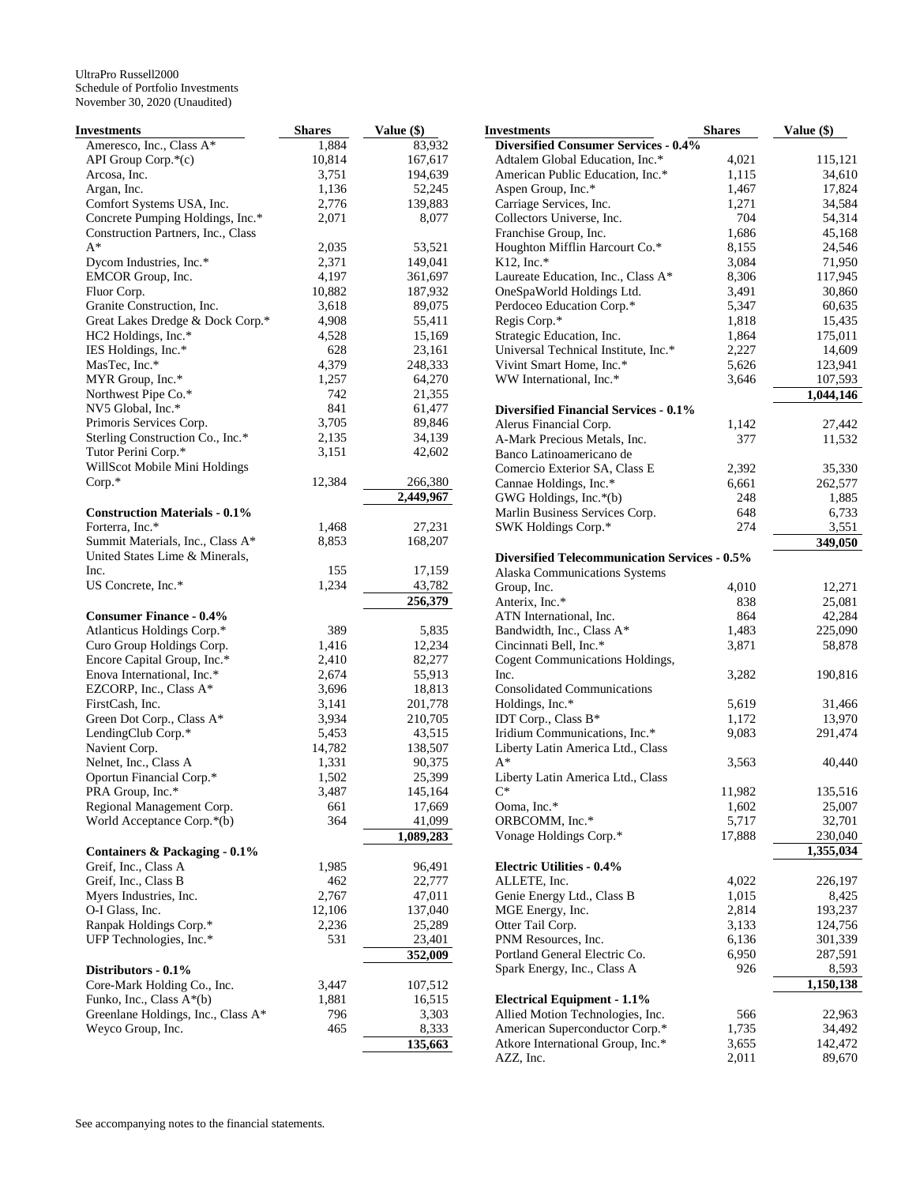UltraPro Russell2000
Schedule of Portfolio Investments
November 30, 2020 (Unaudited)

| Investments | Shares | Value ($) |
|---|---|---|
| Ameresco, Inc., Class A* | 1,884 | 83,932 |
| API Group Corp.*(c) | 10,814 | 167,617 |
| Arcosa, Inc. | 3,751 | 194,639 |
| Argan, Inc. | 1,136 | 52,245 |
| Comfort Systems USA, Inc. | 2,776 | 139,883 |
| Concrete Pumping Holdings, Inc.* | 2,071 | 8,077 |
| Construction Partners, Inc., Class A* | 2,035 | 53,521 |
| Dycom Industries, Inc.* | 2,371 | 149,041 |
| EMCOR Group, Inc. | 4,197 | 361,697 |
| Fluor Corp. | 10,882 | 187,932 |
| Granite Construction, Inc. | 3,618 | 89,075 |
| Great Lakes Dredge & Dock Corp.* | 4,908 | 55,411 |
| HC2 Holdings, Inc.* | 4,528 | 15,169 |
| IES Holdings, Inc.* | 628 | 23,161 |
| MasTec, Inc.* | 4,379 | 248,333 |
| MYR Group, Inc.* | 1,257 | 64,270 |
| Northwest Pipe Co.* | 742 | 21,355 |
| NV5 Global, Inc.* | 841 | 61,477 |
| Primoris Services Corp. | 3,705 | 89,846 |
| Sterling Construction Co., Inc.* | 2,135 | 34,139 |
| Tutor Perini Corp.* | 3,151 | 42,602 |
| WillScot Mobile Mini Holdings Corp.* | 12,384 | 266,380 |
| | | **2,449,967** |
| **Construction Materials - 0.1%** | | |
| Forterra, Inc.* | 1,468 | 27,231 |
| Summit Materials, Inc., Class A* | 8,853 | 168,207 |
| United States Lime & Minerals, Inc. | 155 | 17,159 |
| US Concrete, Inc.* | 1,234 | 43,782 |
| | | **256,379** |
| **Consumer Finance - 0.4%** | | |
| Atlanticus Holdings Corp.* | 389 | 5,835 |
| Curo Group Holdings Corp. | 1,416 | 12,234 |
| Encore Capital Group, Inc.* | 2,410 | 82,277 |
| Enova International, Inc.* | 2,674 | 55,913 |
| EZCORP, Inc., Class A* | 3,696 | 18,813 |
| FirstCash, Inc. | 3,141 | 201,778 |
| Green Dot Corp., Class A* | 3,934 | 210,705 |
| LendingClub Corp.* | 5,453 | 43,515 |
| Navient Corp. | 14,782 | 138,507 |
| Nelnet, Inc., Class A | 1,331 | 90,375 |
| Oportun Financial Corp.* | 1,502 | 25,399 |
| PRA Group, Inc.* | 3,487 | 145,164 |
| Regional Management Corp. | 661 | 17,669 |
| World Acceptance Corp.*(b) | 364 | 41,099 |
| | | **1,089,283** |
| **Containers & Packaging - 0.1%** | | |
| Greif, Inc., Class A | 1,985 | 96,491 |
| Greif, Inc., Class B | 462 | 22,777 |
| Myers Industries, Inc. | 2,767 | 47,011 |
| O-I Glass, Inc. | 12,106 | 137,040 |
| Ranpak Holdings Corp.* | 2,236 | 25,289 |
| UFP Technologies, Inc.* | 531 | 23,401 |
| | | **352,009** |
| **Distributors - 0.1%** | | |
| Core-Mark Holding Co., Inc. | 3,447 | 107,512 |
| Funko, Inc., Class A*(b) | 1,881 | 16,515 |
| Greenlane Holdings, Inc., Class A* | 796 | 3,303 |
| Weyco Group, Inc. | 465 | 8,333 |
| | | **135,663** |
| **Diversified Consumer Services - 0.4%** | | |
| Adtalem Global Education, Inc.* | 4,021 | 115,121 |
| American Public Education, Inc.* | 1,115 | 34,610 |
| Aspen Group, Inc.* | 1,467 | 17,824 |
| Carriage Services, Inc. | 1,271 | 34,584 |
| Collectors Universe, Inc. | 704 | 54,314 |
| Franchise Group, Inc. | 1,686 | 45,168 |
| Houghton Mifflin Harcourt Co.* | 8,155 | 24,546 |
| K12, Inc.* | 3,084 | 71,950 |
| Laureate Education, Inc., Class A* | 8,306 | 117,945 |
| OneSpaWorld Holdings Ltd. | 3,491 | 30,860 |
| Perdoceo Education Corp.* | 5,347 | 60,635 |
| Regis Corp.* | 1,818 | 15,435 |
| Strategic Education, Inc. | 1,864 | 175,011 |
| Universal Technical Institute, Inc.* | 2,227 | 14,609 |
| Vivint Smart Home, Inc.* | 5,626 | 123,941 |
| WW International, Inc.* | 3,646 | 107,593 |
| | | **1,044,146** |
| **Diversified Financial Services - 0.1%** | | |
| Alerus Financial Corp. | 1,142 | 27,442 |
| A-Mark Precious Metals, Inc. | 377 | 11,532 |
| Banco Latinoamericano de Comercio Exterior SA, Class E | 2,392 | 35,330 |
| Cannae Holdings, Inc.* | 6,661 | 262,577 |
| GWG Holdings, Inc.*(b) | 248 | 1,885 |
| Marlin Business Services Corp. | 648 | 6,733 |
| SWK Holdings Corp.* | 274 | 3,551 |
| | | **349,050** |
| **Diversified Telecommunication Services - 0.5%** | | |
| Alaska Communications Systems Group, Inc. | 4,010 | 12,271 |
| Anterix, Inc.* | 838 | 25,081 |
| ATN International, Inc. | 864 | 42,284 |
| Bandwidth, Inc., Class A* | 1,483 | 225,090 |
| Cincinnati Bell, Inc.* | 3,871 | 58,878 |
| Cogent Communications Holdings, Inc. | 3,282 | 190,816 |
| Consolidated Communications Holdings, Inc.* | 5,619 | 31,466 |
| IDT Corp., Class B* | 1,172 | 13,970 |
| Iridium Communications, Inc.* | 9,083 | 291,474 |
| Liberty Latin America Ltd., Class A* | 3,563 | 40,440 |
| Liberty Latin America Ltd., Class C* | 11,982 | 135,516 |
| Ooma, Inc.* | 1,602 | 25,007 |
| ORBCOMM, Inc.* | 5,717 | 32,701 |
| Vonage Holdings Corp.* | 17,888 | 230,040 |
| | | **1,355,034** |
| **Electric Utilities - 0.4%** | | |
| ALLETE, Inc. | 4,022 | 226,197 |
| Genie Energy Ltd., Class B | 1,015 | 8,425 |
| MGE Energy, Inc. | 2,814 | 193,237 |
| Otter Tail Corp. | 3,133 | 124,756 |
| PNM Resources, Inc. | 6,136 | 301,339 |
| Portland General Electric Co. | 6,950 | 287,591 |
| Spark Energy, Inc., Class A | 926 | 8,593 |
| | | **1,150,138** |
| **Electrical Equipment - 1.1%** | | |
| Allied Motion Technologies, Inc. | 566 | 22,963 |
| American Superconductor Corp.* | 1,735 | 34,492 |
| Atkore International Group, Inc.* | 3,655 | 142,472 |
| AZZ, Inc. | 2,011 | 89,670 |

See accompanying notes to the financial statements.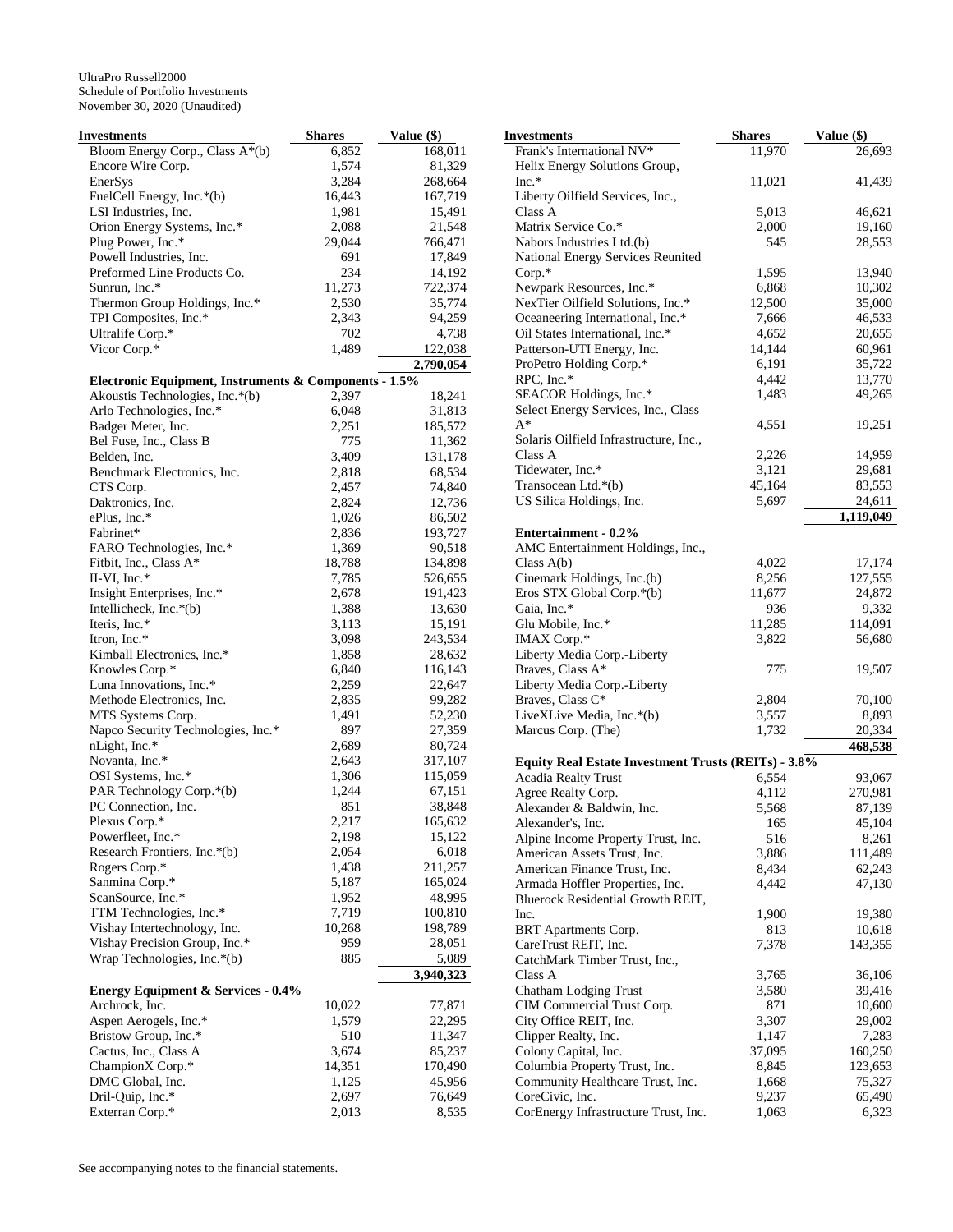UltraPro Russell2000
Schedule of Portfolio Investments
November 30, 2020 (Unaudited)

| Investments | Shares | Value ($) |
|---|---|---|
| Bloom Energy Corp., Class A*(b) | 6,852 | 168,011 |
| Encore Wire Corp. | 1,574 | 81,329 |
| EnerSys | 3,284 | 268,664 |
| FuelCell Energy, Inc.*(b) | 16,443 | 167,719 |
| LSI Industries, Inc. | 1,981 | 15,491 |
| Orion Energy Systems, Inc.* | 2,088 | 21,548 |
| Plug Power, Inc.* | 29,044 | 766,471 |
| Powell Industries, Inc. | 691 | 17,849 |
| Preformed Line Products Co. | 234 | 14,192 |
| Sunrun, Inc.* | 11,273 | 722,374 |
| Thermon Group Holdings, Inc.* | 2,530 | 35,774 |
| TPI Composites, Inc.* | 2,343 | 94,259 |
| Ultralife Corp.* | 702 | 4,738 |
| Vicor Corp.* | 1,489 | 122,038 |
| | | **2,790,054** |
| **Electronic Equipment, Instruments & Components - 1.5%** | | |
| Akoustis Technologies, Inc.*(b) | 2,397 | 18,241 |
| Arlo Technologies, Inc.* | 6,048 | 31,813 |
| Badger Meter, Inc. | 2,251 | 185,572 |
| Bel Fuse, Inc., Class B | 775 | 11,362 |
| Belden, Inc. | 3,409 | 131,178 |
| Benchmark Electronics, Inc. | 2,818 | 68,534 |
| CTS Corp. | 2,457 | 74,840 |
| Daktronics, Inc. | 2,824 | 12,736 |
| ePlus, Inc.* | 1,026 | 86,502 |
| Fabrinet* | 2,836 | 193,727 |
| FARO Technologies, Inc.* | 1,369 | 90,518 |
| Fitbit, Inc., Class A* | 18,788 | 134,898 |
| II-VI, Inc.* | 7,785 | 526,655 |
| Insight Enterprises, Inc.* | 2,678 | 191,423 |
| Intellicheck, Inc.*(b) | 1,388 | 13,630 |
| Iteris, Inc.* | 3,113 | 15,191 |
| Itron, Inc.* | 3,098 | 243,534 |
| Kimball Electronics, Inc.* | 1,858 | 28,632 |
| Knowles Corp.* | 6,840 | 116,143 |
| Luna Innovations, Inc.* | 2,259 | 22,647 |
| Methode Electronics, Inc. | 2,835 | 99,282 |
| MTS Systems Corp. | 1,491 | 52,230 |
| Napco Security Technologies, Inc.* | 897 | 27,359 |
| nLight, Inc.* | 2,689 | 80,724 |
| Novanta, Inc.* | 2,643 | 317,107 |
| OSI Systems, Inc.* | 1,306 | 115,059 |
| PAR Technology Corp.*(b) | 1,244 | 67,151 |
| PC Connection, Inc. | 851 | 38,848 |
| Plexus Corp.* | 2,217 | 165,632 |
| Powerfleet, Inc.* | 2,198 | 15,122 |
| Research Frontiers, Inc.*(b) | 2,054 | 6,018 |
| Rogers Corp.* | 1,438 | 211,257 |
| Sanmina Corp.* | 5,187 | 165,024 |
| ScanSource, Inc.* | 1,952 | 48,995 |
| TTM Technologies, Inc.* | 7,719 | 100,810 |
| Vishay Intertechnology, Inc. | 10,268 | 198,789 |
| Vishay Precision Group, Inc.* | 959 | 28,051 |
| Wrap Technologies, Inc.*(b) | 885 | 5,089 |
| | | **3,940,323** |
| **Energy Equipment & Services - 0.4%** | | |
| Archrock, Inc. | 10,022 | 77,871 |
| Aspen Aerogels, Inc.* | 1,579 | 22,295 |
| Bristow Group, Inc.* | 510 | 11,347 |
| Cactus, Inc., Class A | 3,674 | 85,237 |
| ChampionX Corp.* | 14,351 | 170,490 |
| DMC Global, Inc. | 1,125 | 45,956 |
| Dril-Quip, Inc.* | 2,697 | 76,649 |
| Exterran Corp.* | 2,013 | 8,535 |
| Frank's International NV* | 11,970 | 26,693 |
| Helix Energy Solutions Group, Inc.* | 11,021 | 41,439 |
| Liberty Oilfield Services, Inc., Class A | 5,013 | 46,621 |
| Matrix Service Co.* | 2,000 | 19,160 |
| Nabors Industries Ltd.(b) | 545 | 28,553 |
| National Energy Services Reunited Corp.* | 1,595 | 13,940 |
| Newpark Resources, Inc.* | 6,868 | 10,302 |
| NexTier Oilfield Solutions, Inc.* | 12,500 | 35,000 |
| Oceaneering International, Inc.* | 7,666 | 46,533 |
| Oil States International, Inc.* | 4,652 | 20,655 |
| Patterson-UTI Energy, Inc. | 14,144 | 60,961 |
| ProPetro Holding Corp.* | 6,191 | 35,722 |
| RPC, Inc.* | 4,442 | 13,770 |
| SEACOR Holdings, Inc.* | 1,483 | 49,265 |
| Select Energy Services, Inc., Class A* | 4,551 | 19,251 |
| Solaris Oilfield Infrastructure, Inc., Class A | 2,226 | 14,959 |
| Tidewater, Inc.* | 3,121 | 29,681 |
| Transocean Ltd.*(b) | 45,164 | 83,553 |
| US Silica Holdings, Inc. | 5,697 | 24,611 |
| | | **1,119,049** |
| **Entertainment - 0.2%** | | |
| AMC Entertainment Holdings, Inc., Class A(b) | 4,022 | 17,174 |
| Cinemark Holdings, Inc.(b) | 8,256 | 127,555 |
| Eros STX Global Corp.*(b) | 11,677 | 24,872 |
| Gaia, Inc.* | 936 | 9,332 |
| Glu Mobile, Inc.* | 11,285 | 114,091 |
| IMAX Corp.* | 3,822 | 56,680 |
| Liberty Media Corp.-Liberty Braves, Class A* | 775 | 19,507 |
| Liberty Media Corp.-Liberty Braves, Class C* | 2,804 | 70,100 |
| LiveXLive Media, Inc.*(b) | 3,557 | 8,893 |
| Marcus Corp. (The) | 1,732 | 20,334 |
| | | **468,538** |
| **Equity Real Estate Investment Trusts (REITs) - 3.8%** | | |
| Acadia Realty Trust | 6,554 | 93,067 |
| Agree Realty Corp. | 4,112 | 270,981 |
| Alexander & Baldwin, Inc. | 5,568 | 87,139 |
| Alexander's, Inc. | 165 | 45,104 |
| Alpine Income Property Trust, Inc. | 516 | 8,261 |
| American Assets Trust, Inc. | 3,886 | 111,489 |
| American Finance Trust, Inc. | 8,434 | 62,243 |
| Armada Hoffler Properties, Inc. | 4,442 | 47,130 |
| Bluerock Residential Growth REIT, Inc. | 1,900 | 19,380 |
| BRT Apartments Corp. | 813 | 10,618 |
| CareTrust REIT, Inc. | 7,378 | 143,355 |
| CatchMark Timber Trust, Inc., Class A | 3,765 | 36,106 |
| Chatham Lodging Trust | 3,580 | 39,416 |
| CIM Commercial Trust Corp. | 871 | 10,600 |
| City Office REIT, Inc. | 3,307 | 29,002 |
| Clipper Realty, Inc. | 1,147 | 7,283 |
| Colony Capital, Inc. | 37,095 | 160,250 |
| Columbia Property Trust, Inc. | 8,845 | 123,653 |
| Community Healthcare Trust, Inc. | 1,668 | 75,327 |
| CoreCivic, Inc. | 9,237 | 65,490 |
| CorEnergy Infrastructure Trust, Inc. | 1,063 | 6,323 |

See accompanying notes to the financial statements.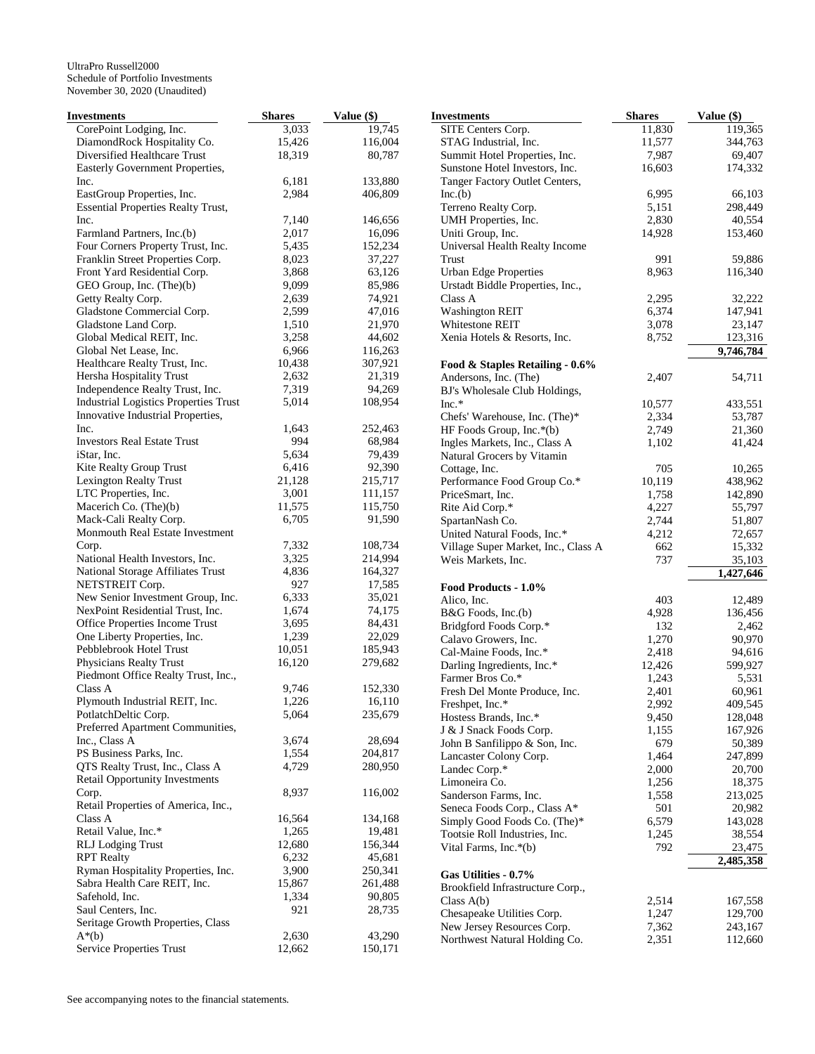UltraPro Russell2000
Schedule of Portfolio Investments
November 30, 2020 (Unaudited)

| Investments | Shares | Value ($) |
|---|---|---|
| CorePoint Lodging, Inc. | 3,033 | 19,745 |
| DiamondRock Hospitality Co. | 15,426 | 116,004 |
| Diversified Healthcare Trust | 18,319 | 80,787 |
| Easterly Government Properties, Inc. | 6,181 | 133,880 |
| EastGroup Properties, Inc. | 2,984 | 406,809 |
| Essential Properties Realty Trust, Inc. | 7,140 | 146,656 |
| Farmland Partners, Inc.(b) | 2,017 | 16,096 |
| Four Corners Property Trust, Inc. | 5,435 | 152,234 |
| Franklin Street Properties Corp. | 8,023 | 37,227 |
| Front Yard Residential Corp. | 3,868 | 63,126 |
| GEO Group, Inc. (The)(b) | 9,099 | 85,986 |
| Getty Realty Corp. | 2,639 | 74,921 |
| Gladstone Commercial Corp. | 2,599 | 47,016 |
| Gladstone Land Corp. | 1,510 | 21,970 |
| Global Medical REIT, Inc. | 3,258 | 44,602 |
| Global Net Lease, Inc. | 6,966 | 116,263 |
| Healthcare Realty Trust, Inc. | 10,438 | 307,921 |
| Hersha Hospitality Trust | 2,632 | 21,319 |
| Independence Realty Trust, Inc. | 7,319 | 94,269 |
| Industrial Logistics Properties Trust | 5,014 | 108,954 |
| Innovative Industrial Properties, Inc. | 1,643 | 252,463 |
| Investors Real Estate Trust | 994 | 68,984 |
| iStar, Inc. | 5,634 | 79,439 |
| Kite Realty Group Trust | 6,416 | 92,390 |
| Lexington Realty Trust | 21,128 | 215,717 |
| LTC Properties, Inc. | 3,001 | 111,157 |
| Macerich Co. (The)(b) | 11,575 | 115,750 |
| Mack-Cali Realty Corp. | 6,705 | 91,590 |
| Monmouth Real Estate Investment Corp. | 7,332 | 108,734 |
| National Health Investors, Inc. | 3,325 | 214,994 |
| National Storage Affiliates Trust | 4,836 | 164,327 |
| NETSTREIT Corp. | 927 | 17,585 |
| New Senior Investment Group, Inc. | 6,333 | 35,021 |
| NexPoint Residential Trust, Inc. | 1,674 | 74,175 |
| Office Properties Income Trust | 3,695 | 84,431 |
| One Liberty Properties, Inc. | 1,239 | 22,029 |
| Pebblebrook Hotel Trust | 10,051 | 185,943 |
| Physicians Realty Trust | 16,120 | 279,682 |
| Piedmont Office Realty Trust, Inc., Class A | 9,746 | 152,330 |
| Plymouth Industrial REIT, Inc. | 1,226 | 16,110 |
| PotlatchDeltic Corp. | 5,064 | 235,679 |
| Preferred Apartment Communities, Inc., Class A | 3,674 | 28,694 |
| PS Business Parks, Inc. | 1,554 | 204,817 |
| QTS Realty Trust, Inc., Class A | 4,729 | 280,950 |
| Retail Opportunity Investments Corp. | 8,937 | 116,002 |
| Retail Properties of America, Inc., Class A | 16,564 | 134,168 |
| Retail Value, Inc.* | 1,265 | 19,481 |
| RLJ Lodging Trust | 12,680 | 156,344 |
| RPT Realty | 6,232 | 45,681 |
| Ryman Hospitality Properties, Inc. | 3,900 | 250,341 |
| Sabra Health Care REIT, Inc. | 15,867 | 261,488 |
| Safehold, Inc. | 1,334 | 90,805 |
| Saul Centers, Inc. | 921 | 28,735 |
| Seritage Growth Properties, Class A*(b) | 2,630 | 43,290 |
| Service Properties Trust | 12,662 | 150,171 |
| SITE Centers Corp. | 11,830 | 119,365 |
| STAG Industrial, Inc. | 11,577 | 344,763 |
| Summit Hotel Properties, Inc. | 7,987 | 69,407 |
| Sunstone Hotel Investors, Inc. | 16,603 | 174,332 |
| Tanger Factory Outlet Centers, Inc.(b) | 6,995 | 66,103 |
| Terreno Realty Corp. | 5,151 | 298,449 |
| UMH Properties, Inc. | 2,830 | 40,554 |
| Uniti Group, Inc. | 14,928 | 153,460 |
| Universal Health Realty Income Trust | 991 | 59,886 |
| Urban Edge Properties | 8,963 | 116,340 |
| Urstadt Biddle Properties, Inc., Class A | 2,295 | 32,222 |
| Washington REIT | 6,374 | 147,941 |
| Whitestone REIT | 3,078 | 23,147 |
| Xenia Hotels & Resorts, Inc. | 8,752 | 123,316 |
| | | **9,746,784** |
| **Food & Staples Retailing - 0.6%** | | |
| Andersons, Inc. (The) | 2,407 | 54,711 |
| BJ's Wholesale Club Holdings, Inc.* | 10,577 | 433,551 |
| Chefs' Warehouse, Inc. (The)* | 2,334 | 53,787 |
| HF Foods Group, Inc.*(b) | 2,749 | 21,360 |
| Ingles Markets, Inc., Class A | 1,102 | 41,424 |
| Natural Grocers by Vitamin Cottage, Inc. | 705 | 10,265 |
| Performance Food Group Co.* | 10,119 | 438,962 |
| PriceSmart, Inc. | 1,758 | 142,890 |
| Rite Aid Corp.* | 4,227 | 55,797 |
| SpartanNash Co. | 2,744 | 51,807 |
| United Natural Foods, Inc.* | 4,212 | 72,657 |
| Village Super Market, Inc., Class A | 662 | 15,332 |
| Weis Markets, Inc. | 737 | 35,103 |
| | | **1,427,646** |
| **Food Products - 1.0%** | | |
| Alico, Inc. | 403 | 12,489 |
| B&G Foods, Inc.(b) | 4,928 | 136,456 |
| Bridgford Foods Corp.* | 132 | 2,462 |
| Calavo Growers, Inc. | 1,270 | 90,970 |
| Cal-Maine Foods, Inc.* | 2,418 | 94,616 |
| Darling Ingredients, Inc.* | 12,426 | 599,927 |
| Farmer Bros Co.* | 1,243 | 5,531 |
| Fresh Del Monte Produce, Inc. | 2,401 | 60,961 |
| Freshpet, Inc.* | 2,992 | 409,545 |
| Hostess Brands, Inc.* | 9,450 | 128,048 |
| J & J Snack Foods Corp. | 1,155 | 167,926 |
| John B Sanfilippo & Son, Inc. | 679 | 50,389 |
| Lancaster Colony Corp. | 1,464 | 247,899 |
| Landec Corp.* | 2,000 | 20,700 |
| Limoneira Co. | 1,256 | 18,375 |
| Sanderson Farms, Inc. | 1,558 | 213,025 |
| Seneca Foods Corp., Class A* | 501 | 20,982 |
| Simply Good Foods Co. (The)* | 6,579 | 143,028 |
| Tootsie Roll Industries, Inc. | 1,245 | 38,554 |
| Vital Farms, Inc.*(b) | 792 | 23,475 |
| | | **2,485,358** |
| **Gas Utilities - 0.7%** | | |
| Brookfield Infrastructure Corp., Class A(b) | 2,514 | 167,558 |
| Chesapeake Utilities Corp. | 1,247 | 129,700 |
| New Jersey Resources Corp. | 7,362 | 243,167 |
| Northwest Natural Holding Co. | 2,351 | 112,660 |

See accompanying notes to the financial statements.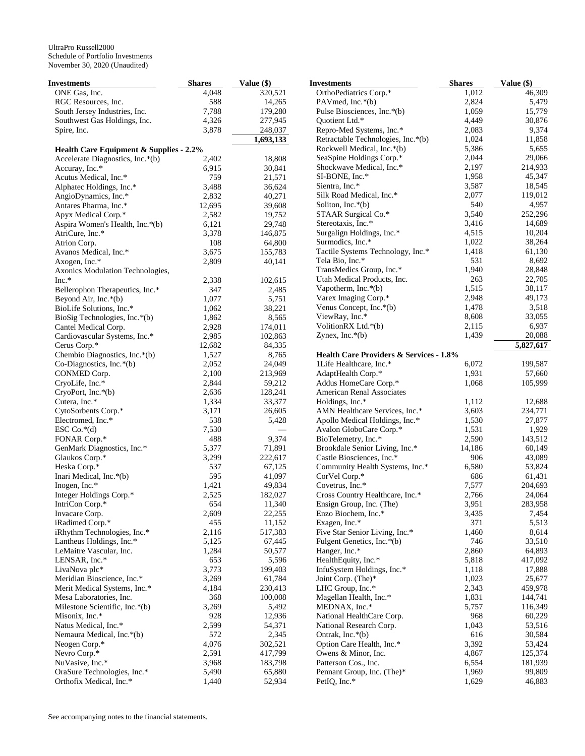UltraPro Russell2000
Schedule of Portfolio Investments
November 30, 2020 (Unaudited)

| Investments | Shares | Value ($) |
|---|---|---|
| ONE Gas, Inc. | 4,048 | 320,521 |
| RGC Resources, Inc. | 588 | 14,265 |
| South Jersey Industries, Inc. | 7,788 | 179,280 |
| Southwest Gas Holdings, Inc. | 4,326 | 277,945 |
| Spire, Inc. | 3,878 | 248,037 |
| | | 1,693,133 |
| **Health Care Equipment & Supplies - 2.2%** | | |
| Accelerate Diagnostics, Inc.*(b) | 2,402 | 18,808 |
| Accuray, Inc.* | 6,915 | 30,841 |
| Acutus Medical, Inc.* | 759 | 21,571 |
| Alphatec Holdings, Inc.* | 3,488 | 36,624 |
| AngioDynamics, Inc.* | 2,832 | 40,271 |
| Antares Pharma, Inc.* | 12,695 | 39,608 |
| Apyx Medical Corp.* | 2,582 | 19,752 |
| Aspira Women's Health, Inc.*(b) | 6,121 | 29,748 |
| AtriCure, Inc.* | 3,378 | 146,875 |
| Atrion Corp. | 108 | 64,800 |
| Avanos Medical, Inc.* | 3,675 | 155,783 |
| Axogen, Inc.* | 2,809 | 40,141 |
| Axonics Modulation Technologies, Inc.* | 2,338 | 102,615 |
| Bellerophon Therapeutics, Inc.* | 347 | 2,485 |
| Beyond Air, Inc.*(b) | 1,077 | 5,751 |
| BioLife Solutions, Inc.* | 1,062 | 38,221 |
| BioSig Technologies, Inc.*(b) | 1,862 | 8,565 |
| Cantel Medical Corp. | 2,928 | 174,011 |
| Cardiovascular Systems, Inc.* | 2,985 | 102,863 |
| Cerus Corp.* | 12,682 | 84,335 |
| Chembio Diagnostics, Inc.*(b) | 1,527 | 8,765 |
| Co-Diagnostics, Inc.*(b) | 2,052 | 24,049 |
| CONMED Corp. | 2,100 | 213,969 |
| CryoLife, Inc.* | 2,844 | 59,212 |
| CryoPort, Inc.*(b) | 2,636 | 128,241 |
| Cutera, Inc.* | 1,334 | 33,377 |
| CytoSorbents Corp.* | 3,171 | 26,605 |
| Electromed, Inc.* | 538 | 5,428 |
| ESC Co.*(d) | 7,530 | — |
| FONAR Corp.* | 488 | 9,374 |
| GenMark Diagnostics, Inc.* | 5,377 | 71,891 |
| Glaukos Corp.* | 3,299 | 222,617 |
| Heska Corp.* | 537 | 67,125 |
| Inari Medical, Inc.*(b) | 595 | 41,097 |
| Inogen, Inc.* | 1,421 | 49,834 |
| Integer Holdings Corp.* | 2,525 | 182,027 |
| IntriCon Corp.* | 654 | 11,340 |
| Invacare Corp. | 2,609 | 22,255 |
| iRadimed Corp.* | 455 | 11,152 |
| iRhythm Technologies, Inc.* | 2,116 | 517,383 |
| Lantheus Holdings, Inc.* | 5,125 | 67,445 |
| LeMaitre Vascular, Inc. | 1,284 | 50,577 |
| LENSAR, Inc.* | 653 | 5,596 |
| LivaNova plc* | 3,773 | 199,403 |
| Meridian Bioscience, Inc.* | 3,269 | 61,784 |
| Merit Medical Systems, Inc.* | 4,184 | 230,413 |
| Mesa Laboratories, Inc. | 368 | 100,008 |
| Milestone Scientific, Inc.*(b) | 3,269 | 5,492 |
| Misonix, Inc.* | 928 | 12,936 |
| Natus Medical, Inc.* | 2,599 | 54,371 |
| Nemaura Medical, Inc.*(b) | 572 | 2,345 |
| Neogen Corp.* | 4,076 | 302,521 |
| Nevro Corp.* | 2,591 | 417,799 |
| NuVasive, Inc.* | 3,968 | 183,798 |
| OraSure Technologies, Inc.* | 5,490 | 65,880 |
| Orthofix Medical, Inc.* | 1,440 | 52,934 |
| OrthoPediatrics Corp.* | 1,012 | 46,309 |
| PAVmed, Inc.*(b) | 2,824 | 5,479 |
| Pulse Biosciences, Inc.*(b) | 1,059 | 15,779 |
| Quotient Ltd.* | 4,449 | 30,876 |
| Repro-Med Systems, Inc.* | 2,083 | 9,374 |
| Retractable Technologies, Inc.*(b) | 1,024 | 11,858 |
| Rockwell Medical, Inc.*(b) | 5,386 | 5,655 |
| SeaSpine Holdings Corp.* | 2,044 | 29,066 |
| Shockwave Medical, Inc.* | 2,197 | 214,933 |
| SI-BONE, Inc.* | 1,958 | 45,347 |
| Sientra, Inc.* | 3,587 | 18,545 |
| Silk Road Medical, Inc.* | 2,077 | 119,012 |
| Soliton, Inc.*(b) | 540 | 4,957 |
| STAAR Surgical Co.* | 3,540 | 252,296 |
| Stereotaxis, Inc.* | 3,416 | 14,689 |
| Surgalign Holdings, Inc.* | 4,515 | 10,204 |
| Surmodics, Inc.* | 1,022 | 38,264 |
| Tactile Systems Technology, Inc.* | 1,418 | 61,130 |
| Tela Bio, Inc.* | 531 | 8,692 |
| TransMedics Group, Inc.* | 1,940 | 28,848 |
| Utah Medical Products, Inc. | 263 | 22,705 |
| Vapotherm, Inc.*(b) | 1,515 | 38,117 |
| Varex Imaging Corp.* | 2,948 | 49,173 |
| Venus Concept, Inc.*(b) | 1,478 | 3,518 |
| ViewRay, Inc.* | 8,608 | 33,055 |
| VolitionRX Ltd.*(b) | 2,115 | 6,937 |
| Zynex, Inc.*(b) | 1,439 | 20,088 |
| | | 5,827,617 |
| **Health Care Providers & Services - 1.8%** | | |
| 1Life Healthcare, Inc.* | 6,072 | 199,587 |
| AdaptHealth Corp.* | 1,931 | 57,660 |
| Addus HomeCare Corp.* | 1,068 | 105,999 |
| American Renal Associates Holdings, Inc.* | 1,112 | 12,688 |
| AMN Healthcare Services, Inc.* | 3,603 | 234,771 |
| Apollo Medical Holdings, Inc.* | 1,530 | 27,877 |
| Avalon GloboCare Corp.* | 1,531 | 1,929 |
| BioTelemetry, Inc.* | 2,590 | 143,512 |
| Brookdale Senior Living, Inc.* | 14,186 | 60,149 |
| Castle Biosciences, Inc.* | 906 | 43,089 |
| Community Health Systems, Inc.* | 6,580 | 53,824 |
| CorVel Corp.* | 686 | 61,431 |
| Covetrus, Inc.* | 7,577 | 204,693 |
| Cross Country Healthcare, Inc.* | 2,766 | 24,064 |
| Ensign Group, Inc. (The) | 3,951 | 283,958 |
| Enzo Biochem, Inc.* | 3,435 | 7,454 |
| Exagen, Inc.* | 371 | 5,513 |
| Five Star Senior Living, Inc.* | 1,460 | 8,614 |
| Fulgent Genetics, Inc.*(b) | 746 | 33,510 |
| Hanger, Inc.* | 2,860 | 64,893 |
| HealthEquity, Inc.* | 5,818 | 417,092 |
| InfuSystem Holdings, Inc.* | 1,118 | 17,888 |
| Joint Corp. (The)* | 1,023 | 25,677 |
| LHC Group, Inc.* | 2,343 | 459,978 |
| Magellan Health, Inc.* | 1,831 | 144,741 |
| MEDNAX, Inc.* | 5,757 | 116,349 |
| National HealthCare Corp. | 968 | 60,229 |
| National Research Corp. | 1,043 | 53,516 |
| Ontrak, Inc.*(b) | 616 | 30,584 |
| Option Care Health, Inc.* | 3,392 | 53,424 |
| Owens & Minor, Inc. | 4,867 | 125,374 |
| Patterson Cos., Inc. | 6,554 | 181,939 |
| Pennant Group, Inc. (The)* | 1,969 | 99,809 |
| PetIQ, Inc.* | 1,629 | 46,883 |

See accompanying notes to the financial statements.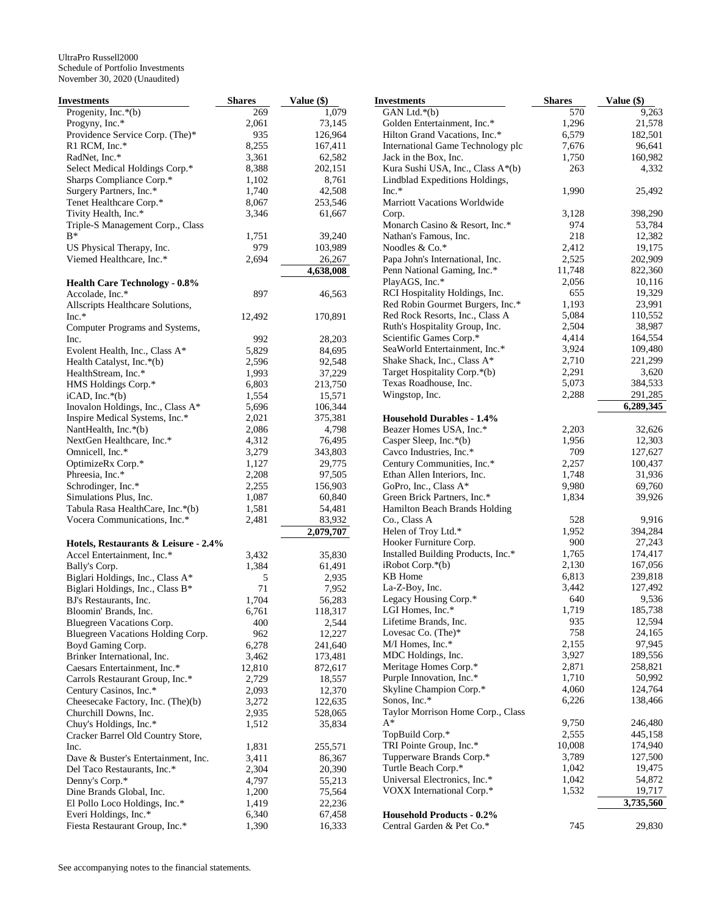UltraPro Russell2000
Schedule of Portfolio Investments
November 30, 2020 (Unaudited)

| Investments | Shares | Value ($) |
|---|---|---|
| Progenity, Inc.*(b) | 269 | 1,079 |
| Progyny, Inc.* | 2,061 | 73,145 |
| Providence Service Corp. (The)* | 935 | 126,964 |
| R1 RCM, Inc.* | 8,255 | 167,411 |
| RadNet, Inc.* | 3,361 | 62,582 |
| Select Medical Holdings Corp.* | 8,388 | 202,151 |
| Sharps Compliance Corp.* | 1,102 | 8,761 |
| Surgery Partners, Inc.* | 1,740 | 42,508 |
| Tenet Healthcare Corp.* | 8,067 | 253,546 |
| Tivity Health, Inc.* | 3,346 | 61,667 |
| Triple-S Management Corp., Class B* | 1,751 | 39,240 |
| US Physical Therapy, Inc. | 979 | 103,989 |
| Viemed Healthcare, Inc.* | 2,694 | 26,267 |
| | | 4,638,008 |
| **Health Care Technology - 0.8%** | | |
| Accolade, Inc.* | 897 | 46,563 |
| Allscripts Healthcare Solutions, Inc.* | 12,492 | 170,891 |
| Computer Programs and Systems, Inc. | 992 | 28,203 |
| Evolent Health, Inc., Class A* | 5,829 | 84,695 |
| Health Catalyst, Inc.*(b) | 2,596 | 92,548 |
| HealthStream, Inc.* | 1,993 | 37,229 |
| HMS Holdings Corp.* | 6,803 | 213,750 |
| iCAD, Inc.*(b) | 1,554 | 15,571 |
| Inovalon Holdings, Inc., Class A* | 5,696 | 106,344 |
| Inspire Medical Systems, Inc.* | 2,021 | 375,381 |
| NantHealth, Inc.*(b) | 2,086 | 4,798 |
| NextGen Healthcare, Inc.* | 4,312 | 76,495 |
| Omnicell, Inc.* | 3,279 | 343,803 |
| OptimizeRx Corp.* | 1,127 | 29,775 |
| Phreesia, Inc.* | 2,208 | 97,505 |
| Schrodinger, Inc.* | 2,255 | 156,903 |
| Simulations Plus, Inc. | 1,087 | 60,840 |
| Tabula Rasa HealthCare, Inc.*(b) | 1,581 | 54,481 |
| Vocera Communications, Inc.* | 2,481 | 83,932 |
| | | 2,079,707 |
| **Hotels, Restaurants & Leisure - 2.4%** | | |
| Accel Entertainment, Inc.* | 3,432 | 35,830 |
| Bally's Corp. | 1,384 | 61,491 |
| Biglari Holdings, Inc., Class A* | 5 | 2,935 |
| Biglari Holdings, Inc., Class B* | 71 | 7,952 |
| BJ's Restaurants, Inc. | 1,704 | 56,283 |
| Bloomin' Brands, Inc. | 6,761 | 118,317 |
| Bluegreen Vacations Corp. | 400 | 2,544 |
| Bluegreen Vacations Holding Corp. | 962 | 12,227 |
| Boyd Gaming Corp. | 6,278 | 241,640 |
| Brinker International, Inc. | 3,462 | 173,481 |
| Caesars Entertainment, Inc.* | 12,810 | 872,617 |
| Carrols Restaurant Group, Inc.* | 2,729 | 18,557 |
| Century Casinos, Inc.* | 2,093 | 12,370 |
| Cheesecake Factory, Inc. (The)(b) | 3,272 | 122,635 |
| Churchill Downs, Inc. | 2,935 | 528,065 |
| Chuy's Holdings, Inc.* | 1,512 | 35,834 |
| Cracker Barrel Old Country Store, Inc. | 1,831 | 255,571 |
| Dave & Buster's Entertainment, Inc. | 3,411 | 86,367 |
| Del Taco Restaurants, Inc.* | 2,304 | 20,390 |
| Denny's Corp.* | 4,797 | 55,213 |
| Dine Brands Global, Inc. | 1,200 | 75,564 |
| El Pollo Loco Holdings, Inc.* | 1,419 | 22,236 |
| Everi Holdings, Inc.* | 6,340 | 67,458 |
| Fiesta Restaurant Group, Inc.* | 1,390 | 16,333 |
| GAN Ltd.*(b) | 570 | 9,263 |
| Golden Entertainment, Inc.* | 1,296 | 21,578 |
| Hilton Grand Vacations, Inc.* | 6,579 | 182,501 |
| International Game Technology plc | 7,676 | 96,641 |
| Jack in the Box, Inc. | 1,750 | 160,982 |
| Kura Sushi USA, Inc., Class A*(b) | 263 | 4,332 |
| Lindblad Expeditions Holdings, Inc.* | 1,990 | 25,492 |
| Marriott Vacations Worldwide Corp. | 3,128 | 398,290 |
| Monarch Casino & Resort, Inc.* | 974 | 53,784 |
| Nathan's Famous, Inc. | 218 | 12,382 |
| Noodles & Co.* | 2,412 | 19,175 |
| Papa John's International, Inc. | 2,525 | 202,909 |
| Penn National Gaming, Inc.* | 11,748 | 822,360 |
| PlayAGS, Inc.* | 2,056 | 10,116 |
| RCI Hospitality Holdings, Inc. | 655 | 19,329 |
| Red Robin Gourmet Burgers, Inc.* | 1,193 | 23,991 |
| Red Rock Resorts, Inc., Class A | 5,084 | 110,552 |
| Ruth's Hospitality Group, Inc. | 2,504 | 38,987 |
| Scientific Games Corp.* | 4,414 | 164,554 |
| SeaWorld Entertainment, Inc.* | 3,924 | 109,480 |
| Shake Shack, Inc., Class A* | 2,710 | 221,299 |
| Target Hospitality Corp.*(b) | 2,291 | 3,620 |
| Texas Roadhouse, Inc. | 5,073 | 384,533 |
| Wingstop, Inc. | 2,288 | 291,285 |
| | | 6,289,345 |
| **Household Durables - 1.4%** | | |
| Beazer Homes USA, Inc.* | 2,203 | 32,626 |
| Casper Sleep, Inc.*(b) | 1,956 | 12,303 |
| Cavco Industries, Inc.* | 709 | 127,627 |
| Century Communities, Inc.* | 2,257 | 100,437 |
| Ethan Allen Interiors, Inc. | 1,748 | 31,936 |
| GoPro, Inc., Class A* | 9,980 | 69,760 |
| Green Brick Partners, Inc.* | 1,834 | 39,926 |
| Hamilton Beach Brands Holding Co., Class A | 528 | 9,916 |
| Helen of Troy Ltd.* | 1,952 | 394,284 |
| Hooker Furniture Corp. | 900 | 27,243 |
| Installed Building Products, Inc.* | 1,765 | 174,417 |
| iRobot Corp.*(b) | 2,130 | 167,056 |
| KB Home | 6,813 | 239,818 |
| La-Z-Boy, Inc. | 3,442 | 127,492 |
| Legacy Housing Corp.* | 640 | 9,536 |
| LGI Homes, Inc.* | 1,719 | 185,738 |
| Lifetime Brands, Inc. | 935 | 12,594 |
| Lovesac Co. (The)* | 758 | 24,165 |
| M/I Homes, Inc.* | 2,155 | 97,945 |
| MDC Holdings, Inc. | 3,927 | 189,556 |
| Meritage Homes Corp.* | 2,871 | 258,821 |
| Purple Innovation, Inc.* | 1,710 | 50,992 |
| Skyline Champion Corp.* | 4,060 | 124,764 |
| Sonos, Inc.* | 6,226 | 138,466 |
| Taylor Morrison Home Corp., Class A* | 9,750 | 246,480 |
| TopBuild Corp.* | 2,555 | 445,158 |
| TRI Pointe Group, Inc.* | 10,008 | 174,940 |
| Tupperware Brands Corp.* | 3,789 | 127,500 |
| Turtle Beach Corp.* | 1,042 | 19,475 |
| Universal Electronics, Inc.* | 1,042 | 54,872 |
| VOXX International Corp.* | 1,532 | 19,717 |
| | | 3,735,560 |
| **Household Products - 0.2%** | | |
| Central Garden & Pet Co.* | 745 | 29,830 |

See accompanying notes to the financial statements.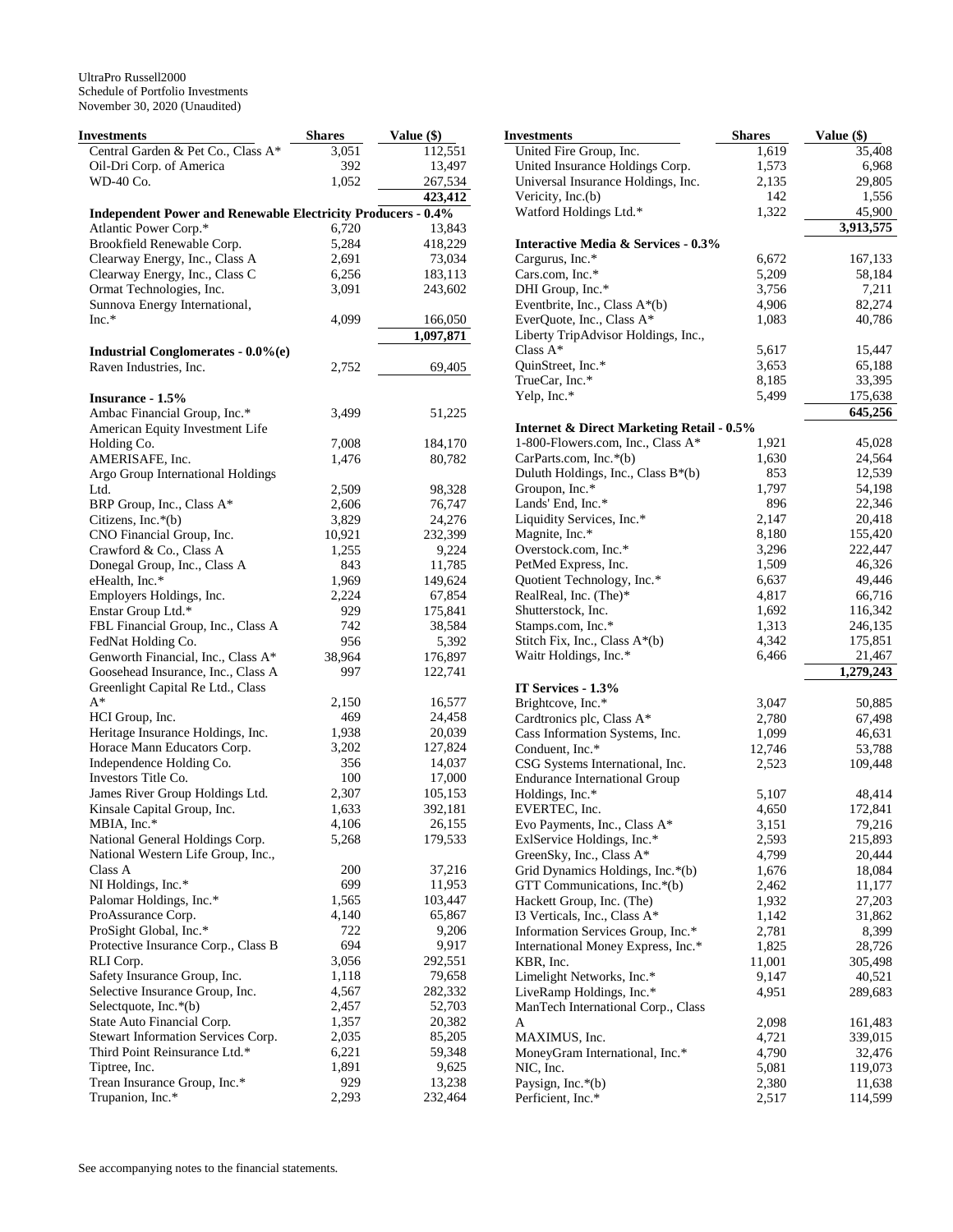UltraPro Russell2000
Schedule of Portfolio Investments
November 30, 2020 (Unaudited)

| Investments | Shares | Value ($) |
|---|---|---|
| Central Garden & Pet Co., Class A* | 3,051 | 112,551 |
| Oil-Dri Corp. of America | 392 | 13,497 |
| WD-40 Co. | 1,052 | 267,534 |
| | | **423,412** |
| **Independent Power and Renewable Electricity Producers - 0.4%** | | |
| Atlantic Power Corp.* | 6,720 | 13,843 |
| Brookfield Renewable Corp. | 5,284 | 418,229 |
| Clearway Energy, Inc., Class A | 2,691 | 73,034 |
| Clearway Energy, Inc., Class C | 6,256 | 183,113 |
| Ormat Technologies, Inc. | 3,091 | 243,602 |
| Sunnova Energy International, Inc.* | 4,099 | 166,050 |
| | | **1,097,871** |
| **Industrial Conglomerates - 0.0%(e)** | | |
| Raven Industries, Inc. | 2,752 | 69,405 |
| **Insurance - 1.5%** | | |
| Ambac Financial Group, Inc.* | 3,499 | 51,225 |
| American Equity Investment Life Holding Co. | 7,008 | 184,170 |
| AMERISAFE, Inc. | 1,476 | 80,782 |
| Argo Group International Holdings Ltd. | 2,509 | 98,328 |
| BRP Group, Inc., Class A* | 2,606 | 76,747 |
| Citizens, Inc.*(b) | 3,829 | 24,276 |
| CNO Financial Group, Inc. | 10,921 | 232,399 |
| Crawford & Co., Class A | 1,255 | 9,224 |
| Donegal Group, Inc., Class A | 843 | 11,785 |
| eHealth, Inc.* | 1,969 | 149,624 |
| Employers Holdings, Inc. | 2,224 | 67,854 |
| Enstar Group Ltd.* | 929 | 175,841 |
| FBL Financial Group, Inc., Class A | 742 | 38,584 |
| FedNat Holding Co. | 956 | 5,392 |
| Genworth Financial, Inc., Class A* | 38,964 | 176,897 |
| Goosehead Insurance, Inc., Class A | 997 | 122,741 |
| Greenlight Capital Re Ltd., Class A* | 2,150 | 16,577 |
| HCI Group, Inc. | 469 | 24,458 |
| Heritage Insurance Holdings, Inc. | 1,938 | 20,039 |
| Horace Mann Educators Corp. | 3,202 | 127,824 |
| Independence Holding Co. | 356 | 14,037 |
| Investors Title Co. | 100 | 17,000 |
| James River Group Holdings Ltd. | 2,307 | 105,153 |
| Kinsale Capital Group, Inc. | 1,633 | 392,181 |
| MBIA, Inc.* | 4,106 | 26,155 |
| National General Holdings Corp. | 5,268 | 179,533 |
| National Western Life Group, Inc., Class A | 200 | 37,216 |
| NI Holdings, Inc.* | 699 | 11,953 |
| Palomar Holdings, Inc.* | 1,565 | 103,447 |
| ProAssurance Corp. | 4,140 | 65,867 |
| ProSight Global, Inc.* | 722 | 9,206 |
| Protective Insurance Corp., Class B | 694 | 9,917 |
| RLI Corp. | 3,056 | 292,551 |
| Safety Insurance Group, Inc. | 1,118 | 79,658 |
| Selective Insurance Group, Inc. | 4,567 | 282,332 |
| Selectquote, Inc.*(b) | 2,457 | 52,703 |
| State Auto Financial Corp. | 1,357 | 20,382 |
| Stewart Information Services Corp. | 2,035 | 85,205 |
| Third Point Reinsurance Ltd.* | 6,221 | 59,348 |
| Tiptree, Inc. | 1,891 | 9,625 |
| Trean Insurance Group, Inc.* | 929 | 13,238 |
| Trupanion, Inc.* | 2,293 | 232,464 |
| United Fire Group, Inc. | 1,619 | 35,408 |
| United Insurance Holdings Corp. | 1,573 | 6,968 |
| Universal Insurance Holdings, Inc. | 2,135 | 29,805 |
| Vericity, Inc.(b) | 142 | 1,556 |
| Watford Holdings Ltd.* | 1,322 | 45,900 |
| | | **3,913,575** |
| **Interactive Media & Services - 0.3%** | | |
| Cargurus, Inc.* | 6,672 | 167,133 |
| Cars.com, Inc.* | 5,209 | 58,184 |
| DHI Group, Inc.* | 3,756 | 7,211 |
| Eventbrite, Inc., Class A*(b) | 4,906 | 82,274 |
| EverQuote, Inc., Class A* | 1,083 | 40,786 |
| Liberty TripAdvisor Holdings, Inc., Class A* | 5,617 | 15,447 |
| QuinStreet, Inc.* | 3,653 | 65,188 |
| TrueCar, Inc.* | 8,185 | 33,395 |
| Yelp, Inc.* | 5,499 | 175,638 |
| | | **645,256** |
| **Internet & Direct Marketing Retail - 0.5%** | | |
| 1-800-Flowers.com, Inc., Class A* | 1,921 | 45,028 |
| CarParts.com, Inc.*(b) | 1,630 | 24,564 |
| Duluth Holdings, Inc., Class B*(b) | 853 | 12,539 |
| Groupon, Inc.* | 1,797 | 54,198 |
| Lands' End, Inc.* | 896 | 22,346 |
| Liquidity Services, Inc.* | 2,147 | 20,418 |
| Magnite, Inc.* | 8,180 | 155,420 |
| Overstock.com, Inc.* | 3,296 | 222,447 |
| PetMed Express, Inc. | 1,509 | 46,326 |
| Quotient Technology, Inc.* | 6,637 | 49,446 |
| RealReal, Inc. (The)* | 4,817 | 66,716 |
| Shutterstock, Inc. | 1,692 | 116,342 |
| Stamps.com, Inc.* | 1,313 | 246,135 |
| Stitch Fix, Inc., Class A*(b) | 4,342 | 175,851 |
| Waitr Holdings, Inc.* | 6,466 | 21,467 |
| | | **1,279,243** |
| **IT Services - 1.3%** | | |
| Brightcove, Inc.* | 3,047 | 50,885 |
| Cardtronics plc, Class A* | 2,780 | 67,498 |
| Cass Information Systems, Inc. | 1,099 | 46,631 |
| Conduent, Inc.* | 12,746 | 53,788 |
| CSG Systems International, Inc. | 2,523 | 109,448 |
| Endurance International Group Holdings, Inc.* | 5,107 | 48,414 |
| EVERTEC, Inc. | 4,650 | 172,841 |
| Evo Payments, Inc., Class A* | 3,151 | 79,216 |
| ExlService Holdings, Inc.* | 2,593 | 215,893 |
| GreenSky, Inc., Class A* | 4,799 | 20,444 |
| Grid Dynamics Holdings, Inc.*(b) | 1,676 | 18,084 |
| GTT Communications, Inc.*(b) | 2,462 | 11,177 |
| Hackett Group, Inc. (The) | 1,932 | 27,203 |
| I3 Verticals, Inc., Class A* | 1,142 | 31,862 |
| Information Services Group, Inc.* | 2,781 | 8,399 |
| International Money Express, Inc.* | 1,825 | 28,726 |
| KBR, Inc. | 11,001 | 305,498 |
| Limelight Networks, Inc.* | 9,147 | 40,521 |
| LiveRamp Holdings, Inc.* | 4,951 | 289,683 |
| ManTech International Corp., Class A | 2,098 | 161,483 |
| MAXIMUS, Inc. | 4,721 | 339,015 |
| MoneyGram International, Inc.* | 4,790 | 32,476 |
| NIC, Inc. | 5,081 | 119,073 |
| Paysign, Inc.*(b) | 2,380 | 11,638 |
| Perficient, Inc.* | 2,517 | 114,599 |

See accompanying notes to the financial statements.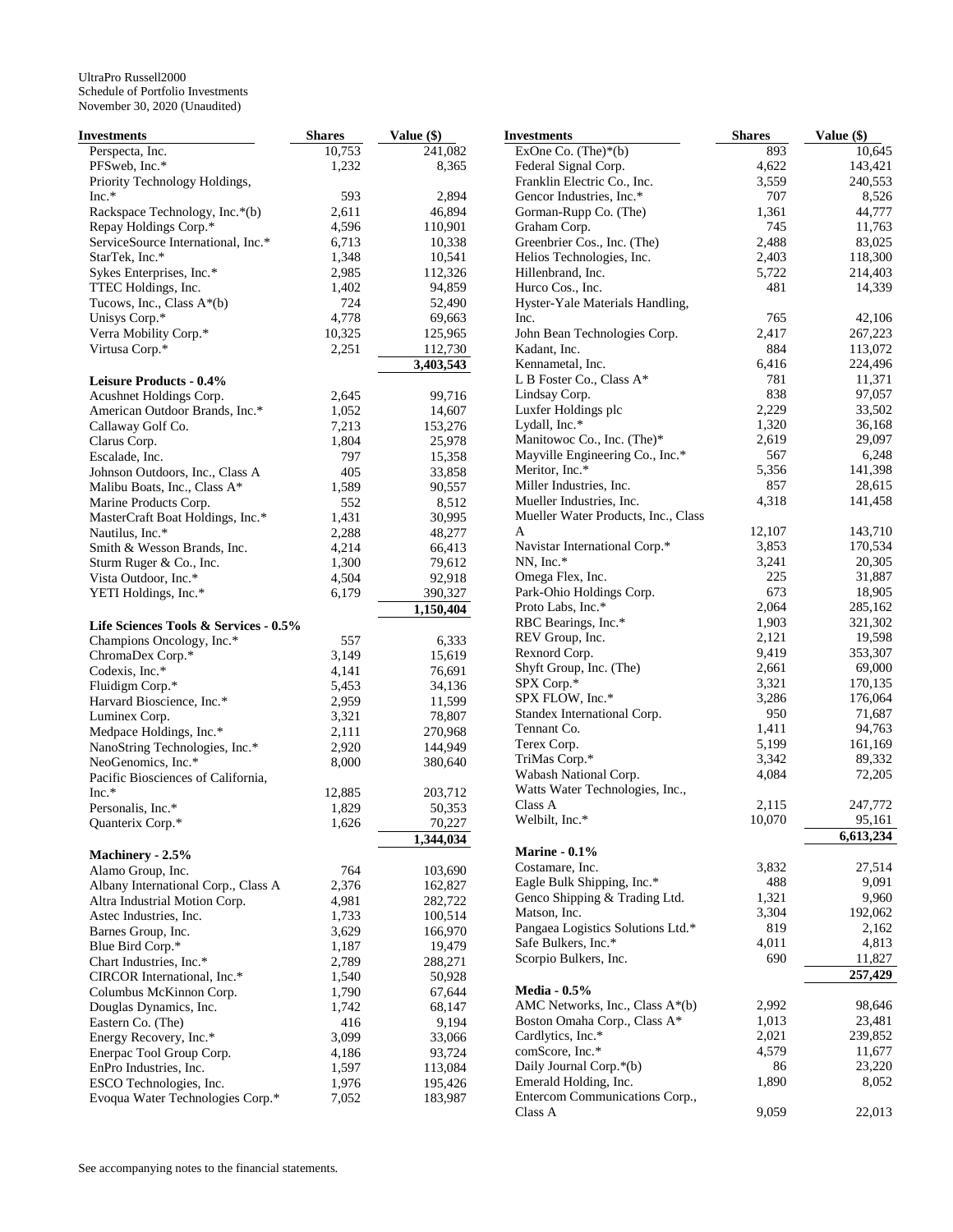UltraPro Russell2000
Schedule of Portfolio Investments
November 30, 2020 (Unaudited)

| Investments | Shares | Value ($) |
|---|---|---|
| Perspecta, Inc. | 10,753 | 241,082 |
| PFSweb, Inc.* | 1,232 | 8,365 |
| Priority Technology Holdings, Inc.* | 593 | 2,894 |
| Rackspace Technology, Inc.*(b) | 2,611 | 46,894 |
| Repay Holdings Corp.* | 4,596 | 110,901 |
| ServiceSource International, Inc.* | 6,713 | 10,338 |
| StarTek, Inc.* | 1,348 | 10,541 |
| Sykes Enterprises, Inc.* | 2,985 | 112,326 |
| TTEC Holdings, Inc. | 1,402 | 94,859 |
| Tucows, Inc., Class A*(b) | 724 | 52,490 |
| Unisys Corp.* | 4,778 | 69,663 |
| Verra Mobility Corp.* | 10,325 | 125,965 |
| Virtusa Corp.* | 2,251 | 112,730 |
| | | **3,403,543** |
| **Leisure Products - 0.4%** | | |
| Acushnet Holdings Corp. | 2,645 | 99,716 |
| American Outdoor Brands, Inc.* | 1,052 | 14,607 |
| Callaway Golf Co. | 7,213 | 153,276 |
| Clarus Corp. | 1,804 | 25,978 |
| Escalade, Inc. | 797 | 15,358 |
| Johnson Outdoors, Inc., Class A | 405 | 33,858 |
| Malibu Boats, Inc., Class A* | 1,589 | 90,557 |
| Marine Products Corp. | 552 | 8,512 |
| MasterCraft Boat Holdings, Inc.* | 1,431 | 30,995 |
| Nautilus, Inc.* | 2,288 | 48,277 |
| Smith & Wesson Brands, Inc. | 4,214 | 66,413 |
| Sturm Ruger & Co., Inc. | 1,300 | 79,612 |
| Vista Outdoor, Inc.* | 4,504 | 92,918 |
| YETI Holdings, Inc.* | 6,179 | 390,327 |
| | | **1,150,404** |
| **Life Sciences Tools & Services - 0.5%** | | |
| Champions Oncology, Inc.* | 557 | 6,333 |
| ChromaDex Corp.* | 3,149 | 15,619 |
| Codexis, Inc.* | 4,141 | 76,691 |
| Fluidigm Corp.* | 5,453 | 34,136 |
| Harvard Bioscience, Inc.* | 2,959 | 11,599 |
| Luminex Corp. | 3,321 | 78,807 |
| Medpace Holdings, Inc.* | 2,111 | 270,968 |
| NanoString Technologies, Inc.* | 2,920 | 144,949 |
| NeoGenomics, Inc.* | 8,000 | 380,640 |
| Pacific Biosciences of California, Inc.* | 12,885 | 203,712 |
| Personalis, Inc.* | 1,829 | 50,353 |
| Quanterix Corp.* | 1,626 | 70,227 |
| | | **1,344,034** |
| **Machinery - 2.5%** | | |
| Alamo Group, Inc. | 764 | 103,690 |
| Albany International Corp., Class A | 2,376 | 162,827 |
| Altra Industrial Motion Corp. | 4,981 | 282,722 |
| Astec Industries, Inc. | 1,733 | 100,514 |
| Barnes Group, Inc. | 3,629 | 166,970 |
| Blue Bird Corp.* | 1,187 | 19,479 |
| Chart Industries, Inc.* | 2,789 | 288,271 |
| CIRCOR International, Inc.* | 1,540 | 50,928 |
| Columbus McKinnon Corp. | 1,790 | 67,644 |
| Douglas Dynamics, Inc. | 1,742 | 68,147 |
| Eastern Co. (The) | 416 | 9,194 |
| Energy Recovery, Inc.* | 3,099 | 33,066 |
| Enerpac Tool Group Corp. | 4,186 | 93,724 |
| EnPro Industries, Inc. | 1,597 | 113,084 |
| ESCO Technologies, Inc. | 1,976 | 195,426 |
| Evoqua Water Technologies Corp.* | 7,052 | 183,987 |
| ExOne Co. (The)*(b) | 893 | 10,645 |
| Federal Signal Corp. | 4,622 | 143,421 |
| Franklin Electric Co., Inc. | 3,559 | 240,553 |
| Gencor Industries, Inc.* | 707 | 8,526 |
| Gorman-Rupp Co. (The) | 1,361 | 44,777 |
| Graham Corp. | 745 | 11,763 |
| Greenbrier Cos., Inc. (The) | 2,488 | 83,025 |
| Helios Technologies, Inc. | 2,403 | 118,300 |
| Hillenbrand, Inc. | 5,722 | 214,403 |
| Hurco Cos., Inc. | 481 | 14,339 |
| Hyster-Yale Materials Handling, Inc. | 765 | 42,106 |
| John Bean Technologies Corp. | 2,417 | 267,223 |
| Kadant, Inc. | 884 | 113,072 |
| Kennametal, Inc. | 6,416 | 224,496 |
| L B Foster Co., Class A* | 781 | 11,371 |
| Lindsay Corp. | 838 | 97,057 |
| Luxfer Holdings plc | 2,229 | 33,502 |
| Lydall, Inc.* | 1,320 | 36,168 |
| Manitowoc Co., Inc. (The)* | 2,619 | 29,097 |
| Mayville Engineering Co., Inc.* | 567 | 6,248 |
| Meritor, Inc.* | 5,356 | 141,398 |
| Miller Industries, Inc. | 857 | 28,615 |
| Mueller Industries, Inc. | 4,318 | 141,458 |
| Mueller Water Products, Inc., Class A | 12,107 | 143,710 |
| Navistar International Corp.* | 3,853 | 170,534 |
| NN, Inc.* | 3,241 | 20,305 |
| Omega Flex, Inc. | 225 | 31,887 |
| Park-Ohio Holdings Corp. | 673 | 18,905 |
| Proto Labs, Inc.* | 2,064 | 285,162 |
| RBC Bearings, Inc.* | 1,903 | 321,302 |
| REV Group, Inc. | 2,121 | 19,598 |
| Rexnord Corp. | 9,419 | 353,307 |
| Shyft Group, Inc. (The) | 2,661 | 69,000 |
| SPX Corp.* | 3,321 | 170,135 |
| SPX FLOW, Inc.* | 3,286 | 176,064 |
| Standex International Corp. | 950 | 71,687 |
| Tennant Co. | 1,411 | 94,763 |
| Terex Corp. | 5,199 | 161,169 |
| TriMas Corp.* | 3,342 | 89,332 |
| Wabash National Corp. | 4,084 | 72,205 |
| Watts Water Technologies, Inc., Class A | 2,115 | 247,772 |
| Welbilt, Inc.* | 10,070 | 95,161 |
| | | **6,613,234** |
| **Marine - 0.1%** | | |
| Costamare, Inc. | 3,832 | 27,514 |
| Eagle Bulk Shipping, Inc.* | 488 | 9,091 |
| Genco Shipping & Trading Ltd. | 1,321 | 9,960 |
| Matson, Inc. | 3,304 | 192,062 |
| Pangaea Logistics Solutions Ltd.* | 819 | 2,162 |
| Safe Bulkers, Inc.* | 4,011 | 4,813 |
| Scorpio Bulkers, Inc. | 690 | 11,827 |
| | | **257,429** |
| **Media - 0.5%** | | |
| AMC Networks, Inc., Class A*(b) | 2,992 | 98,646 |
| Boston Omaha Corp., Class A* | 1,013 | 23,481 |
| Cardlytics, Inc.* | 2,021 | 239,852 |
| comScore, Inc.* | 4,579 | 11,677 |
| Daily Journal Corp.*(b) | 86 | 23,220 |
| Emerald Holding, Inc. | 1,890 | 8,052 |
| Entercom Communications Corp., Class A | 9,059 | 22,013 |

See accompanying notes to the financial statements.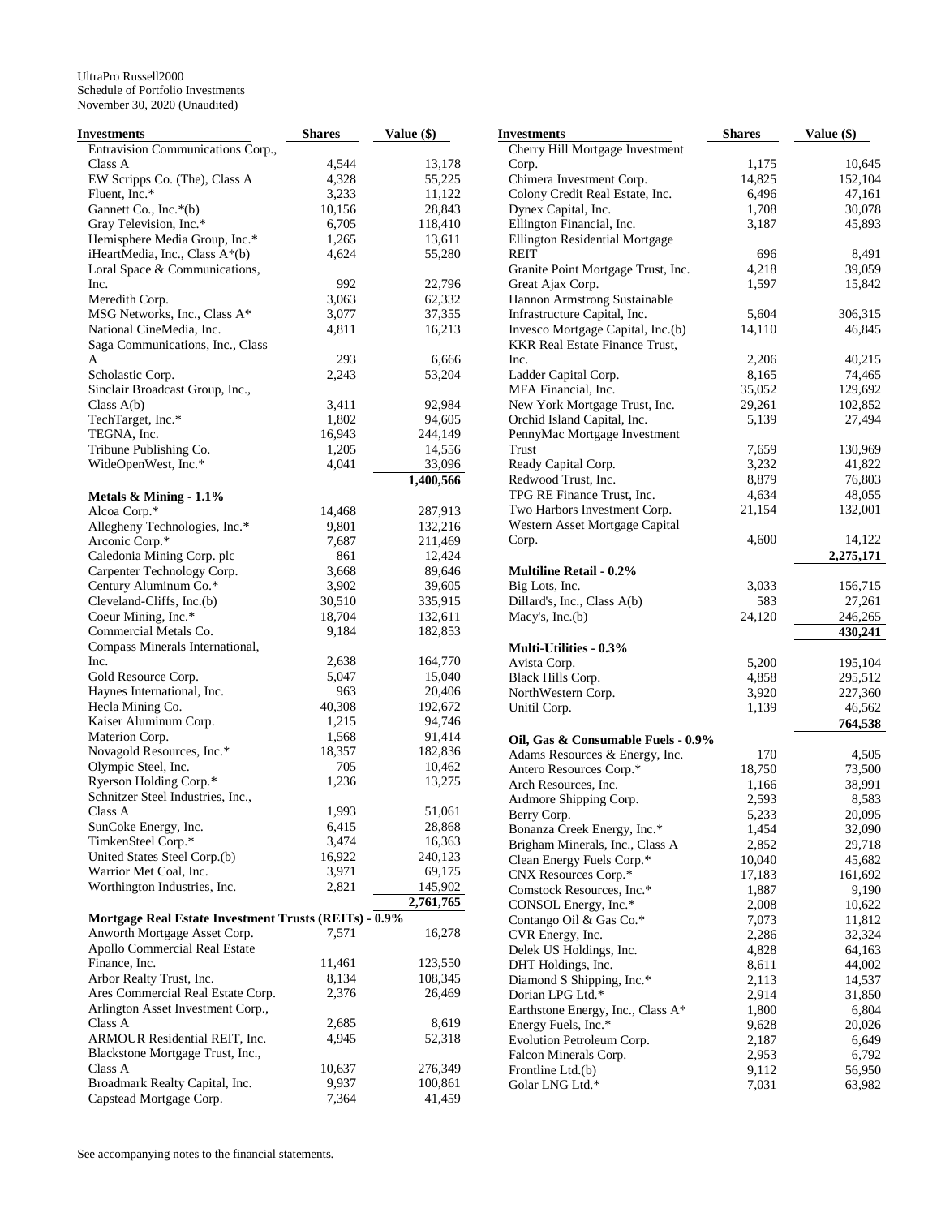UltraPro Russell2000
Schedule of Portfolio Investments
November 30, 2020 (Unaudited)

| Investments | Shares | Value ($) |
|---|---|---|
| Entravision Communications Corp., Class A | 4,544 | 13,178 |
| EW Scripps Co. (The), Class A | 4,328 | 55,225 |
| Fluent, Inc.* | 3,233 | 11,122 |
| Gannett Co., Inc.*(b) | 10,156 | 28,843 |
| Gray Television, Inc.* | 6,705 | 118,410 |
| Hemisphere Media Group, Inc.* | 1,265 | 13,611 |
| iHeartMedia, Inc., Class A*(b) | 4,624 | 55,280 |
| Loral Space & Communications, Inc. | 992 | 22,796 |
| Meredith Corp. | 3,063 | 62,332 |
| MSG Networks, Inc., Class A* | 3,077 | 37,355 |
| National CineMedia, Inc. | 4,811 | 16,213 |
| Saga Communications, Inc., Class A | 293 | 6,666 |
| Scholastic Corp. | 2,243 | 53,204 |
| Sinclair Broadcast Group, Inc., Class A(b) | 3,411 | 92,984 |
| TechTarget, Inc.* | 1,802 | 94,605 |
| TEGNA, Inc. | 16,943 | 244,149 |
| Tribune Publishing Co. | 1,205 | 14,556 |
| WideOpenWest, Inc.* | 4,041 | 33,096 |
| | | **1,400,566** |
| **Metals & Mining - 1.1%** | | |
| Alcoa Corp.* | 14,468 | 287,913 |
| Allegheny Technologies, Inc.* | 9,801 | 132,216 |
| Arconic Corp.* | 7,687 | 211,469 |
| Caledonia Mining Corp. plc | 861 | 12,424 |
| Carpenter Technology Corp. | 3,668 | 89,646 |
| Century Aluminum Co.* | 3,902 | 39,605 |
| Cleveland-Cliffs, Inc.(b) | 30,510 | 335,915 |
| Coeur Mining, Inc.* | 18,704 | 132,611 |
| Commercial Metals Co. | 9,184 | 182,853 |
| Compass Minerals International, Inc. | 2,638 | 164,770 |
| Gold Resource Corp. | 5,047 | 15,040 |
| Haynes International, Inc. | 963 | 20,406 |
| Hecla Mining Co. | 40,308 | 192,672 |
| Kaiser Aluminum Corp. | 1,215 | 94,746 |
| Materion Corp. | 1,568 | 91,414 |
| Novagold Resources, Inc.* | 18,357 | 182,836 |
| Olympic Steel, Inc. | 705 | 10,462 |
| Ryerson Holding Corp.* | 1,236 | 13,275 |
| Schnitzer Steel Industries, Inc., Class A | 1,993 | 51,061 |
| SunCoke Energy, Inc. | 6,415 | 28,868 |
| TimkenSteel Corp.* | 3,474 | 16,363 |
| United States Steel Corp.(b) | 16,922 | 240,123 |
| Warrior Met Coal, Inc. | 3,971 | 69,175 |
| Worthington Industries, Inc. | 2,821 | 145,902 |
| | | **2,761,765** |
| **Mortgage Real Estate Investment Trusts (REITs) - 0.9%** | | |
| Anworth Mortgage Asset Corp. | 7,571 | 16,278 |
| Apollo Commercial Real Estate Finance, Inc. | 11,461 | 123,550 |
| Arbor Realty Trust, Inc. | 8,134 | 108,345 |
| Ares Commercial Real Estate Corp. | 2,376 | 26,469 |
| Arlington Asset Investment Corp., Class A | 2,685 | 8,619 |
| ARMOUR Residential REIT, Inc. | 4,945 | 52,318 |
| Blackstone Mortgage Trust, Inc., Class A | 10,637 | 276,349 |
| Broadmark Realty Capital, Inc. | 9,937 | 100,861 |
| Capstead Mortgage Corp. | 7,364 | 41,459 |
| Cherry Hill Mortgage Investment Corp. | 1,175 | 10,645 |
| Chimera Investment Corp. | 14,825 | 152,104 |
| Colony Credit Real Estate, Inc. | 6,496 | 47,161 |
| Dynex Capital, Inc. | 1,708 | 30,078 |
| Ellington Financial, Inc. | 3,187 | 45,893 |
| Ellington Residential Mortgage REIT | 696 | 8,491 |
| Granite Point Mortgage Trust, Inc. | 4,218 | 39,059 |
| Great Ajax Corp. | 1,597 | 15,842 |
| Hannon Armstrong Sustainable Infrastructure Capital, Inc. | 5,604 | 306,315 |
| Invesco Mortgage Capital, Inc.(b) | 14,110 | 46,845 |
| KKR Real Estate Finance Trust, Inc. | 2,206 | 40,215 |
| Ladder Capital Corp. | 8,165 | 74,465 |
| MFA Financial, Inc. | 35,052 | 129,692 |
| New York Mortgage Trust, Inc. | 29,261 | 102,852 |
| Orchid Island Capital, Inc. | 5,139 | 27,494 |
| PennyMac Mortgage Investment Trust | 7,659 | 130,969 |
| Ready Capital Corp. | 3,232 | 41,822 |
| Redwood Trust, Inc. | 8,879 | 76,803 |
| TPG RE Finance Trust, Inc. | 4,634 | 48,055 |
| Two Harbors Investment Corp. | 21,154 | 132,001 |
| Western Asset Mortgage Capital Corp. | 4,600 | 14,122 |
| | | **2,275,171** |
| **Multiline Retail - 0.2%** | | |
| Big Lots, Inc. | 3,033 | 156,715 |
| Dillard's, Inc., Class A(b) | 583 | 27,261 |
| Macy's, Inc.(b) | 24,120 | 246,265 |
| | | **430,241** |
| **Multi-Utilities - 0.3%** | | |
| Avista Corp. | 5,200 | 195,104 |
| Black Hills Corp. | 4,858 | 295,512 |
| NorthWestern Corp. | 3,920 | 227,360 |
| Unitil Corp. | 1,139 | 46,562 |
| | | **764,538** |
| **Oil, Gas & Consumable Fuels - 0.9%** | | |
| Adams Resources & Energy, Inc. | 170 | 4,505 |
| Antero Resources Corp.* | 18,750 | 73,500 |
| Arch Resources, Inc. | 1,166 | 38,991 |
| Ardmore Shipping Corp. | 2,593 | 8,583 |
| Berry Corp. | 5,233 | 20,095 |
| Bonanza Creek Energy, Inc.* | 1,454 | 32,090 |
| Brigham Minerals, Inc., Class A | 2,852 | 29,718 |
| Clean Energy Fuels Corp.* | 10,040 | 45,682 |
| CNX Resources Corp.* | 17,183 | 161,692 |
| Comstock Resources, Inc.* | 1,887 | 9,190 |
| CONSOL Energy, Inc.* | 2,008 | 10,622 |
| Contango Oil & Gas Co.* | 7,073 | 11,812 |
| CVR Energy, Inc. | 2,286 | 32,324 |
| Delek US Holdings, Inc. | 4,828 | 64,163 |
| DHT Holdings, Inc. | 8,611 | 44,002 |
| Diamond S Shipping, Inc.* | 2,113 | 14,537 |
| Dorian LPG Ltd.* | 2,914 | 31,850 |
| Earthstone Energy, Inc., Class A* | 1,800 | 6,804 |
| Energy Fuels, Inc.* | 9,628 | 20,026 |
| Evolution Petroleum Corp. | 2,187 | 6,649 |
| Falcon Minerals Corp. | 2,953 | 6,792 |
| Frontline Ltd.(b) | 9,112 | 56,950 |
| Golar LNG Ltd.* | 7,031 | 63,982 |

See accompanying notes to the financial statements.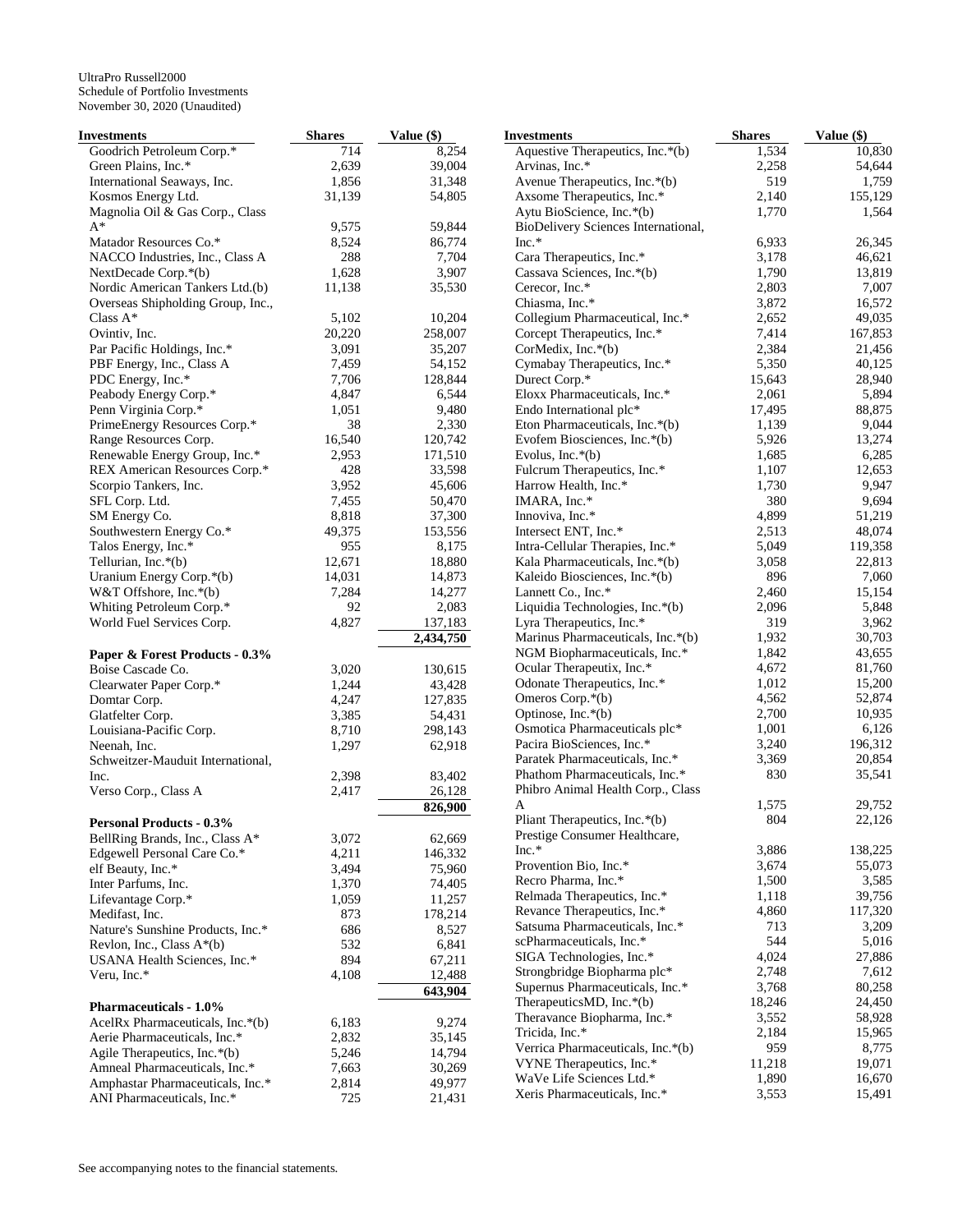UltraPro Russell2000
Schedule of Portfolio Investments
November 30, 2020 (Unaudited)

| Investments | Shares | Value ($) |
|---|---|---|
| Goodrich Petroleum Corp.* | 714 | 8,254 |
| Green Plains, Inc.* | 2,639 | 39,004 |
| International Seaways, Inc. | 1,856 | 31,348 |
| Kosmos Energy Ltd. | 31,139 | 54,805 |
| Magnolia Oil & Gas Corp., Class A* | 9,575 | 59,844 |
| Matador Resources Co.* | 8,524 | 86,774 |
| NACCO Industries, Inc., Class A | 288 | 7,704 |
| NextDecade Corp.*(b) | 1,628 | 3,907 |
| Nordic American Tankers Ltd.(b) | 11,138 | 35,530 |
| Overseas Shipholding Group, Inc., Class A* | 5,102 | 10,204 |
| Ovintiv, Inc. | 20,220 | 258,007 |
| Par Pacific Holdings, Inc.* | 3,091 | 35,207 |
| PBF Energy, Inc., Class A | 7,459 | 54,152 |
| PDC Energy, Inc.* | 7,706 | 128,844 |
| Peabody Energy Corp.* | 4,847 | 6,544 |
| Penn Virginia Corp.* | 1,051 | 9,480 |
| PrimeEnergy Resources Corp.* | 38 | 2,330 |
| Range Resources Corp. | 16,540 | 120,742 |
| Renewable Energy Group, Inc.* | 2,953 | 171,510 |
| REX American Resources Corp.* | 428 | 33,598 |
| Scorpio Tankers, Inc. | 3,952 | 45,606 |
| SFL Corp. Ltd. | 7,455 | 50,470 |
| SM Energy Co. | 8,818 | 37,300 |
| Southwestern Energy Co.* | 49,375 | 153,556 |
| Talos Energy, Inc.* | 955 | 8,175 |
| Tellurian, Inc.*(b) | 12,671 | 18,880 |
| Uranium Energy Corp.*(b) | 14,031 | 14,873 |
| W&T Offshore, Inc.*(b) | 7,284 | 14,277 |
| Whiting Petroleum Corp.* | 92 | 2,083 |
| World Fuel Services Corp. | 4,827 | 137,183 |
| | | **2,434,750** |
| **Paper & Forest Products - 0.3%** | | |
| Boise Cascade Co. | 3,020 | 130,615 |
| Clearwater Paper Corp.* | 1,244 | 43,428 |
| Domtar Corp. | 4,247 | 127,835 |
| Glatfelter Corp. | 3,385 | 54,431 |
| Louisiana-Pacific Corp. | 8,710 | 298,143 |
| Neenah, Inc. | 1,297 | 62,918 |
| Schweitzer-Mauduit International, Inc. | 2,398 | 83,402 |
| Verso Corp., Class A | 2,417 | 26,128 |
| | | **826,900** |
| **Personal Products - 0.3%** | | |
| BellRing Brands, Inc., Class A* | 3,072 | 62,669 |
| Edgewell Personal Care Co.* | 4,211 | 146,332 |
| elf Beauty, Inc.* | 3,494 | 75,960 |
| Inter Parfums, Inc. | 1,370 | 74,405 |
| Lifevantage Corp.* | 1,059 | 11,257 |
| Medifast, Inc. | 873 | 178,214 |
| Nature's Sunshine Products, Inc.* | 686 | 8,527 |
| Revlon, Inc., Class A*(b) | 532 | 6,841 |
| USANA Health Sciences, Inc.* | 894 | 67,211 |
| Veru, Inc.* | 4,108 | 12,488 |
| | | **643,904** |
| **Pharmaceuticals - 1.0%** | | |
| AcelRx Pharmaceuticals, Inc.*(b) | 6,183 | 9,274 |
| Aerie Pharmaceuticals, Inc.* | 2,832 | 35,145 |
| Agile Therapeutics, Inc.*(b) | 5,246 | 14,794 |
| Amneal Pharmaceuticals, Inc.* | 7,663 | 30,269 |
| Amphastar Pharmaceuticals, Inc.* | 2,814 | 49,977 |
| ANI Pharmaceuticals, Inc.* | 725 | 21,431 |
| Aquestive Therapeutics, Inc.*(b) | 1,534 | 10,830 |
| Arvinas, Inc.* | 2,258 | 54,644 |
| Avenue Therapeutics, Inc.*(b) | 519 | 1,759 |
| Axsome Therapeutics, Inc.* | 2,140 | 155,129 |
| Aytu BioScience, Inc.*(b) | 1,770 | 1,564 |
| BioDelivery Sciences International, Inc.* | 6,933 | 26,345 |
| Cara Therapeutics, Inc.* | 3,178 | 46,621 |
| Cassava Sciences, Inc.*(b) | 1,790 | 13,819 |
| Cerecor, Inc.* | 2,803 | 7,007 |
| Chiasma, Inc.* | 3,872 | 16,572 |
| Collegium Pharmaceutical, Inc.* | 2,652 | 49,035 |
| Corcept Therapeutics, Inc.* | 7,414 | 167,853 |
| CorMedix, Inc.*(b) | 2,384 | 21,456 |
| Cymabay Therapeutics, Inc.* | 5,350 | 40,125 |
| Durect Corp.* | 15,643 | 28,940 |
| Eloxx Pharmaceuticals, Inc.* | 2,061 | 5,894 |
| Endo International plc* | 17,495 | 88,875 |
| Eton Pharmaceuticals, Inc.*(b) | 1,139 | 9,044 |
| Evofem Biosciences, Inc.*(b) | 5,926 | 13,274 |
| Evolus, Inc.*(b) | 1,685 | 6,285 |
| Fulcrum Therapeutics, Inc.* | 1,107 | 12,653 |
| Harrow Health, Inc.* | 1,730 | 9,947 |
| IMARA, Inc.* | 380 | 9,694 |
| Innoviva, Inc.* | 4,899 | 51,219 |
| Intersect ENT, Inc.* | 2,513 | 48,074 |
| Intra-Cellular Therapies, Inc.* | 5,049 | 119,358 |
| Kala Pharmaceuticals, Inc.*(b) | 3,058 | 22,813 |
| Kaleido Biosciences, Inc.*(b) | 896 | 7,060 |
| Lannett Co., Inc.* | 2,460 | 15,154 |
| Liquidia Technologies, Inc.*(b) | 2,096 | 5,848 |
| Lyra Therapeutics, Inc.* | 319 | 3,962 |
| Marinus Pharmaceuticals, Inc.*(b) | 1,932 | 30,703 |
| NGM Biopharmaceuticals, Inc.* | 1,842 | 43,655 |
| Ocular Therapeutix, Inc.* | 4,672 | 81,760 |
| Odonate Therapeutics, Inc.* | 1,012 | 15,200 |
| Omeros Corp.*(b) | 4,562 | 52,874 |
| Optinose, Inc.*(b) | 2,700 | 10,935 |
| Osmotica Pharmaceuticals plc* | 1,001 | 6,126 |
| Pacira BioSciences, Inc.* | 3,240 | 196,312 |
| Paratek Pharmaceuticals, Inc.* | 3,369 | 20,854 |
| Phathom Pharmaceuticals, Inc.* | 830 | 35,541 |
| Phibro Animal Health Corp., Class A | 1,575 | 29,752 |
| Pliant Therapeutics, Inc.*(b) | 804 | 22,126 |
| Prestige Consumer Healthcare, Inc.* | 3,886 | 138,225 |
| Provention Bio, Inc.* | 3,674 | 55,073 |
| Recro Pharma, Inc.* | 1,500 | 3,585 |
| Relmada Therapeutics, Inc.* | 1,118 | 39,756 |
| Revance Therapeutics, Inc.* | 4,860 | 117,320 |
| Satsuma Pharmaceuticals, Inc.* | 713 | 3,209 |
| scPharmaceuticals, Inc.* | 544 | 5,016 |
| SIGA Technologies, Inc.* | 4,024 | 27,886 |
| Strongbridge Biopharma plc* | 2,748 | 7,612 |
| Supernus Pharmaceuticals, Inc.* | 3,768 | 80,258 |
| TherapeuticsMD, Inc.*(b) | 18,246 | 24,450 |
| Theravance Biopharma, Inc.* | 3,552 | 58,928 |
| Tricida, Inc.* | 2,184 | 15,965 |
| Verrica Pharmaceuticals, Inc.*(b) | 959 | 8,775 |
| VYNE Therapeutics, Inc.* | 11,218 | 19,071 |
| WaVe Life Sciences Ltd.* | 1,890 | 16,670 |
| Xeris Pharmaceuticals, Inc.* | 3,553 | 15,491 |

See accompanying notes to the financial statements.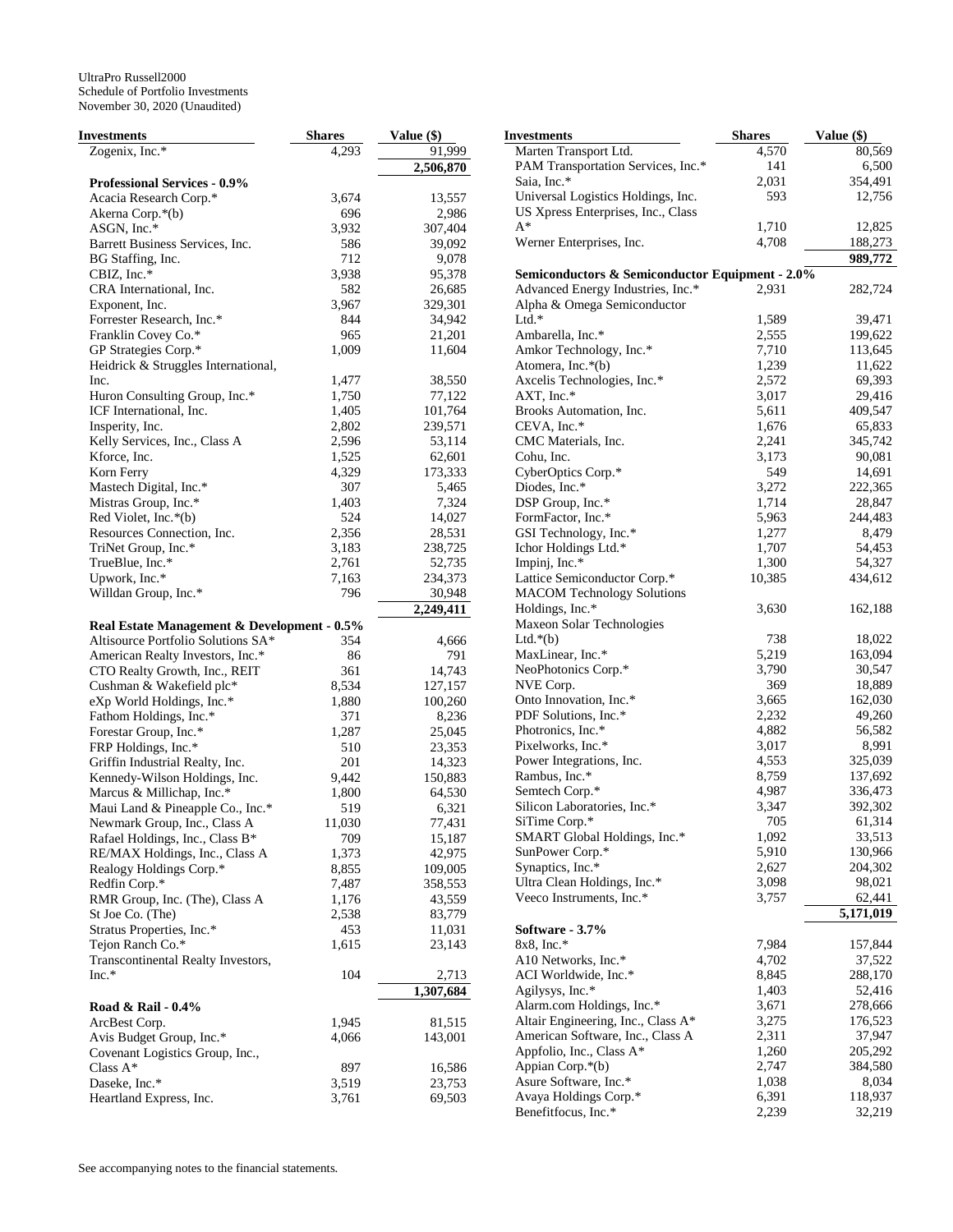UltraPro Russell2000
Schedule of Portfolio Investments
November 30, 2020 (Unaudited)

| Investments | Shares | Value ($) |
|---|---|---|
| Zogenix, Inc.* | 4,293 | 91,999 |
| | | 2,506,870 |
| **Professional Services - 0.9%** | | |
| Acacia Research Corp.* | 3,674 | 13,557 |
| Akerna Corp.*(b) | 696 | 2,986 |
| ASGN, Inc.* | 3,932 | 307,404 |
| Barrett Business Services, Inc. | 586 | 39,092 |
| BG Staffing, Inc. | 712 | 9,078 |
| CBIZ, Inc.* | 3,938 | 95,378 |
| CRA International, Inc. | 582 | 26,685 |
| Exponent, Inc. | 3,967 | 329,301 |
| Forrester Research, Inc.* | 844 | 34,942 |
| Franklin Covey Co.* | 965 | 21,201 |
| GP Strategies Corp.* | 1,009 | 11,604 |
| Heidrick & Struggles International, Inc. | 1,477 | 38,550 |
| Huron Consulting Group, Inc.* | 1,750 | 77,122 |
| ICF International, Inc. | 1,405 | 101,764 |
| Insperity, Inc. | 2,802 | 239,571 |
| Kelly Services, Inc., Class A | 2,596 | 53,114 |
| Kforce, Inc. | 1,525 | 62,601 |
| Korn Ferry | 4,329 | 173,333 |
| Mastech Digital, Inc.* | 307 | 5,465 |
| Mistras Group, Inc.* | 1,403 | 7,324 |
| Red Violet, Inc.*(b) | 524 | 14,027 |
| Resources Connection, Inc. | 2,356 | 28,531 |
| TriNet Group, Inc.* | 3,183 | 238,725 |
| TrueBlue, Inc.* | 2,761 | 52,735 |
| Upwork, Inc.* | 7,163 | 234,373 |
| Willdan Group, Inc.* | 796 | 30,948 |
| | | 2,249,411 |
| **Real Estate Management & Development - 0.5%** | | |
| Altisource Portfolio Solutions SA* | 354 | 4,666 |
| American Realty Investors, Inc.* | 86 | 791 |
| CTO Realty Growth, Inc., REIT | 361 | 14,743 |
| Cushman & Wakefield plc* | 8,534 | 127,157 |
| eXp World Holdings, Inc.* | 1,880 | 100,260 |
| Fathom Holdings, Inc.* | 371 | 8,236 |
| Forestar Group, Inc.* | 1,287 | 25,045 |
| FRP Holdings, Inc.* | 510 | 23,353 |
| Griffin Industrial Realty, Inc. | 201 | 14,323 |
| Kennedy-Wilson Holdings, Inc. | 9,442 | 150,883 |
| Marcus & Millichap, Inc.* | 1,800 | 64,530 |
| Maui Land & Pineapple Co., Inc.* | 519 | 6,321 |
| Newmark Group, Inc., Class A | 11,030 | 77,431 |
| Rafael Holdings, Inc., Class B* | 709 | 15,187 |
| RE/MAX Holdings, Inc., Class A | 1,373 | 42,975 |
| Realogy Holdings Corp.* | 8,855 | 109,005 |
| Redfin Corp.* | 7,487 | 358,553 |
| RMR Group, Inc. (The), Class A | 1,176 | 43,559 |
| St Joe Co. (The) | 2,538 | 83,779 |
| Stratus Properties, Inc.* | 453 | 11,031 |
| Tejon Ranch Co.* | 1,615 | 23,143 |
| Transcontinental Realty Investors, Inc.* | 104 | 2,713 |
| | | 1,307,684 |
| **Road & Rail - 0.4%** | | |
| ArcBest Corp. | 1,945 | 81,515 |
| Avis Budget Group, Inc.* | 4,066 | 143,001 |
| Covenant Logistics Group, Inc., Class A* | 897 | 16,586 |
| Daseke, Inc.* | 3,519 | 23,753 |
| Heartland Express, Inc. | 3,761 | 69,503 |
| Marten Transport Ltd. | 4,570 | 80,569 |
| PAM Transportation Services, Inc.* | 141 | 6,500 |
| Saia, Inc.* | 2,031 | 354,491 |
| Universal Logistics Holdings, Inc. | 593 | 12,756 |
| US Xpress Enterprises, Inc., Class A* | 1,710 | 12,825 |
| Werner Enterprises, Inc. | 4,708 | 188,273 |
| | | 989,772 |
| **Semiconductors & Semiconductor Equipment - 2.0%** | | |
| Advanced Energy Industries, Inc.* | 2,931 | 282,724 |
| Alpha & Omega Semiconductor Ltd.* | 1,589 | 39,471 |
| Ambarella, Inc.* | 2,555 | 199,622 |
| Amkor Technology, Inc.* | 7,710 | 113,645 |
| Atomera, Inc.*(b) | 1,239 | 11,622 |
| Axcelis Technologies, Inc.* | 2,572 | 69,393 |
| AXT, Inc.* | 3,017 | 29,416 |
| Brooks Automation, Inc. | 5,611 | 409,547 |
| CEVA, Inc.* | 1,676 | 65,833 |
| CMC Materials, Inc. | 2,241 | 345,742 |
| Cohu, Inc. | 3,173 | 90,081 |
| CyberOptics Corp.* | 549 | 14,691 |
| Diodes, Inc.* | 3,272 | 222,365 |
| DSP Group, Inc.* | 1,714 | 28,847 |
| FormFactor, Inc.* | 5,963 | 244,483 |
| GSI Technology, Inc.* | 1,277 | 8,479 |
| Ichor Holdings Ltd.* | 1,707 | 54,453 |
| Impinj, Inc.* | 1,300 | 54,327 |
| Lattice Semiconductor Corp.* | 10,385 | 434,612 |
| MACOM Technology Solutions Holdings, Inc.* | 3,630 | 162,188 |
| Maxeon Solar Technologies Ltd.*(b) | 738 | 18,022 |
| MaxLinear, Inc.* | 5,219 | 163,094 |
| NeoPhotonics Corp.* | 3,790 | 30,547 |
| NVE Corp. | 369 | 18,889 |
| Onto Innovation, Inc.* | 3,665 | 162,030 |
| PDF Solutions, Inc.* | 2,232 | 49,260 |
| Photronics, Inc.* | 4,882 | 56,582 |
| Pixelworks, Inc.* | 3,017 | 8,991 |
| Power Integrations, Inc. | 4,553 | 325,039 |
| Rambus, Inc.* | 8,759 | 137,692 |
| Semtech Corp.* | 4,987 | 336,473 |
| Silicon Laboratories, Inc.* | 3,347 | 392,302 |
| SiTime Corp.* | 705 | 61,314 |
| SMART Global Holdings, Inc.* | 1,092 | 33,513 |
| SunPower Corp.* | 5,910 | 130,966 |
| Synaptics, Inc.* | 2,627 | 204,302 |
| Ultra Clean Holdings, Inc.* | 3,098 | 98,021 |
| Veeco Instruments, Inc.* | 3,757 | 62,441 |
| | | 5,171,019 |
| **Software - 3.7%** | | |
| 8x8, Inc.* | 7,984 | 157,844 |
| A10 Networks, Inc.* | 4,702 | 37,522 |
| ACI Worldwide, Inc.* | 8,845 | 288,170 |
| Agilysys, Inc.* | 1,403 | 52,416 |
| Alarm.com Holdings, Inc.* | 3,671 | 278,666 |
| Altair Engineering, Inc., Class A* | 3,275 | 176,523 |
| American Software, Inc., Class A | 2,311 | 37,947 |
| Appfolio, Inc., Class A* | 1,260 | 205,292 |
| Appian Corp.*(b) | 2,747 | 384,580 |
| Asure Software, Inc.* | 1,038 | 8,034 |
| Avaya Holdings Corp.* | 6,391 | 118,937 |
| Benefitfocus, Inc.* | 2,239 | 32,219 |

See accompanying notes to the financial statements.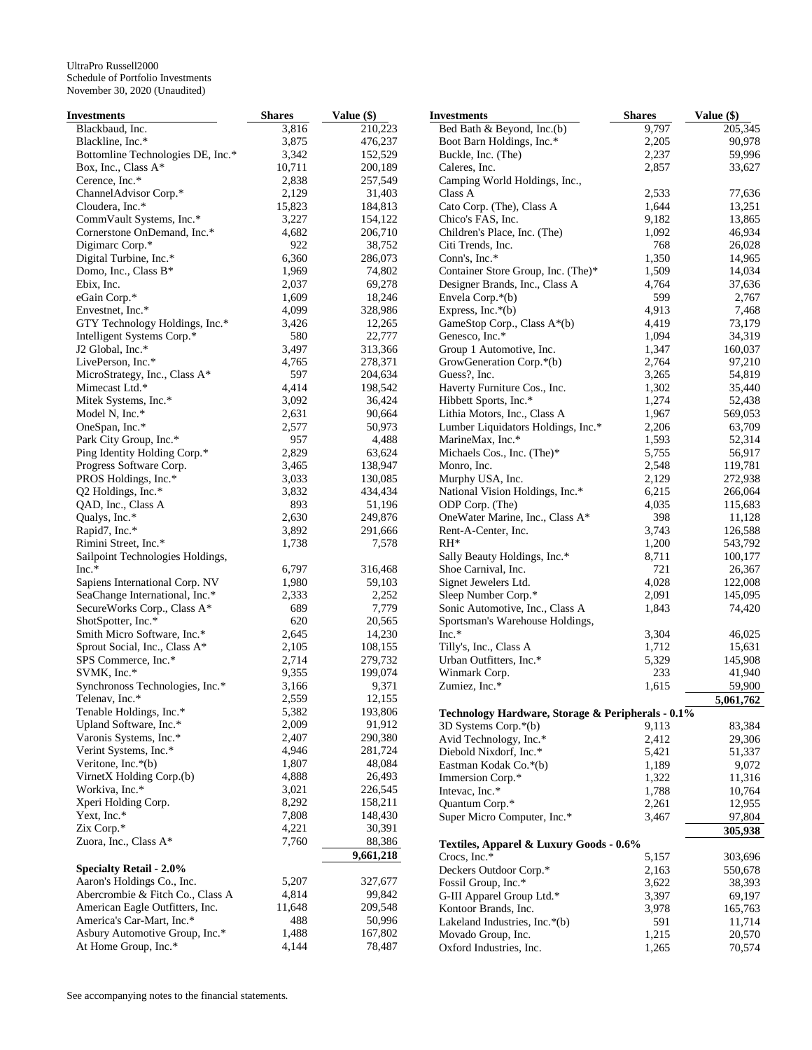UltraPro Russell2000
Schedule of Portfolio Investments
November 30, 2020 (Unaudited)

| Investments | Shares | Value ($) |
|---|---|---|
| Blackbaud, Inc. | 3,816 | 210,223 |
| Blackline, Inc.* | 3,875 | 476,237 |
| Bottomline Technologies DE, Inc.* | 3,342 | 152,529 |
| Box, Inc., Class A* | 10,711 | 200,189 |
| Cerence, Inc.* | 2,838 | 257,549 |
| ChannelAdvisor Corp.* | 2,129 | 31,403 |
| Cloudera, Inc.* | 15,823 | 184,813 |
| CommVault Systems, Inc.* | 3,227 | 154,122 |
| Cornerstone OnDemand, Inc.* | 4,682 | 206,710 |
| Digimarc Corp.* | 922 | 38,752 |
| Digital Turbine, Inc.* | 6,360 | 286,073 |
| Domo, Inc., Class B* | 1,969 | 74,802 |
| Ebix, Inc. | 2,037 | 69,278 |
| eGain Corp.* | 1,609 | 18,246 |
| Envestnet, Inc.* | 4,099 | 328,986 |
| GTY Technology Holdings, Inc.* | 3,426 | 12,265 |
| Intelligent Systems Corp.* | 580 | 22,777 |
| J2 Global, Inc.* | 3,497 | 313,366 |
| LivePerson, Inc.* | 4,765 | 278,371 |
| MicroStrategy, Inc., Class A* | 597 | 204,634 |
| Mimecast Ltd.* | 4,414 | 198,542 |
| Mitek Systems, Inc.* | 3,092 | 36,424 |
| Model N, Inc.* | 2,631 | 90,664 |
| OneSpan, Inc.* | 2,577 | 50,973 |
| Park City Group, Inc.* | 957 | 4,488 |
| Ping Identity Holding Corp.* | 2,829 | 63,624 |
| Progress Software Corp. | 3,465 | 138,947 |
| PROS Holdings, Inc.* | 3,033 | 130,085 |
| Q2 Holdings, Inc.* | 3,832 | 434,434 |
| QAD, Inc., Class A | 893 | 51,196 |
| Qualys, Inc.* | 2,630 | 249,876 |
| Rapid7, Inc.* | 3,892 | 291,666 |
| Rimini Street, Inc.* | 1,738 | 7,578 |
| Sailpoint Technologies Holdings, Inc.* | 6,797 | 316,468 |
| Sapiens International Corp. NV | 1,980 | 59,103 |
| SeaChange International, Inc.* | 2,333 | 2,252 |
| SecureWorks Corp., Class A* | 689 | 7,779 |
| ShotSpotter, Inc.* | 620 | 20,565 |
| Smith Micro Software, Inc.* | 2,645 | 14,230 |
| Sprout Social, Inc., Class A* | 2,105 | 108,155 |
| SPS Commerce, Inc.* | 2,714 | 279,732 |
| SVMK, Inc.* | 9,355 | 199,074 |
| Synchronoss Technologies, Inc.* | 3,166 | 9,371 |
| Telenav, Inc.* | 2,559 | 12,155 |
| Tenable Holdings, Inc.* | 5,382 | 193,806 |
| Upland Software, Inc.* | 2,009 | 91,912 |
| Varonis Systems, Inc.* | 2,407 | 290,380 |
| Verint Systems, Inc.* | 4,946 | 281,724 |
| Veritone, Inc.*(b) | 1,807 | 48,084 |
| VirnetX Holding Corp.(b) | 4,888 | 26,493 |
| Workiva, Inc.* | 3,021 | 226,545 |
| Xperi Holding Corp. | 8,292 | 158,211 |
| Yext, Inc.* | 7,808 | 148,430 |
| Zix Corp.* | 4,221 | 30,391 |
| Zuora, Inc., Class A* | 7,760 | 88,386 |
| | | **9,661,218** |
| **Specialty Retail - 2.0%** | | |
| Aaron's Holdings Co., Inc. | 5,207 | 327,677 |
| Abercrombie & Fitch Co., Class A | 4,814 | 99,842 |
| American Eagle Outfitters, Inc. | 11,648 | 209,548 |
| America's Car-Mart, Inc.* | 488 | 50,996 |
| Asbury Automotive Group, Inc.* | 1,488 | 167,802 |
| At Home Group, Inc.* | 4,144 | 78,487 |
| Bed Bath & Beyond, Inc.(b) | 9,797 | 205,345 |
| Boot Barn Holdings, Inc.* | 2,205 | 90,978 |
| Buckle, Inc. (The) | 2,237 | 59,996 |
| Caleres, Inc. | 2,857 | 33,627 |
| Camping World Holdings, Inc., Class A | 2,533 | 77,636 |
| Cato Corp. (The), Class A | 1,644 | 13,251 |
| Chico's FAS, Inc. | 9,182 | 13,865 |
| Children's Place, Inc. (The) | 1,092 | 46,934 |
| Citi Trends, Inc. | 768 | 26,028 |
| Conn's, Inc.* | 1,350 | 14,965 |
| Container Store Group, Inc. (The)* | 1,509 | 14,034 |
| Designer Brands, Inc., Class A | 4,764 | 37,636 |
| Envela Corp.*(b) | 599 | 2,767 |
| Express, Inc.*(b) | 4,913 | 7,468 |
| GameStop Corp., Class A*(b) | 4,419 | 73,179 |
| Genesco, Inc.* | 1,094 | 34,319 |
| Group 1 Automotive, Inc. | 1,347 | 160,037 |
| GrowGeneration Corp.*(b) | 2,764 | 97,210 |
| Guess?, Inc. | 3,265 | 54,819 |
| Haverty Furniture Cos., Inc. | 1,302 | 35,440 |
| Hibbett Sports, Inc.* | 1,274 | 52,438 |
| Lithia Motors, Inc., Class A | 1,967 | 569,053 |
| Lumber Liquidators Holdings, Inc.* | 2,206 | 63,709 |
| MarineMax, Inc.* | 1,593 | 52,314 |
| Michaels Cos., Inc. (The)* | 5,755 | 56,917 |
| Monro, Inc. | 2,548 | 119,781 |
| Murphy USA, Inc. | 2,129 | 272,938 |
| National Vision Holdings, Inc.* | 6,215 | 266,064 |
| ODP Corp. (The) | 4,035 | 115,683 |
| OneWater Marine, Inc., Class A* | 398 | 11,128 |
| Rent-A-Center, Inc. | 3,743 | 126,588 |
| RH* | 1,200 | 543,792 |
| Sally Beauty Holdings, Inc.* | 8,711 | 100,177 |
| Shoe Carnival, Inc. | 721 | 26,367 |
| Signet Jewelers Ltd. | 4,028 | 122,008 |
| Sleep Number Corp.* | 2,091 | 145,095 |
| Sonic Automotive, Inc., Class A | 1,843 | 74,420 |
| Sportsman's Warehouse Holdings, Inc.* | 3,304 | 46,025 |
| Tilly's, Inc., Class A | 1,712 | 15,631 |
| Urban Outfitters, Inc.* | 5,329 | 145,908 |
| Winmark Corp. | 233 | 41,940 |
| Zumiez, Inc.* | 1,615 | 59,900 |
| | | **5,061,762** |
| **Technology Hardware, Storage & Peripherals - 0.1%** | | |
| 3D Systems Corp.*(b) | 9,113 | 83,384 |
| Avid Technology, Inc.* | 2,412 | 29,306 |
| Diebold Nixdorf, Inc.* | 5,421 | 51,337 |
| Eastman Kodak Co.*(b) | 1,189 | 9,072 |
| Immersion Corp.* | 1,322 | 11,316 |
| Intevac, Inc.* | 1,788 | 10,764 |
| Quantum Corp.* | 2,261 | 12,955 |
| Super Micro Computer, Inc.* | 3,467 | 97,804 |
| | | **305,938** |
| **Textiles, Apparel & Luxury Goods - 0.6%** | | |
| Crocs, Inc.* | 5,157 | 303,696 |
| Deckers Outdoor Corp.* | 2,163 | 550,678 |
| Fossil Group, Inc.* | 3,622 | 38,393 |
| G-III Apparel Group Ltd.* | 3,397 | 69,197 |
| Kontoor Brands, Inc. | 3,978 | 165,763 |
| Lakeland Industries, Inc.*(b) | 591 | 11,714 |
| Movado Group, Inc. | 1,215 | 20,570 |
| Oxford Industries, Inc. | 1,265 | 70,574 |

See accompanying notes to the financial statements.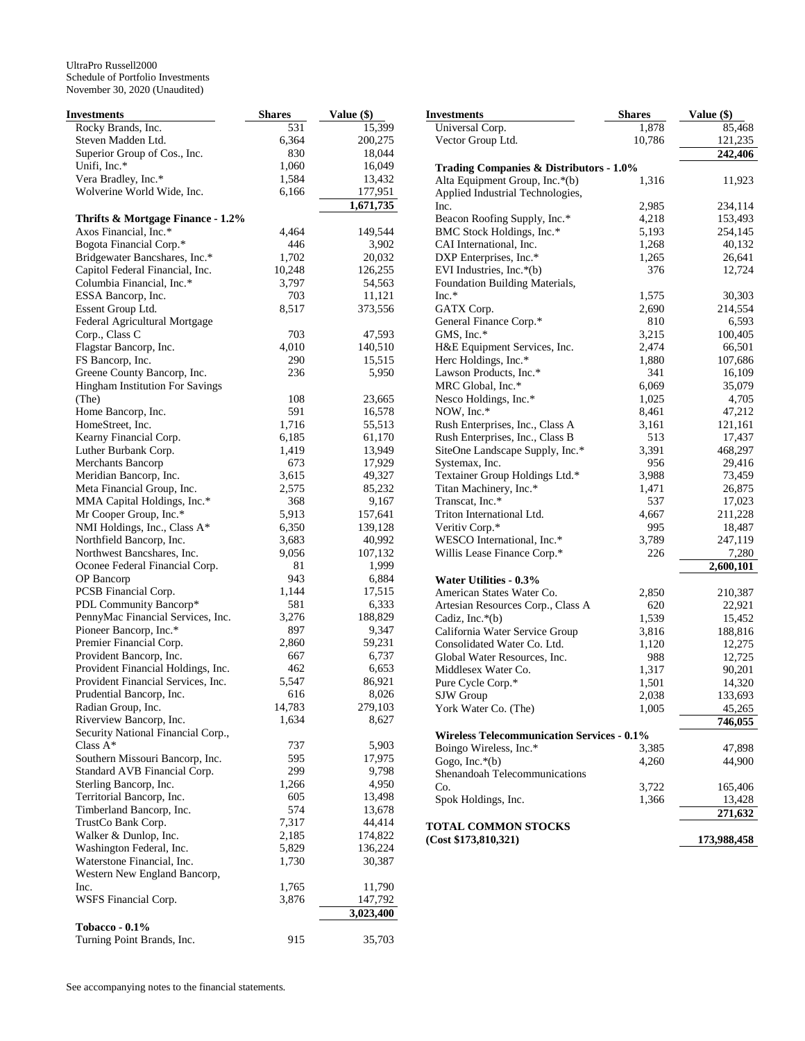UltraPro Russell2000
Schedule of Portfolio Investments
November 30, 2020 (Unaudited)

| Investments | Shares | Value ($) |
|---|---|---|
| Rocky Brands, Inc. | 531 | 15,399 |
| Steven Madden Ltd. | 6,364 | 200,275 |
| Superior Group of Cos., Inc. | 830 | 18,044 |
| Unifi, Inc.* | 1,060 | 16,049 |
| Vera Bradley, Inc.* | 1,584 | 13,432 |
| Wolverine World Wide, Inc. | 6,166 | 177,951 |
| | | 1,671,735 |
| **Thrifts & Mortgage Finance - 1.2%** | | |
| Axos Financial, Inc.* | 4,464 | 149,544 |
| Bogota Financial Corp.* | 446 | 3,902 |
| Bridgewater Bancshares, Inc.* | 1,702 | 20,032 |
| Capitol Federal Financial, Inc. | 10,248 | 126,255 |
| Columbia Financial, Inc.* | 3,797 | 54,563 |
| ESSA Bancorp, Inc. | 703 | 11,121 |
| Essent Group Ltd. | 8,517 | 373,556 |
| Federal Agricultural Mortgage Corp., Class C | 703 | 47,593 |
| Flagstar Bancorp, Inc. | 4,010 | 140,510 |
| FS Bancorp, Inc. | 290 | 15,515 |
| Greene County Bancorp, Inc. | 236 | 5,950 |
| Hingham Institution For Savings (The) | 108 | 23,665 |
| Home Bancorp, Inc. | 591 | 16,578 |
| HomeStreet, Inc. | 1,716 | 55,513 |
| Kearny Financial Corp. | 6,185 | 61,170 |
| Luther Burbank Corp. | 1,419 | 13,949 |
| Merchants Bancorp | 673 | 17,929 |
| Meridian Bancorp, Inc. | 3,615 | 49,327 |
| Meta Financial Group, Inc. | 2,575 | 85,232 |
| MMA Capital Holdings, Inc.* | 368 | 9,167 |
| Mr Cooper Group, Inc.* | 5,913 | 157,641 |
| NMI Holdings, Inc., Class A* | 6,350 | 139,128 |
| Northfield Bancorp, Inc. | 3,683 | 40,992 |
| Northwest Bancshares, Inc. | 9,056 | 107,132 |
| Oconee Federal Financial Corp. | 81 | 1,999 |
| OP Bancorp | 943 | 6,884 |
| PCSB Financial Corp. | 1,144 | 17,515 |
| PDL Community Bancorp* | 581 | 6,333 |
| PennyMac Financial Services, Inc. | 3,276 | 188,829 |
| Pioneer Bancorp, Inc.* | 897 | 9,347 |
| Premier Financial Corp. | 2,860 | 59,231 |
| Provident Bancorp, Inc. | 667 | 6,737 |
| Provident Financial Holdings, Inc. | 462 | 6,653 |
| Provident Financial Services, Inc. | 5,547 | 86,921 |
| Prudential Bancorp, Inc. | 616 | 8,026 |
| Radian Group, Inc. | 14,783 | 279,103 |
| Riverview Bancorp, Inc. | 1,634 | 8,627 |
| Security National Financial Corp., Class A* | 737 | 5,903 |
| Southern Missouri Bancorp, Inc. | 595 | 17,975 |
| Standard AVB Financial Corp. | 299 | 9,798 |
| Sterling Bancorp, Inc. | 1,266 | 4,950 |
| Territorial Bancorp, Inc. | 605 | 13,498 |
| Timberland Bancorp, Inc. | 574 | 13,678 |
| TrustCo Bank Corp. | 7,317 | 44,414 |
| Walker & Dunlop, Inc. | 2,185 | 174,822 |
| Washington Federal, Inc. | 5,829 | 136,224 |
| Waterstone Financial, Inc. | 1,730 | 30,387 |
| Western New England Bancorp, Inc. | 1,765 | 11,790 |
| WSFS Financial Corp. | 3,876 | 147,792 |
| | | 3,023,400 |
| **Tobacco - 0.1%** | | |
| Turning Point Brands, Inc. | 915 | 35,703 |
| Universal Corp. | 1,878 | 85,468 |
| Vector Group Ltd. | 10,786 | 121,235 |
| | | 242,406 |
| **Trading Companies & Distributors - 1.0%** | | |
| Alta Equipment Group, Inc.*(b) | 1,316 | 11,923 |
| Applied Industrial Technologies, Inc. | 2,985 | 234,114 |
| Beacon Roofing Supply, Inc.* | 4,218 | 153,493 |
| BMC Stock Holdings, Inc.* | 5,193 | 254,145 |
| CAI International, Inc. | 1,268 | 40,132 |
| DXP Enterprises, Inc.* | 1,265 | 26,641 |
| EVI Industries, Inc.*(b) | 376 | 12,724 |
| Foundation Building Materials, Inc.* | 1,575 | 30,303 |
| GATX Corp. | 2,690 | 214,554 |
| General Finance Corp.* | 810 | 6,593 |
| GMS, Inc.* | 3,215 | 100,405 |
| H&E Equipment Services, Inc. | 2,474 | 66,501 |
| Herc Holdings, Inc.* | 1,880 | 107,686 |
| Lawson Products, Inc.* | 341 | 16,109 |
| MRC Global, Inc.* | 6,069 | 35,079 |
| Nesco Holdings, Inc.* | 1,025 | 4,705 |
| NOW, Inc.* | 8,461 | 47,212 |
| Rush Enterprises, Inc., Class A | 3,161 | 121,161 |
| Rush Enterprises, Inc., Class B | 513 | 17,437 |
| SiteOne Landscape Supply, Inc.* | 3,391 | 468,297 |
| Systemax, Inc. | 956 | 29,416 |
| Textainer Group Holdings Ltd.* | 3,988 | 73,459 |
| Titan Machinery, Inc.* | 1,471 | 26,875 |
| Transcat, Inc.* | 537 | 17,023 |
| Triton International Ltd. | 4,667 | 211,228 |
| Veritiv Corp.* | 995 | 18,487 |
| WESCO International, Inc.* | 3,789 | 247,119 |
| Willis Lease Finance Corp.* | 226 | 7,280 |
| | | 2,600,101 |
| **Water Utilities - 0.3%** | | |
| American States Water Co. | 2,850 | 210,387 |
| Artesian Resources Corp., Class A | 620 | 22,921 |
| Cadiz, Inc.*(b) | 1,539 | 15,452 |
| California Water Service Group | 3,816 | 188,816 |
| Consolidated Water Co. Ltd. | 1,120 | 12,275 |
| Global Water Resources, Inc. | 988 | 12,725 |
| Middlesex Water Co. | 1,317 | 90,201 |
| Pure Cycle Corp.* | 1,501 | 14,320 |
| SJW Group | 2,038 | 133,693 |
| York Water Co. (The) | 1,005 | 45,265 |
| | | 746,055 |
| **Wireless Telecommunication Services - 0.1%** | | |
| Boingo Wireless, Inc.* | 3,385 | 47,898 |
| Gogo, Inc.*(b) | 4,260 | 44,900 |
| Shenandoah Telecommunications Co. | 3,722 | 165,406 |
| Spok Holdings, Inc. | 1,366 | 13,428 |
| | | 271,632 |
| **TOTAL COMMON STOCKS (Cost $173,810,321)** | | **173,988,458** |

See accompanying notes to the financial statements.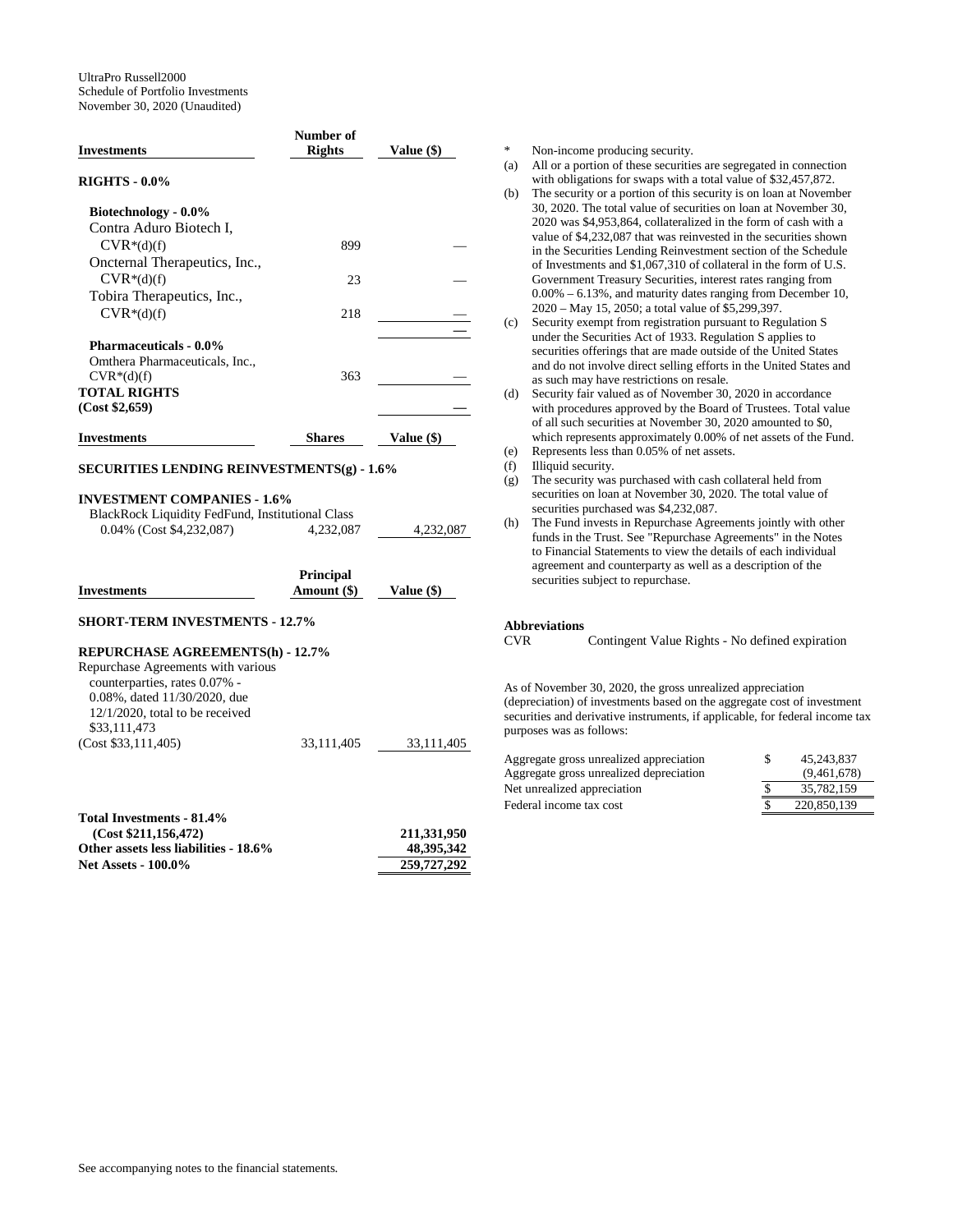UltraPro Russell2000
Schedule of Portfolio Investments
November 30, 2020 (Unaudited)

| Investments | Number of Rights | Value ($) |
|---|---|---|
| **RIGHTS - 0.0%** | | |
| **Biotechnology - 0.0%** | | |
| Contra Aduro Biotech I, CVR*(d)(f) | 899 | — |
| Oncternal Therapeutics, Inc., CVR*(d)(f) | 23 | — |
| Tobira Therapeutics, Inc., CVR*(d)(f) | 218 | — |
| | | — |
| **Pharmaceuticals - 0.0%** | | |
| Omthera Pharmaceuticals, Inc., CVR*(d)(f) | 363 | — |
| **TOTAL RIGHTS (Cost $2,659)** | | **—** |

| Investments | Shares | Value ($) |
|---|---|---|
| **SECURITIES LENDING REINVESTMENTS(g) - 1.6%** | | |
| **INVESTMENT COMPANIES - 1.6%** | | |
| BlackRock Liquidity FedFund, Institutional Class 0.04% (Cost $4,232,087) | 4,232,087 | 4,232,087 |

| Investments | Principal Amount ($) | Value ($) |
|---|---|---|
| **SHORT-TERM INVESTMENTS - 12.7%** | | |
| **REPURCHASE AGREEMENTS(h) - 12.7%** | | |
| Repurchase Agreements with various counterparties, rates 0.07% - 0.08%, dated 11/30/2020, due 12/1/2020, total to be received $33,111,473 (Cost $33,111,405) | 33,111,405 | 33,111,405 |

| | |
|---|---|
| **Total Investments - 81.4% (Cost $211,156,472)** | **211,331,950** |
| **Other assets less liabilities - 18.6%** | **48,395,342** |
| **Net Assets - 100.0%** | **259,727,292** |

\* Non-income producing security.

(a) All or a portion of these securities are segregated in connection with obligations for swaps with a total value of $32,457,872.

(b) The security or a portion of this security is on loan at November 30, 2020. The total value of securities on loan at November 30, 2020 was $4,953,864, collateralized in the form of cash with a value of $4,232,087 that was reinvested in the securities shown in the Securities Lending Reinvestment section of the Schedule of Investments and $1,067,310 of collateral in the form of U.S. Government Treasury Securities, interest rates ranging from 0.00% – 6.13%, and maturity dates ranging from December 10, 2020 – May 15, 2050; a total value of $5,299,397.

(c) Security exempt from registration pursuant to Regulation S under the Securities Act of 1933. Regulation S applies to securities offerings that are made outside of the United States and do not involve direct selling efforts in the United States and as such may have restrictions on resale.

(d) Security fair valued as of November 30, 2020 in accordance with procedures approved by the Board of Trustees. Total value of all such securities at November 30, 2020 amounted to $0, which represents approximately 0.00% of net assets of the Fund.

(e) Represents less than 0.05% of net assets.

(f) Illiquid security.

(g) The security was purchased with cash collateral held from securities on loan at November 30, 2020. The total value of securities purchased was $4,232,087.

(h) The Fund invests in Repurchase Agreements jointly with other funds in the Trust. See "Repurchase Agreements" in the Notes to Financial Statements to view the details of each individual agreement and counterparty as well as a description of the securities subject to repurchase.

**Abbreviations**

CVR Contingent Value Rights - No defined expiration

As of November 30, 2020, the gross unrealized appreciation (depreciation) of investments based on the aggregate cost of investment securities and derivative instruments, if applicable, for federal income tax purposes was as follows:

| | |
|---|---|
| Aggregate gross unrealized appreciation | $ 45,243,837 |
| Aggregate gross unrealized depreciation | (9,461,678) |
| Net unrealized appreciation | $ 35,782,159 |
| Federal income tax cost | $ 220,850,139 |

See accompanying notes to the financial statements.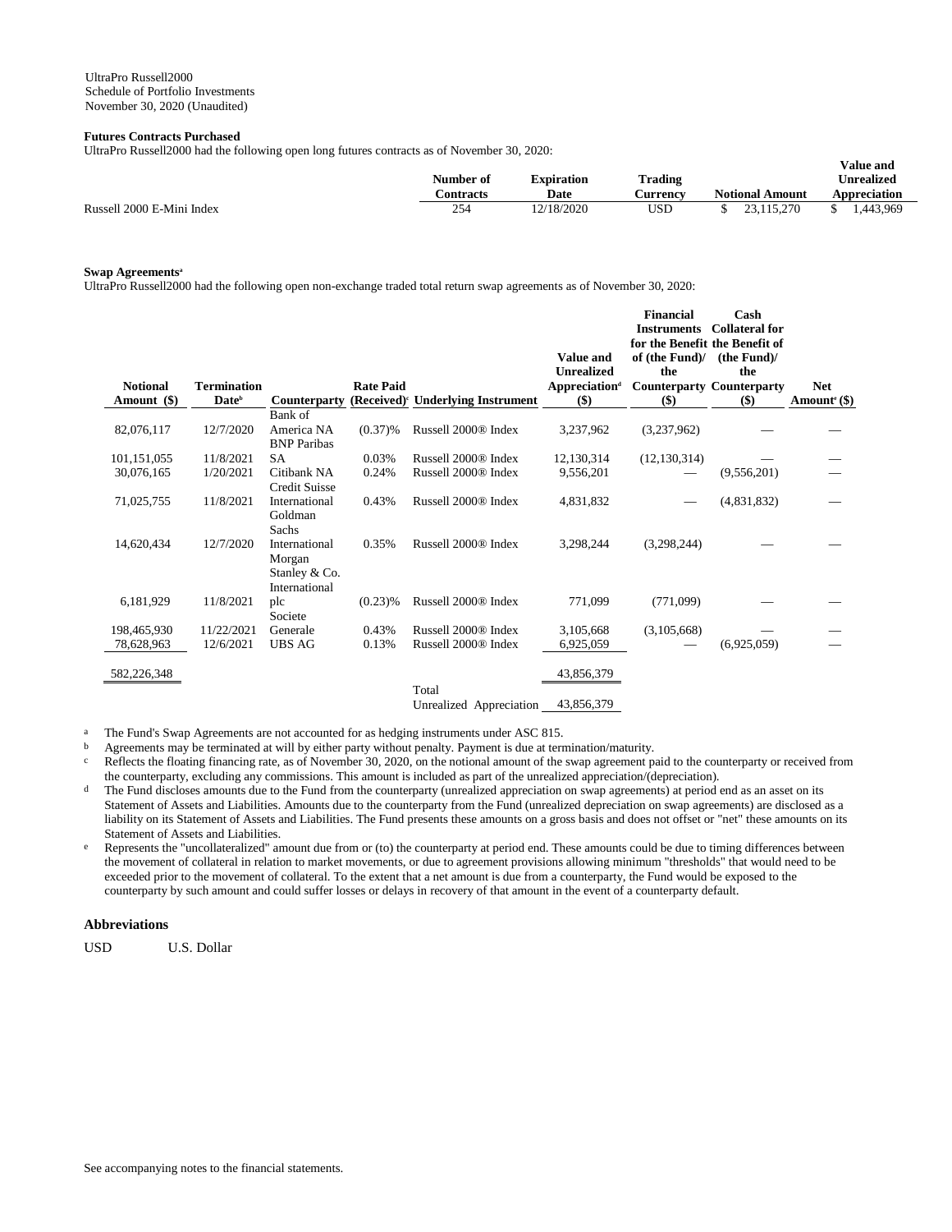UltraPro Russell2000
Schedule of Portfolio Investments
November 30, 2020 (Unaudited)

**Futures Contracts Purchased**

UltraPro Russell2000 had the following open long futures contracts as of November 30, 2020:

| | Number of Contracts | Expiration Date | Trading Currency | Notional Amount | Value and Unrealized Appreciation |
|---|---|---|---|---|---|
| Russell 2000 E-Mini Index | 254 | 12/18/2020 | USD | $ 23,115,270 | $ 1,443,969 |

**Swap Agreements**[a]

UltraPro Russell2000 had the following open non-exchange traded total return swap agreements as of November 30, 2020:

| Notional Amount ($) | Termination Date[b] | Counterparty | Rate Paid (Received)[c] | Underlying Instrument | Value and Unrealized Appreciation[d] ($) | Financial Instruments for the Benefit of (the Fund)/ the Counterparty ($) | Cash Collateral for the Benefit of (the Fund)/ the Counterparty ($) | Net Amount[e] ($) |
|---|---|---|---|---|---|---|---|---|
| 82,076,117 | 12/7/2020 | Bank of America NA | (0.37)% | Russell 2000® Index | 3,237,962 | (3,237,962) | — | — |
| 101,151,055 | 11/8/2021 | BNP Paribas SA | 0.03% | Russell 2000® Index | 12,130,314 | (12,130,314) | — | — |
| 30,076,165 | 1/20/2021 | Citibank NA | 0.24% | Russell 2000® Index | 9,556,201 | — | (9,556,201) | — |
| 71,025,755 | 11/8/2021 | Credit Suisse International | 0.43% | Russell 2000® Index | 4,831,832 | — | (4,831,832) | — |
| 14,620,434 | 12/7/2020 | Goldman Sachs International | 0.35% | Russell 2000® Index | 3,298,244 | (3,298,244) | — | — |
| 6,181,929 | 11/8/2021 | Morgan Stanley & Co. International plc | (0.23)% | Russell 2000® Index | 771,099 | (771,099) | — | — |
| 198,465,930 | 11/22/2021 | Societe Generale | 0.43% | Russell 2000® Index | 3,105,668 | (3,105,668) | — | — |
| 78,628,963 | 12/6/2021 | UBS AG | 0.13% | Russell 2000® Index | 6,925,059 | — | (6,925,059) | — |
| 582,226,348 | | | | | 43,856,379 | | | |
| | | | | Total Unrealized Appreciation | 43,856,379 | | | |

[a] The Fund's Swap Agreements are not accounted for as hedging instruments under ASC 815.

[b] Agreements may be terminated at will by either party without penalty. Payment is due at termination/maturity.

[c] Reflects the floating financing rate, as of November 30, 2020, on the notional amount of the swap agreement paid to the counterparty or received from the counterparty, excluding any commissions. This amount is included as part of the unrealized appreciation/(depreciation).

[d] The Fund discloses amounts due to the Fund from the counterparty (unrealized appreciation on swap agreements) at period end as an asset on its Statement of Assets and Liabilities. Amounts due to the counterparty from the Fund (unrealized depreciation on swap agreements) are disclosed as a liability on its Statement of Assets and Liabilities. The Fund presents these amounts on a gross basis and does not offset or "net" these amounts on its Statement of Assets and Liabilities.

[e] Represents the "uncollateralized" amount due from or (to) the counterparty at period end. These amounts could be due to timing differences between the movement of collateral in relation to market movements, or due to agreement provisions allowing minimum "thresholds" that would need to be exceeded prior to the movement of collateral. To the extent that a net amount is due from a counterparty, the Fund would be exposed to the counterparty by such amount and could suffer losses or delays in recovery of that amount in the event of a counterparty default.

**Abbreviations**

USD U.S. Dollar

See accompanying notes to the financial statements.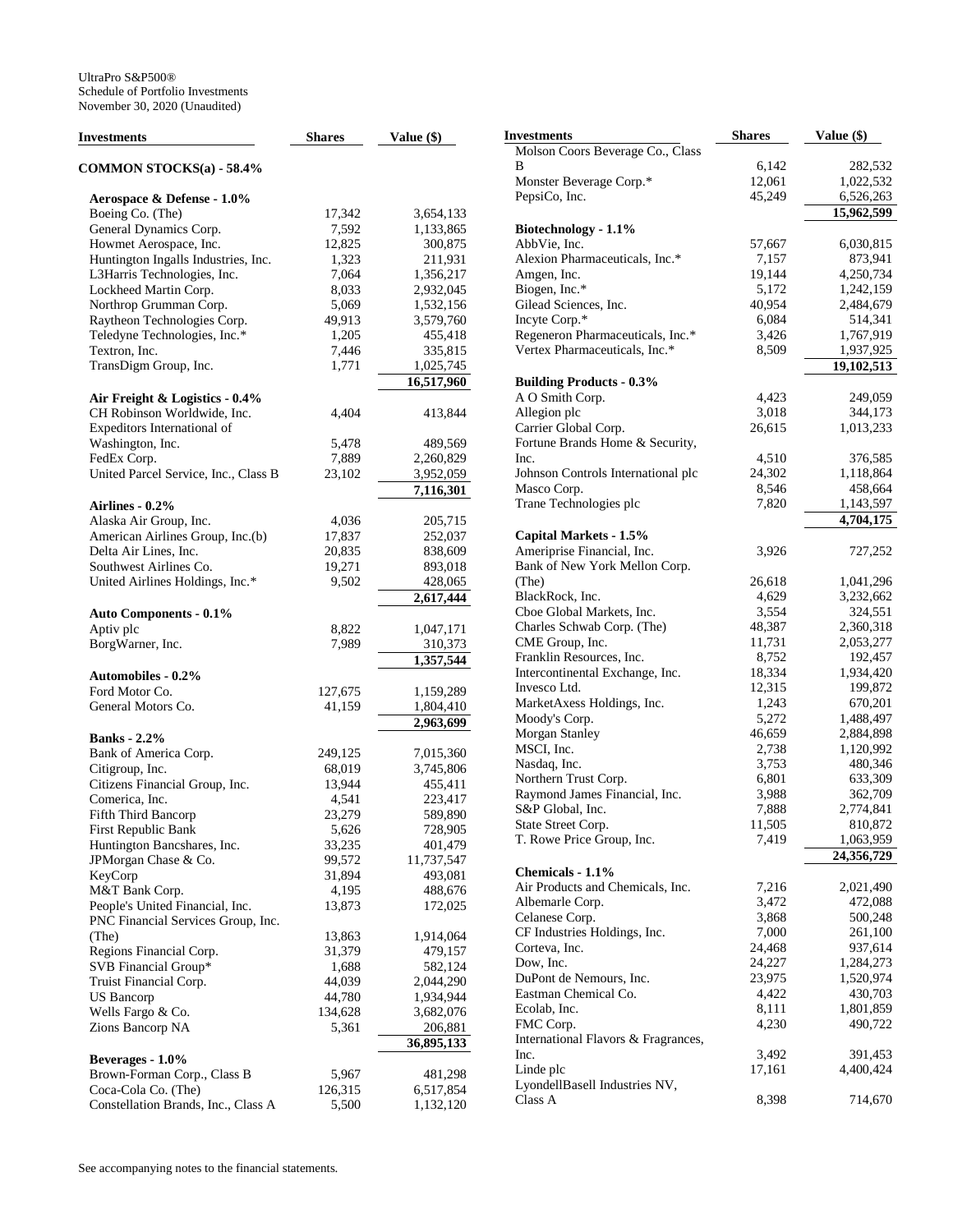UltraPro S&P500®
Schedule of Portfolio Investments
November 30, 2020 (Unaudited)

| Investments | Shares | Value ($) |
|---|---|---|
| **COMMON STOCKS(a) - 58.4%** | | |
| **Aerospace & Defense - 1.0%** | | |
| Boeing Co. (The) | 17,342 | 3,654,133 |
| General Dynamics Corp. | 7,592 | 1,133,865 |
| Howmet Aerospace, Inc. | 12,825 | 300,875 |
| Huntington Ingalls Industries, Inc. | 1,323 | 211,931 |
| L3Harris Technologies, Inc. | 7,064 | 1,356,217 |
| Lockheed Martin Corp. | 8,033 | 2,932,045 |
| Northrop Grumman Corp. | 5,069 | 1,532,156 |
| Raytheon Technologies Corp. | 49,913 | 3,579,760 |
| Teledyne Technologies, Inc.* | 1,205 | 455,418 |
| Textron, Inc. | 7,446 | 335,815 |
| TransDigm Group, Inc. | 1,771 | 1,025,745 |
| | | **16,517,960** |
| **Air Freight & Logistics - 0.4%** | | |
| CH Robinson Worldwide, Inc. | 4,404 | 413,844 |
| Expeditors International of Washington, Inc. | 5,478 | 489,569 |
| FedEx Corp. | 7,889 | 2,260,829 |
| United Parcel Service, Inc., Class B | 23,102 | 3,952,059 |
| | | **7,116,301** |
| **Airlines - 0.2%** | | |
| Alaska Air Group, Inc. | 4,036 | 205,715 |
| American Airlines Group, Inc.(b) | 17,837 | 252,037 |
| Delta Air Lines, Inc. | 20,835 | 838,609 |
| Southwest Airlines Co. | 19,271 | 893,018 |
| United Airlines Holdings, Inc.* | 9,502 | 428,065 |
| | | **2,617,444** |
| **Auto Components - 0.1%** | | |
| Aptiv plc | 8,822 | 1,047,171 |
| BorgWarner, Inc. | 7,989 | 310,373 |
| | | **1,357,544** |
| **Automobiles - 0.2%** | | |
| Ford Motor Co. | 127,675 | 1,159,289 |
| General Motors Co. | 41,159 | 1,804,410 |
| | | **2,963,699** |
| **Banks - 2.2%** | | |
| Bank of America Corp. | 249,125 | 7,015,360 |
| Citigroup, Inc. | 68,019 | 3,745,806 |
| Citizens Financial Group, Inc. | 13,944 | 455,411 |
| Comerica, Inc. | 4,541 | 223,417 |
| Fifth Third Bancorp | 23,279 | 589,890 |
| First Republic Bank | 5,626 | 728,905 |
| Huntington Bancshares, Inc. | 33,235 | 401,479 |
| JPMorgan Chase & Co. | 99,572 | 11,737,547 |
| KeyCorp | 31,894 | 493,081 |
| M&T Bank Corp. | 4,195 | 488,676 |
| People's United Financial, Inc. | 13,873 | 172,025 |
| PNC Financial Services Group, Inc. (The) | 13,863 | 1,914,064 |
| Regions Financial Corp. | 31,379 | 479,157 |
| SVB Financial Group* | 1,688 | 582,124 |
| Truist Financial Corp. | 44,039 | 2,044,290 |
| US Bancorp | 44,780 | 1,934,944 |
| Wells Fargo & Co. | 134,628 | 3,682,076 |
| Zions Bancorp NA | 5,361 | 206,881 |
| | | **36,895,133** |
| **Beverages - 1.0%** | | |
| Brown-Forman Corp., Class B | 5,967 | 481,298 |
| Coca-Cola Co. (The) | 126,315 | 6,517,854 |
| Constellation Brands, Inc., Class A | 5,500 | 1,132,120 |
| Molson Coors Beverage Co., Class B | 6,142 | 282,532 |
| Monster Beverage Corp.* | 12,061 | 1,022,532 |
| PepsiCo, Inc. | 45,249 | 6,526,263 |
| | | **15,962,599** |
| **Biotechnology - 1.1%** | | |
| AbbVie, Inc. | 57,667 | 6,030,815 |
| Alexion Pharmaceuticals, Inc.* | 7,157 | 873,941 |
| Amgen, Inc. | 19,144 | 4,250,734 |
| Biogen, Inc.* | 5,172 | 1,242,159 |
| Gilead Sciences, Inc. | 40,954 | 2,484,679 |
| Incyte Corp.* | 6,084 | 514,341 |
| Regeneron Pharmaceuticals, Inc.* | 3,426 | 1,767,919 |
| Vertex Pharmaceuticals, Inc.* | 8,509 | 1,937,925 |
| | | **19,102,513** |
| **Building Products - 0.3%** | | |
| A O Smith Corp. | 4,423 | 249,059 |
| Allegion plc | 3,018 | 344,173 |
| Carrier Global Corp. | 26,615 | 1,013,233 |
| Fortune Brands Home & Security, Inc. | 4,510 | 376,585 |
| Johnson Controls International plc | 24,302 | 1,118,864 |
| Masco Corp. | 8,546 | 458,664 |
| Trane Technologies plc | 7,820 | 1,143,597 |
| | | **4,704,175** |
| **Capital Markets - 1.5%** | | |
| Ameriprise Financial, Inc. | 3,926 | 727,252 |
| Bank of New York Mellon Corp. (The) | 26,618 | 1,041,296 |
| BlackRock, Inc. | 4,629 | 3,232,662 |
| Cboe Global Markets, Inc. | 3,554 | 324,551 |
| Charles Schwab Corp. (The) | 48,387 | 2,360,318 |
| CME Group, Inc. | 11,731 | 2,053,277 |
| Franklin Resources, Inc. | 8,752 | 192,457 |
| Intercontinental Exchange, Inc. | 18,334 | 1,934,420 |
| Invesco Ltd. | 12,315 | 199,872 |
| MarketAxess Holdings, Inc. | 1,243 | 670,201 |
| Moody's Corp. | 5,272 | 1,488,497 |
| Morgan Stanley | 46,659 | 2,884,898 |
| MSCI, Inc. | 2,738 | 1,120,992 |
| Nasdaq, Inc. | 3,753 | 480,346 |
| Northern Trust Corp. | 6,801 | 633,309 |
| Raymond James Financial, Inc. | 3,988 | 362,709 |
| S&P Global, Inc. | 7,888 | 2,774,841 |
| State Street Corp. | 11,505 | 810,872 |
| T. Rowe Price Group, Inc. | 7,419 | 1,063,959 |
| | | **24,356,729** |
| **Chemicals - 1.1%** | | |
| Air Products and Chemicals, Inc. | 7,216 | 2,021,490 |
| Albemarle Corp. | 3,472 | 472,088 |
| Celanese Corp. | 3,868 | 500,248 |
| CF Industries Holdings, Inc. | 7,000 | 261,100 |
| Corteva, Inc. | 24,468 | 937,614 |
| Dow, Inc. | 24,227 | 1,284,273 |
| DuPont de Nemours, Inc. | 23,975 | 1,520,974 |
| Eastman Chemical Co. | 4,422 | 430,703 |
| Ecolab, Inc. | 8,111 | 1,801,859 |
| FMC Corp. | 4,230 | 490,722 |
| International Flavors & Fragrances, Inc. | 3,492 | 391,453 |
| Linde plc | 17,161 | 4,400,424 |
| LyondellBasell Industries NV, Class A | 8,398 | 714,670 |

See accompanying notes to the financial statements.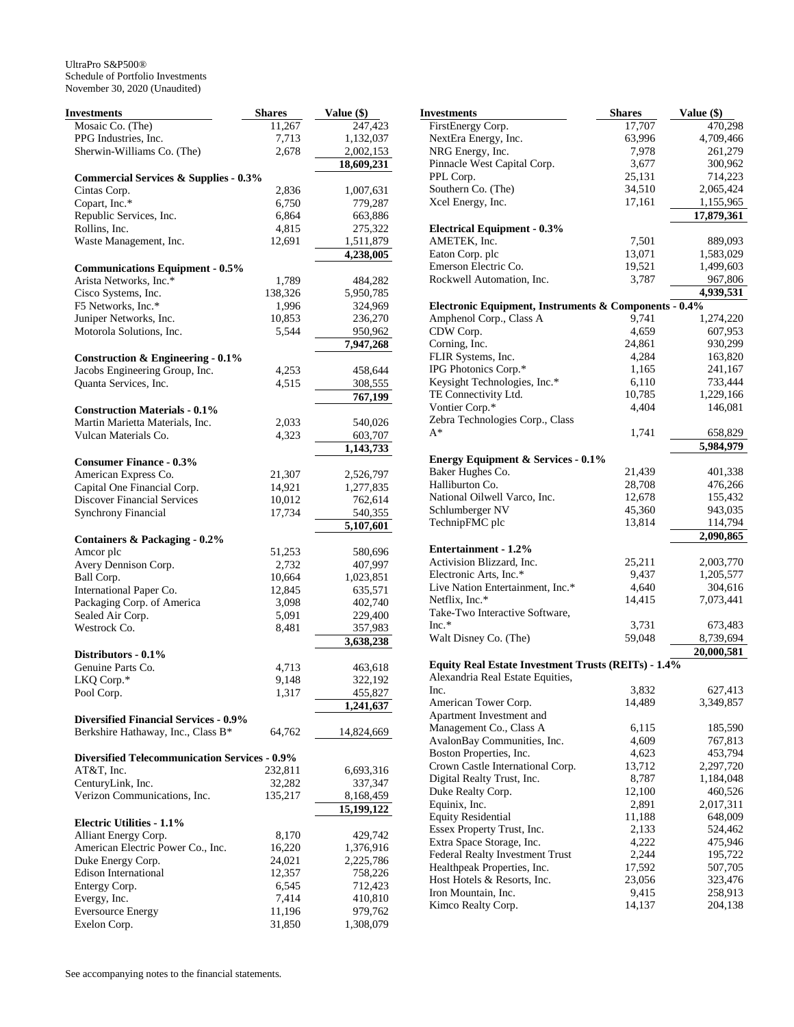UltraPro S&P500®
Schedule of Portfolio Investments
November 30, 2020 (Unaudited)

| Investments | Shares | Value ($) |
|---|---|---|
| Mosaic Co. (The) | 11,267 | 247,423 |
| PPG Industries, Inc. | 7,713 | 1,132,037 |
| Sherwin-Williams Co. (The) | 2,678 | 2,002,153 |
| | | **18,609,231** |
| **Commercial Services & Supplies - 0.3%** | | |
| Cintas Corp. | 2,836 | 1,007,631 |
| Copart, Inc.* | 6,750 | 779,287 |
| Republic Services, Inc. | 6,864 | 663,886 |
| Rollins, Inc. | 4,815 | 275,322 |
| Waste Management, Inc. | 12,691 | 1,511,879 |
| | | **4,238,005** |
| **Communications Equipment - 0.5%** | | |
| Arista Networks, Inc.* | 1,789 | 484,282 |
| Cisco Systems, Inc. | 138,326 | 5,950,785 |
| F5 Networks, Inc.* | 1,996 | 324,969 |
| Juniper Networks, Inc. | 10,853 | 236,270 |
| Motorola Solutions, Inc. | 5,544 | 950,962 |
| | | **7,947,268** |
| **Construction & Engineering - 0.1%** | | |
| Jacobs Engineering Group, Inc. | 4,253 | 458,644 |
| Quanta Services, Inc. | 4,515 | 308,555 |
| | | **767,199** |
| **Construction Materials - 0.1%** | | |
| Martin Marietta Materials, Inc. | 2,033 | 540,026 |
| Vulcan Materials Co. | 4,323 | 603,707 |
| | | **1,143,733** |
| **Consumer Finance - 0.3%** | | |
| American Express Co. | 21,307 | 2,526,797 |
| Capital One Financial Corp. | 14,921 | 1,277,835 |
| Discover Financial Services | 10,012 | 762,614 |
| Synchrony Financial | 17,734 | 540,355 |
| | | **5,107,601** |
| **Containers & Packaging - 0.2%** | | |
| Amcor plc | 51,253 | 580,696 |
| Avery Dennison Corp. | 2,732 | 407,997 |
| Ball Corp. | 10,664 | 1,023,851 |
| International Paper Co. | 12,845 | 635,571 |
| Packaging Corp. of America | 3,098 | 402,740 |
| Sealed Air Corp. | 5,091 | 229,400 |
| Westrock Co. | 8,481 | 357,983 |
| | | **3,638,238** |
| **Distributors - 0.1%** | | |
| Genuine Parts Co. | 4,713 | 463,618 |
| LKQ Corp.* | 9,148 | 322,192 |
| Pool Corp. | 1,317 | 455,827 |
| | | **1,241,637** |
| **Diversified Financial Services - 0.9%** | | |
| Berkshire Hathaway, Inc., Class B* | 64,762 | 14,824,669 |
| **Diversified Telecommunication Services - 0.9%** | | |
| AT&T, Inc. | 232,811 | 6,693,316 |
| CenturyLink, Inc. | 32,282 | 337,347 |
| Verizon Communications, Inc. | 135,217 | 8,168,459 |
| | | **15,199,122** |
| **Electric Utilities - 1.1%** | | |
| Alliant Energy Corp. | 8,170 | 429,742 |
| American Electric Power Co., Inc. | 16,220 | 1,376,916 |
| Duke Energy Corp. | 24,021 | 2,225,786 |
| Edison International | 12,357 | 758,226 |
| Entergy Corp. | 6,545 | 712,423 |
| Evergy, Inc. | 7,414 | 410,810 |
| Eversource Energy | 11,196 | 979,762 |
| Exelon Corp. | 31,850 | 1,308,079 |
| FirstEnergy Corp. | 17,707 | 470,298 |
| NextEra Energy, Inc. | 63,996 | 4,709,466 |
| NRG Energy, Inc. | 7,978 | 261,279 |
| Pinnacle West Capital Corp. | 3,677 | 300,962 |
| PPL Corp. | 25,131 | 714,223 |
| Southern Co. (The) | 34,510 | 2,065,424 |
| Xcel Energy, Inc. | 17,161 | 1,155,965 |
| | | **17,879,361** |
| **Electrical Equipment - 0.3%** | | |
| AMETEK, Inc. | 7,501 | 889,093 |
| Eaton Corp. plc | 13,071 | 1,583,029 |
| Emerson Electric Co. | 19,521 | 1,499,603 |
| Rockwell Automation, Inc. | 3,787 | 967,806 |
| | | **4,939,531** |
| **Electronic Equipment, Instruments & Components - 0.4%** | | |
| Amphenol Corp., Class A | 9,741 | 1,274,220 |
| CDW Corp. | 4,659 | 607,953 |
| Corning, Inc. | 24,861 | 930,299 |
| FLIR Systems, Inc. | 4,284 | 163,820 |
| IPG Photonics Corp.* | 1,165 | 241,167 |
| Keysight Technologies, Inc.* | 6,110 | 733,444 |
| TE Connectivity Ltd. | 10,785 | 1,229,166 |
| Vontier Corp.* | 4,404 | 146,081 |
| Zebra Technologies Corp., Class A* | 1,741 | 658,829 |
| | | **5,984,979** |
| **Energy Equipment & Services - 0.1%** | | |
| Baker Hughes Co. | 21,439 | 401,338 |
| Halliburton Co. | 28,708 | 476,266 |
| National Oilwell Varco, Inc. | 12,678 | 155,432 |
| Schlumberger NV | 45,360 | 943,035 |
| TechnipFMC plc | 13,814 | 114,794 |
| | | **2,090,865** |
| **Entertainment - 1.2%** | | |
| Activision Blizzard, Inc. | 25,211 | 2,003,770 |
| Electronic Arts, Inc.* | 9,437 | 1,205,577 |
| Live Nation Entertainment, Inc.* | 4,640 | 304,616 |
| Netflix, Inc.* | 14,415 | 7,073,441 |
| Take-Two Interactive Software, Inc.* | 3,731 | 673,483 |
| Walt Disney Co. (The) | 59,048 | 8,739,694 |
| | | **20,000,581** |
| **Equity Real Estate Investment Trusts (REITs) - 1.4%** | | |
| Alexandria Real Estate Equities, Inc. | 3,832 | 627,413 |
| American Tower Corp. | 14,489 | 3,349,857 |
| Apartment Investment and Management Co., Class A | 6,115 | 185,590 |
| AvalonBay Communities, Inc. | 4,609 | 767,813 |
| Boston Properties, Inc. | 4,623 | 453,794 |
| Crown Castle International Corp. | 13,712 | 2,297,720 |
| Digital Realty Trust, Inc. | 8,787 | 1,184,048 |
| Duke Realty Corp. | 12,100 | 460,526 |
| Equinix, Inc. | 2,891 | 2,017,311 |
| Equity Residential | 11,188 | 648,009 |
| Essex Property Trust, Inc. | 2,133 | 524,462 |
| Extra Space Storage, Inc. | 4,222 | 475,946 |
| Federal Realty Investment Trust | 2,244 | 195,722 |
| Healthpeak Properties, Inc. | 17,592 | 507,705 |
| Host Hotels & Resorts, Inc. | 23,056 | 323,476 |
| Iron Mountain, Inc. | 9,415 | 258,913 |
| Kimco Realty Corp. | 14,137 | 204,138 |

See accompanying notes to the financial statements.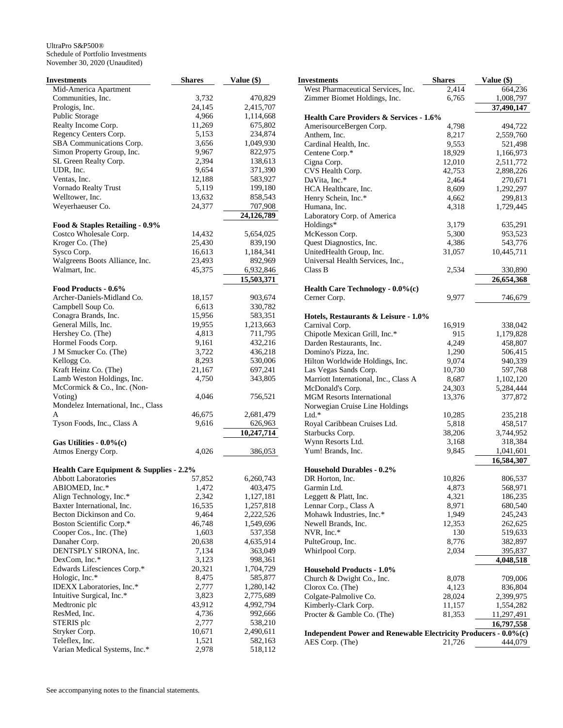UltraPro S&P500®
Schedule of Portfolio Investments
November 30, 2020 (Unaudited)

| Investments | Shares | Value ($) |
|---|---|---|
| Mid-America Apartment Communities, Inc. | 3,732 | 470,829 |
| Prologis, Inc. | 24,145 | 2,415,707 |
| Public Storage | 4,966 | 1,114,668 |
| Realty Income Corp. | 11,269 | 675,802 |
| Regency Centers Corp. | 5,153 | 234,874 |
| SBA Communications Corp. | 3,656 | 1,049,930 |
| Simon Property Group, Inc. | 9,967 | 822,975 |
| SL Green Realty Corp. | 2,394 | 138,613 |
| UDR, Inc. | 9,654 | 371,390 |
| Ventas, Inc. | 12,188 | 583,927 |
| Vornado Realty Trust | 5,119 | 199,180 |
| Welltower, Inc. | 13,632 | 858,543 |
| Weyerhaeuser Co. | 24,377 | 707,908 |
| | | **24,126,789** |
| **Food & Staples Retailing - 0.9%** | | |
| Costco Wholesale Corp. | 14,432 | 5,654,025 |
| Kroger Co. (The) | 25,430 | 839,190 |
| Sysco Corp. | 16,613 | 1,184,341 |
| Walgreens Boots Alliance, Inc. | 23,493 | 892,969 |
| Walmart, Inc. | 45,375 | 6,932,846 |
| | | **15,503,371** |
| **Food Products - 0.6%** | | |
| Archer-Daniels-Midland Co. | 18,157 | 903,674 |
| Campbell Soup Co. | 6,613 | 330,782 |
| Conagra Brands, Inc. | 15,956 | 583,351 |
| General Mills, Inc. | 19,955 | 1,213,663 |
| Hershey Co. (The) | 4,813 | 711,795 |
| Hormel Foods Corp. | 9,161 | 432,216 |
| J M Smucker Co. (The) | 3,722 | 436,218 |
| Kellogg Co. | 8,293 | 530,006 |
| Kraft Heinz Co. (The) | 21,167 | 697,241 |
| Lamb Weston Holdings, Inc. | 4,750 | 343,805 |
| McCormick & Co., Inc. (Non-Voting) | 4,046 | 756,521 |
| Mondelez International, Inc., Class A | 46,675 | 2,681,479 |
| Tyson Foods, Inc., Class A | 9,616 | 626,963 |
| | | **10,247,714** |
| **Gas Utilities - 0.0%(c)** | | |
| Atmos Energy Corp. | 4,026 | 386,053 |
| **Health Care Equipment & Supplies - 2.2%** | | |
| Abbott Laboratories | 57,852 | 6,260,743 |
| ABIOMED, Inc.* | 1,472 | 403,475 |
| Align Technology, Inc.* | 2,342 | 1,127,181 |
| Baxter International, Inc. | 16,535 | 1,257,818 |
| Becton Dickinson and Co. | 9,464 | 2,222,526 |
| Boston Scientific Corp.* | 46,748 | 1,549,696 |
| Cooper Cos., Inc. (The) | 1,603 | 537,358 |
| Danaher Corp. | 20,638 | 4,635,914 |
| DENTSPLY SIRONA, Inc. | 7,134 | 363,049 |
| DexCom, Inc.* | 3,123 | 998,361 |
| Edwards Lifesciences Corp.* | 20,321 | 1,704,729 |
| Hologic, Inc.* | 8,475 | 585,877 |
| IDEXX Laboratories, Inc.* | 2,777 | 1,280,142 |
| Intuitive Surgical, Inc.* | 3,823 | 2,775,689 |
| Medtronic plc | 43,912 | 4,992,794 |
| ResMed, Inc. | 4,736 | 992,666 |
| STERIS plc | 2,777 | 538,210 |
| Stryker Corp. | 10,671 | 2,490,611 |
| Teleflex, Inc. | 1,521 | 582,163 |
| Varian Medical Systems, Inc.* | 2,978 | 518,112 |
| West Pharmaceutical Services, Inc. | 2,414 | 664,236 |
| Zimmer Biomet Holdings, Inc. | 6,765 | 1,008,797 |
| | | **37,490,147** |
| **Health Care Providers & Services - 1.6%** | | |
| AmerisourceBergen Corp. | 4,798 | 494,722 |
| Anthem, Inc. | 8,217 | 2,559,760 |
| Cardinal Health, Inc. | 9,553 | 521,498 |
| Centene Corp.* | 18,929 | 1,166,973 |
| Cigna Corp. | 12,010 | 2,511,772 |
| CVS Health Corp. | 42,753 | 2,898,226 |
| DaVita, Inc.* | 2,464 | 270,671 |
| HCA Healthcare, Inc. | 8,609 | 1,292,297 |
| Henry Schein, Inc.* | 4,662 | 299,813 |
| Humana, Inc. | 4,318 | 1,729,445 |
| Laboratory Corp. of America Holdings* | 3,179 | 635,291 |
| McKesson Corp. | 5,300 | 953,523 |
| Quest Diagnostics, Inc. | 4,386 | 543,776 |
| UnitedHealth Group, Inc. | 31,057 | 10,445,711 |
| Universal Health Services, Inc., Class B | 2,534 | 330,890 |
| | | **26,654,368** |
| **Health Care Technology - 0.0%(c)** | | |
| Cerner Corp. | 9,977 | 746,679 |
| **Hotels, Restaurants & Leisure - 1.0%** | | |
| Carnival Corp. | 16,919 | 338,042 |
| Chipotle Mexican Grill, Inc.* | 915 | 1,179,828 |
| Darden Restaurants, Inc. | 4,249 | 458,807 |
| Domino's Pizza, Inc. | 1,290 | 506,415 |
| Hilton Worldwide Holdings, Inc. | 9,074 | 940,339 |
| Las Vegas Sands Corp. | 10,730 | 597,768 |
| Marriott International, Inc., Class A | 8,687 | 1,102,120 |
| McDonald's Corp. | 24,303 | 5,284,444 |
| MGM Resorts International | 13,376 | 377,872 |
| Norwegian Cruise Line Holdings Ltd.* | 10,285 | 235,218 |
| Royal Caribbean Cruises Ltd. | 5,818 | 458,517 |
| Starbucks Corp. | 38,206 | 3,744,952 |
| Wynn Resorts Ltd. | 3,168 | 318,384 |
| Yum! Brands, Inc. | 9,845 | 1,041,601 |
| | | **16,584,307** |
| **Household Durables - 0.2%** | | |
| DR Horton, Inc. | 10,826 | 806,537 |
| Garmin Ltd. | 4,873 | 568,971 |
| Leggett & Platt, Inc. | 4,321 | 186,235 |
| Lennar Corp., Class A | 8,971 | 680,540 |
| Mohawk Industries, Inc.* | 1,949 | 245,243 |
| Newell Brands, Inc. | 12,353 | 262,625 |
| NVR, Inc.* | 130 | 519,633 |
| PulteGroup, Inc. | 8,776 | 382,897 |
| Whirlpool Corp. | 2,034 | 395,837 |
| | | **4,048,518** |
| **Household Products - 1.0%** | | |
| Church & Dwight Co., Inc. | 8,078 | 709,006 |
| Clorox Co. (The) | 4,123 | 836,804 |
| Colgate-Palmolive Co. | 28,024 | 2,399,975 |
| Kimberly-Clark Corp. | 11,157 | 1,554,282 |
| Procter & Gamble Co. (The) | 81,353 | 11,297,491 |
| | | **16,797,558** |
| **Independent Power and Renewable Electricity Producers - 0.0%(c)** | | |
| AES Corp. (The) | 21,726 | 444,079 |

See accompanying notes to the financial statements.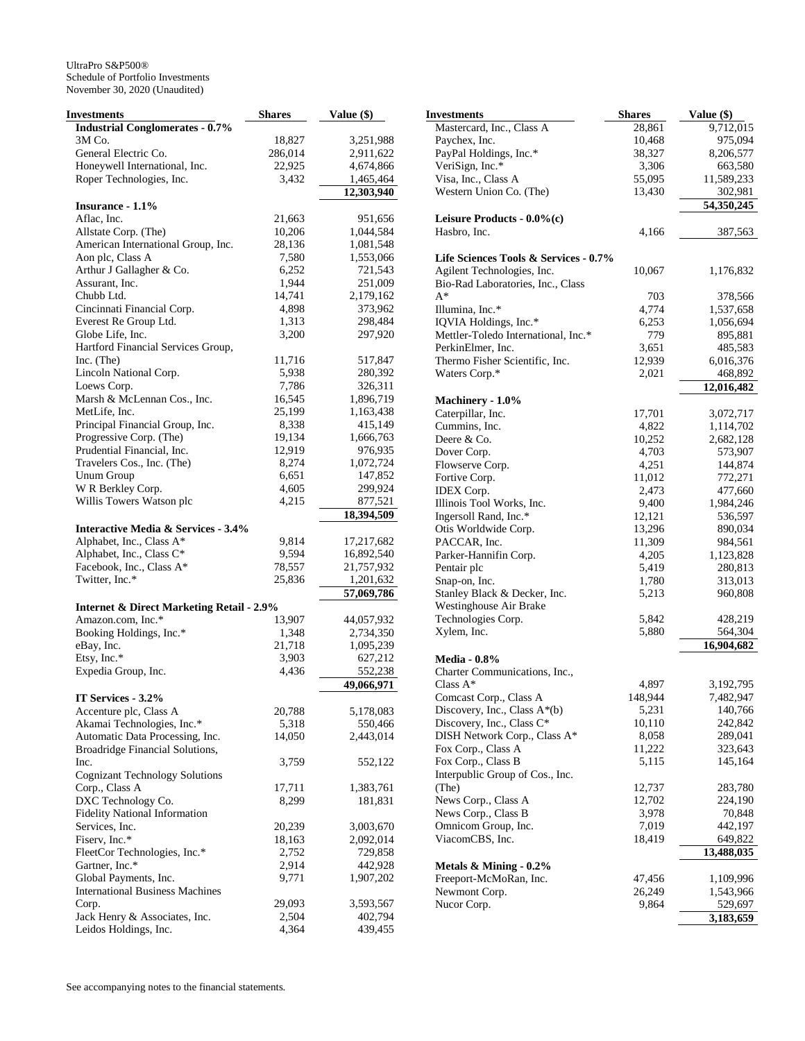UltraPro S&P500®
Schedule of Portfolio Investments
November 30, 2020 (Unaudited)

| Investments | Shares | Value ($) |
|---|---|---|
| **Industrial Conglomerates - 0.7%** | | |
| 3M Co. | 18,827 | 3,251,988 |
| General Electric Co. | 286,014 | 2,911,622 |
| Honeywell International, Inc. | 22,925 | 4,674,866 |
| Roper Technologies, Inc. | 3,432 | 1,465,464 |
| | | **12,303,940** |
| **Insurance - 1.1%** | | |
| Aflac, Inc. | 21,663 | 951,656 |
| Allstate Corp. (The) | 10,206 | 1,044,584 |
| American International Group, Inc. | 28,136 | 1,081,548 |
| Aon plc, Class A | 7,580 | 1,553,066 |
| Arthur J Gallagher & Co. | 6,252 | 721,543 |
| Assurant, Inc. | 1,944 | 251,009 |
| Chubb Ltd. | 14,741 | 2,179,162 |
| Cincinnati Financial Corp. | 4,898 | 373,962 |
| Everest Re Group Ltd. | 1,313 | 298,484 |
| Globe Life, Inc. | 3,200 | 297,920 |
| Hartford Financial Services Group, Inc. (The) | 11,716 | 517,847 |
| Lincoln National Corp. | 5,938 | 280,392 |
| Loews Corp. | 7,786 | 326,311 |
| Marsh & McLennan Cos., Inc. | 16,545 | 1,896,719 |
| MetLife, Inc. | 25,199 | 1,163,438 |
| Principal Financial Group, Inc. | 8,338 | 415,149 |
| Progressive Corp. (The) | 19,134 | 1,666,763 |
| Prudential Financial, Inc. | 12,919 | 976,935 |
| Travelers Cos., Inc. (The) | 8,274 | 1,072,724 |
| Unum Group | 6,651 | 147,852 |
| W R Berkley Corp. | 4,605 | 299,924 |
| Willis Towers Watson plc | 4,215 | 877,521 |
| | | **18,394,509** |
| **Interactive Media & Services - 3.4%** | | |
| Alphabet, Inc., Class A* | 9,814 | 17,217,682 |
| Alphabet, Inc., Class C* | 9,594 | 16,892,540 |
| Facebook, Inc., Class A* | 78,557 | 21,757,932 |
| Twitter, Inc.* | 25,836 | 1,201,632 |
| | | **57,069,786** |
| **Internet & Direct Marketing Retail - 2.9%** | | |
| Amazon.com, Inc.* | 13,907 | 44,057,932 |
| Booking Holdings, Inc.* | 1,348 | 2,734,350 |
| eBay, Inc. | 21,718 | 1,095,239 |
| Etsy, Inc.* | 3,903 | 627,212 |
| Expedia Group, Inc. | 4,436 | 552,238 |
| | | **49,066,971** |
| **IT Services - 3.2%** | | |
| Accenture plc, Class A | 20,788 | 5,178,083 |
| Akamai Technologies, Inc.* | 5,318 | 550,466 |
| Automatic Data Processing, Inc. | 14,050 | 2,443,014 |
| Broadridge Financial Solutions, Inc. | 3,759 | 552,122 |
| Cognizant Technology Solutions Corp., Class A | 17,711 | 1,383,761 |
| DXC Technology Co. | 8,299 | 181,831 |
| Fidelity National Information Services, Inc. | 20,239 | 3,003,670 |
| Fiserv, Inc.* | 18,163 | 2,092,014 |
| FleetCor Technologies, Inc.* | 2,752 | 729,858 |
| Gartner, Inc.* | 2,914 | 442,928 |
| Global Payments, Inc. | 9,771 | 1,907,202 |
| International Business Machines Corp. | 29,093 | 3,593,567 |
| Jack Henry & Associates, Inc. | 2,504 | 402,794 |
| Leidos Holdings, Inc. | 4,364 | 439,455 |
| Mastercard, Inc., Class A | 28,861 | 9,712,015 |
| Paychex, Inc. | 10,468 | 975,094 |
| PayPal Holdings, Inc.* | 38,327 | 8,206,577 |
| VeriSign, Inc.* | 3,306 | 663,580 |
| Visa, Inc., Class A | 55,095 | 11,589,233 |
| Western Union Co. (The) | 13,430 | 302,981 |
| | | **54,350,245** |
| **Leisure Products - 0.0%(c)** | | |
| Hasbro, Inc. | 4,166 | 387,563 |
| **Life Sciences Tools & Services - 0.7%** | | |
| Agilent Technologies, Inc. | 10,067 | 1,176,832 |
| Bio-Rad Laboratories, Inc., Class A* | 703 | 378,566 |
| Illumina, Inc.* | 4,774 | 1,537,658 |
| IQVIA Holdings, Inc.* | 6,253 | 1,056,694 |
| Mettler-Toledo International, Inc.* | 779 | 895,881 |
| PerkinElmer, Inc. | 3,651 | 485,583 |
| Thermo Fisher Scientific, Inc. | 12,939 | 6,016,376 |
| Waters Corp.* | 2,021 | 468,892 |
| | | **12,016,482** |
| **Machinery - 1.0%** | | |
| Caterpillar, Inc. | 17,701 | 3,072,717 |
| Cummins, Inc. | 4,822 | 1,114,702 |
| Deere & Co. | 10,252 | 2,682,128 |
| Dover Corp. | 4,703 | 573,907 |
| Flowserve Corp. | 4,251 | 144,874 |
| Fortive Corp. | 11,012 | 772,271 |
| IDEX Corp. | 2,473 | 477,660 |
| Illinois Tool Works, Inc. | 9,400 | 1,984,246 |
| Ingersoll Rand, Inc.* | 12,121 | 536,597 |
| Otis Worldwide Corp. | 13,296 | 890,034 |
| PACCAR, Inc. | 11,309 | 984,561 |
| Parker-Hannifin Corp. | 4,205 | 1,123,828 |
| Pentair plc | 5,419 | 280,813 |
| Snap-on, Inc. | 1,780 | 313,013 |
| Stanley Black & Decker, Inc. | 5,213 | 960,808 |
| Westinghouse Air Brake Technologies Corp. | 5,842 | 428,219 |
| Xylem, Inc. | 5,880 | 564,304 |
| | | **16,904,682** |
| **Media - 0.8%** | | |
| Charter Communications, Inc., Class A* | 4,897 | 3,192,795 |
| Comcast Corp., Class A | 148,944 | 7,482,947 |
| Discovery, Inc., Class A*(b) | 5,231 | 140,766 |
| Discovery, Inc., Class C* | 10,110 | 242,842 |
| DISH Network Corp., Class A* | 8,058 | 289,041 |
| Fox Corp., Class A | 11,222 | 323,643 |
| Fox Corp., Class B | 5,115 | 145,164 |
| Interpublic Group of Cos., Inc. (The) | 12,737 | 283,780 |
| News Corp., Class A | 12,702 | 224,190 |
| News Corp., Class B | 3,978 | 70,848 |
| Omnicom Group, Inc. | 7,019 | 442,197 |
| ViacomCBS, Inc. | 18,419 | 649,822 |
| | | **13,488,035** |
| **Metals & Mining - 0.2%** | | |
| Freeport-McMoRan, Inc. | 47,456 | 1,109,996 |
| Newmont Corp. | 26,249 | 1,543,966 |
| Nucor Corp. | 9,864 | 529,697 |
| | | **3,183,659** |

See accompanying notes to the financial statements.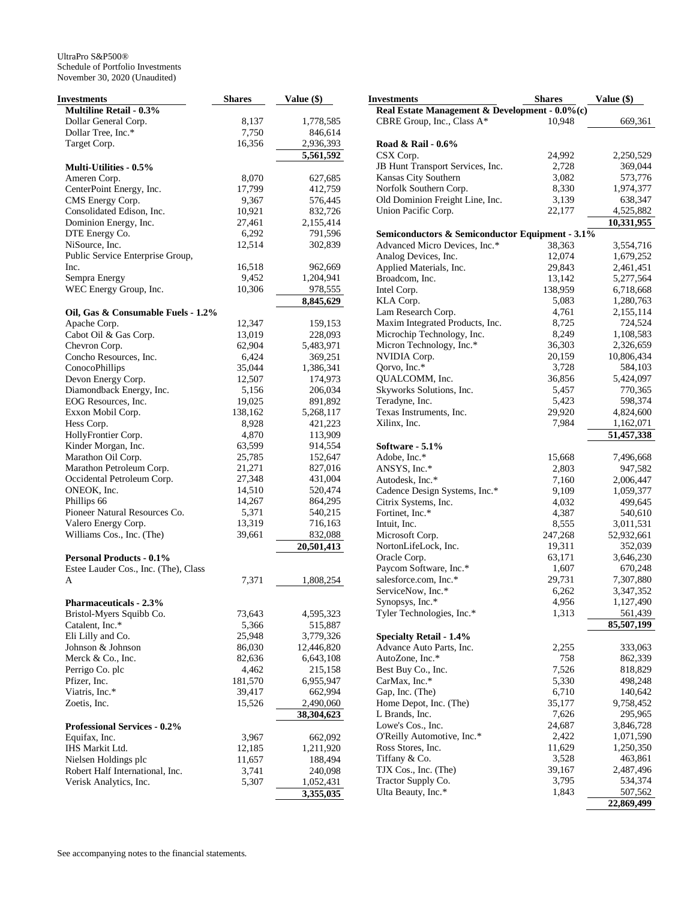UltraPro S&P500®
Schedule of Portfolio Investments
November 30, 2020 (Unaudited)

| Investments | Shares | Value ($) |
|---|---|---|
| **Multiline Retail - 0.3%** | | |
| Dollar General Corp. | 8,137 | 1,778,585 |
| Dollar Tree, Inc.* | 7,750 | 846,614 |
| Target Corp. | 16,356 | 2,936,393 |
| | | **5,561,592** |
| **Multi-Utilities - 0.5%** | | |
| Ameren Corp. | 8,070 | 627,685 |
| CenterPoint Energy, Inc. | 17,799 | 412,759 |
| CMS Energy Corp. | 9,367 | 576,445 |
| Consolidated Edison, Inc. | 10,921 | 832,726 |
| Dominion Energy, Inc. | 27,461 | 2,155,414 |
| DTE Energy Co. | 6,292 | 791,596 |
| NiSource, Inc. | 12,514 | 302,839 |
| Public Service Enterprise Group, Inc. | 16,518 | 962,669 |
| Sempra Energy | 9,452 | 1,204,941 |
| WEC Energy Group, Inc. | 10,306 | 978,555 |
| | | **8,845,629** |
| **Oil, Gas & Consumable Fuels - 1.2%** | | |
| Apache Corp. | 12,347 | 159,153 |
| Cabot Oil & Gas Corp. | 13,019 | 228,093 |
| Chevron Corp. | 62,904 | 5,483,971 |
| Concho Resources, Inc. | 6,424 | 369,251 |
| ConocoPhillips | 35,044 | 1,386,341 |
| Devon Energy Corp. | 12,507 | 174,973 |
| Diamondback Energy, Inc. | 5,156 | 206,034 |
| EOG Resources, Inc. | 19,025 | 891,892 |
| Exxon Mobil Corp. | 138,162 | 5,268,117 |
| Hess Corp. | 8,928 | 421,223 |
| HollyFrontier Corp. | 4,870 | 113,909 |
| Kinder Morgan, Inc. | 63,599 | 914,554 |
| Marathon Oil Corp. | 25,785 | 152,647 |
| Marathon Petroleum Corp. | 21,271 | 827,016 |
| Occidental Petroleum Corp. | 27,348 | 431,004 |
| ONEOK, Inc. | 14,510 | 520,474 |
| Phillips 66 | 14,267 | 864,295 |
| Pioneer Natural Resources Co. | 5,371 | 540,215 |
| Valero Energy Corp. | 13,319 | 716,163 |
| Williams Cos., Inc. (The) | 39,661 | 832,088 |
| | | **20,501,413** |
| **Personal Products - 0.1%** | | |
| Estee Lauder Cos., Inc. (The), Class A | 7,371 | 1,808,254 |
| **Pharmaceuticals - 2.3%** | | |
| Bristol-Myers Squibb Co. | 73,643 | 4,595,323 |
| Catalent, Inc.* | 5,366 | 515,887 |
| Eli Lilly and Co. | 25,948 | 3,779,326 |
| Johnson & Johnson | 86,030 | 12,446,820 |
| Merck & Co., Inc. | 82,636 | 6,643,108 |
| Perrigo Co. plc | 4,462 | 215,158 |
| Pfizer, Inc. | 181,570 | 6,955,947 |
| Viatris, Inc.* | 39,417 | 662,994 |
| Zoetis, Inc. | 15,526 | 2,490,060 |
| | | **38,304,623** |
| **Professional Services - 0.2%** | | |
| Equifax, Inc. | 3,967 | 662,092 |
| IHS Markit Ltd. | 12,185 | 1,211,920 |
| Nielsen Holdings plc | 11,657 | 188,494 |
| Robert Half International, Inc. | 3,741 | 240,098 |
| Verisk Analytics, Inc. | 5,307 | 1,052,431 |
| | | **3,355,035** |
| **Real Estate Management & Development - 0.0%(c)** | | |
| CBRE Group, Inc., Class A* | 10,948 | 669,361 |
| **Road & Rail - 0.6%** | | |
| CSX Corp. | 24,992 | 2,250,529 |
| JB Hunt Transport Services, Inc. | 2,728 | 369,044 |
| Kansas City Southern | 3,082 | 573,776 |
| Norfolk Southern Corp. | 8,330 | 1,974,377 |
| Old Dominion Freight Line, Inc. | 3,139 | 638,347 |
| Union Pacific Corp. | 22,177 | 4,525,882 |
| | | **10,331,955** |
| **Semiconductors & Semiconductor Equipment - 3.1%** | | |
| Advanced Micro Devices, Inc.* | 38,363 | 3,554,716 |
| Analog Devices, Inc. | 12,074 | 1,679,252 |
| Applied Materials, Inc. | 29,843 | 2,461,451 |
| Broadcom, Inc. | 13,142 | 5,277,564 |
| Intel Corp. | 138,959 | 6,718,668 |
| KLA Corp. | 5,083 | 1,280,763 |
| Lam Research Corp. | 4,761 | 2,155,114 |
| Maxim Integrated Products, Inc. | 8,725 | 724,524 |
| Microchip Technology, Inc. | 8,249 | 1,108,583 |
| Micron Technology, Inc.* | 36,303 | 2,326,659 |
| NVIDIA Corp. | 20,159 | 10,806,434 |
| Qorvo, Inc.* | 3,728 | 584,103 |
| QUALCOMM, Inc. | 36,856 | 5,424,097 |
| Skyworks Solutions, Inc. | 5,457 | 770,365 |
| Teradyne, Inc. | 5,423 | 598,374 |
| Texas Instruments, Inc. | 29,920 | 4,824,600 |
| Xilinx, Inc. | 7,984 | 1,162,071 |
| | | **51,457,338** |
| **Software - 5.1%** | | |
| Adobe, Inc.* | 15,668 | 7,496,668 |
| ANSYS, Inc.* | 2,803 | 947,582 |
| Autodesk, Inc.* | 7,160 | 2,006,447 |
| Cadence Design Systems, Inc.* | 9,109 | 1,059,377 |
| Citrix Systems, Inc. | 4,032 | 499,645 |
| Fortinet, Inc.* | 4,387 | 540,610 |
| Intuit, Inc. | 8,555 | 3,011,531 |
| Microsoft Corp. | 247,268 | 52,932,661 |
| NortonLifeLock, Inc. | 19,311 | 352,039 |
| Oracle Corp. | 63,171 | 3,646,230 |
| Paycom Software, Inc.* | 1,607 | 670,248 |
| salesforce.com, Inc.* | 29,731 | 7,307,880 |
| ServiceNow, Inc.* | 6,262 | 3,347,352 |
| Synopsys, Inc.* | 4,956 | 1,127,490 |
| Tyler Technologies, Inc.* | 1,313 | 561,439 |
| | | **85,507,199** |
| **Specialty Retail - 1.4%** | | |
| Advance Auto Parts, Inc. | 2,255 | 333,063 |
| AutoZone, Inc.* | 758 | 862,339 |
| Best Buy Co., Inc. | 7,526 | 818,829 |
| CarMax, Inc.* | 5,330 | 498,248 |
| Gap, Inc. (The) | 6,710 | 140,642 |
| Home Depot, Inc. (The) | 35,177 | 9,758,452 |
| L Brands, Inc. | 7,626 | 295,965 |
| Lowe's Cos., Inc. | 24,687 | 3,846,728 |
| O'Reilly Automotive, Inc.* | 2,422 | 1,071,590 |
| Ross Stores, Inc. | 11,629 | 1,250,350 |
| Tiffany & Co. | 3,528 | 463,861 |
| TJX Cos., Inc. (The) | 39,167 | 2,487,496 |
| Tractor Supply Co. | 3,795 | 534,374 |
| Ulta Beauty, Inc.* | 1,843 | 507,562 |
| | | **22,869,499** |

See accompanying notes to the financial statements.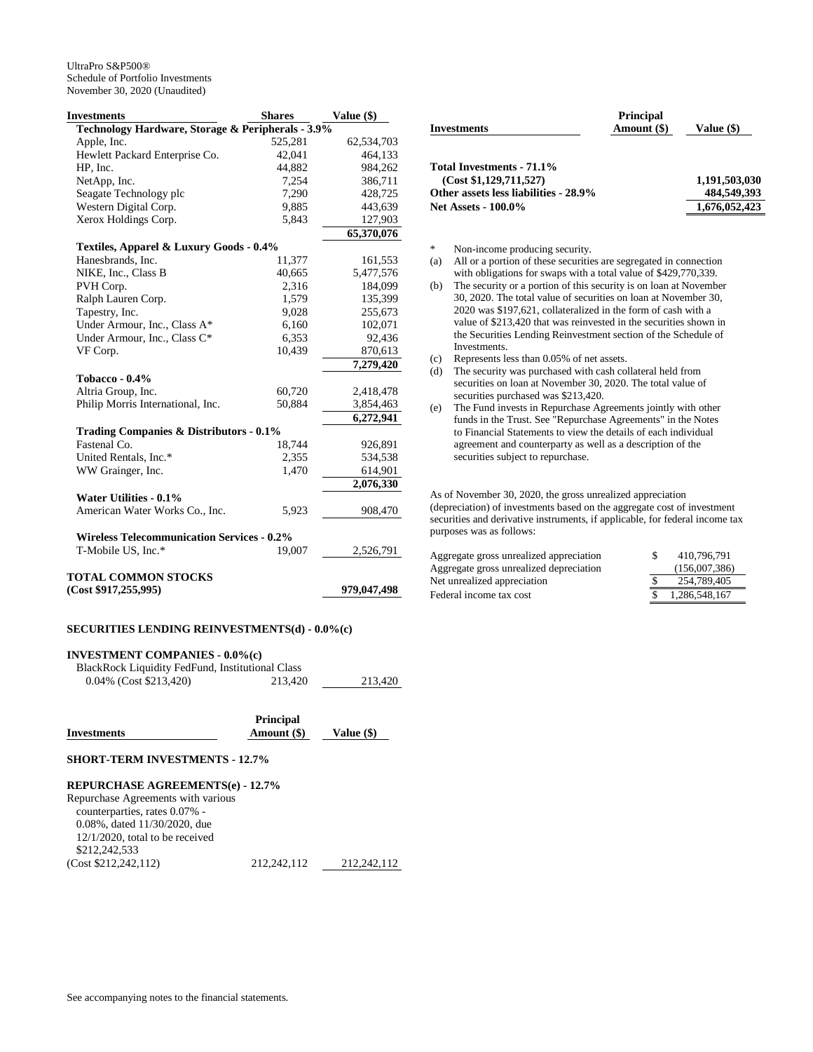UltraPro S&P500®
Schedule of Portfolio Investments
November 30, 2020 (Unaudited)

| Investments | Shares | Value ($) |
|---|---|---|
| **Technology Hardware, Storage & Peripherals - 3.9%** | | |
| Apple, Inc. | 525,281 | 62,534,703 |
| Hewlett Packard Enterprise Co. | 42,041 | 464,133 |
| HP, Inc. | 44,882 | 984,262 |
| NetApp, Inc. | 7,254 | 386,711 |
| Seagate Technology plc | 7,290 | 428,725 |
| Western Digital Corp. | 9,885 | 443,639 |
| Xerox Holdings Corp. | 5,843 | 127,903 |
| | | **65,370,076** |
| **Textiles, Apparel & Luxury Goods - 0.4%** | | |
| Hanesbrands, Inc. | 11,377 | 161,553 |
| NIKE, Inc., Class B | 40,665 | 5,477,576 |
| PVH Corp. | 2,316 | 184,099 |
| Ralph Lauren Corp. | 1,579 | 135,399 |
| Tapestry, Inc. | 9,028 | 255,673 |
| Under Armour, Inc., Class A* | 6,160 | 102,071 |
| Under Armour, Inc., Class C* | 6,353 | 92,436 |
| VF Corp. | 10,439 | 870,613 |
| | | **7,279,420** |
| **Tobacco - 0.4%** | | |
| Altria Group, Inc. | 60,720 | 2,418,478 |
| Philip Morris International, Inc. | 50,884 | 3,854,463 |
| | | **6,272,941** |
| **Trading Companies & Distributors - 0.1%** | | |
| Fastenal Co. | 18,744 | 926,891 |
| United Rentals, Inc.* | 2,355 | 534,538 |
| WW Grainger, Inc. | 1,470 | 614,901 |
| | | **2,076,330** |
| **Water Utilities - 0.1%** | | |
| American Water Works Co., Inc. | 5,923 | 908,470 |
| **Wireless Telecommunication Services - 0.2%** | | |
| T-Mobile US, Inc.* | 19,007 | 2,526,791 |
| **TOTAL COMMON STOCKS (Cost $917,255,995)** | | **979,047,498** |

**SECURITIES LENDING REINVESTMENTS(d) - 0.0%(c)**

| Investments | Shares | Value ($) |
|---|---|---|
| **INVESTMENT COMPANIES - 0.0%(c)** | | |
| BlackRock Liquidity FedFund, Institutional Class 0.04% (Cost $213,420) | 213,420 | 213,420 |

| Investments | Principal Amount ($) | Value ($) |
|---|---|---|
| **SHORT-TERM INVESTMENTS - 12.7%** | | |
| **REPURCHASE AGREEMENTS(e) - 12.7%** | | |
| Repurchase Agreements with various counterparties, rates 0.07% - 0.08%, dated 11/30/2020, due 12/1/2020, total to be received $212,242,533 (Cost $212,242,112) | 212,242,112 | 212,242,112 |

| Investments | Principal Amount ($) | Value ($) |
|---|---|---|
| **Total Investments - 71.1% (Cost $1,129,711,527)** | | **1,191,503,030** |
| **Other assets less liabilities - 28.9%** | | **484,549,393** |
| **Net Assets - 100.0%** | | **1,676,052,423** |

\* Non-income producing security.

(a) All or a portion of these securities are segregated in connection with obligations for swaps with a total value of $429,770,339.

(b) The security or a portion of this security is on loan at November 30, 2020. The total value of securities on loan at November 30, 2020 was $197,621, collateralized in the form of cash with a value of $213,420 that was reinvested in the securities shown in the Securities Lending Reinvestment section of the Schedule of Investments.

(c) Represents less than 0.05% of net assets.

(d) The security was purchased with cash collateral held from securities on loan at November 30, 2020. The total value of securities purchased was $213,420.

(e) The Fund invests in Repurchase Agreements jointly with other funds in the Trust. See "Repurchase Agreements" in the Notes to Financial Statements to view the details of each individual agreement and counterparty as well as a description of the securities subject to repurchase.

As of November 30, 2020, the gross unrealized appreciation (depreciation) of investments based on the aggregate cost of investment securities and derivative instruments, if applicable, for federal income tax purposes was as follows:

| | |
|---|---|
| Aggregate gross unrealized appreciation | $ 410,796,791 |
| Aggregate gross unrealized depreciation | (156,007,386) |
| Net unrealized appreciation | $ 254,789,405 |
| Federal income tax cost | $ 1,286,548,167 |

See accompanying notes to the financial statements.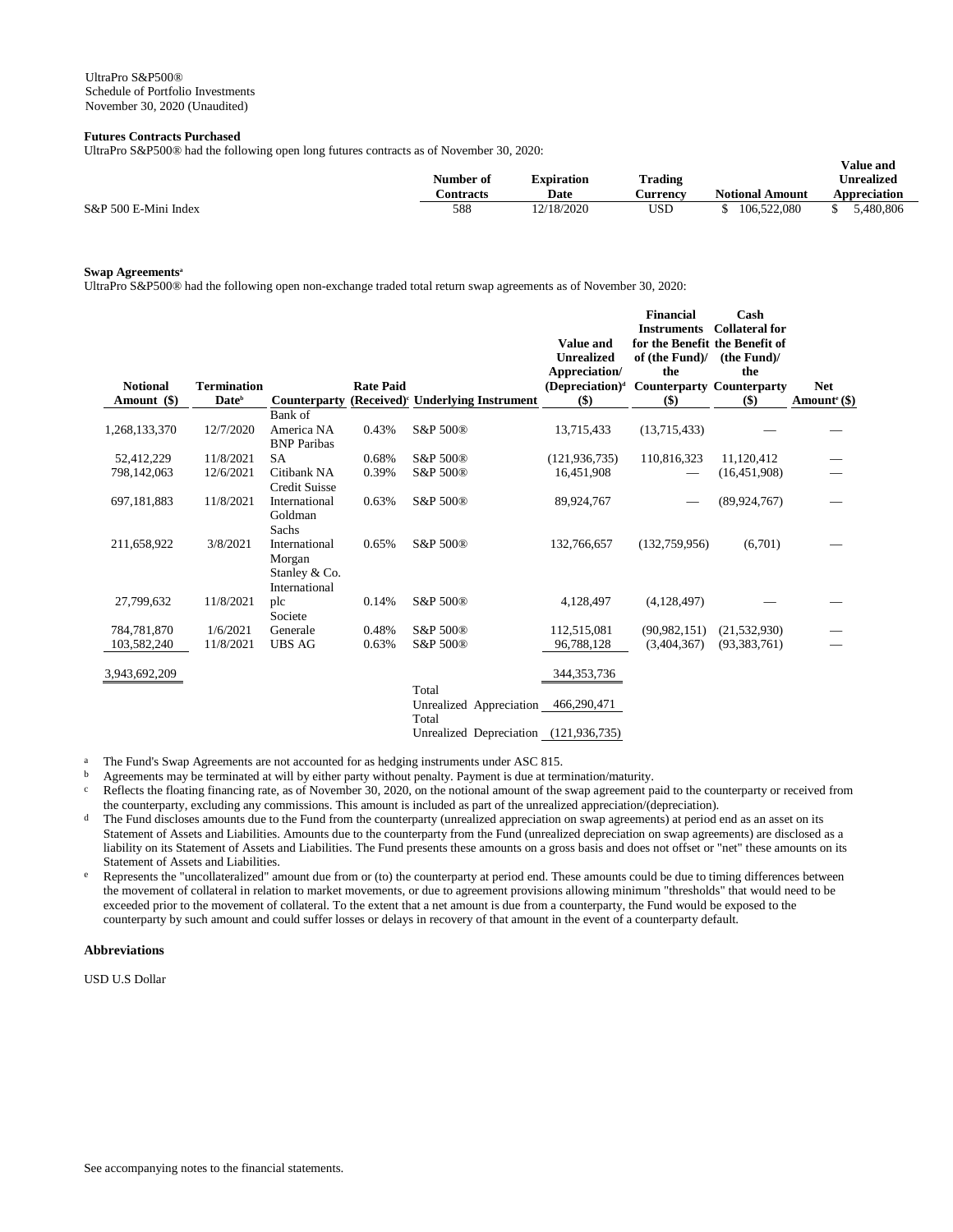UltraPro S&P500®
Schedule of Portfolio Investments
November 30, 2020 (Unaudited)

**Futures Contracts Purchased**

UltraPro S&P500® had the following open long futures contracts as of November 30, 2020:

| | Number of Contracts | Expiration Date | Trading Currency | Notional Amount | Value and Unrealized Appreciation |
|---|---|---|---|---|---|
| S&P 500 E-Mini Index | 588 | 12/18/2020 | USD | $ 106,522,080 | $ 5,480,806 |

**Swap Agreements**[a]

UltraPro S&P500® had the following open non-exchange traded total return swap agreements as of November 30, 2020:

| Notional Amount ($) | Termination Date[b] | Counterparty | Rate Paid (Received)[c] | Underlying Instrument | Value and Unrealized Appreciation/ (Depreciation)[d] ($) | Financial Instruments for the Benefit of (the Fund)/ the Counterparty ($) | Cash Collateral for the Benefit of (the Fund)/ the Counterparty ($) | Net Amount[e] ($) |
|---|---|---|---|---|---|---|---|---|
| 1,268,133,370 | 12/7/2020 | Bank of America NA | 0.43% | S&P 500® | 13,715,433 | (13,715,433) | — | — |
| 52,412,229 | 11/8/2021 | BNP Paribas SA | 0.68% | S&P 500® | (121,936,735) | 110,816,323 | 11,120,412 | — |
| 798,142,063 | 12/6/2021 | Citibank NA | 0.39% | S&P 500® | 16,451,908 | — | (16,451,908) | — |
| 697,181,883 | 11/8/2021 | Credit Suisse International | 0.63% | S&P 500® | 89,924,767 | — | (89,924,767) | — |
| 211,658,922 | 3/8/2021 | Goldman Sachs International | 0.65% | S&P 500® | 132,766,657 | (132,759,956) | (6,701) | — |
| 27,799,632 | 11/8/2021 | Morgan Stanley & Co. International plc | 0.14% | S&P 500® | 4,128,497 | (4,128,497) | — | — |
| 784,781,870 | 1/6/2021 | Societe Generale | 0.48% | S&P 500® | 112,515,081 | (90,982,151) | (21,532,930) | — |
| 103,582,240 | 11/8/2021 | UBS AG | 0.63% | S&P 500® | 96,788,128 | (3,404,367) | (93,383,761) | — |
| 3,943,692,209 | | | | | 344,353,736 | | | |
| | | | | Total Unrealized Appreciation | 466,290,471 | | | |
| | | | | Total Unrealized Depreciation | (121,936,735) | | | |

a The Fund's Swap Agreements are not accounted for as hedging instruments under ASC 815.

b Agreements may be terminated at will by either party without penalty. Payment is due at termination/maturity.

c Reflects the floating financing rate, as of November 30, 2020, on the notional amount of the swap agreement paid to the counterparty or received from the counterparty, excluding any commissions. This amount is included as part of the unrealized appreciation/(depreciation).

d The Fund discloses amounts due to the Fund from the counterparty (unrealized appreciation on swap agreements) at period end as an asset on its Statement of Assets and Liabilities. Amounts due to the counterparty from the Fund (unrealized depreciation on swap agreements) are disclosed as a liability on its Statement of Assets and Liabilities. The Fund presents these amounts on a gross basis and does not offset or "net" these amounts on its Statement of Assets and Liabilities.

e Represents the "uncollateralized" amount due from or (to) the counterparty at period end. These amounts could be due to timing differences between the movement of collateral in relation to market movements, or due to agreement provisions allowing minimum "thresholds" that would need to be exceeded prior to the movement of collateral. To the extent that a net amount is due from a counterparty, the Fund would be exposed to the counterparty by such amount and could suffer losses or delays in recovery of that amount in the event of a counterparty default.

**Abbreviations**

USD U.S Dollar

See accompanying notes to the financial statements.